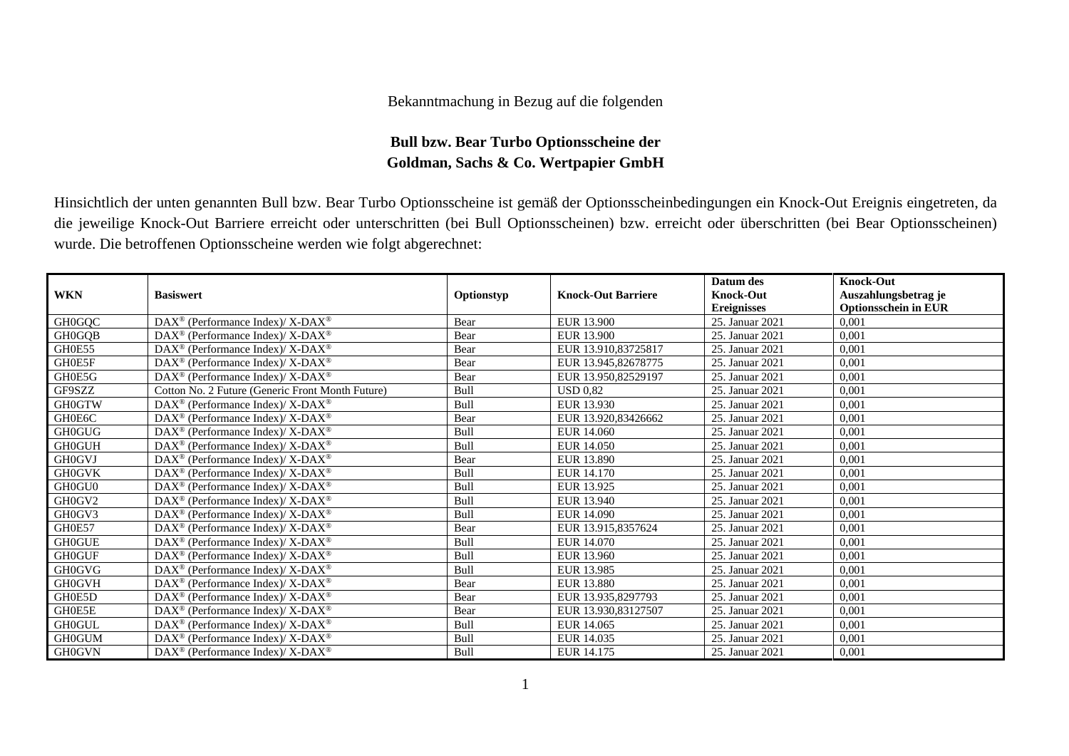Bekanntmachung in Bezug auf die folgenden

**Bull bzw. Bear Turbo Optionsscheine der Goldman, Sachs & Co. Wertpapier GmbH**

Hinsichtlich der unten genannten Bull bzw. Bear Turbo Optionsscheine ist gemäß der Optionsscheinbedingungen ein Knock-Out Ereignis eingetreten, da die jeweilige Knock-Out Barriere erreicht oder unterschritten (bei Bull Optionsscheinen) bzw. erreicht oder überschritten (bei Bear Optionsscheinen) wurde. Die betroffenen Optionsscheine werden wie folgt abgerechnet:

| WKN | Basiswert | Optionstyp | Knock-Out Barriere | Datum des Knock-Out Ereignisses | Knock-Out Auszahlungsbetrag je Optionsschein in EUR |
|---|---|---|---|---|---|
| GH0GQC | DAX® (Performance Index)/ X-DAX® | Bear | EUR 13.900 | 25. Januar 2021 | 0,001 |
| GH0GQB | DAX® (Performance Index)/ X-DAX® | Bear | EUR 13.900 | 25. Januar 2021 | 0,001 |
| GH0E55 | DAX® (Performance Index)/ X-DAX® | Bear | EUR 13.910,83725817 | 25. Januar 2021 | 0,001 |
| GH0E5F | DAX® (Performance Index)/ X-DAX® | Bear | EUR 13.945,82678775 | 25. Januar 2021 | 0,001 |
| GH0E5G | DAX® (Performance Index)/ X-DAX® | Bear | EUR 13.950,82529197 | 25. Januar 2021 | 0,001 |
| GF9SZZ | Cotton No. 2 Future (Generic Front Month Future) | Bull | USD 0,82 | 25. Januar 2021 | 0,001 |
| GH0GTW | DAX® (Performance Index)/ X-DAX® | Bull | EUR 13.930 | 25. Januar 2021 | 0,001 |
| GH0E6C | DAX® (Performance Index)/ X-DAX® | Bear | EUR 13.920,83426662 | 25. Januar 2021 | 0,001 |
| GH0GUG | DAX® (Performance Index)/ X-DAX® | Bull | EUR 14.060 | 25. Januar 2021 | 0,001 |
| GH0GUH | DAX® (Performance Index)/ X-DAX® | Bull | EUR 14.050 | 25. Januar 2021 | 0,001 |
| GH0GVJ | DAX® (Performance Index)/ X-DAX® | Bear | EUR 13.890 | 25. Januar 2021 | 0,001 |
| GH0GVK | DAX® (Performance Index)/ X-DAX® | Bull | EUR 14.170 | 25. Januar 2021 | 0,001 |
| GH0GU0 | DAX® (Performance Index)/ X-DAX® | Bull | EUR 13.925 | 25. Januar 2021 | 0,001 |
| GH0GV2 | DAX® (Performance Index)/ X-DAX® | Bull | EUR 13.940 | 25. Januar 2021 | 0,001 |
| GH0GV3 | DAX® (Performance Index)/ X-DAX® | Bull | EUR 14.090 | 25. Januar 2021 | 0,001 |
| GH0E57 | DAX® (Performance Index)/ X-DAX® | Bear | EUR 13.915,8357624 | 25. Januar 2021 | 0,001 |
| GH0GUE | DAX® (Performance Index)/ X-DAX® | Bull | EUR 14.070 | 25. Januar 2021 | 0,001 |
| GH0GUF | DAX® (Performance Index)/ X-DAX® | Bull | EUR 13.960 | 25. Januar 2021 | 0,001 |
| GH0GVG | DAX® (Performance Index)/ X-DAX® | Bull | EUR 13.985 | 25. Januar 2021 | 0,001 |
| GH0GVH | DAX® (Performance Index)/ X-DAX® | Bear | EUR 13.880 | 25. Januar 2021 | 0,001 |
| GH0E5D | DAX® (Performance Index)/ X-DAX® | Bear | EUR 13.935,8297793 | 25. Januar 2021 | 0,001 |
| GH0E5E | DAX® (Performance Index)/ X-DAX® | Bear | EUR 13.930,83127507 | 25. Januar 2021 | 0,001 |
| GH0GUL | DAX® (Performance Index)/ X-DAX® | Bull | EUR 14.065 | 25. Januar 2021 | 0,001 |
| GH0GUM | DAX® (Performance Index)/ X-DAX® | Bull | EUR 14.035 | 25. Januar 2021 | 0,001 |
| GH0GVN | DAX® (Performance Index)/ X-DAX® | Bull | EUR 14.175 | 25. Januar 2021 | 0,001 |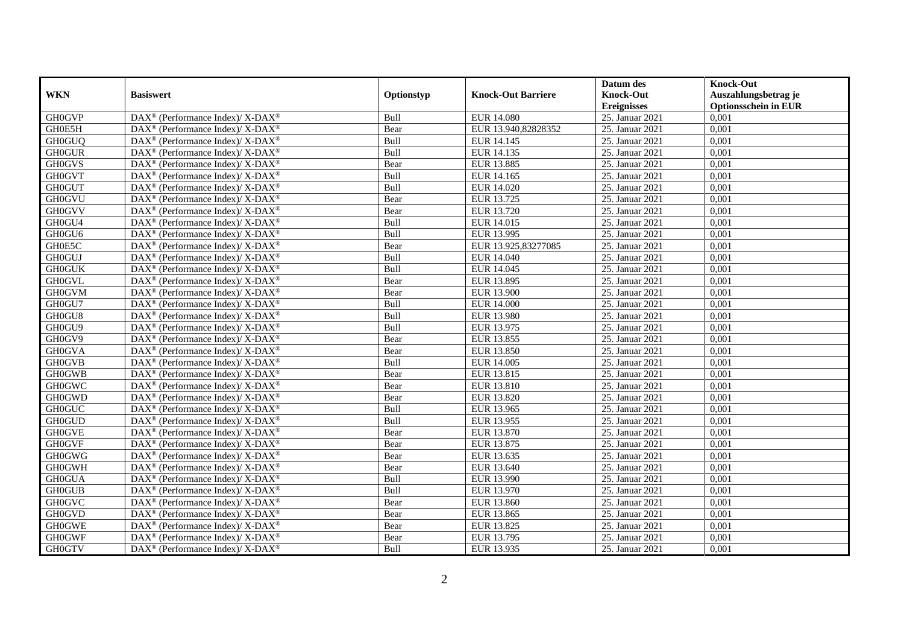| WKN | Basiswert | Optionstyp | Knock-Out Barriere | Datum des Knock-Out Ereignisses | Knock-Out Auszahlungsbetrag je Optionsschein in EUR |
|---|---|---|---|---|---|
| GH0GVP | DAX® (Performance Index)/ X-DAX® | Bull | EUR 14.080 | 25. Januar 2021 | 0,001 |
| GH0E5H | DAX® (Performance Index)/ X-DAX® | Bear | EUR 13.940,82828352 | 25. Januar 2021 | 0,001 |
| GH0GUQ | DAX® (Performance Index)/ X-DAX® | Bull | EUR 14.145 | 25. Januar 2021 | 0,001 |
| GH0GUR | DAX® (Performance Index)/ X-DAX® | Bull | EUR 14.135 | 25. Januar 2021 | 0,001 |
| GH0GVS | DAX® (Performance Index)/ X-DAX® | Bear | EUR 13.885 | 25. Januar 2021 | 0,001 |
| GH0GVT | DAX® (Performance Index)/ X-DAX® | Bull | EUR 14.165 | 25. Januar 2021 | 0,001 |
| GH0GUT | DAX® (Performance Index)/ X-DAX® | Bull | EUR 14.020 | 25. Januar 2021 | 0,001 |
| GH0GVU | DAX® (Performance Index)/ X-DAX® | Bear | EUR 13.725 | 25. Januar 2021 | 0,001 |
| GH0GVV | DAX® (Performance Index)/ X-DAX® | Bear | EUR 13.720 | 25. Januar 2021 | 0,001 |
| GH0GU4 | DAX® (Performance Index)/ X-DAX® | Bull | EUR 14.015 | 25. Januar 2021 | 0,001 |
| GH0GU6 | DAX® (Performance Index)/ X-DAX® | Bull | EUR 13.995 | 25. Januar 2021 | 0,001 |
| GH0E5C | DAX® (Performance Index)/ X-DAX® | Bear | EUR 13.925,83277085 | 25. Januar 2021 | 0,001 |
| GH0GUJ | DAX® (Performance Index)/ X-DAX® | Bull | EUR 14.040 | 25. Januar 2021 | 0,001 |
| GH0GUK | DAX® (Performance Index)/ X-DAX® | Bull | EUR 14.045 | 25. Januar 2021 | 0,001 |
| GH0GVL | DAX® (Performance Index)/ X-DAX® | Bear | EUR 13.895 | 25. Januar 2021 | 0,001 |
| GH0GVM | DAX® (Performance Index)/ X-DAX® | Bear | EUR 13.900 | 25. Januar 2021 | 0,001 |
| GH0GU7 | DAX® (Performance Index)/ X-DAX® | Bull | EUR 14.000 | 25. Januar 2021 | 0,001 |
| GH0GU8 | DAX® (Performance Index)/ X-DAX® | Bull | EUR 13.980 | 25. Januar 2021 | 0,001 |
| GH0GU9 | DAX® (Performance Index)/ X-DAX® | Bull | EUR 13.975 | 25. Januar 2021 | 0,001 |
| GH0GV9 | DAX® (Performance Index)/ X-DAX® | Bear | EUR 13.855 | 25. Januar 2021 | 0,001 |
| GH0GVA | DAX® (Performance Index)/ X-DAX® | Bear | EUR 13.850 | 25. Januar 2021 | 0,001 |
| GH0GVB | DAX® (Performance Index)/ X-DAX® | Bull | EUR 14.005 | 25. Januar 2021 | 0,001 |
| GH0GWB | DAX® (Performance Index)/ X-DAX® | Bear | EUR 13.815 | 25. Januar 2021 | 0,001 |
| GH0GWC | DAX® (Performance Index)/ X-DAX® | Bear | EUR 13.810 | 25. Januar 2021 | 0,001 |
| GH0GWD | DAX® (Performance Index)/ X-DAX® | Bear | EUR 13.820 | 25. Januar 2021 | 0,001 |
| GH0GUC | DAX® (Performance Index)/ X-DAX® | Bull | EUR 13.965 | 25. Januar 2021 | 0,001 |
| GH0GUD | DAX® (Performance Index)/ X-DAX® | Bull | EUR 13.955 | 25. Januar 2021 | 0,001 |
| GH0GVE | DAX® (Performance Index)/ X-DAX® | Bear | EUR 13.870 | 25. Januar 2021 | 0,001 |
| GH0GVF | DAX® (Performance Index)/ X-DAX® | Bear | EUR 13.875 | 25. Januar 2021 | 0,001 |
| GH0GWG | DAX® (Performance Index)/ X-DAX® | Bear | EUR 13.635 | 25. Januar 2021 | 0,001 |
| GH0GWH | DAX® (Performance Index)/ X-DAX® | Bear | EUR 13.640 | 25. Januar 2021 | 0,001 |
| GH0GUA | DAX® (Performance Index)/ X-DAX® | Bull | EUR 13.990 | 25. Januar 2021 | 0,001 |
| GH0GUB | DAX® (Performance Index)/ X-DAX® | Bull | EUR 13.970 | 25. Januar 2021 | 0,001 |
| GH0GVC | DAX® (Performance Index)/ X-DAX® | Bear | EUR 13.860 | 25. Januar 2021 | 0,001 |
| GH0GVD | DAX® (Performance Index)/ X-DAX® | Bear | EUR 13.865 | 25. Januar 2021 | 0,001 |
| GH0GWE | DAX® (Performance Index)/ X-DAX® | Bear | EUR 13.825 | 25. Januar 2021 | 0,001 |
| GH0GWF | DAX® (Performance Index)/ X-DAX® | Bear | EUR 13.795 | 25. Januar 2021 | 0,001 |
| GH0GTV | DAX® (Performance Index)/ X-DAX® | Bull | EUR 13.935 | 25. Januar 2021 | 0,001 |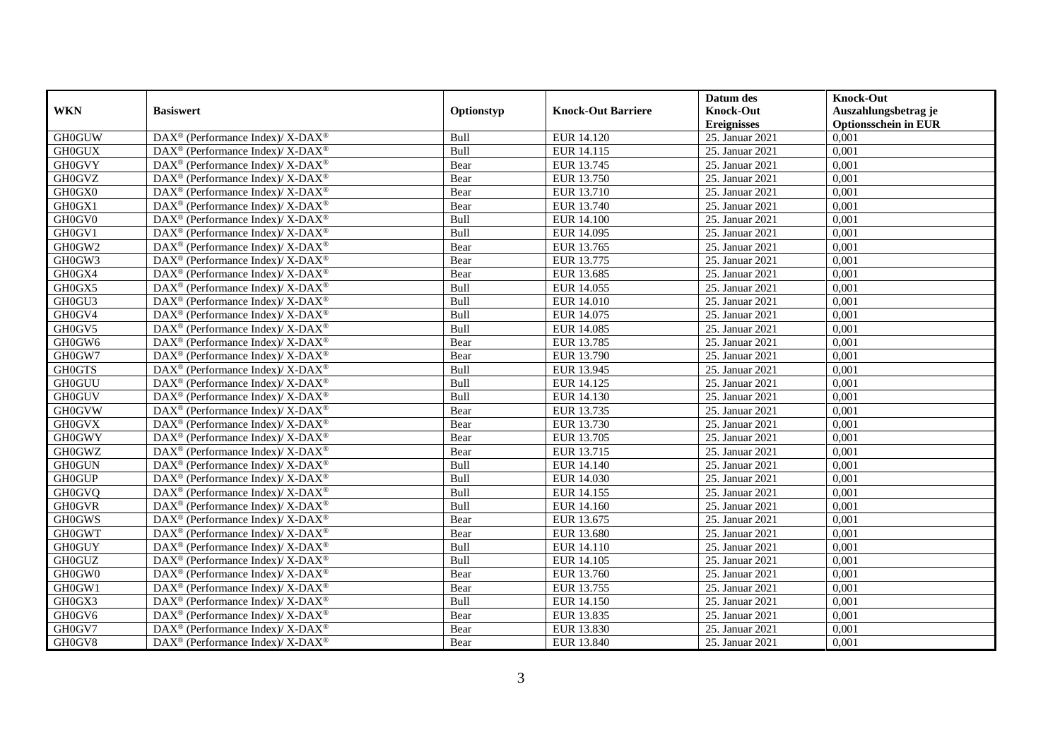| WKN | Basiswert | Optionstyp | Knock-Out Barriere | Datum des Knock-Out Ereignisses | Knock-Out Auszahlungsbetrag je Optionsschein in EUR |
|---|---|---|---|---|---|
| GH0GUW | DAX® (Performance Index)/ X-DAX® | Bull | EUR 14.120 | 25. Januar 2021 | 0,001 |
| GH0GUX | DAX® (Performance Index)/ X-DAX® | Bull | EUR 14.115 | 25. Januar 2021 | 0,001 |
| GH0GVY | DAX® (Performance Index)/ X-DAX® | Bear | EUR 13.745 | 25. Januar 2021 | 0,001 |
| GH0GVZ | DAX® (Performance Index)/ X-DAX® | Bear | EUR 13.750 | 25. Januar 2021 | 0,001 |
| GH0GX0 | DAX® (Performance Index)/ X-DAX® | Bear | EUR 13.710 | 25. Januar 2021 | 0,001 |
| GH0GX1 | DAX® (Performance Index)/ X-DAX® | Bear | EUR 13.740 | 25. Januar 2021 | 0,001 |
| GH0GV0 | DAX® (Performance Index)/ X-DAX® | Bull | EUR 14.100 | 25. Januar 2021 | 0,001 |
| GH0GV1 | DAX® (Performance Index)/ X-DAX® | Bull | EUR 14.095 | 25. Januar 2021 | 0,001 |
| GH0GW2 | DAX® (Performance Index)/ X-DAX® | Bear | EUR 13.765 | 25. Januar 2021 | 0,001 |
| GH0GW3 | DAX® (Performance Index)/ X-DAX® | Bear | EUR 13.775 | 25. Januar 2021 | 0,001 |
| GH0GX4 | DAX® (Performance Index)/ X-DAX® | Bear | EUR 13.685 | 25. Januar 2021 | 0,001 |
| GH0GX5 | DAX® (Performance Index)/ X-DAX® | Bull | EUR 14.055 | 25. Januar 2021 | 0,001 |
| GH0GU3 | DAX® (Performance Index)/ X-DAX® | Bull | EUR 14.010 | 25. Januar 2021 | 0,001 |
| GH0GV4 | DAX® (Performance Index)/ X-DAX® | Bull | EUR 14.075 | 25. Januar 2021 | 0,001 |
| GH0GV5 | DAX® (Performance Index)/ X-DAX® | Bull | EUR 14.085 | 25. Januar 2021 | 0,001 |
| GH0GW6 | DAX® (Performance Index)/ X-DAX® | Bear | EUR 13.785 | 25. Januar 2021 | 0,001 |
| GH0GW7 | DAX® (Performance Index)/ X-DAX® | Bear | EUR 13.790 | 25. Januar 2021 | 0,001 |
| GH0GTS | DAX® (Performance Index)/ X-DAX® | Bull | EUR 13.945 | 25. Januar 2021 | 0,001 |
| GH0GUU | DAX® (Performance Index)/ X-DAX® | Bull | EUR 14.125 | 25. Januar 2021 | 0,001 |
| GH0GUV | DAX® (Performance Index)/ X-DAX® | Bull | EUR 14.130 | 25. Januar 2021 | 0,001 |
| GH0GVW | DAX® (Performance Index)/ X-DAX® | Bear | EUR 13.735 | 25. Januar 2021 | 0,001 |
| GH0GVX | DAX® (Performance Index)/ X-DAX® | Bear | EUR 13.730 | 25. Januar 2021 | 0,001 |
| GH0GWY | DAX® (Performance Index)/ X-DAX® | Bear | EUR 13.705 | 25. Januar 2021 | 0,001 |
| GH0GWZ | DAX® (Performance Index)/ X-DAX® | Bear | EUR 13.715 | 25. Januar 2021 | 0,001 |
| GH0GUN | DAX® (Performance Index)/ X-DAX® | Bull | EUR 14.140 | 25. Januar 2021 | 0,001 |
| GH0GUP | DAX® (Performance Index)/ X-DAX® | Bull | EUR 14.030 | 25. Januar 2021 | 0,001 |
| GH0GVQ | DAX® (Performance Index)/ X-DAX® | Bull | EUR 14.155 | 25. Januar 2021 | 0,001 |
| GH0GVR | DAX® (Performance Index)/ X-DAX® | Bull | EUR 14.160 | 25. Januar 2021 | 0,001 |
| GH0GWS | DAX® (Performance Index)/ X-DAX® | Bear | EUR 13.675 | 25. Januar 2021 | 0,001 |
| GH0GWT | DAX® (Performance Index)/ X-DAX® | Bear | EUR 13.680 | 25. Januar 2021 | 0,001 |
| GH0GUY | DAX® (Performance Index)/ X-DAX® | Bull | EUR 14.110 | 25. Januar 2021 | 0,001 |
| GH0GUZ | DAX® (Performance Index)/ X-DAX® | Bull | EUR 14.105 | 25. Januar 2021 | 0,001 |
| GH0GW0 | DAX® (Performance Index)/ X-DAX® | Bear | EUR 13.760 | 25. Januar 2021 | 0,001 |
| GH0GW1 | DAX® (Performance Index)/ X-DAX® | Bear | EUR 13.755 | 25. Januar 2021 | 0,001 |
| GH0GX3 | DAX® (Performance Index)/ X-DAX® | Bull | EUR 14.150 | 25. Januar 2021 | 0,001 |
| GH0GV6 | DAX® (Performance Index)/ X-DAX® | Bear | EUR 13.835 | 25. Januar 2021 | 0,001 |
| GH0GV7 | DAX® (Performance Index)/ X-DAX® | Bear | EUR 13.830 | 25. Januar 2021 | 0,001 |
| GH0GV8 | DAX® (Performance Index)/ X-DAX® | Bear | EUR 13.840 | 25. Januar 2021 | 0,001 |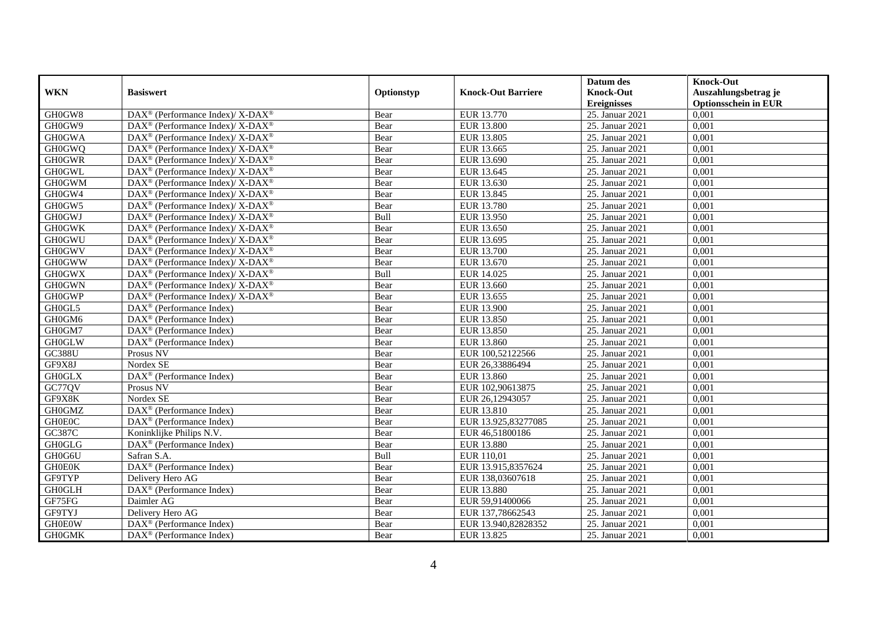| WKN | Basiswert | Optionstyp | Knock-Out Barriere | Datum des Knock-Out Ereignisses | Knock-Out Auszahlungsbetrag je Optionsschein in EUR |
|---|---|---|---|---|---|
| GH0GW8 | DAX® (Performance Index)/ X-DAX® | Bear | EUR 13.770 | 25. Januar 2021 | 0,001 |
| GH0GW9 | DAX® (Performance Index)/ X-DAX® | Bear | EUR 13.800 | 25. Januar 2021 | 0,001 |
| GH0GWA | DAX® (Performance Index)/ X-DAX® | Bear | EUR 13.805 | 25. Januar 2021 | 0,001 |
| GH0GWQ | DAX® (Performance Index)/ X-DAX® | Bear | EUR 13.665 | 25. Januar 2021 | 0,001 |
| GH0GWR | DAX® (Performance Index)/ X-DAX® | Bear | EUR 13.690 | 25. Januar 2021 | 0,001 |
| GH0GWL | DAX® (Performance Index)/ X-DAX® | Bear | EUR 13.645 | 25. Januar 2021 | 0,001 |
| GH0GWM | DAX® (Performance Index)/ X-DAX® | Bear | EUR 13.630 | 25. Januar 2021 | 0,001 |
| GH0GW4 | DAX® (Performance Index)/ X-DAX® | Bear | EUR 13.845 | 25. Januar 2021 | 0,001 |
| GH0GW5 | DAX® (Performance Index)/ X-DAX® | Bear | EUR 13.780 | 25. Januar 2021 | 0,001 |
| GH0GWJ | DAX® (Performance Index)/ X-DAX® | Bull | EUR 13.950 | 25. Januar 2021 | 0,001 |
| GH0GWK | DAX® (Performance Index)/ X-DAX® | Bear | EUR 13.650 | 25. Januar 2021 | 0,001 |
| GH0GWU | DAX® (Performance Index)/ X-DAX® | Bear | EUR 13.695 | 25. Januar 2021 | 0,001 |
| GH0GWV | DAX® (Performance Index)/ X-DAX® | Bear | EUR 13.700 | 25. Januar 2021 | 0,001 |
| GH0GWW | DAX® (Performance Index)/ X-DAX® | Bear | EUR 13.670 | 25. Januar 2021 | 0,001 |
| GH0GWX | DAX® (Performance Index)/ X-DAX® | Bull | EUR 14.025 | 25. Januar 2021 | 0,001 |
| GH0GWN | DAX® (Performance Index)/ X-DAX® | Bear | EUR 13.660 | 25. Januar 2021 | 0,001 |
| GH0GWP | DAX® (Performance Index)/ X-DAX® | Bear | EUR 13.655 | 25. Januar 2021 | 0,001 |
| GH0GL5 | DAX® (Performance Index) | Bear | EUR 13.900 | 25. Januar 2021 | 0,001 |
| GH0GM6 | DAX® (Performance Index) | Bear | EUR 13.850 | 25. Januar 2021 | 0,001 |
| GH0GM7 | DAX® (Performance Index) | Bear | EUR 13.850 | 25. Januar 2021 | 0,001 |
| GH0GLW | DAX® (Performance Index) | Bear | EUR 13.860 | 25. Januar 2021 | 0,001 |
| GC388U | Prosus NV | Bear | EUR 100,52122566 | 25. Januar 2021 | 0,001 |
| GF9X8J | Nordex SE | Bear | EUR 26,33886494 | 25. Januar 2021 | 0,001 |
| GH0GLX | DAX® (Performance Index) | Bear | EUR 13.860 | 25. Januar 2021 | 0,001 |
| GC77QV | Prosus NV | Bear | EUR 102,90613875 | 25. Januar 2021 | 0,001 |
| GF9X8K | Nordex SE | Bear | EUR 26,12943057 | 25. Januar 2021 | 0,001 |
| GH0GMZ | DAX® (Performance Index) | Bear | EUR 13.810 | 25. Januar 2021 | 0,001 |
| GH0E0C | DAX® (Performance Index) | Bear | EUR 13.925,83277085 | 25. Januar 2021 | 0,001 |
| GC387C | Koninklijke Philips N.V. | Bear | EUR 46,51800186 | 25. Januar 2021 | 0,001 |
| GH0GLG | DAX® (Performance Index) | Bear | EUR 13.880 | 25. Januar 2021 | 0,001 |
| GH0G6U | Safran S.A. | Bull | EUR 110,01 | 25. Januar 2021 | 0,001 |
| GH0E0K | DAX® (Performance Index) | Bear | EUR 13.915,8357624 | 25. Januar 2021 | 0,001 |
| GF9TYP | Delivery Hero AG | Bear | EUR 138,03607618 | 25. Januar 2021 | 0,001 |
| GH0GLH | DAX® (Performance Index) | Bear | EUR 13.880 | 25. Januar 2021 | 0,001 |
| GF75FG | Daimler AG | Bear | EUR 59,91400066 | 25. Januar 2021 | 0,001 |
| GF9TYJ | Delivery Hero AG | Bear | EUR 137,78662543 | 25. Januar 2021 | 0,001 |
| GH0E0W | DAX® (Performance Index) | Bear | EUR 13.940,82828352 | 25. Januar 2021 | 0,001 |
| GH0GMK | DAX® (Performance Index) | Bear | EUR 13.825 | 25. Januar 2021 | 0,001 |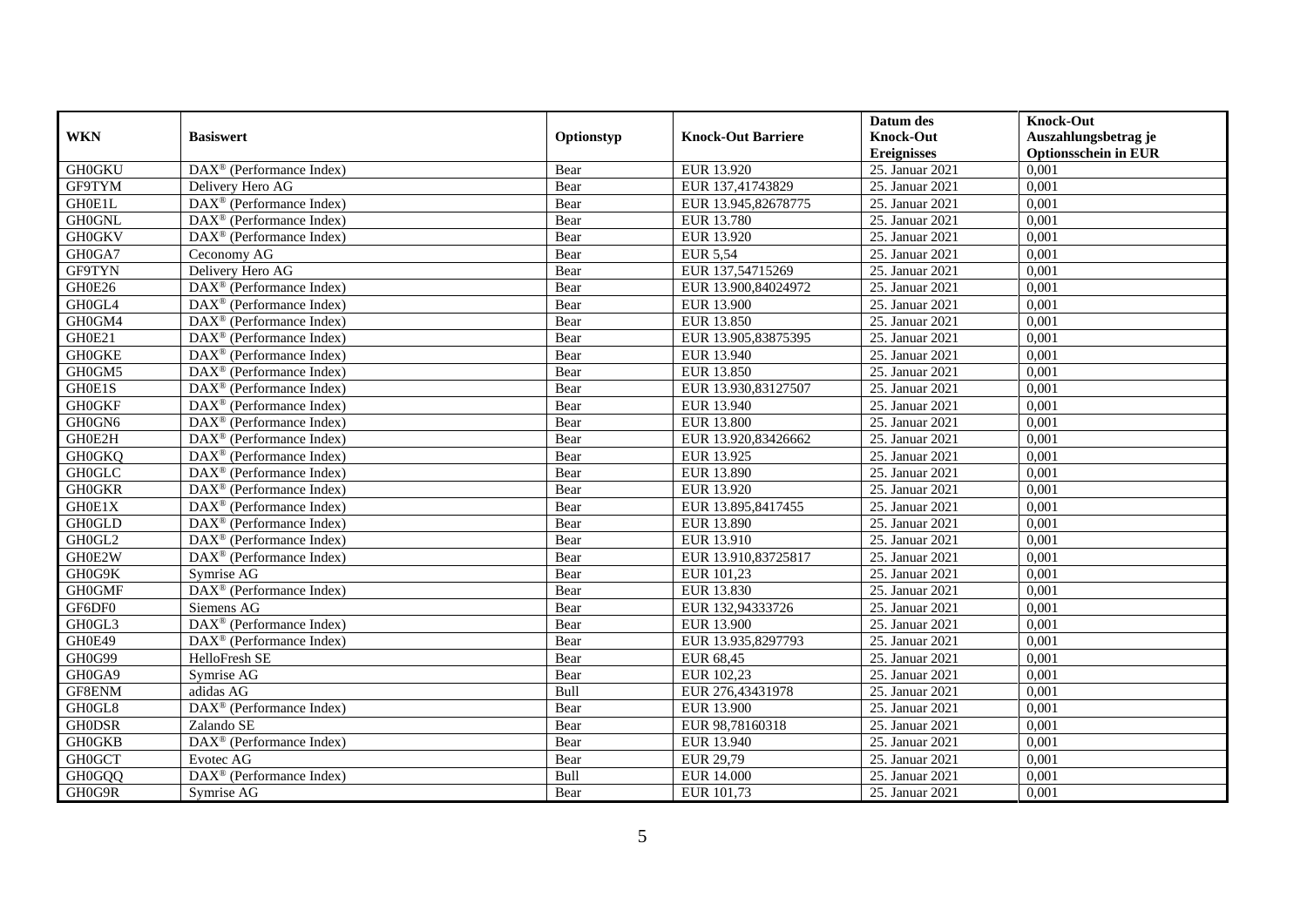| WKN | Basiswert | Optionstyp | Knock-Out Barriere | Datum des Knock-Out Ereignisses | Knock-Out Auszahlungsbetrag je Optionsschein in EUR |
|---|---|---|---|---|---|
| GH0GKU | DAX® (Performance Index) | Bear | EUR 13.920 | 25. Januar 2021 | 0,001 |
| GF9TYM | Delivery Hero AG | Bear | EUR 137,41743829 | 25. Januar 2021 | 0,001 |
| GH0E1L | DAX® (Performance Index) | Bear | EUR 13.945,82678775 | 25. Januar 2021 | 0,001 |
| GH0GNL | DAX® (Performance Index) | Bear | EUR 13.780 | 25. Januar 2021 | 0,001 |
| GH0GKV | DAX® (Performance Index) | Bear | EUR 13.920 | 25. Januar 2021 | 0,001 |
| GH0GA7 | Ceconomy AG | Bear | EUR 5,54 | 25. Januar 2021 | 0,001 |
| GF9TYN | Delivery Hero AG | Bear | EUR 137,54715269 | 25. Januar 2021 | 0,001 |
| GH0E26 | DAX® (Performance Index) | Bear | EUR 13.900,84024972 | 25. Januar 2021 | 0,001 |
| GH0GL4 | DAX® (Performance Index) | Bear | EUR 13.900 | 25. Januar 2021 | 0,001 |
| GH0GM4 | DAX® (Performance Index) | Bear | EUR 13.850 | 25. Januar 2021 | 0,001 |
| GH0E21 | DAX® (Performance Index) | Bear | EUR 13.905,83875395 | 25. Januar 2021 | 0,001 |
| GH0GKE | DAX® (Performance Index) | Bear | EUR 13.940 | 25. Januar 2021 | 0,001 |
| GH0GM5 | DAX® (Performance Index) | Bear | EUR 13.850 | 25. Januar 2021 | 0,001 |
| GH0E1S | DAX® (Performance Index) | Bear | EUR 13.930,83127507 | 25. Januar 2021 | 0,001 |
| GH0GKF | DAX® (Performance Index) | Bear | EUR 13.940 | 25. Januar 2021 | 0,001 |
| GH0GN6 | DAX® (Performance Index) | Bear | EUR 13.800 | 25. Januar 2021 | 0,001 |
| GH0E2H | DAX® (Performance Index) | Bear | EUR 13.920,83426662 | 25. Januar 2021 | 0,001 |
| GH0GKQ | DAX® (Performance Index) | Bear | EUR 13.925 | 25. Januar 2021 | 0,001 |
| GH0GLC | DAX® (Performance Index) | Bear | EUR 13.890 | 25. Januar 2021 | 0,001 |
| GH0GKR | DAX® (Performance Index) | Bear | EUR 13.920 | 25. Januar 2021 | 0,001 |
| GH0E1X | DAX® (Performance Index) | Bear | EUR 13.895,8417455 | 25. Januar 2021 | 0,001 |
| GH0GLD | DAX® (Performance Index) | Bear | EUR 13.890 | 25. Januar 2021 | 0,001 |
| GH0GL2 | DAX® (Performance Index) | Bear | EUR 13.910 | 25. Januar 2021 | 0,001 |
| GH0E2W | DAX® (Performance Index) | Bear | EUR 13.910,83725817 | 25. Januar 2021 | 0,001 |
| GH0G9K | Symrise AG | Bear | EUR 101,23 | 25. Januar 2021 | 0,001 |
| GH0GMF | DAX® (Performance Index) | Bear | EUR 13.830 | 25. Januar 2021 | 0,001 |
| GF6DF0 | Siemens AG | Bear | EUR 132,94333726 | 25. Januar 2021 | 0,001 |
| GH0GL3 | DAX® (Performance Index) | Bear | EUR 13.900 | 25. Januar 2021 | 0,001 |
| GH0E49 | DAX® (Performance Index) | Bear | EUR 13.935,8297793 | 25. Januar 2021 | 0,001 |
| GH0G99 | HelloFresh SE | Bear | EUR 68,45 | 25. Januar 2021 | 0,001 |
| GH0GA9 | Symrise AG | Bear | EUR 102,23 | 25. Januar 2021 | 0,001 |
| GF8ENM | adidas AG | Bull | EUR 276,43431978 | 25. Januar 2021 | 0,001 |
| GH0GL8 | DAX® (Performance Index) | Bear | EUR 13.900 | 25. Januar 2021 | 0,001 |
| GH0DSR | Zalando SE | Bear | EUR 98,78160318 | 25. Januar 2021 | 0,001 |
| GH0GKB | DAX® (Performance Index) | Bear | EUR 13.940 | 25. Januar 2021 | 0,001 |
| GH0GCT | Evotec AG | Bear | EUR 29,79 | 25. Januar 2021 | 0,001 |
| GH0GQQ | DAX® (Performance Index) | Bull | EUR 14.000 | 25. Januar 2021 | 0,001 |
| GH0G9R | Symrise AG | Bear | EUR 101,73 | 25. Januar 2021 | 0,001 |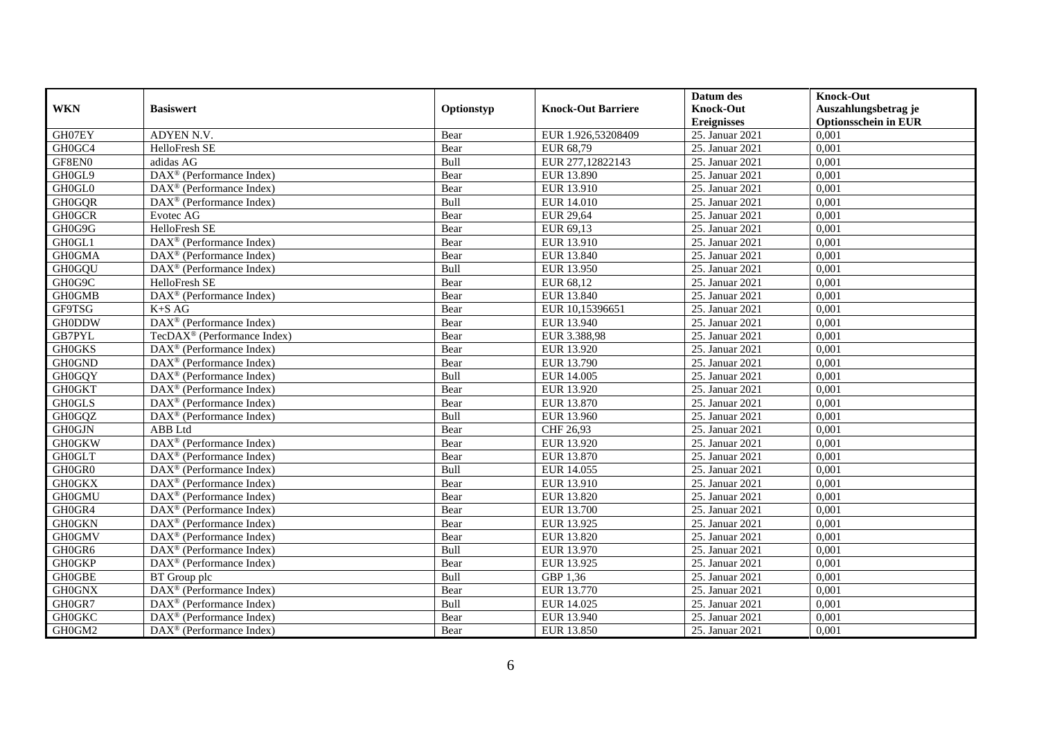| WKN | Basiswert | Optionstyp | Knock-Out Barriere | Datum des Knock-Out Ereignisses | Knock-Out Auszahlungsbetrag je Optionsschein in EUR |
|---|---|---|---|---|---|
| GH07EY | ADYEN N.V. | Bear | EUR 1.926,53208409 | 25. Januar 2021 | 0,001 |
| GH0GC4 | HelloFresh SE | Bear | EUR 68,79 | 25. Januar 2021 | 0,001 |
| GF8EN0 | adidas AG | Bull | EUR 277,12822143 | 25. Januar 2021 | 0,001 |
| GH0GL9 | DAX® (Performance Index) | Bear | EUR 13.890 | 25. Januar 2021 | 0,001 |
| GH0GL0 | DAX® (Performance Index) | Bear | EUR 13.910 | 25. Januar 2021 | 0,001 |
| GH0GQR | DAX® (Performance Index) | Bull | EUR 14.010 | 25. Januar 2021 | 0,001 |
| GH0GCR | Evotec AG | Bear | EUR 29,64 | 25. Januar 2021 | 0,001 |
| GH0G9G | HelloFresh SE | Bear | EUR 69,13 | 25. Januar 2021 | 0,001 |
| GH0GL1 | DAX® (Performance Index) | Bear | EUR 13.910 | 25. Januar 2021 | 0,001 |
| GH0GMA | DAX® (Performance Index) | Bear | EUR 13.840 | 25. Januar 2021 | 0,001 |
| GH0GQU | DAX® (Performance Index) | Bull | EUR 13.950 | 25. Januar 2021 | 0,001 |
| GH0G9C | HelloFresh SE | Bear | EUR 68,12 | 25. Januar 2021 | 0,001 |
| GH0GMB | DAX® (Performance Index) | Bear | EUR 13.840 | 25. Januar 2021 | 0,001 |
| GF9TSG | K+S AG | Bear | EUR 10,15396651 | 25. Januar 2021 | 0,001 |
| GH0DDW | DAX® (Performance Index) | Bear | EUR 13.940 | 25. Januar 2021 | 0,001 |
| GB7PYL | TecDAX® (Performance Index) | Bear | EUR 3.388,98 | 25. Januar 2021 | 0,001 |
| GH0GKS | DAX® (Performance Index) | Bear | EUR 13.920 | 25. Januar 2021 | 0,001 |
| GH0GND | DAX® (Performance Index) | Bear | EUR 13.790 | 25. Januar 2021 | 0,001 |
| GH0GQY | DAX® (Performance Index) | Bull | EUR 14.005 | 25. Januar 2021 | 0,001 |
| GH0GKT | DAX® (Performance Index) | Bear | EUR 13.920 | 25. Januar 2021 | 0,001 |
| GH0GLS | DAX® (Performance Index) | Bear | EUR 13.870 | 25. Januar 2021 | 0,001 |
| GH0GQZ | DAX® (Performance Index) | Bull | EUR 13.960 | 25. Januar 2021 | 0,001 |
| GH0GJN | ABB Ltd | Bear | CHF 26,93 | 25. Januar 2021 | 0,001 |
| GH0GKW | DAX® (Performance Index) | Bear | EUR 13.920 | 25. Januar 2021 | 0,001 |
| GH0GLT | DAX® (Performance Index) | Bear | EUR 13.870 | 25. Januar 2021 | 0,001 |
| GH0GR0 | DAX® (Performance Index) | Bull | EUR 14.055 | 25. Januar 2021 | 0,001 |
| GH0GKX | DAX® (Performance Index) | Bear | EUR 13.910 | 25. Januar 2021 | 0,001 |
| GH0GMU | DAX® (Performance Index) | Bear | EUR 13.820 | 25. Januar 2021 | 0,001 |
| GH0GR4 | DAX® (Performance Index) | Bear | EUR 13.700 | 25. Januar 2021 | 0,001 |
| GH0GKN | DAX® (Performance Index) | Bear | EUR 13.925 | 25. Januar 2021 | 0,001 |
| GH0GMV | DAX® (Performance Index) | Bear | EUR 13.820 | 25. Januar 2021 | 0,001 |
| GH0GR6 | DAX® (Performance Index) | Bull | EUR 13.970 | 25. Januar 2021 | 0,001 |
| GH0GKP | DAX® (Performance Index) | Bear | EUR 13.925 | 25. Januar 2021 | 0,001 |
| GH0GBE | BT Group plc | Bull | GBP 1,36 | 25. Januar 2021 | 0,001 |
| GH0GNX | DAX® (Performance Index) | Bear | EUR 13.770 | 25. Januar 2021 | 0,001 |
| GH0GR7 | DAX® (Performance Index) | Bull | EUR 14.025 | 25. Januar 2021 | 0,001 |
| GH0GKC | DAX® (Performance Index) | Bear | EUR 13.940 | 25. Januar 2021 | 0,001 |
| GH0GM2 | DAX® (Performance Index) | Bear | EUR 13.850 | 25. Januar 2021 | 0,001 |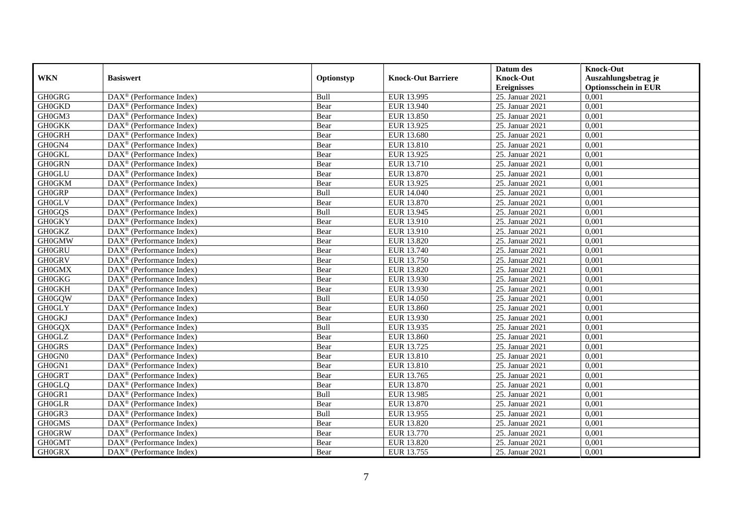| WKN | Basiswert | Optionstyp | Knock-Out Barriere | Datum des Knock-Out Ereignisses | Knock-Out Auszahlungsbetrag je Optionsschein in EUR |
|---|---|---|---|---|---|
| GH0GRG | DAX® (Performance Index) | Bull | EUR 13.995 | 25. Januar 2021 | 0,001 |
| GH0GKD | DAX® (Performance Index) | Bear | EUR 13.940 | 25. Januar 2021 | 0,001 |
| GH0GM3 | DAX® (Performance Index) | Bear | EUR 13.850 | 25. Januar 2021 | 0,001 |
| GH0GKK | DAX® (Performance Index) | Bear | EUR 13.925 | 25. Januar 2021 | 0,001 |
| GH0GRH | DAX® (Performance Index) | Bear | EUR 13.680 | 25. Januar 2021 | 0,001 |
| GH0GN4 | DAX® (Performance Index) | Bear | EUR 13.810 | 25. Januar 2021 | 0,001 |
| GH0GKL | DAX® (Performance Index) | Bear | EUR 13.925 | 25. Januar 2021 | 0,001 |
| GH0GRN | DAX® (Performance Index) | Bear | EUR 13.710 | 25. Januar 2021 | 0,001 |
| GH0GLU | DAX® (Performance Index) | Bear | EUR 13.870 | 25. Januar 2021 | 0,001 |
| GH0GKM | DAX® (Performance Index) | Bear | EUR 13.925 | 25. Januar 2021 | 0,001 |
| GH0GRP | DAX® (Performance Index) | Bull | EUR 14.040 | 25. Januar 2021 | 0,001 |
| GH0GLV | DAX® (Performance Index) | Bear | EUR 13.870 | 25. Januar 2021 | 0,001 |
| GH0GQS | DAX® (Performance Index) | Bull | EUR 13.945 | 25. Januar 2021 | 0,001 |
| GH0GKY | DAX® (Performance Index) | Bear | EUR 13.910 | 25. Januar 2021 | 0,001 |
| GH0GKZ | DAX® (Performance Index) | Bear | EUR 13.910 | 25. Januar 2021 | 0,001 |
| GH0GMW | DAX® (Performance Index) | Bear | EUR 13.820 | 25. Januar 2021 | 0,001 |
| GH0GRU | DAX® (Performance Index) | Bear | EUR 13.740 | 25. Januar 2021 | 0,001 |
| GH0GRV | DAX® (Performance Index) | Bear | EUR 13.750 | 25. Januar 2021 | 0,001 |
| GH0GMX | DAX® (Performance Index) | Bear | EUR 13.820 | 25. Januar 2021 | 0,001 |
| GH0GKG | DAX® (Performance Index) | Bear | EUR 13.930 | 25. Januar 2021 | 0,001 |
| GH0GKH | DAX® (Performance Index) | Bear | EUR 13.930 | 25. Januar 2021 | 0,001 |
| GH0GQW | DAX® (Performance Index) | Bull | EUR 14.050 | 25. Januar 2021 | 0,001 |
| GH0GLY | DAX® (Performance Index) | Bear | EUR 13.860 | 25. Januar 2021 | 0,001 |
| GH0GKJ | DAX® (Performance Index) | Bear | EUR 13.930 | 25. Januar 2021 | 0,001 |
| GH0GQX | DAX® (Performance Index) | Bull | EUR 13.935 | 25. Januar 2021 | 0,001 |
| GH0GLZ | DAX® (Performance Index) | Bear | EUR 13.860 | 25. Januar 2021 | 0,001 |
| GH0GRS | DAX® (Performance Index) | Bear | EUR 13.725 | 25. Januar 2021 | 0,001 |
| GH0GN0 | DAX® (Performance Index) | Bear | EUR 13.810 | 25. Januar 2021 | 0,001 |
| GH0GN1 | DAX® (Performance Index) | Bear | EUR 13.810 | 25. Januar 2021 | 0,001 |
| GH0GRT | DAX® (Performance Index) | Bear | EUR 13.765 | 25. Januar 2021 | 0,001 |
| GH0GLQ | DAX® (Performance Index) | Bear | EUR 13.870 | 25. Januar 2021 | 0,001 |
| GH0GR1 | DAX® (Performance Index) | Bull | EUR 13.985 | 25. Januar 2021 | 0,001 |
| GH0GLR | DAX® (Performance Index) | Bear | EUR 13.870 | 25. Januar 2021 | 0,001 |
| GH0GR3 | DAX® (Performance Index) | Bull | EUR 13.955 | 25. Januar 2021 | 0,001 |
| GH0GMS | DAX® (Performance Index) | Bear | EUR 13.820 | 25. Januar 2021 | 0,001 |
| GH0GRW | DAX® (Performance Index) | Bear | EUR 13.770 | 25. Januar 2021 | 0,001 |
| GH0GMT | DAX® (Performance Index) | Bear | EUR 13.820 | 25. Januar 2021 | 0,001 |
| GH0GRX | DAX® (Performance Index) | Bear | EUR 13.755 | 25. Januar 2021 | 0,001 |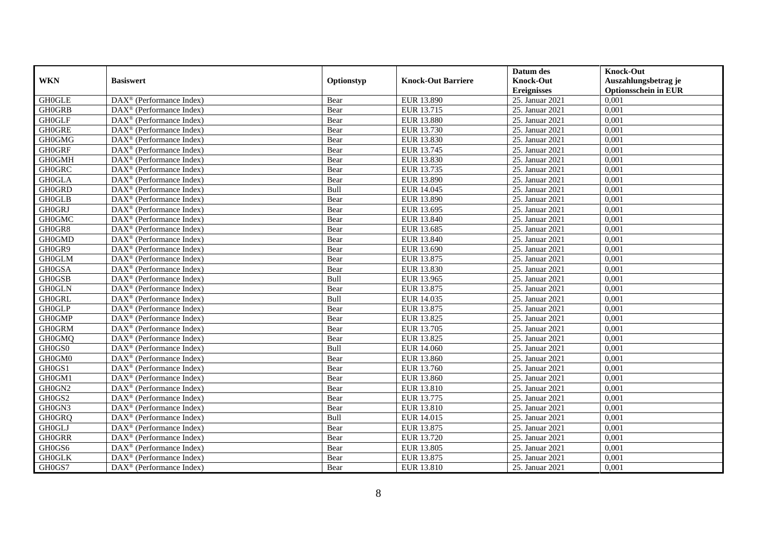| WKN | Basiswert | Optionstyp | Knock-Out Barriere | Datum des Knock-Out Ereignisses | Knock-Out Auszahlungsbetrag je Optionsschein in EUR |
|---|---|---|---|---|---|
| GH0GLE | DAX® (Performance Index) | Bear | EUR 13.890 | 25. Januar 2021 | 0,001 |
| GH0GRB | DAX® (Performance Index) | Bear | EUR 13.715 | 25. Januar 2021 | 0,001 |
| GH0GLF | DAX® (Performance Index) | Bear | EUR 13.880 | 25. Januar 2021 | 0,001 |
| GH0GRE | DAX® (Performance Index) | Bear | EUR 13.730 | 25. Januar 2021 | 0,001 |
| GH0GMG | DAX® (Performance Index) | Bear | EUR 13.830 | 25. Januar 2021 | 0,001 |
| GH0GRF | DAX® (Performance Index) | Bear | EUR 13.745 | 25. Januar 2021 | 0,001 |
| GH0GMH | DAX® (Performance Index) | Bear | EUR 13.830 | 25. Januar 2021 | 0,001 |
| GH0GRC | DAX® (Performance Index) | Bear | EUR 13.735 | 25. Januar 2021 | 0,001 |
| GH0GLA | DAX® (Performance Index) | Bear | EUR 13.890 | 25. Januar 2021 | 0,001 |
| GH0GRD | DAX® (Performance Index) | Bull | EUR 14.045 | 25. Januar 2021 | 0,001 |
| GH0GLB | DAX® (Performance Index) | Bear | EUR 13.890 | 25. Januar 2021 | 0,001 |
| GH0GRJ | DAX® (Performance Index) | Bear | EUR 13.695 | 25. Januar 2021 | 0,001 |
| GH0GMC | DAX® (Performance Index) | Bear | EUR 13.840 | 25. Januar 2021 | 0,001 |
| GH0GR8 | DAX® (Performance Index) | Bear | EUR 13.685 | 25. Januar 2021 | 0,001 |
| GH0GMD | DAX® (Performance Index) | Bear | EUR 13.840 | 25. Januar 2021 | 0,001 |
| GH0GR9 | DAX® (Performance Index) | Bear | EUR 13.690 | 25. Januar 2021 | 0,001 |
| GH0GLM | DAX® (Performance Index) | Bear | EUR 13.875 | 25. Januar 2021 | 0,001 |
| GH0GSA | DAX® (Performance Index) | Bear | EUR 13.830 | 25. Januar 2021 | 0,001 |
| GH0GSB | DAX® (Performance Index) | Bull | EUR 13.965 | 25. Januar 2021 | 0,001 |
| GH0GLN | DAX® (Performance Index) | Bear | EUR 13.875 | 25. Januar 2021 | 0,001 |
| GH0GRL | DAX® (Performance Index) | Bull | EUR 14.035 | 25. Januar 2021 | 0,001 |
| GH0GLP | DAX® (Performance Index) | Bear | EUR 13.875 | 25. Januar 2021 | 0,001 |
| GH0GMP | DAX® (Performance Index) | Bear | EUR 13.825 | 25. Januar 2021 | 0,001 |
| GH0GRM | DAX® (Performance Index) | Bear | EUR 13.705 | 25. Januar 2021 | 0,001 |
| GH0GMQ | DAX® (Performance Index) | Bear | EUR 13.825 | 25. Januar 2021 | 0,001 |
| GH0GS0 | DAX® (Performance Index) | Bull | EUR 14.060 | 25. Januar 2021 | 0,001 |
| GH0GM0 | DAX® (Performance Index) | Bear | EUR 13.860 | 25. Januar 2021 | 0,001 |
| GH0GS1 | DAX® (Performance Index) | Bear | EUR 13.760 | 25. Januar 2021 | 0,001 |
| GH0GM1 | DAX® (Performance Index) | Bear | EUR 13.860 | 25. Januar 2021 | 0,001 |
| GH0GN2 | DAX® (Performance Index) | Bear | EUR 13.810 | 25. Januar 2021 | 0,001 |
| GH0GS2 | DAX® (Performance Index) | Bear | EUR 13.775 | 25. Januar 2021 | 0,001 |
| GH0GN3 | DAX® (Performance Index) | Bear | EUR 13.810 | 25. Januar 2021 | 0,001 |
| GH0GRQ | DAX® (Performance Index) | Bull | EUR 14.015 | 25. Januar 2021 | 0,001 |
| GH0GLJ | DAX® (Performance Index) | Bear | EUR 13.875 | 25. Januar 2021 | 0,001 |
| GH0GRR | DAX® (Performance Index) | Bear | EUR 13.720 | 25. Januar 2021 | 0,001 |
| GH0GS6 | DAX® (Performance Index) | Bear | EUR 13.805 | 25. Januar 2021 | 0,001 |
| GH0GLK | DAX® (Performance Index) | Bear | EUR 13.875 | 25. Januar 2021 | 0,001 |
| GH0GS7 | DAX® (Performance Index) | Bear | EUR 13.810 | 25. Januar 2021 | 0,001 |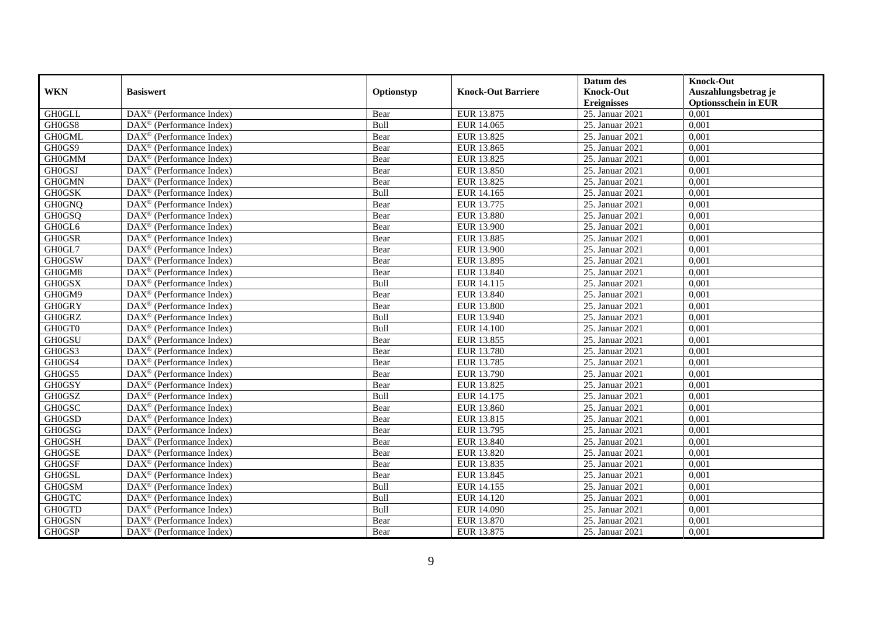| WKN | Basiswert | Optionstyp | Knock-Out Barriere | Datum des Knock-Out Ereignisses | Knock-Out Auszahlungsbetrag je Optionsschein in EUR |
|---|---|---|---|---|---|
| GH0GLL | DAX® (Performance Index) | Bear | EUR 13.875 | 25. Januar 2021 | 0,001 |
| GH0GS8 | DAX® (Performance Index) | Bull | EUR 14.065 | 25. Januar 2021 | 0,001 |
| GH0GML | DAX® (Performance Index) | Bear | EUR 13.825 | 25. Januar 2021 | 0,001 |
| GH0GS9 | DAX® (Performance Index) | Bear | EUR 13.865 | 25. Januar 2021 | 0,001 |
| GH0GMM | DAX® (Performance Index) | Bear | EUR 13.825 | 25. Januar 2021 | 0,001 |
| GH0GSJ | DAX® (Performance Index) | Bear | EUR 13.850 | 25. Januar 2021 | 0,001 |
| GH0GMN | DAX® (Performance Index) | Bear | EUR 13.825 | 25. Januar 2021 | 0,001 |
| GH0GSK | DAX® (Performance Index) | Bull | EUR 14.165 | 25. Januar 2021 | 0,001 |
| GH0GNQ | DAX® (Performance Index) | Bear | EUR 13.775 | 25. Januar 2021 | 0,001 |
| GH0GSQ | DAX® (Performance Index) | Bear | EUR 13.880 | 25. Januar 2021 | 0,001 |
| GH0GL6 | DAX® (Performance Index) | Bear | EUR 13.900 | 25. Januar 2021 | 0,001 |
| GH0GSR | DAX® (Performance Index) | Bear | EUR 13.885 | 25. Januar 2021 | 0,001 |
| GH0GL7 | DAX® (Performance Index) | Bear | EUR 13.900 | 25. Januar 2021 | 0,001 |
| GH0GSW | DAX® (Performance Index) | Bear | EUR 13.895 | 25. Januar 2021 | 0,001 |
| GH0GM8 | DAX® (Performance Index) | Bear | EUR 13.840 | 25. Januar 2021 | 0,001 |
| GH0GSX | DAX® (Performance Index) | Bull | EUR 14.115 | 25. Januar 2021 | 0,001 |
| GH0GM9 | DAX® (Performance Index) | Bear | EUR 13.840 | 25. Januar 2021 | 0,001 |
| GH0GRY | DAX® (Performance Index) | Bear | EUR 13.800 | 25. Januar 2021 | 0,001 |
| GH0GRZ | DAX® (Performance Index) | Bull | EUR 13.940 | 25. Januar 2021 | 0,001 |
| GH0GT0 | DAX® (Performance Index) | Bull | EUR 14.100 | 25. Januar 2021 | 0,001 |
| GH0GSU | DAX® (Performance Index) | Bear | EUR 13.855 | 25. Januar 2021 | 0,001 |
| GH0GS3 | DAX® (Performance Index) | Bear | EUR 13.780 | 25. Januar 2021 | 0,001 |
| GH0GS4 | DAX® (Performance Index) | Bear | EUR 13.785 | 25. Januar 2021 | 0,001 |
| GH0GS5 | DAX® (Performance Index) | Bear | EUR 13.790 | 25. Januar 2021 | 0,001 |
| GH0GSY | DAX® (Performance Index) | Bear | EUR 13.825 | 25. Januar 2021 | 0,001 |
| GH0GSZ | DAX® (Performance Index) | Bull | EUR 14.175 | 25. Januar 2021 | 0,001 |
| GH0GSC | DAX® (Performance Index) | Bear | EUR 13.860 | 25. Januar 2021 | 0,001 |
| GH0GSD | DAX® (Performance Index) | Bear | EUR 13.815 | 25. Januar 2021 | 0,001 |
| GH0GSG | DAX® (Performance Index) | Bear | EUR 13.795 | 25. Januar 2021 | 0,001 |
| GH0GSH | DAX® (Performance Index) | Bear | EUR 13.840 | 25. Januar 2021 | 0,001 |
| GH0GSE | DAX® (Performance Index) | Bear | EUR 13.820 | 25. Januar 2021 | 0,001 |
| GH0GSF | DAX® (Performance Index) | Bear | EUR 13.835 | 25. Januar 2021 | 0,001 |
| GH0GSL | DAX® (Performance Index) | Bear | EUR 13.845 | 25. Januar 2021 | 0,001 |
| GH0GSM | DAX® (Performance Index) | Bull | EUR 14.155 | 25. Januar 2021 | 0,001 |
| GH0GTC | DAX® (Performance Index) | Bull | EUR 14.120 | 25. Januar 2021 | 0,001 |
| GH0GTD | DAX® (Performance Index) | Bull | EUR 14.090 | 25. Januar 2021 | 0,001 |
| GH0GSN | DAX® (Performance Index) | Bear | EUR 13.870 | 25. Januar 2021 | 0,001 |
| GH0GSP | DAX® (Performance Index) | Bear | EUR 13.875 | 25. Januar 2021 | 0,001 |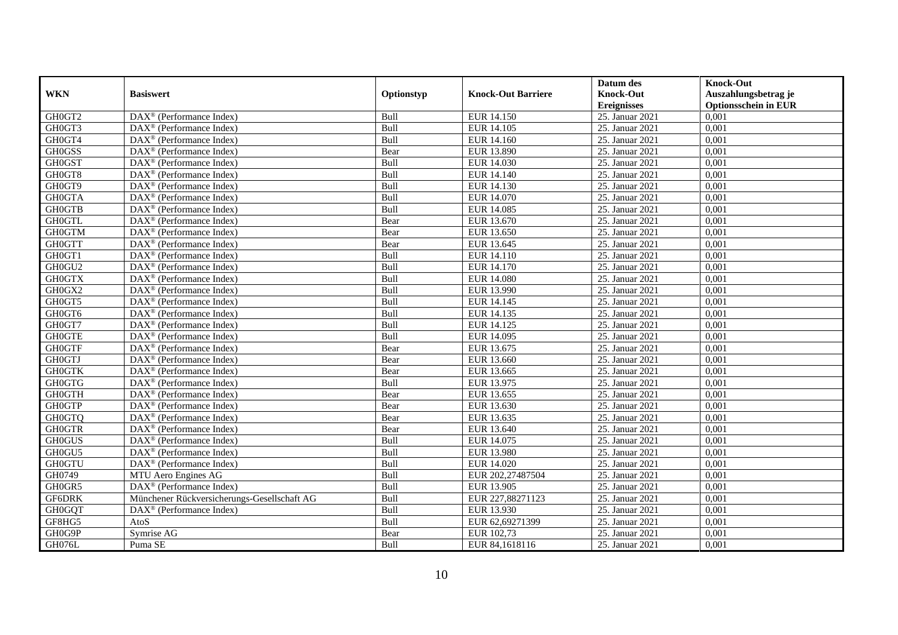| WKN | Basiswert | Optionstyp | Knock-Out Barriere | Datum des Knock-Out Ereignisses | Knock-Out Auszahlungsbetrag je Optionsschein in EUR |
|---|---|---|---|---|---|
| GH0GT2 | DAX® (Performance Index) | Bull | EUR 14.150 | 25. Januar 2021 | 0,001 |
| GH0GT3 | DAX® (Performance Index) | Bull | EUR 14.105 | 25. Januar 2021 | 0,001 |
| GH0GT4 | DAX® (Performance Index) | Bull | EUR 14.160 | 25. Januar 2021 | 0,001 |
| GH0GSS | DAX® (Performance Index) | Bear | EUR 13.890 | 25. Januar 2021 | 0,001 |
| GH0GST | DAX® (Performance Index) | Bull | EUR 14.030 | 25. Januar 2021 | 0,001 |
| GH0GT8 | DAX® (Performance Index) | Bull | EUR 14.140 | 25. Januar 2021 | 0,001 |
| GH0GT9 | DAX® (Performance Index) | Bull | EUR 14.130 | 25. Januar 2021 | 0,001 |
| GH0GTA | DAX® (Performance Index) | Bull | EUR 14.070 | 25. Januar 2021 | 0,001 |
| GH0GTB | DAX® (Performance Index) | Bull | EUR 14.085 | 25. Januar 2021 | 0,001 |
| GH0GTL | DAX® (Performance Index) | Bear | EUR 13.670 | 25. Januar 2021 | 0,001 |
| GH0GTM | DAX® (Performance Index) | Bear | EUR 13.650 | 25. Januar 2021 | 0,001 |
| GH0GTT | DAX® (Performance Index) | Bear | EUR 13.645 | 25. Januar 2021 | 0,001 |
| GH0GT1 | DAX® (Performance Index) | Bull | EUR 14.110 | 25. Januar 2021 | 0,001 |
| GH0GU2 | DAX® (Performance Index) | Bull | EUR 14.170 | 25. Januar 2021 | 0,001 |
| GH0GTX | DAX® (Performance Index) | Bull | EUR 14.080 | 25. Januar 2021 | 0,001 |
| GH0GX2 | DAX® (Performance Index) | Bull | EUR 13.990 | 25. Januar 2021 | 0,001 |
| GH0GT5 | DAX® (Performance Index) | Bull | EUR 14.145 | 25. Januar 2021 | 0,001 |
| GH0GT6 | DAX® (Performance Index) | Bull | EUR 14.135 | 25. Januar 2021 | 0,001 |
| GH0GT7 | DAX® (Performance Index) | Bull | EUR 14.125 | 25. Januar 2021 | 0,001 |
| GH0GTE | DAX® (Performance Index) | Bull | EUR 14.095 | 25. Januar 2021 | 0,001 |
| GH0GTF | DAX® (Performance Index) | Bear | EUR 13.675 | 25. Januar 2021 | 0,001 |
| GH0GTJ | DAX® (Performance Index) | Bear | EUR 13.660 | 25. Januar 2021 | 0,001 |
| GH0GTK | DAX® (Performance Index) | Bear | EUR 13.665 | 25. Januar 2021 | 0,001 |
| GH0GTG | DAX® (Performance Index) | Bull | EUR 13.975 | 25. Januar 2021 | 0,001 |
| GH0GTH | DAX® (Performance Index) | Bear | EUR 13.655 | 25. Januar 2021 | 0,001 |
| GH0GTP | DAX® (Performance Index) | Bear | EUR 13.630 | 25. Januar 2021 | 0,001 |
| GH0GTQ | DAX® (Performance Index) | Bear | EUR 13.635 | 25. Januar 2021 | 0,001 |
| GH0GTR | DAX® (Performance Index) | Bear | EUR 13.640 | 25. Januar 2021 | 0,001 |
| GH0GUS | DAX® (Performance Index) | Bull | EUR 14.075 | 25. Januar 2021 | 0,001 |
| GH0GU5 | DAX® (Performance Index) | Bull | EUR 13.980 | 25. Januar 2021 | 0,001 |
| GH0GTU | DAX® (Performance Index) | Bull | EUR 14.020 | 25. Januar 2021 | 0,001 |
| GH0749 | MTU Aero Engines AG | Bull | EUR 202,27487504 | 25. Januar 2021 | 0,001 |
| GH0GR5 | DAX® (Performance Index) | Bull | EUR 13.905 | 25. Januar 2021 | 0,001 |
| GF6DRK | Münchener Rückversicherungs-Gesellschaft AG | Bull | EUR 227,88271123 | 25. Januar 2021 | 0,001 |
| GH0GQT | DAX® (Performance Index) | Bull | EUR 13.930 | 25. Januar 2021 | 0,001 |
| GF8HG5 | AtoS | Bull | EUR 62,69271399 | 25. Januar 2021 | 0,001 |
| GH0G9P | Symrise AG | Bear | EUR 102,73 | 25. Januar 2021 | 0,001 |
| GH076L | Puma SE | Bull | EUR 84,1618116 | 25. Januar 2021 | 0,001 |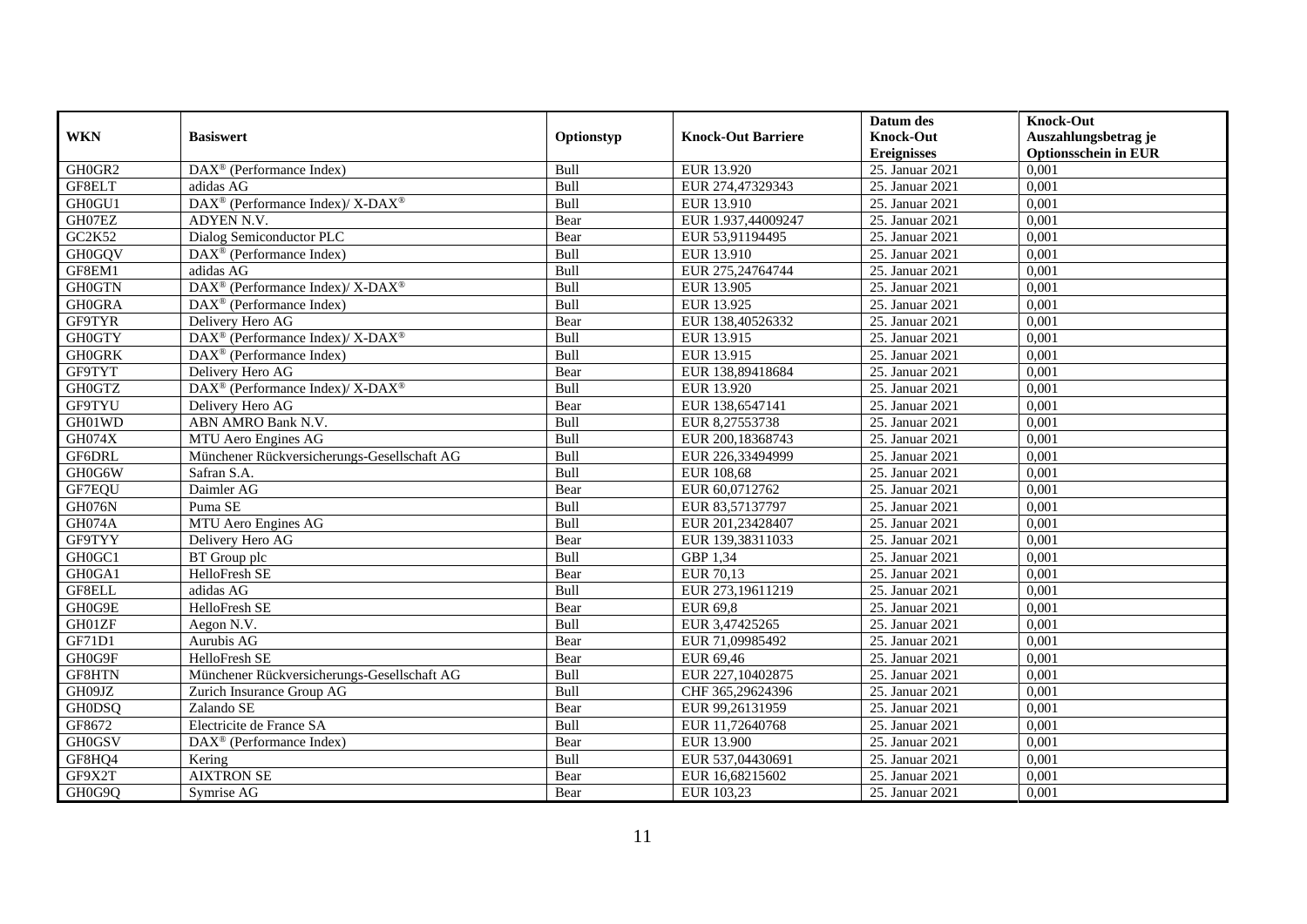| WKN | Basiswert | Optionstyp | Knock-Out Barriere | Datum des Knock-Out Ereignisses | Knock-Out Auszahlungsbetrag je Optionsschein in EUR |
|---|---|---|---|---|---|
| GH0GR2 | DAX® (Performance Index) | Bull | EUR 13.920 | 25. Januar 2021 | 0,001 |
| GF8ELT | adidas AG | Bull | EUR 274,47329343 | 25. Januar 2021 | 0,001 |
| GH0GU1 | DAX® (Performance Index)/ X-DAX® | Bull | EUR 13.910 | 25. Januar 2021 | 0,001 |
| GH07EZ | ADYEN N.V. | Bear | EUR 1.937,44009247 | 25. Januar 2021 | 0,001 |
| GC2K52 | Dialog Semiconductor PLC | Bear | EUR 53,91194495 | 25. Januar 2021 | 0,001 |
| GH0GQV | DAX® (Performance Index) | Bull | EUR 13.910 | 25. Januar 2021 | 0,001 |
| GF8EM1 | adidas AG | Bull | EUR 275,24764744 | 25. Januar 2021 | 0,001 |
| GH0GTN | DAX® (Performance Index)/ X-DAX® | Bull | EUR 13.905 | 25. Januar 2021 | 0,001 |
| GH0GRA | DAX® (Performance Index) | Bull | EUR 13.925 | 25. Januar 2021 | 0,001 |
| GF9TYR | Delivery Hero AG | Bear | EUR 138,40526332 | 25. Januar 2021 | 0,001 |
| GH0GTY | DAX® (Performance Index)/ X-DAX® | Bull | EUR 13.915 | 25. Januar 2021 | 0,001 |
| GH0GRK | DAX® (Performance Index) | Bull | EUR 13.915 | 25. Januar 2021 | 0,001 |
| GF9TYT | Delivery Hero AG | Bear | EUR 138,89418684 | 25. Januar 2021 | 0,001 |
| GH0GTZ | DAX® (Performance Index)/ X-DAX® | Bull | EUR 13.920 | 25. Januar 2021 | 0,001 |
| GF9TYU | Delivery Hero AG | Bear | EUR 138,6547141 | 25. Januar 2021 | 0,001 |
| GH01WD | ABN AMRO Bank N.V. | Bull | EUR 8,27553738 | 25. Januar 2021 | 0,001 |
| GH074X | MTU Aero Engines AG | Bull | EUR 200,18368743 | 25. Januar 2021 | 0,001 |
| GF6DRL | Münchener Rückversicherungs-Gesellschaft AG | Bull | EUR 226,33494999 | 25. Januar 2021 | 0,001 |
| GH0G6W | Safran S.A. | Bull | EUR 108,68 | 25. Januar 2021 | 0,001 |
| GF7EQU | Daimler AG | Bear | EUR 60,0712762 | 25. Januar 2021 | 0,001 |
| GH076N | Puma SE | Bull | EUR 83,57137797 | 25. Januar 2021 | 0,001 |
| GH074A | MTU Aero Engines AG | Bull | EUR 201,23428407 | 25. Januar 2021 | 0,001 |
| GF9TYY | Delivery Hero AG | Bear | EUR 139,38311033 | 25. Januar 2021 | 0,001 |
| GH0GC1 | BT Group plc | Bull | GBP 1,34 | 25. Januar 2021 | 0,001 |
| GH0GA1 | HelloFresh SE | Bear | EUR 70,13 | 25. Januar 2021 | 0,001 |
| GF8ELL | adidas AG | Bull | EUR 273,19611219 | 25. Januar 2021 | 0,001 |
| GH0G9E | HelloFresh SE | Bear | EUR 69,8 | 25. Januar 2021 | 0,001 |
| GH01ZF | Aegon N.V. | Bull | EUR 3,47425265 | 25. Januar 2021 | 0,001 |
| GF71D1 | Aurubis AG | Bear | EUR 71,09985492 | 25. Januar 2021 | 0,001 |
| GH0G9F | HelloFresh SE | Bear | EUR 69,46 | 25. Januar 2021 | 0,001 |
| GF8HTN | Münchener Rückversicherungs-Gesellschaft AG | Bull | EUR 227,10402875 | 25. Januar 2021 | 0,001 |
| GH09JZ | Zurich Insurance Group AG | Bull | CHF 365,29624396 | 25. Januar 2021 | 0,001 |
| GH0DSQ | Zalando SE | Bear | EUR 99,26131959 | 25. Januar 2021 | 0,001 |
| GF8672 | Electricite de France SA | Bull | EUR 11,72640768 | 25. Januar 2021 | 0,001 |
| GH0GSV | DAX® (Performance Index) | Bear | EUR 13.900 | 25. Januar 2021 | 0,001 |
| GF8HQ4 | Kering | Bull | EUR 537,04430691 | 25. Januar 2021 | 0,001 |
| GF9X2T | AIXTRON SE | Bear | EUR 16,68215602 | 25. Januar 2021 | 0,001 |
| GH0G9Q | Symrise AG | Bear | EUR 103,23 | 25. Januar 2021 | 0,001 |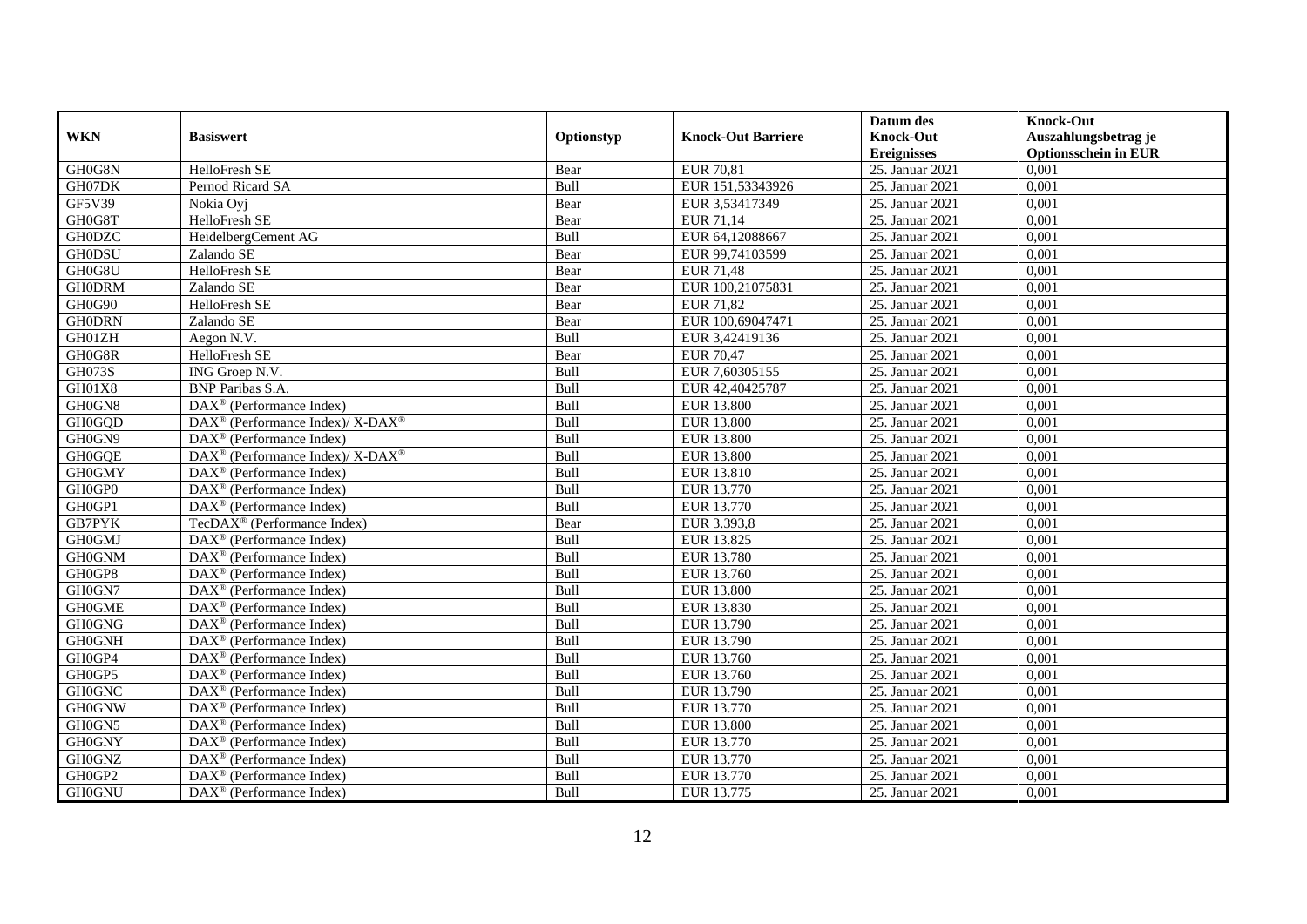| WKN | Basiswert | Optionstyp | Knock-Out Barriere | Datum des Knock-Out Ereignisses | Knock-Out Auszahlungsbetrag je Optionsschein in EUR |
|---|---|---|---|---|---|
| GH0G8N | HelloFresh SE | Bear | EUR 70,81 | 25. Januar 2021 | 0,001 |
| GH07DK | Pernod Ricard SA | Bull | EUR 151,53343926 | 25. Januar 2021 | 0,001 |
| GF5V39 | Nokia Oyj | Bear | EUR 3,53417349 | 25. Januar 2021 | 0,001 |
| GH0G8T | HelloFresh SE | Bear | EUR 71,14 | 25. Januar 2021 | 0,001 |
| GH0DZC | HeidelbergCement AG | Bull | EUR 64,12088667 | 25. Januar 2021 | 0,001 |
| GH0DSU | Zalando SE | Bear | EUR 99,74103599 | 25. Januar 2021 | 0,001 |
| GH0G8U | HelloFresh SE | Bear | EUR 71,48 | 25. Januar 2021 | 0,001 |
| GH0DRM | Zalando SE | Bear | EUR 100,21075831 | 25. Januar 2021 | 0,001 |
| GH0G90 | HelloFresh SE | Bear | EUR 71,82 | 25. Januar 2021 | 0,001 |
| GH0DRN | Zalando SE | Bear | EUR 100,69047471 | 25. Januar 2021 | 0,001 |
| GH01ZH | Aegon N.V. | Bull | EUR 3,42419136 | 25. Januar 2021 | 0,001 |
| GH0G8R | HelloFresh SE | Bear | EUR 70,47 | 25. Januar 2021 | 0,001 |
| GH073S | ING Groep N.V. | Bull | EUR 7,60305155 | 25. Januar 2021 | 0,001 |
| GH01X8 | BNP Paribas S.A. | Bull | EUR 42,40425787 | 25. Januar 2021 | 0,001 |
| GH0GN8 | DAX® (Performance Index) | Bull | EUR 13.800 | 25. Januar 2021 | 0,001 |
| GH0GQD | DAX® (Performance Index)/ X-DAX® | Bull | EUR 13.800 | 25. Januar 2021 | 0,001 |
| GH0GN9 | DAX® (Performance Index) | Bull | EUR 13.800 | 25. Januar 2021 | 0,001 |
| GH0GQE | DAX® (Performance Index)/ X-DAX® | Bull | EUR 13.800 | 25. Januar 2021 | 0,001 |
| GH0GMY | DAX® (Performance Index) | Bull | EUR 13.810 | 25. Januar 2021 | 0,001 |
| GH0GP0 | DAX® (Performance Index) | Bull | EUR 13.770 | 25. Januar 2021 | 0,001 |
| GH0GP1 | DAX® (Performance Index) | Bull | EUR 13.770 | 25. Januar 2021 | 0,001 |
| GB7PYK | TecDAX® (Performance Index) | Bear | EUR 3.393,8 | 25. Januar 2021 | 0,001 |
| GH0GMJ | DAX® (Performance Index) | Bull | EUR 13.825 | 25. Januar 2021 | 0,001 |
| GH0GNM | DAX® (Performance Index) | Bull | EUR 13.780 | 25. Januar 2021 | 0,001 |
| GH0GP8 | DAX® (Performance Index) | Bull | EUR 13.760 | 25. Januar 2021 | 0,001 |
| GH0GN7 | DAX® (Performance Index) | Bull | EUR 13.800 | 25. Januar 2021 | 0,001 |
| GH0GME | DAX® (Performance Index) | Bull | EUR 13.830 | 25. Januar 2021 | 0,001 |
| GH0GNG | DAX® (Performance Index) | Bull | EUR 13.790 | 25. Januar 2021 | 0,001 |
| GH0GNH | DAX® (Performance Index) | Bull | EUR 13.790 | 25. Januar 2021 | 0,001 |
| GH0GP4 | DAX® (Performance Index) | Bull | EUR 13.760 | 25. Januar 2021 | 0,001 |
| GH0GP5 | DAX® (Performance Index) | Bull | EUR 13.760 | 25. Januar 2021 | 0,001 |
| GH0GNC | DAX® (Performance Index) | Bull | EUR 13.790 | 25. Januar 2021 | 0,001 |
| GH0GNW | DAX® (Performance Index) | Bull | EUR 13.770 | 25. Januar 2021 | 0,001 |
| GH0GN5 | DAX® (Performance Index) | Bull | EUR 13.800 | 25. Januar 2021 | 0,001 |
| GH0GNY | DAX® (Performance Index) | Bull | EUR 13.770 | 25. Januar 2021 | 0,001 |
| GH0GNZ | DAX® (Performance Index) | Bull | EUR 13.770 | 25. Januar 2021 | 0,001 |
| GH0GP2 | DAX® (Performance Index) | Bull | EUR 13.770 | 25. Januar 2021 | 0,001 |
| GH0GNU | DAX® (Performance Index) | Bull | EUR 13.775 | 25. Januar 2021 | 0,001 |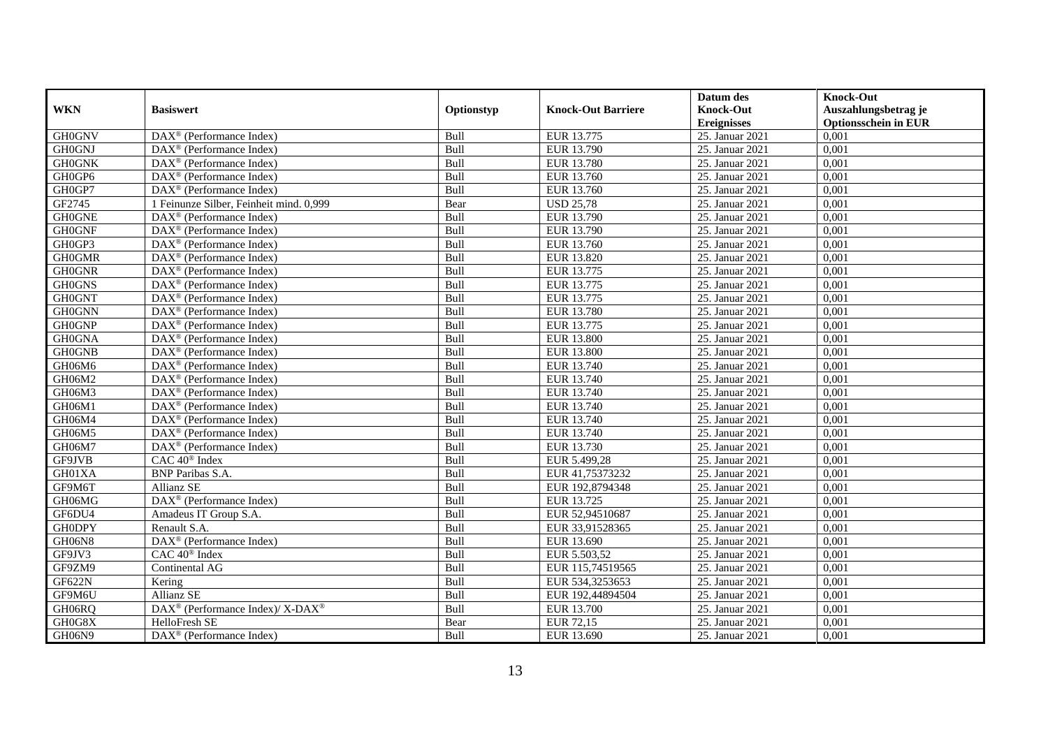| WKN | Basiswert | Optionstyp | Knock-Out Barriere | Datum des Knock-Out Ereignisses | Knock-Out Auszahlungsbetrag je Optionsschein in EUR |
|---|---|---|---|---|---|
| GH0GNV | DAX® (Performance Index) | Bull | EUR 13.775 | 25. Januar 2021 | 0,001 |
| GH0GNJ | DAX® (Performance Index) | Bull | EUR 13.790 | 25. Januar 2021 | 0,001 |
| GH0GNK | DAX® (Performance Index) | Bull | EUR 13.780 | 25. Januar 2021 | 0,001 |
| GH0GP6 | DAX® (Performance Index) | Bull | EUR 13.760 | 25. Januar 2021 | 0,001 |
| GH0GP7 | DAX® (Performance Index) | Bull | EUR 13.760 | 25. Januar 2021 | 0,001 |
| GF2745 | 1 Feinunze Silber, Feinheit mind. 0,999 | Bear | USD 25,78 | 25. Januar 2021 | 0,001 |
| GH0GNE | DAX® (Performance Index) | Bull | EUR 13.790 | 25. Januar 2021 | 0,001 |
| GH0GNF | DAX® (Performance Index) | Bull | EUR 13.790 | 25. Januar 2021 | 0,001 |
| GH0GP3 | DAX® (Performance Index) | Bull | EUR 13.760 | 25. Januar 2021 | 0,001 |
| GH0GMR | DAX® (Performance Index) | Bull | EUR 13.820 | 25. Januar 2021 | 0,001 |
| GH0GNR | DAX® (Performance Index) | Bull | EUR 13.775 | 25. Januar 2021 | 0,001 |
| GH0GNS | DAX® (Performance Index) | Bull | EUR 13.775 | 25. Januar 2021 | 0,001 |
| GH0GNT | DAX® (Performance Index) | Bull | EUR 13.775 | 25. Januar 2021 | 0,001 |
| GH0GNN | DAX® (Performance Index) | Bull | EUR 13.780 | 25. Januar 2021 | 0,001 |
| GH0GNP | DAX® (Performance Index) | Bull | EUR 13.775 | 25. Januar 2021 | 0,001 |
| GH0GNA | DAX® (Performance Index) | Bull | EUR 13.800 | 25. Januar 2021 | 0,001 |
| GH0GNB | DAX® (Performance Index) | Bull | EUR 13.800 | 25. Januar 2021 | 0,001 |
| GH06M6 | DAX® (Performance Index) | Bull | EUR 13.740 | 25. Januar 2021 | 0,001 |
| GH06M2 | DAX® (Performance Index) | Bull | EUR 13.740 | 25. Januar 2021 | 0,001 |
| GH06M3 | DAX® (Performance Index) | Bull | EUR 13.740 | 25. Januar 2021 | 0,001 |
| GH06M1 | DAX® (Performance Index) | Bull | EUR 13.740 | 25. Januar 2021 | 0,001 |
| GH06M4 | DAX® (Performance Index) | Bull | EUR 13.740 | 25. Januar 2021 | 0,001 |
| GH06M5 | DAX® (Performance Index) | Bull | EUR 13.740 | 25. Januar 2021 | 0,001 |
| GH06M7 | DAX® (Performance Index) | Bull | EUR 13.730 | 25. Januar 2021 | 0,001 |
| GF9JVB | CAC 40® Index | Bull | EUR 5.499,28 | 25. Januar 2021 | 0,001 |
| GH01XA | BNP Paribas S.A. | Bull | EUR 41,75373232 | 25. Januar 2021 | 0,001 |
| GF9M6T | Allianz SE | Bull | EUR 192,8794348 | 25. Januar 2021 | 0,001 |
| GH06MG | DAX® (Performance Index) | Bull | EUR 13.725 | 25. Januar 2021 | 0,001 |
| GF6DU4 | Amadeus IT Group S.A. | Bull | EUR 52,94510687 | 25. Januar 2021 | 0,001 |
| GH0DPY | Renault S.A. | Bull | EUR 33,91528365 | 25. Januar 2021 | 0,001 |
| GH06N8 | DAX® (Performance Index) | Bull | EUR 13.690 | 25. Januar 2021 | 0,001 |
| GF9JV3 | CAC 40® Index | Bull | EUR 5.503,52 | 25. Januar 2021 | 0,001 |
| GF9ZM9 | Continental AG | Bull | EUR 115,74519565 | 25. Januar 2021 | 0,001 |
| GF622N | Kering | Bull | EUR 534,3253653 | 25. Januar 2021 | 0,001 |
| GF9M6U | Allianz SE | Bull | EUR 192,44894504 | 25. Januar 2021 | 0,001 |
| GH06RQ | DAX® (Performance Index)/ X-DAX® | Bull | EUR 13.700 | 25. Januar 2021 | 0,001 |
| GH0G8X | HelloFresh SE | Bear | EUR 72,15 | 25. Januar 2021 | 0,001 |
| GH06N9 | DAX® (Performance Index) | Bull | EUR 13.690 | 25. Januar 2021 | 0,001 |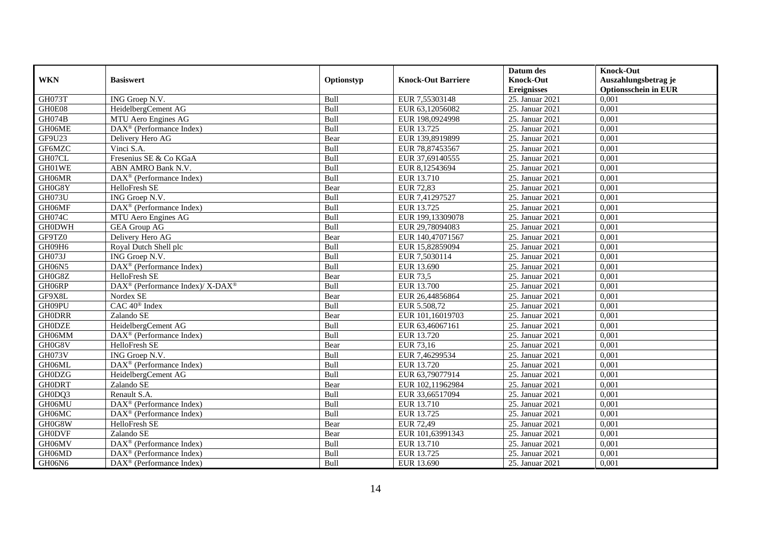| WKN | Basiswert | Optionstyp | Knock-Out Barriere | Datum des Knock-Out Ereignisses | Knock-Out Auszahlungsbetrag je Optionsschein in EUR |
|---|---|---|---|---|---|
| GH073T | ING Groep N.V. | Bull | EUR 7,55303148 | 25. Januar 2021 | 0,001 |
| GH0E08 | HeidelbergCement AG | Bull | EUR 63,12056082 | 25. Januar 2021 | 0,001 |
| GH074B | MTU Aero Engines AG | Bull | EUR 198,0924998 | 25. Januar 2021 | 0,001 |
| GH06ME | DAX® (Performance Index) | Bull | EUR 13.725 | 25. Januar 2021 | 0,001 |
| GF9U23 | Delivery Hero AG | Bear | EUR 139,8919899 | 25. Januar 2021 | 0,001 |
| GF6MZC | Vinci S.A. | Bull | EUR 78,87453567 | 25. Januar 2021 | 0,001 |
| GH07CL | Fresenius SE & Co KGaA | Bull | EUR 37,69140555 | 25. Januar 2021 | 0,001 |
| GH01WE | ABN AMRO Bank N.V. | Bull | EUR 8,12543694 | 25. Januar 2021 | 0,001 |
| GH06MR | DAX® (Performance Index) | Bull | EUR 13.710 | 25. Januar 2021 | 0,001 |
| GH0G8Y | HelloFresh SE | Bear | EUR 72,83 | 25. Januar 2021 | 0,001 |
| GH073U | ING Groep N.V. | Bull | EUR 7,41297527 | 25. Januar 2021 | 0,001 |
| GH06MF | DAX® (Performance Index) | Bull | EUR 13.725 | 25. Januar 2021 | 0,001 |
| GH074C | MTU Aero Engines AG | Bull | EUR 199,13309078 | 25. Januar 2021 | 0,001 |
| GH0DWH | GEA Group AG | Bull | EUR 29,78094083 | 25. Januar 2021 | 0,001 |
| GF9TZ0 | Delivery Hero AG | Bear | EUR 140,47071567 | 25. Januar 2021 | 0,001 |
| GH09H6 | Royal Dutch Shell plc | Bull | EUR 15,82859094 | 25. Januar 2021 | 0,001 |
| GH073J | ING Groep N.V. | Bull | EUR 7,5030114 | 25. Januar 2021 | 0,001 |
| GH06N5 | DAX® (Performance Index) | Bull | EUR 13.690 | 25. Januar 2021 | 0,001 |
| GH0G8Z | HelloFresh SE | Bear | EUR 73,5 | 25. Januar 2021 | 0,001 |
| GH06RP | DAX® (Performance Index)/ X-DAX® | Bull | EUR 13.700 | 25. Januar 2021 | 0,001 |
| GF9X8L | Nordex SE | Bear | EUR 26,44856864 | 25. Januar 2021 | 0,001 |
| GH09PU | CAC 40® Index | Bull | EUR 5.508,72 | 25. Januar 2021 | 0,001 |
| GH0DRR | Zalando SE | Bear | EUR 101,16019703 | 25. Januar 2021 | 0,001 |
| GH0DZE | HeidelbergCement AG | Bull | EUR 63,46067161 | 25. Januar 2021 | 0,001 |
| GH06MM | DAX® (Performance Index) | Bull | EUR 13.720 | 25. Januar 2021 | 0,001 |
| GH0G8V | HelloFresh SE | Bear | EUR 73,16 | 25. Januar 2021 | 0,001 |
| GH073V | ING Groep N.V. | Bull | EUR 7,46299534 | 25. Januar 2021 | 0,001 |
| GH06ML | DAX® (Performance Index) | Bull | EUR 13.720 | 25. Januar 2021 | 0,001 |
| GH0DZG | HeidelbergCement AG | Bull | EUR 63,79077914 | 25. Januar 2021 | 0,001 |
| GH0DRT | Zalando SE | Bear | EUR 102,11962984 | 25. Januar 2021 | 0,001 |
| GH0DQ3 | Renault S.A. | Bull | EUR 33,66517094 | 25. Januar 2021 | 0,001 |
| GH06MU | DAX® (Performance Index) | Bull | EUR 13.710 | 25. Januar 2021 | 0,001 |
| GH06MC | DAX® (Performance Index) | Bull | EUR 13.725 | 25. Januar 2021 | 0,001 |
| GH0G8W | HelloFresh SE | Bear | EUR 72,49 | 25. Januar 2021 | 0,001 |
| GH0DVF | Zalando SE | Bear | EUR 101,63991343 | 25. Januar 2021 | 0,001 |
| GH06MV | DAX® (Performance Index) | Bull | EUR 13.710 | 25. Januar 2021 | 0,001 |
| GH06MD | DAX® (Performance Index) | Bull | EUR 13.725 | 25. Januar 2021 | 0,001 |
| GH06N6 | DAX® (Performance Index) | Bull | EUR 13.690 | 25. Januar 2021 | 0,001 |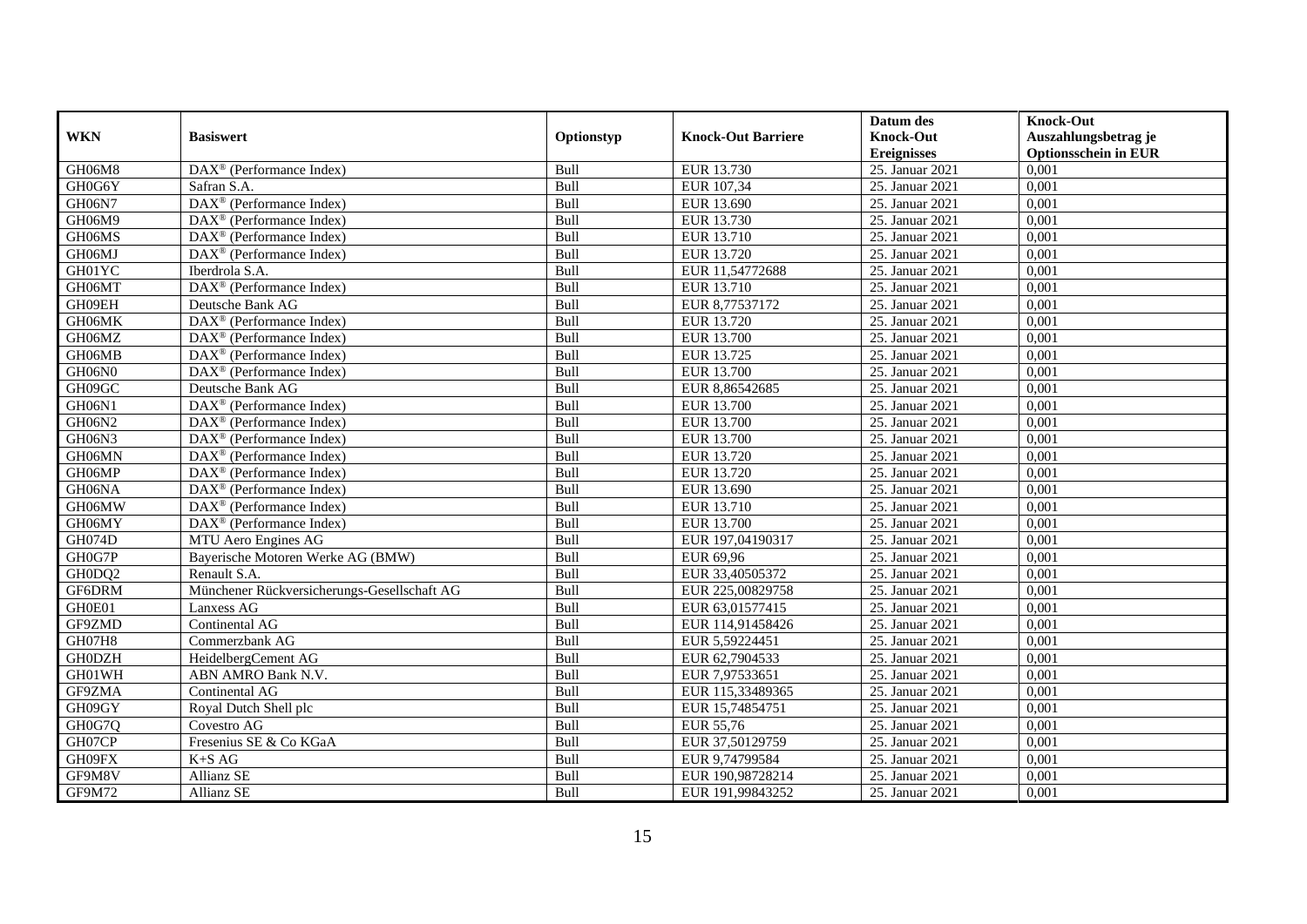| WKN | Basiswert | Optionstyp | Knock-Out Barriere | Datum des Knock-Out Ereignisses | Knock-Out Auszahlungsbetrag je Optionsschein in EUR |
|---|---|---|---|---|---|
| GH06M8 | DAX® (Performance Index) | Bull | EUR 13.730 | 25. Januar 2021 | 0,001 |
| GH0G6Y | Safran S.A. | Bull | EUR 107,34 | 25. Januar 2021 | 0,001 |
| GH06N7 | DAX® (Performance Index) | Bull | EUR 13.690 | 25. Januar 2021 | 0,001 |
| GH06M9 | DAX® (Performance Index) | Bull | EUR 13.730 | 25. Januar 2021 | 0,001 |
| GH06MS | DAX® (Performance Index) | Bull | EUR 13.710 | 25. Januar 2021 | 0,001 |
| GH06MJ | DAX® (Performance Index) | Bull | EUR 13.720 | 25. Januar 2021 | 0,001 |
| GH01YC | Iberdrola S.A. | Bull | EUR 11,54772688 | 25. Januar 2021 | 0,001 |
| GH06MT | DAX® (Performance Index) | Bull | EUR 13.710 | 25. Januar 2021 | 0,001 |
| GH09EH | Deutsche Bank AG | Bull | EUR 8,77537172 | 25. Januar 2021 | 0,001 |
| GH06MK | DAX® (Performance Index) | Bull | EUR 13.720 | 25. Januar 2021 | 0,001 |
| GH06MZ | DAX® (Performance Index) | Bull | EUR 13.700 | 25. Januar 2021 | 0,001 |
| GH06MB | DAX® (Performance Index) | Bull | EUR 13.725 | 25. Januar 2021 | 0,001 |
| GH06N0 | DAX® (Performance Index) | Bull | EUR 13.700 | 25. Januar 2021 | 0,001 |
| GH09GC | Deutsche Bank AG | Bull | EUR 8,86542685 | 25. Januar 2021 | 0,001 |
| GH06N1 | DAX® (Performance Index) | Bull | EUR 13.700 | 25. Januar 2021 | 0,001 |
| GH06N2 | DAX® (Performance Index) | Bull | EUR 13.700 | 25. Januar 2021 | 0,001 |
| GH06N3 | DAX® (Performance Index) | Bull | EUR 13.700 | 25. Januar 2021 | 0,001 |
| GH06MN | DAX® (Performance Index) | Bull | EUR 13.720 | 25. Januar 2021 | 0,001 |
| GH06MP | DAX® (Performance Index) | Bull | EUR 13.720 | 25. Januar 2021 | 0,001 |
| GH06NA | DAX® (Performance Index) | Bull | EUR 13.690 | 25. Januar 2021 | 0,001 |
| GH06MW | DAX® (Performance Index) | Bull | EUR 13.710 | 25. Januar 2021 | 0,001 |
| GH06MY | DAX® (Performance Index) | Bull | EUR 13.700 | 25. Januar 2021 | 0,001 |
| GH074D | MTU Aero Engines AG | Bull | EUR 197,04190317 | 25. Januar 2021 | 0,001 |
| GH0G7P | Bayerische Motoren Werke AG (BMW) | Bull | EUR 69,96 | 25. Januar 2021 | 0,001 |
| GH0DQ2 | Renault S.A. | Bull | EUR 33,40505372 | 25. Januar 2021 | 0,001 |
| GF6DRM | Münchener Rückversicherungs-Gesellschaft AG | Bull | EUR 225,00829758 | 25. Januar 2021 | 0,001 |
| GH0E01 | Lanxess AG | Bull | EUR 63,01577415 | 25. Januar 2021 | 0,001 |
| GF9ZMD | Continental AG | Bull | EUR 114,91458426 | 25. Januar 2021 | 0,001 |
| GH07H8 | Commerzbank AG | Bull | EUR 5,59224451 | 25. Januar 2021 | 0,001 |
| GH0DZH | HeidelbergCement AG | Bull | EUR 62,7904533 | 25. Januar 2021 | 0,001 |
| GH01WH | ABN AMRO Bank N.V. | Bull | EUR 7,97533651 | 25. Januar 2021 | 0,001 |
| GF9ZMA | Continental AG | Bull | EUR 115,33489365 | 25. Januar 2021 | 0,001 |
| GH09GY | Royal Dutch Shell plc | Bull | EUR 15,74854751 | 25. Januar 2021 | 0,001 |
| GH0G7Q | Covestro AG | Bull | EUR 55,76 | 25. Januar 2021 | 0,001 |
| GH07CP | Fresenius SE & Co KGaA | Bull | EUR 37,50129759 | 25. Januar 2021 | 0,001 |
| GH09FX | K+S AG | Bull | EUR 9,74799584 | 25. Januar 2021 | 0,001 |
| GF9M8V | Allianz SE | Bull | EUR 190,98728214 | 25. Januar 2021 | 0,001 |
| GF9M72 | Allianz SE | Bull | EUR 191,99843252 | 25. Januar 2021 | 0,001 |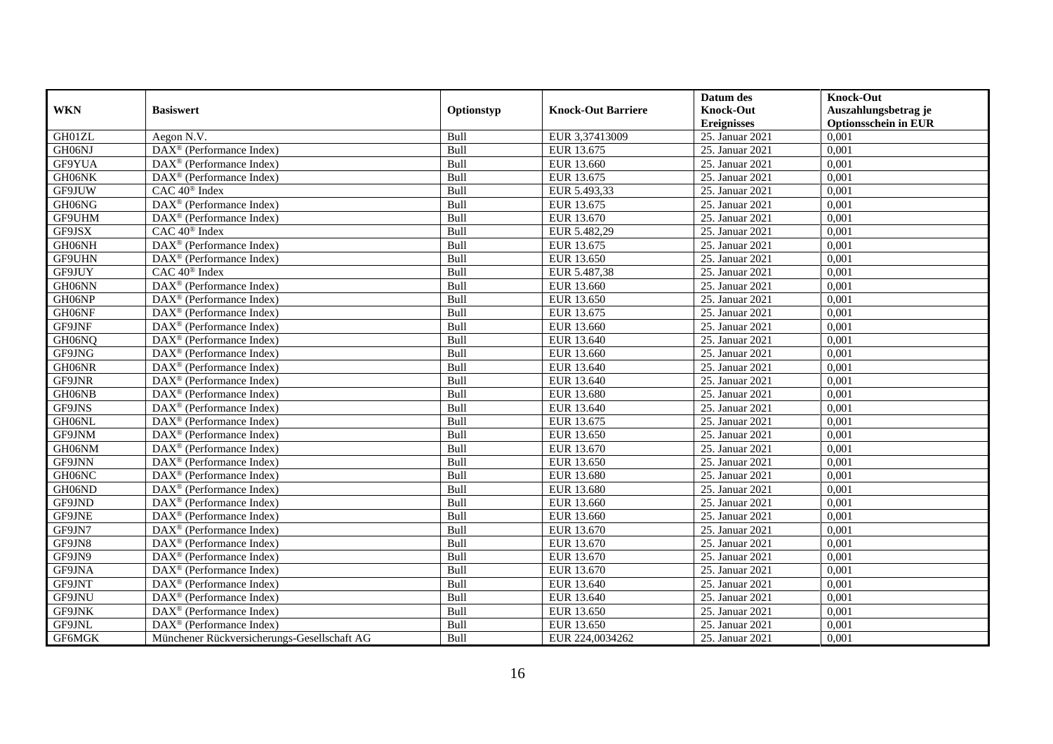| WKN | Basiswert | Optionstyp | Knock-Out Barriere | Datum des Knock-Out Ereignisses | Knock-Out Auszahlungsbetrag je Optionsschein in EUR |
|---|---|---|---|---|---|
| GH01ZL | Aegon N.V. | Bull | EUR 3,37413009 | 25. Januar 2021 | 0,001 |
| GH06NJ | DAX® (Performance Index) | Bull | EUR 13.675 | 25. Januar 2021 | 0,001 |
| GF9YUA | DAX® (Performance Index) | Bull | EUR 13.660 | 25. Januar 2021 | 0,001 |
| GH06NK | DAX® (Performance Index) | Bull | EUR 13.675 | 25. Januar 2021 | 0,001 |
| GF9JUW | CAC 40® Index | Bull | EUR 5.493,33 | 25. Januar 2021 | 0,001 |
| GH06NG | DAX® (Performance Index) | Bull | EUR 13.675 | 25. Januar 2021 | 0,001 |
| GF9UHM | DAX® (Performance Index) | Bull | EUR 13.670 | 25. Januar 2021 | 0,001 |
| GF9JSX | CAC 40® Index | Bull | EUR 5.482,29 | 25. Januar 2021 | 0,001 |
| GH06NH | DAX® (Performance Index) | Bull | EUR 13.675 | 25. Januar 2021 | 0,001 |
| GF9UHN | DAX® (Performance Index) | Bull | EUR 13.650 | 25. Januar 2021 | 0,001 |
| GF9JUY | CAC 40® Index | Bull | EUR 5.487,38 | 25. Januar 2021 | 0,001 |
| GH06NN | DAX® (Performance Index) | Bull | EUR 13.660 | 25. Januar 2021 | 0,001 |
| GH06NP | DAX® (Performance Index) | Bull | EUR 13.650 | 25. Januar 2021 | 0,001 |
| GH06NF | DAX® (Performance Index) | Bull | EUR 13.675 | 25. Januar 2021 | 0,001 |
| GF9JNF | DAX® (Performance Index) | Bull | EUR 13.660 | 25. Januar 2021 | 0,001 |
| GH06NQ | DAX® (Performance Index) | Bull | EUR 13.640 | 25. Januar 2021 | 0,001 |
| GF9JNG | DAX® (Performance Index) | Bull | EUR 13.660 | 25. Januar 2021 | 0,001 |
| GH06NR | DAX® (Performance Index) | Bull | EUR 13.640 | 25. Januar 2021 | 0,001 |
| GF9JNR | DAX® (Performance Index) | Bull | EUR 13.640 | 25. Januar 2021 | 0,001 |
| GH06NB | DAX® (Performance Index) | Bull | EUR 13.680 | 25. Januar 2021 | 0,001 |
| GF9JNS | DAX® (Performance Index) | Bull | EUR 13.640 | 25. Januar 2021 | 0,001 |
| GH06NL | DAX® (Performance Index) | Bull | EUR 13.675 | 25. Januar 2021 | 0,001 |
| GF9JNM | DAX® (Performance Index) | Bull | EUR 13.650 | 25. Januar 2021 | 0,001 |
| GH06NM | DAX® (Performance Index) | Bull | EUR 13.670 | 25. Januar 2021 | 0,001 |
| GF9JNN | DAX® (Performance Index) | Bull | EUR 13.650 | 25. Januar 2021 | 0,001 |
| GH06NC | DAX® (Performance Index) | Bull | EUR 13.680 | 25. Januar 2021 | 0,001 |
| GH06ND | DAX® (Performance Index) | Bull | EUR 13.680 | 25. Januar 2021 | 0,001 |
| GF9JND | DAX® (Performance Index) | Bull | EUR 13.660 | 25. Januar 2021 | 0,001 |
| GF9JNE | DAX® (Performance Index) | Bull | EUR 13.660 | 25. Januar 2021 | 0,001 |
| GF9JN7 | DAX® (Performance Index) | Bull | EUR 13.670 | 25. Januar 2021 | 0,001 |
| GF9JN8 | DAX® (Performance Index) | Bull | EUR 13.670 | 25. Januar 2021 | 0,001 |
| GF9JN9 | DAX® (Performance Index) | Bull | EUR 13.670 | 25. Januar 2021 | 0,001 |
| GF9JNA | DAX® (Performance Index) | Bull | EUR 13.670 | 25. Januar 2021 | 0,001 |
| GF9JNT | DAX® (Performance Index) | Bull | EUR 13.640 | 25. Januar 2021 | 0,001 |
| GF9JNU | DAX® (Performance Index) | Bull | EUR 13.640 | 25. Januar 2021 | 0,001 |
| GF9JNK | DAX® (Performance Index) | Bull | EUR 13.650 | 25. Januar 2021 | 0,001 |
| GF9JNL | DAX® (Performance Index) | Bull | EUR 13.650 | 25. Januar 2021 | 0,001 |
| GF6MGK | Münchener Rückversicherungs-Gesellschaft AG | Bull | EUR 224,0034262 | 25. Januar 2021 | 0,001 |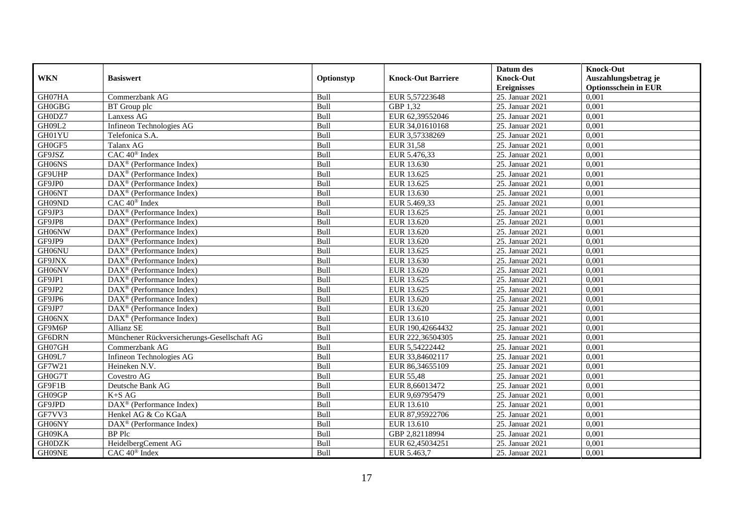| WKN | Basiswert | Optionstyp | Knock-Out Barriere | Datum des Knock-Out Ereignisses | Knock-Out Auszahlungsbetrag je Optionsschein in EUR |
|---|---|---|---|---|---|
| GH07HA | Commerzbank AG | Bull | EUR 5,57223648 | 25. Januar 2021 | 0,001 |
| GH0GBG | BT Group plc | Bull | GBP 1,32 | 25. Januar 2021 | 0,001 |
| GH0DZ7 | Lanxess AG | Bull | EUR 62,39552046 | 25. Januar 2021 | 0,001 |
| GH09L2 | Infineon Technologies AG | Bull | EUR 34,01610168 | 25. Januar 2021 | 0,001 |
| GH01YU | Telefonica S.A. | Bull | EUR 3,57338269 | 25. Januar 2021 | 0,001 |
| GH0GF5 | Talanx AG | Bull | EUR 31,58 | 25. Januar 2021 | 0,001 |
| GF9JSZ | CAC 40® Index | Bull | EUR 5.476,33 | 25. Januar 2021 | 0,001 |
| GH06NS | DAX® (Performance Index) | Bull | EUR 13.630 | 25. Januar 2021 | 0,001 |
| GF9UHP | DAX® (Performance Index) | Bull | EUR 13.625 | 25. Januar 2021 | 0,001 |
| GF9JP0 | DAX® (Performance Index) | Bull | EUR 13.625 | 25. Januar 2021 | 0,001 |
| GH06NT | DAX® (Performance Index) | Bull | EUR 13.630 | 25. Januar 2021 | 0,001 |
| GH09ND | CAC 40® Index | Bull | EUR 5.469,33 | 25. Januar 2021 | 0,001 |
| GF9JP3 | DAX® (Performance Index) | Bull | EUR 13.625 | 25. Januar 2021 | 0,001 |
| GF9JP8 | DAX® (Performance Index) | Bull | EUR 13.620 | 25. Januar 2021 | 0,001 |
| GH06NW | DAX® (Performance Index) | Bull | EUR 13.620 | 25. Januar 2021 | 0,001 |
| GF9JP9 | DAX® (Performance Index) | Bull | EUR 13.620 | 25. Januar 2021 | 0,001 |
| GH06NU | DAX® (Performance Index) | Bull | EUR 13.625 | 25. Januar 2021 | 0,001 |
| GF9JNX | DAX® (Performance Index) | Bull | EUR 13.630 | 25. Januar 2021 | 0,001 |
| GH06NV | DAX® (Performance Index) | Bull | EUR 13.620 | 25. Januar 2021 | 0,001 |
| GF9JP1 | DAX® (Performance Index) | Bull | EUR 13.625 | 25. Januar 2021 | 0,001 |
| GF9JP2 | DAX® (Performance Index) | Bull | EUR 13.625 | 25. Januar 2021 | 0,001 |
| GF9JP6 | DAX® (Performance Index) | Bull | EUR 13.620 | 25. Januar 2021 | 0,001 |
| GF9JP7 | DAX® (Performance Index) | Bull | EUR 13.620 | 25. Januar 2021 | 0,001 |
| GH06NX | DAX® (Performance Index) | Bull | EUR 13.610 | 25. Januar 2021 | 0,001 |
| GF9M6P | Allianz SE | Bull | EUR 190,42664432 | 25. Januar 2021 | 0,001 |
| GF6DRN | Münchener Rückversicherungs-Gesellschaft AG | Bull | EUR 222,36504305 | 25. Januar 2021 | 0,001 |
| GH07GH | Commerzbank AG | Bull | EUR 5,54222442 | 25. Januar 2021 | 0,001 |
| GH09L7 | Infineon Technologies AG | Bull | EUR 33,84602117 | 25. Januar 2021 | 0,001 |
| GF7W21 | Heineken N.V. | Bull | EUR 86,34655109 | 25. Januar 2021 | 0,001 |
| GH0G7T | Covestro AG | Bull | EUR 55,48 | 25. Januar 2021 | 0,001 |
| GF9F1B | Deutsche Bank AG | Bull | EUR 8,66013472 | 25. Januar 2021 | 0,001 |
| GH09GP | K+S AG | Bull | EUR 9,69795479 | 25. Januar 2021 | 0,001 |
| GF9JPD | DAX® (Performance Index) | Bull | EUR 13.610 | 25. Januar 2021 | 0,001 |
| GF7VV3 | Henkel AG & Co KGaA | Bull | EUR 87,95922706 | 25. Januar 2021 | 0,001 |
| GH06NY | DAX® (Performance Index) | Bull | EUR 13.610 | 25. Januar 2021 | 0,001 |
| GH09KA | BP Plc | Bull | GBP 2,82118994 | 25. Januar 2021 | 0,001 |
| GH0DZK | HeidelbergCement AG | Bull | EUR 62,45034251 | 25. Januar 2021 | 0,001 |
| GH09NE | CAC 40® Index | Bull | EUR 5.463,7 | 25. Januar 2021 | 0,001 |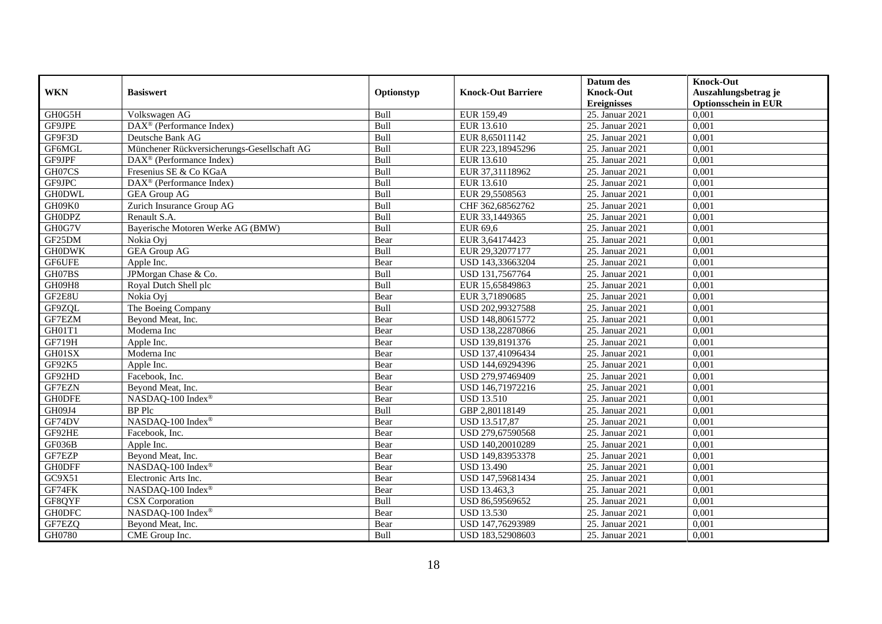| WKN | Basiswert | Optionstyp | Knock-Out Barriere | Datum des Knock-Out Ereignisses | Knock-Out Auszahlungsbetrag je Optionsschein in EUR |
|---|---|---|---|---|---|
| GH0G5H | Volkswagen AG | Bull | EUR 159,49 | 25. Januar 2021 | 0,001 |
| GF9JPE | DAX® (Performance Index) | Bull | EUR 13.610 | 25. Januar 2021 | 0,001 |
| GF9F3D | Deutsche Bank AG | Bull | EUR 8,65011142 | 25. Januar 2021 | 0,001 |
| GF6MGL | Münchener Rückversicherungs-Gesellschaft AG | Bull | EUR 223,18945296 | 25. Januar 2021 | 0,001 |
| GF9JPF | DAX® (Performance Index) | Bull | EUR 13.610 | 25. Januar 2021 | 0,001 |
| GH07CS | Fresenius SE & Co KGaA | Bull | EUR 37,31118962 | 25. Januar 2021 | 0,001 |
| GF9JPC | DAX® (Performance Index) | Bull | EUR 13.610 | 25. Januar 2021 | 0,001 |
| GH0DWL | GEA Group AG | Bull | EUR 29,5508563 | 25. Januar 2021 | 0,001 |
| GH09K0 | Zurich Insurance Group AG | Bull | CHF 362,68562762 | 25. Januar 2021 | 0,001 |
| GH0DPZ | Renault S.A. | Bull | EUR 33,1449365 | 25. Januar 2021 | 0,001 |
| GH0G7V | Bayerische Motoren Werke AG (BMW) | Bull | EUR 69,6 | 25. Januar 2021 | 0,001 |
| GF25DM | Nokia Oyj | Bear | EUR 3,64174423 | 25. Januar 2021 | 0,001 |
| GH0DWK | GEA Group AG | Bull | EUR 29,32077177 | 25. Januar 2021 | 0,001 |
| GF6UFE | Apple Inc. | Bear | USD 143,33663204 | 25. Januar 2021 | 0,001 |
| GH07BS | JPMorgan Chase & Co. | Bull | USD 131,7567764 | 25. Januar 2021 | 0,001 |
| GH09H8 | Royal Dutch Shell plc | Bull | EUR 15,65849863 | 25. Januar 2021 | 0,001 |
| GF2E8U | Nokia Oyj | Bear | EUR 3,71890685 | 25. Januar 2021 | 0,001 |
| GF9ZQL | The Boeing Company | Bull | USD 202,99327588 | 25. Januar 2021 | 0,001 |
| GF7EZM | Beyond Meat, Inc. | Bear | USD 148,80615772 | 25. Januar 2021 | 0,001 |
| GH01T1 | Moderna Inc | Bear | USD 138,22870866 | 25. Januar 2021 | 0,001 |
| GF719H | Apple Inc. | Bear | USD 139,8191376 | 25. Januar 2021 | 0,001 |
| GH01SX | Moderna Inc | Bear | USD 137,41096434 | 25. Januar 2021 | 0,001 |
| GF92K5 | Apple Inc. | Bear | USD 144,69294396 | 25. Januar 2021 | 0,001 |
| GF92HD | Facebook, Inc. | Bear | USD 279,97469409 | 25. Januar 2021 | 0,001 |
| GF7EZN | Beyond Meat, Inc. | Bear | USD 146,71972216 | 25. Januar 2021 | 0,001 |
| GH0DFE | NASDAQ-100 Index® | Bear | USD 13.510 | 25. Januar 2021 | 0,001 |
| GH09J4 | BP Plc | Bull | GBP 2,80118149 | 25. Januar 2021 | 0,001 |
| GF74DV | NASDAQ-100 Index® | Bear | USD 13.517,87 | 25. Januar 2021 | 0,001 |
| GF92HE | Facebook, Inc. | Bear | USD 279,67590568 | 25. Januar 2021 | 0,001 |
| GF036B | Apple Inc. | Bear | USD 140,20010289 | 25. Januar 2021 | 0,001 |
| GF7EZP | Beyond Meat, Inc. | Bear | USD 149,83953378 | 25. Januar 2021 | 0,001 |
| GH0DFF | NASDAQ-100 Index® | Bear | USD 13.490 | 25. Januar 2021 | 0,001 |
| GC9X51 | Electronic Arts Inc. | Bear | USD 147,59681434 | 25. Januar 2021 | 0,001 |
| GF74FK | NASDAQ-100 Index® | Bear | USD 13.463,3 | 25. Januar 2021 | 0,001 |
| GF8QYF | CSX Corporation | Bull | USD 86,59569652 | 25. Januar 2021 | 0,001 |
| GH0DFC | NASDAQ-100 Index® | Bear | USD 13.530 | 25. Januar 2021 | 0,001 |
| GF7EZQ | Beyond Meat, Inc. | Bear | USD 147,76293989 | 25. Januar 2021 | 0,001 |
| GH0780 | CME Group Inc. | Bull | USD 183,52908603 | 25. Januar 2021 | 0,001 |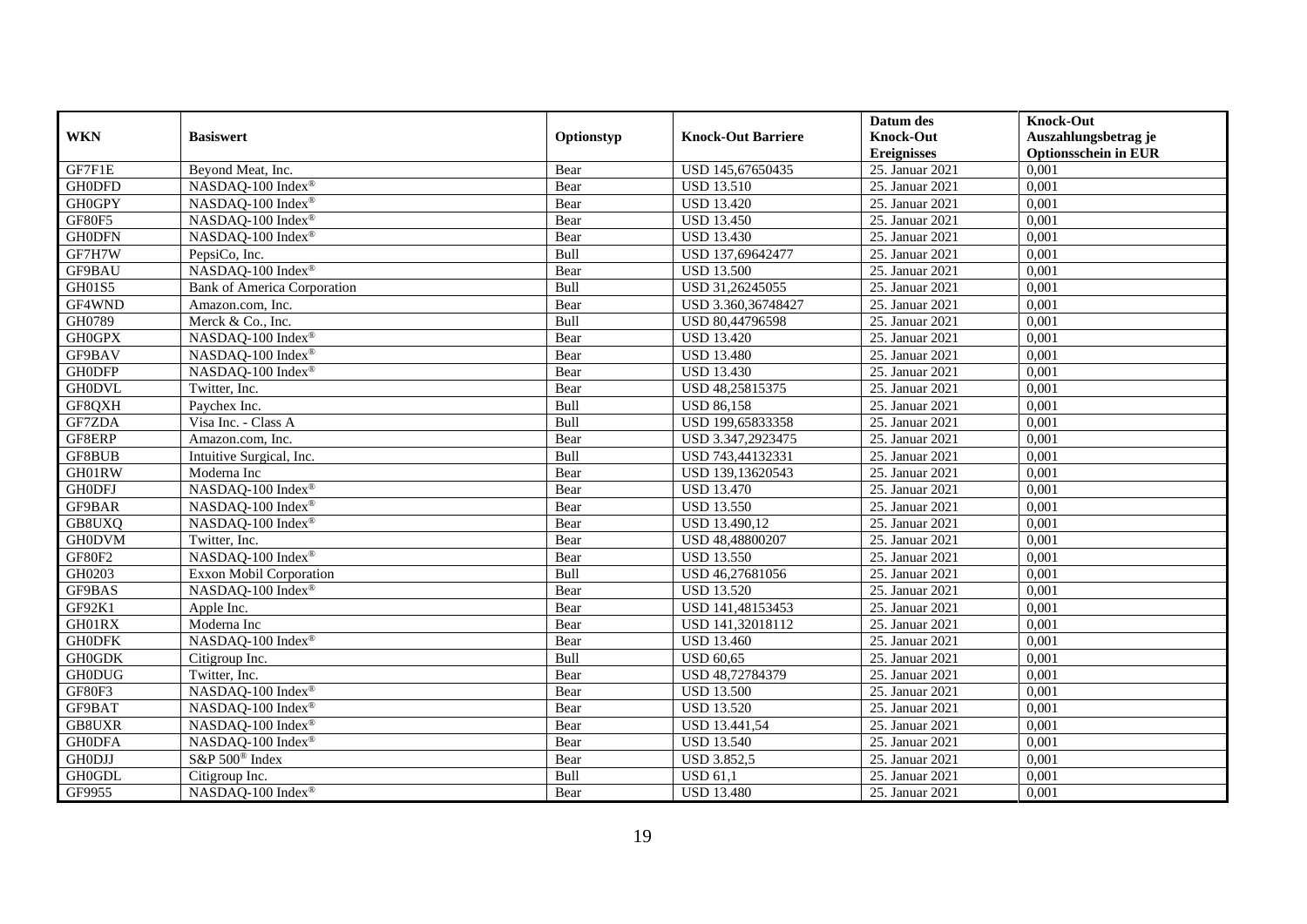| WKN | Basiswert | Optionstyp | Knock-Out Barriere | Datum des Knock-Out Ereignisses | Knock-Out Auszahlungsbetrag je Optionsschein in EUR |
|---|---|---|---|---|---|
| GF7F1E | Beyond Meat, Inc. | Bear | USD 145,67650435 | 25. Januar 2021 | 0,001 |
| GH0DFD | NASDAQ-100 Index® | Bear | USD 13.510 | 25. Januar 2021 | 0,001 |
| GH0GPY | NASDAQ-100 Index® | Bear | USD 13.420 | 25. Januar 2021 | 0,001 |
| GF80F5 | NASDAQ-100 Index® | Bear | USD 13.450 | 25. Januar 2021 | 0,001 |
| GH0DFN | NASDAQ-100 Index® | Bear | USD 13.430 | 25. Januar 2021 | 0,001 |
| GF7H7W | PepsiCo, Inc. | Bull | USD 137,69642477 | 25. Januar 2021 | 0,001 |
| GF9BAU | NASDAQ-100 Index® | Bear | USD 13.500 | 25. Januar 2021 | 0,001 |
| GH01S5 | Bank of America Corporation | Bull | USD 31,26245055 | 25. Januar 2021 | 0,001 |
| GF4WND | Amazon.com, Inc. | Bear | USD 3.360,36748427 | 25. Januar 2021 | 0,001 |
| GH0789 | Merck & Co., Inc. | Bull | USD 80,44796598 | 25. Januar 2021 | 0,001 |
| GH0GPX | NASDAQ-100 Index® | Bear | USD 13.420 | 25. Januar 2021 | 0,001 |
| GF9BAV | NASDAQ-100 Index® | Bear | USD 13.480 | 25. Januar 2021 | 0,001 |
| GH0DFP | NASDAQ-100 Index® | Bear | USD 13.430 | 25. Januar 2021 | 0,001 |
| GH0DVL | Twitter, Inc. | Bear | USD 48,25815375 | 25. Januar 2021 | 0,001 |
| GF8QXH | Paychex Inc. | Bull | USD 86,158 | 25. Januar 2021 | 0,001 |
| GF7ZDA | Visa Inc. - Class A | Bull | USD 199,65833358 | 25. Januar 2021 | 0,001 |
| GF8ERP | Amazon.com, Inc. | Bear | USD 3.347,2923475 | 25. Januar 2021 | 0,001 |
| GF8BUB | Intuitive Surgical, Inc. | Bull | USD 743,44132331 | 25. Januar 2021 | 0,001 |
| GH01RW | Moderna Inc | Bear | USD 139,13620543 | 25. Januar 2021 | 0,001 |
| GH0DFJ | NASDAQ-100 Index® | Bear | USD 13.470 | 25. Januar 2021 | 0,001 |
| GF9BAR | NASDAQ-100 Index® | Bear | USD 13.550 | 25. Januar 2021 | 0,001 |
| GB8UXQ | NASDAQ-100 Index® | Bear | USD 13.490,12 | 25. Januar 2021 | 0,001 |
| GH0DVM | Twitter, Inc. | Bear | USD 48,48800207 | 25. Januar 2021 | 0,001 |
| GF80F2 | NASDAQ-100 Index® | Bear | USD 13.550 | 25. Januar 2021 | 0,001 |
| GH0203 | Exxon Mobil Corporation | Bull | USD 46,27681056 | 25. Januar 2021 | 0,001 |
| GF9BAS | NASDAQ-100 Index® | Bear | USD 13.520 | 25. Januar 2021 | 0,001 |
| GF92K1 | Apple Inc. | Bear | USD 141,48153453 | 25. Januar 2021 | 0,001 |
| GH01RX | Moderna Inc | Bear | USD 141,32018112 | 25. Januar 2021 | 0,001 |
| GH0DFK | NASDAQ-100 Index® | Bear | USD 13.460 | 25. Januar 2021 | 0,001 |
| GH0GDK | Citigroup Inc. | Bull | USD 60,65 | 25. Januar 2021 | 0,001 |
| GH0DUG | Twitter, Inc. | Bear | USD 48,72784379 | 25. Januar 2021 | 0,001 |
| GF80F3 | NASDAQ-100 Index® | Bear | USD 13.500 | 25. Januar 2021 | 0,001 |
| GF9BAT | NASDAQ-100 Index® | Bear | USD 13.520 | 25. Januar 2021 | 0,001 |
| GB8UXR | NASDAQ-100 Index® | Bear | USD 13.441,54 | 25. Januar 2021 | 0,001 |
| GH0DFA | NASDAQ-100 Index® | Bear | USD 13.540 | 25. Januar 2021 | 0,001 |
| GH0DJJ | S&P 500® Index | Bear | USD 3.852,5 | 25. Januar 2021 | 0,001 |
| GH0GDL | Citigroup Inc. | Bull | USD 61,1 | 25. Januar 2021 | 0,001 |
| GF9955 | NASDAQ-100 Index® | Bear | USD 13.480 | 25. Januar 2021 | 0,001 |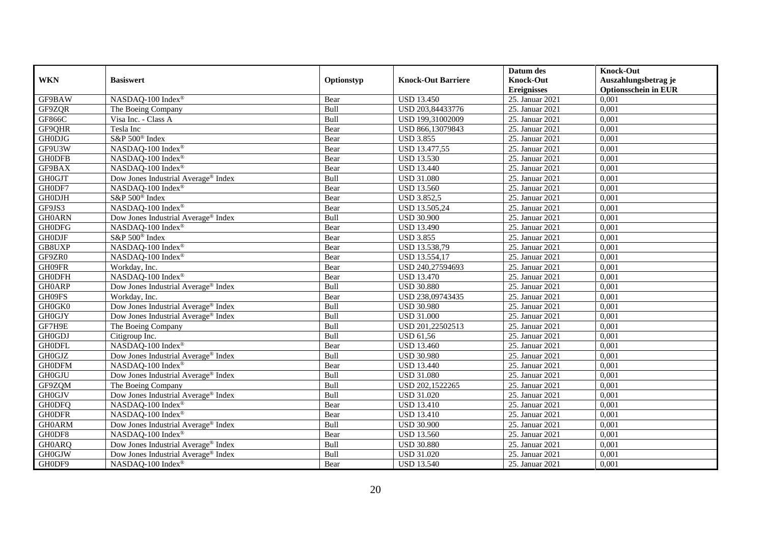| WKN | Basiswert | Optionstyp | Knock-Out Barriere | Datum des Knock-Out Ereignisses | Knock-Out Auszahlungsbetrag je Optionsschein in EUR |
|---|---|---|---|---|---|
| GF9BAW | NASDAQ-100 Index® | Bear | USD 13.450 | 25. Januar 2021 | 0,001 |
| GF9ZQR | The Boeing Company | Bull | USD 203,84433776 | 25. Januar 2021 | 0,001 |
| GF866C | Visa Inc. - Class A | Bull | USD 199,31002009 | 25. Januar 2021 | 0,001 |
| GF9QHR | Tesla Inc | Bear | USD 866,13079843 | 25. Januar 2021 | 0,001 |
| GH0DJG | S&P 500® Index | Bear | USD 3.855 | 25. Januar 2021 | 0,001 |
| GF9U3W | NASDAQ-100 Index® | Bear | USD 13.477,55 | 25. Januar 2021 | 0,001 |
| GH0DFB | NASDAQ-100 Index® | Bear | USD 13.530 | 25. Januar 2021 | 0,001 |
| GF9BAX | NASDAQ-100 Index® | Bear | USD 13.440 | 25. Januar 2021 | 0,001 |
| GH0GJT | Dow Jones Industrial Average® Index | Bull | USD 31.080 | 25. Januar 2021 | 0,001 |
| GH0DF7 | NASDAQ-100 Index® | Bear | USD 13.560 | 25. Januar 2021 | 0,001 |
| GH0DJH | S&P 500® Index | Bear | USD 3.852,5 | 25. Januar 2021 | 0,001 |
| GF9JS3 | NASDAQ-100 Index® | Bear | USD 13.505,24 | 25. Januar 2021 | 0,001 |
| GH0ARN | Dow Jones Industrial Average® Index | Bull | USD 30.900 | 25. Januar 2021 | 0,001 |
| GH0DFG | NASDAQ-100 Index® | Bear | USD 13.490 | 25. Januar 2021 | 0,001 |
| GH0DJF | S&P 500® Index | Bear | USD 3.855 | 25. Januar 2021 | 0,001 |
| GB8UXP | NASDAQ-100 Index® | Bear | USD 13.538,79 | 25. Januar 2021 | 0,001 |
| GF9ZR0 | NASDAQ-100 Index® | Bear | USD 13.554,17 | 25. Januar 2021 | 0,001 |
| GH09FR | Workday, Inc. | Bear | USD 240,27594693 | 25. Januar 2021 | 0,001 |
| GH0DFH | NASDAQ-100 Index® | Bear | USD 13.470 | 25. Januar 2021 | 0,001 |
| GH0ARP | Dow Jones Industrial Average® Index | Bull | USD 30.880 | 25. Januar 2021 | 0,001 |
| GH09FS | Workday, Inc. | Bear | USD 238,09743435 | 25. Januar 2021 | 0,001 |
| GH0GK0 | Dow Jones Industrial Average® Index | Bull | USD 30.980 | 25. Januar 2021 | 0,001 |
| GH0GJY | Dow Jones Industrial Average® Index | Bull | USD 31.000 | 25. Januar 2021 | 0,001 |
| GF7H9E | The Boeing Company | Bull | USD 201,22502513 | 25. Januar 2021 | 0,001 |
| GH0GDJ | Citigroup Inc. | Bull | USD 61,56 | 25. Januar 2021 | 0,001 |
| GH0DFL | NASDAQ-100 Index® | Bear | USD 13.460 | 25. Januar 2021 | 0,001 |
| GH0GJZ | Dow Jones Industrial Average® Index | Bull | USD 30.980 | 25. Januar 2021 | 0,001 |
| GH0DFM | NASDAQ-100 Index® | Bear | USD 13.440 | 25. Januar 2021 | 0,001 |
| GH0GJU | Dow Jones Industrial Average® Index | Bull | USD 31.080 | 25. Januar 2021 | 0,001 |
| GF9ZQM | The Boeing Company | Bull | USD 202,1522265 | 25. Januar 2021 | 0,001 |
| GH0GJV | Dow Jones Industrial Average® Index | Bull | USD 31.020 | 25. Januar 2021 | 0,001 |
| GH0DFQ | NASDAQ-100 Index® | Bear | USD 13.410 | 25. Januar 2021 | 0,001 |
| GH0DFR | NASDAQ-100 Index® | Bear | USD 13.410 | 25. Januar 2021 | 0,001 |
| GH0ARM | Dow Jones Industrial Average® Index | Bull | USD 30.900 | 25. Januar 2021 | 0,001 |
| GH0DF8 | NASDAQ-100 Index® | Bear | USD 13.560 | 25. Januar 2021 | 0,001 |
| GH0ARQ | Dow Jones Industrial Average® Index | Bull | USD 30.880 | 25. Januar 2021 | 0,001 |
| GH0GJW | Dow Jones Industrial Average® Index | Bull | USD 31.020 | 25. Januar 2021 | 0,001 |
| GH0DF9 | NASDAQ-100 Index® | Bear | USD 13.540 | 25. Januar 2021 | 0,001 |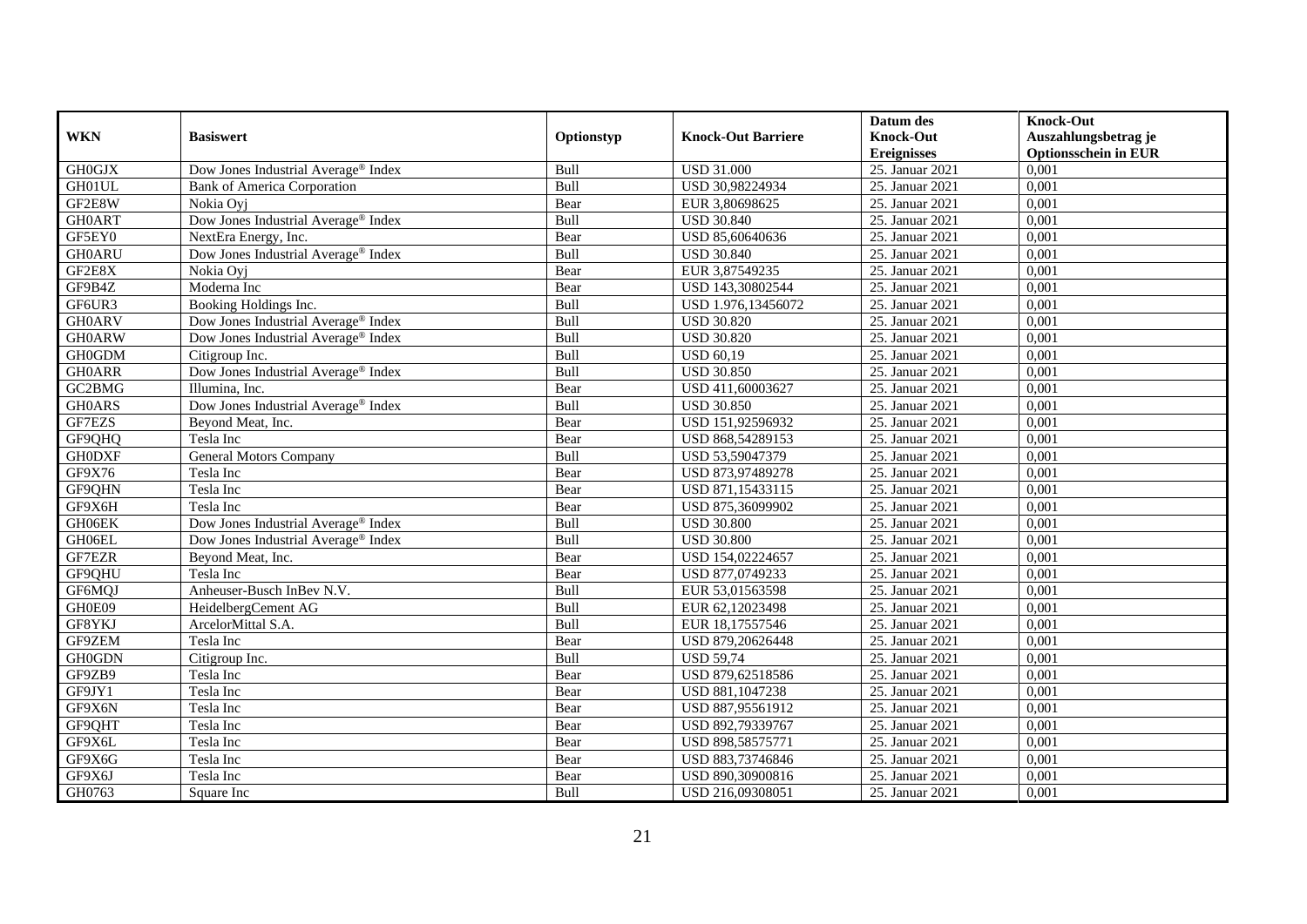| WKN | Basiswert | Optionstyp | Knock-Out Barriere | Datum des Knock-Out Ereignisses | Knock-Out Auszahlungsbetrag je Optionsschein in EUR |
|---|---|---|---|---|---|
| GH0GJX | Dow Jones Industrial Average® Index | Bull | USD 31.000 | 25. Januar 2021 | 0,001 |
| GH01UL | Bank of America Corporation | Bull | USD 30,98224934 | 25. Januar 2021 | 0,001 |
| GF2E8W | Nokia Oyj | Bear | EUR 3,80698625 | 25. Januar 2021 | 0,001 |
| GH0ART | Dow Jones Industrial Average® Index | Bull | USD 30.840 | 25. Januar 2021 | 0,001 |
| GF5EY0 | NextEra Energy, Inc. | Bear | USD 85,60640636 | 25. Januar 2021 | 0,001 |
| GH0ARU | Dow Jones Industrial Average® Index | Bull | USD 30.840 | 25. Januar 2021 | 0,001 |
| GF2E8X | Nokia Oyj | Bear | EUR 3,87549235 | 25. Januar 2021 | 0,001 |
| GF9B4Z | Moderna Inc | Bear | USD 143,30802544 | 25. Januar 2021 | 0,001 |
| GF6UR3 | Booking Holdings Inc. | Bull | USD 1.976,13456072 | 25. Januar 2021 | 0,001 |
| GH0ARV | Dow Jones Industrial Average® Index | Bull | USD 30.820 | 25. Januar 2021 | 0,001 |
| GH0ARW | Dow Jones Industrial Average® Index | Bull | USD 30.820 | 25. Januar 2021 | 0,001 |
| GH0GDM | Citigroup Inc. | Bull | USD 60,19 | 25. Januar 2021 | 0,001 |
| GH0ARR | Dow Jones Industrial Average® Index | Bull | USD 30.850 | 25. Januar 2021 | 0,001 |
| GC2BMG | Illumina, Inc. | Bear | USD 411,60003627 | 25. Januar 2021 | 0,001 |
| GH0ARS | Dow Jones Industrial Average® Index | Bull | USD 30.850 | 25. Januar 2021 | 0,001 |
| GF7EZS | Beyond Meat, Inc. | Bear | USD 151,92596932 | 25. Januar 2021 | 0,001 |
| GF9QHQ | Tesla Inc | Bear | USD 868,54289153 | 25. Januar 2021 | 0,001 |
| GH0DXF | General Motors Company | Bull | USD 53,59047379 | 25. Januar 2021 | 0,001 |
| GF9X76 | Tesla Inc | Bear | USD 873,97489278 | 25. Januar 2021 | 0,001 |
| GF9QHN | Tesla Inc | Bear | USD 871,15433115 | 25. Januar 2021 | 0,001 |
| GF9X6H | Tesla Inc | Bear | USD 875,36099902 | 25. Januar 2021 | 0,001 |
| GH06EK | Dow Jones Industrial Average® Index | Bull | USD 30.800 | 25. Januar 2021 | 0,001 |
| GH06EL | Dow Jones Industrial Average® Index | Bull | USD 30.800 | 25. Januar 2021 | 0,001 |
| GF7EZR | Beyond Meat, Inc. | Bear | USD 154,02224657 | 25. Januar 2021 | 0,001 |
| GF9QHU | Tesla Inc | Bear | USD 877,0749233 | 25. Januar 2021 | 0,001 |
| GF6MQJ | Anheuser-Busch InBev N.V. | Bull | EUR 53,01563598 | 25. Januar 2021 | 0,001 |
| GH0E09 | HeidelbergCement AG | Bull | EUR 62,12023498 | 25. Januar 2021 | 0,001 |
| GF8YKJ | ArcelorMittal S.A. | Bull | EUR 18,17557546 | 25. Januar 2021 | 0,001 |
| GF9ZEM | Tesla Inc | Bear | USD 879,20626448 | 25. Januar 2021 | 0,001 |
| GH0GDN | Citigroup Inc. | Bull | USD 59,74 | 25. Januar 2021 | 0,001 |
| GF9ZB9 | Tesla Inc | Bear | USD 879,62518586 | 25. Januar 2021 | 0,001 |
| GF9JY1 | Tesla Inc | Bear | USD 881,1047238 | 25. Januar 2021 | 0,001 |
| GF9X6N | Tesla Inc | Bear | USD 887,95561912 | 25. Januar 2021 | 0,001 |
| GF9QHT | Tesla Inc | Bear | USD 892,79339767 | 25. Januar 2021 | 0,001 |
| GF9X6L | Tesla Inc | Bear | USD 898,58575771 | 25. Januar 2021 | 0,001 |
| GF9X6G | Tesla Inc | Bear | USD 883,73746846 | 25. Januar 2021 | 0,001 |
| GF9X6J | Tesla Inc | Bear | USD 890,30900816 | 25. Januar 2021 | 0,001 |
| GH0763 | Square Inc | Bull | USD 216,09308051 | 25. Januar 2021 | 0,001 |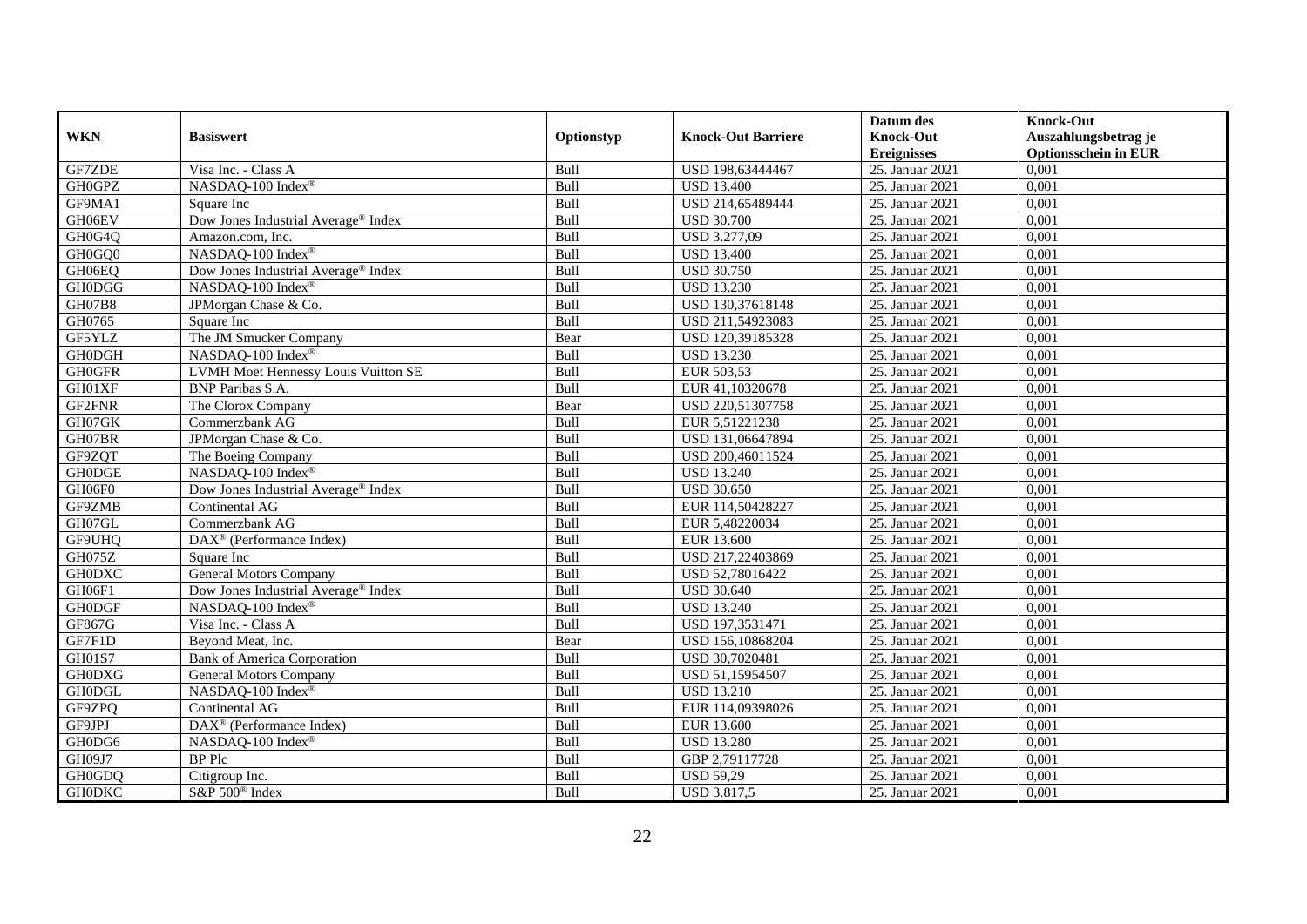| WKN | Basiswert | Optionstyp | Knock-Out Barriere | Datum des Knock-Out Ereignisses | Knock-Out Auszahlungsbetrag je Optionsschein in EUR |
|---|---|---|---|---|---|
| GF7ZDE | Visa Inc. - Class A | Bull | USD 198,63444467 | 25. Januar 2021 | 0,001 |
| GH0GPZ | NASDAQ-100 Index® | Bull | USD 13.400 | 25. Januar 2021 | 0,001 |
| GF9MA1 | Square Inc | Bull | USD 214,65489444 | 25. Januar 2021 | 0,001 |
| GH06EV | Dow Jones Industrial Average® Index | Bull | USD 30.700 | 25. Januar 2021 | 0,001 |
| GH0G4Q | Amazon.com, Inc. | Bull | USD 3.277,09 | 25. Januar 2021 | 0,001 |
| GH0GQ0 | NASDAQ-100 Index® | Bull | USD 13.400 | 25. Januar 2021 | 0,001 |
| GH06EQ | Dow Jones Industrial Average® Index | Bull | USD 30.750 | 25. Januar 2021 | 0,001 |
| GH0DGG | NASDAQ-100 Index® | Bull | USD 13.230 | 25. Januar 2021 | 0,001 |
| GH07B8 | JPMorgan Chase & Co. | Bull | USD 130,37618148 | 25. Januar 2021 | 0,001 |
| GH0765 | Square Inc | Bull | USD 211,54923083 | 25. Januar 2021 | 0,001 |
| GF5YLZ | The JM Smucker Company | Bear | USD 120,39185328 | 25. Januar 2021 | 0,001 |
| GH0DGH | NASDAQ-100 Index® | Bull | USD 13.230 | 25. Januar 2021 | 0,001 |
| GH0GFR | LVMH Moët Hennessy Louis Vuitton SE | Bull | EUR 503,53 | 25. Januar 2021 | 0,001 |
| GH01XF | BNP Paribas S.A. | Bull | EUR 41,10320678 | 25. Januar 2021 | 0,001 |
| GF2FNR | The Clorox Company | Bear | USD 220,51307758 | 25. Januar 2021 | 0,001 |
| GH07GK | Commerzbank AG | Bull | EUR 5,51221238 | 25. Januar 2021 | 0,001 |
| GH07BR | JPMorgan Chase & Co. | Bull | USD 131,06647894 | 25. Januar 2021 | 0,001 |
| GF9ZQT | The Boeing Company | Bull | USD 200,46011524 | 25. Januar 2021 | 0,001 |
| GH0DGE | NASDAQ-100 Index® | Bull | USD 13.240 | 25. Januar 2021 | 0,001 |
| GH06F0 | Dow Jones Industrial Average® Index | Bull | USD 30.650 | 25. Januar 2021 | 0,001 |
| GF9ZMB | Continental AG | Bull | EUR 114,50428227 | 25. Januar 2021 | 0,001 |
| GH07GL | Commerzbank AG | Bull | EUR 5,48220034 | 25. Januar 2021 | 0,001 |
| GF9UHQ | DAX® (Performance Index) | Bull | EUR 13.600 | 25. Januar 2021 | 0,001 |
| GH075Z | Square Inc | Bull | USD 217,22403869 | 25. Januar 2021 | 0,001 |
| GH0DXC | General Motors Company | Bull | USD 52,78016422 | 25. Januar 2021 | 0,001 |
| GH06F1 | Dow Jones Industrial Average® Index | Bull | USD 30.640 | 25. Januar 2021 | 0,001 |
| GH0DGF | NASDAQ-100 Index® | Bull | USD 13.240 | 25. Januar 2021 | 0,001 |
| GF867G | Visa Inc. - Class A | Bull | USD 197,3531471 | 25. Januar 2021 | 0,001 |
| GF7F1D | Beyond Meat, Inc. | Bear | USD 156,10868204 | 25. Januar 2021 | 0,001 |
| GH01S7 | Bank of America Corporation | Bull | USD 30,7020481 | 25. Januar 2021 | 0,001 |
| GH0DXG | General Motors Company | Bull | USD 51,15954507 | 25. Januar 2021 | 0,001 |
| GH0DGL | NASDAQ-100 Index® | Bull | USD 13.210 | 25. Januar 2021 | 0,001 |
| GF9ZPQ | Continental AG | Bull | EUR 114,09398026 | 25. Januar 2021 | 0,001 |
| GF9JPJ | DAX® (Performance Index) | Bull | EUR 13.600 | 25. Januar 2021 | 0,001 |
| GH0DG6 | NASDAQ-100 Index® | Bull | USD 13.280 | 25. Januar 2021 | 0,001 |
| GH09J7 | BP Plc | Bull | GBP 2,79117728 | 25. Januar 2021 | 0,001 |
| GH0GDQ | Citigroup Inc. | Bull | USD 59,29 | 25. Januar 2021 | 0,001 |
| GH0DKC | S&P 500® Index | Bull | USD 3.817,5 | 25. Januar 2021 | 0,001 |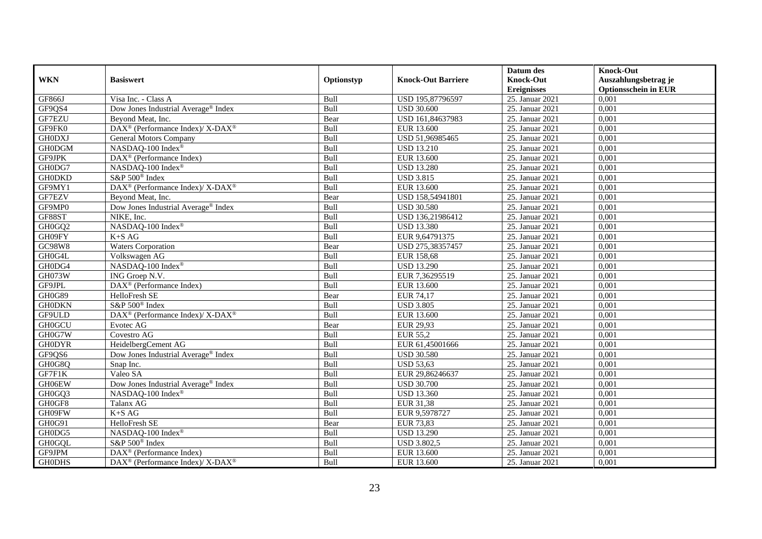| WKN | Basiswert | Optionstyp | Knock-Out Barriere | Datum des Knock-Out Ereignisses | Knock-Out Auszahlungsbetrag je Optionsschein in EUR |
|---|---|---|---|---|---|
| GF866J | Visa Inc. - Class A | Bull | USD 195,87796597 | 25. Januar 2021 | 0,001 |
| GF9QS4 | Dow Jones Industrial Average® Index | Bull | USD 30.600 | 25. Januar 2021 | 0,001 |
| GF7EZU | Beyond Meat, Inc. | Bear | USD 161,84637983 | 25. Januar 2021 | 0,001 |
| GF9FK0 | DAX® (Performance Index)/ X-DAX® | Bull | EUR 13.600 | 25. Januar 2021 | 0,001 |
| GH0DXJ | General Motors Company | Bull | USD 51,96985465 | 25. Januar 2021 | 0,001 |
| GH0DGM | NASDAQ-100 Index® | Bull | USD 13.210 | 25. Januar 2021 | 0,001 |
| GF9JPK | DAX® (Performance Index) | Bull | EUR 13.600 | 25. Januar 2021 | 0,001 |
| GH0DG7 | NASDAQ-100 Index® | Bull | USD 13.280 | 25. Januar 2021 | 0,001 |
| GH0DKD | S&P 500® Index | Bull | USD 3.815 | 25. Januar 2021 | 0,001 |
| GF9MY1 | DAX® (Performance Index)/ X-DAX® | Bull | EUR 13.600 | 25. Januar 2021 | 0,001 |
| GF7EZV | Beyond Meat, Inc. | Bear | USD 158,54941801 | 25. Januar 2021 | 0,001 |
| GF9MP0 | Dow Jones Industrial Average® Index | Bull | USD 30.580 | 25. Januar 2021 | 0,001 |
| GF88ST | NIKE, Inc. | Bull | USD 136,21986412 | 25. Januar 2021 | 0,001 |
| GH0GQ2 | NASDAQ-100 Index® | Bull | USD 13.380 | 25. Januar 2021 | 0,001 |
| GH09FY | K+S AG | Bull | EUR 9,64791375 | 25. Januar 2021 | 0,001 |
| GC98W8 | Waters Corporation | Bear | USD 275,38357457 | 25. Januar 2021 | 0,001 |
| GH0G4L | Volkswagen AG | Bull | EUR 158,68 | 25. Januar 2021 | 0,001 |
| GH0DG4 | NASDAQ-100 Index® | Bull | USD 13.290 | 25. Januar 2021 | 0,001 |
| GH073W | ING Groep N.V. | Bull | EUR 7,36295519 | 25. Januar 2021 | 0,001 |
| GF9JPL | DAX® (Performance Index) | Bull | EUR 13.600 | 25. Januar 2021 | 0,001 |
| GH0G89 | HelloFresh SE | Bear | EUR 74,17 | 25. Januar 2021 | 0,001 |
| GH0DKN | S&P 500® Index | Bull | USD 3.805 | 25. Januar 2021 | 0,001 |
| GF9ULD | DAX® (Performance Index)/ X-DAX® | Bull | EUR 13.600 | 25. Januar 2021 | 0,001 |
| GH0GCU | Evotec AG | Bear | EUR 29,93 | 25. Januar 2021 | 0,001 |
| GH0G7W | Covestro AG | Bull | EUR 55,2 | 25. Januar 2021 | 0,001 |
| GH0DYR | HeidelbergCement AG | Bull | EUR 61,45001666 | 25. Januar 2021 | 0,001 |
| GF9QS6 | Dow Jones Industrial Average® Index | Bull | USD 30.580 | 25. Januar 2021 | 0,001 |
| GH0G8Q | Snap Inc. | Bull | USD 53,63 | 25. Januar 2021 | 0,001 |
| GF7F1K | Valeo SA | Bull | EUR 29,86246637 | 25. Januar 2021 | 0,001 |
| GH06EW | Dow Jones Industrial Average® Index | Bull | USD 30.700 | 25. Januar 2021 | 0,001 |
| GH0GQ3 | NASDAQ-100 Index® | Bull | USD 13.360 | 25. Januar 2021 | 0,001 |
| GH0GF8 | Talanx AG | Bull | EUR 31,38 | 25. Januar 2021 | 0,001 |
| GH09FW | K+S AG | Bull | EUR 9,5978727 | 25. Januar 2021 | 0,001 |
| GH0G91 | HelloFresh SE | Bear | EUR 73,83 | 25. Januar 2021 | 0,001 |
| GH0DG5 | NASDAQ-100 Index® | Bull | USD 13.290 | 25. Januar 2021 | 0,001 |
| GH0GQL | S&P 500® Index | Bull | USD 3.802,5 | 25. Januar 2021 | 0,001 |
| GF9JPM | DAX® (Performance Index) | Bull | EUR 13.600 | 25. Januar 2021 | 0,001 |
| GH0DHS | DAX® (Performance Index)/ X-DAX® | Bull | EUR 13.600 | 25. Januar 2021 | 0,001 |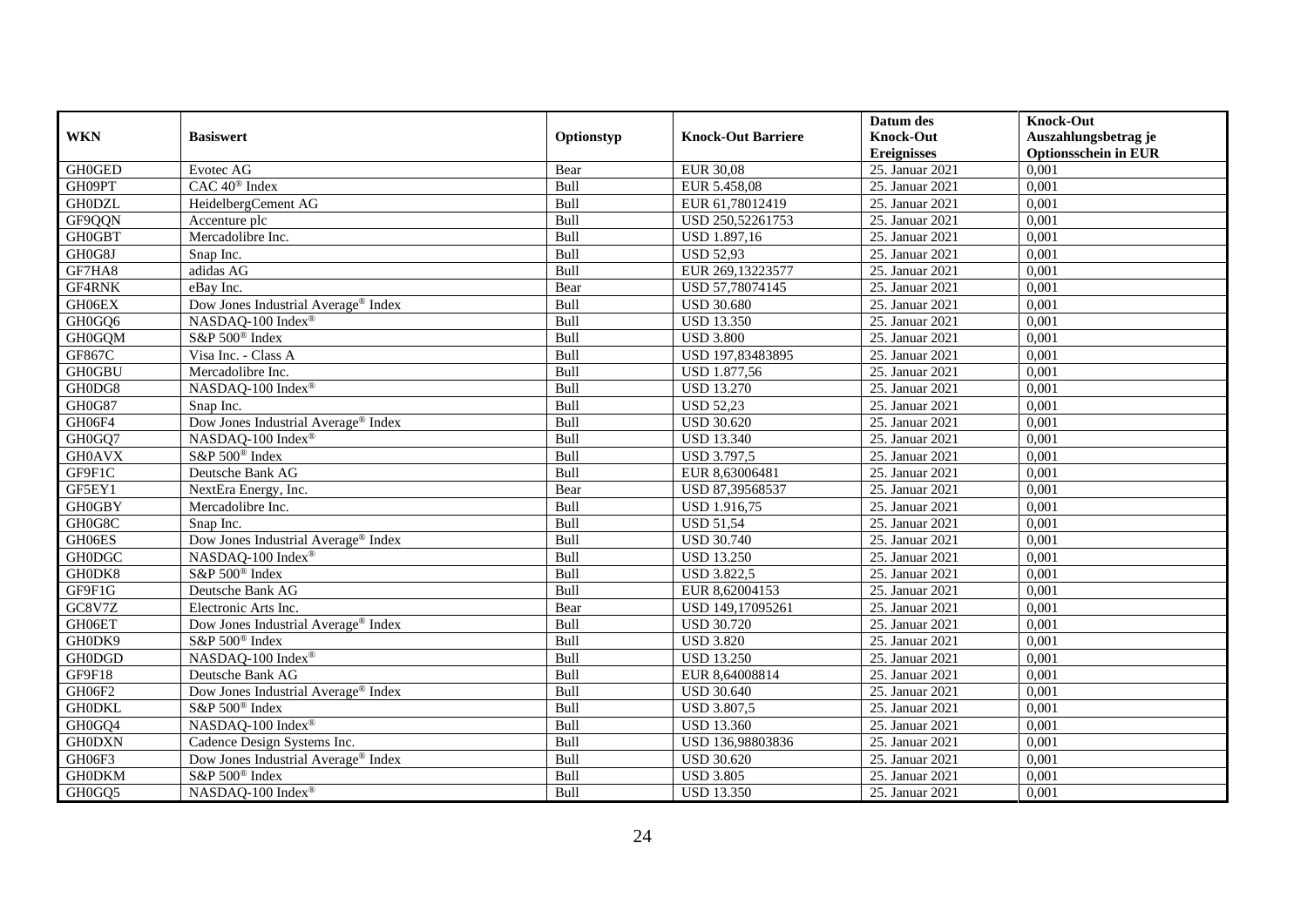| WKN | Basiswert | Optionstyp | Knock-Out Barriere | Datum des Knock-Out Ereignisses | Knock-Out Auszahlungsbetrag je Optionsschein in EUR |
|---|---|---|---|---|---|
| GH0GED | Evotec AG | Bear | EUR 30,08 | 25. Januar 2021 | 0,001 |
| GH09PT | CAC 40® Index | Bull | EUR 5.458,08 | 25. Januar 2021 | 0,001 |
| GH0DZL | HeidelbergCement AG | Bull | EUR 61,78012419 | 25. Januar 2021 | 0,001 |
| GF9QQN | Accenture plc | Bull | USD 250,52261753 | 25. Januar 2021 | 0,001 |
| GH0GBT | Mercadolibre Inc. | Bull | USD 1.897,16 | 25. Januar 2021 | 0,001 |
| GH0G8J | Snap Inc. | Bull | USD 52,93 | 25. Januar 2021 | 0,001 |
| GF7HA8 | adidas AG | Bull | EUR 269,13223577 | 25. Januar 2021 | 0,001 |
| GF4RNK | eBay Inc. | Bear | USD 57,78074145 | 25. Januar 2021 | 0,001 |
| GH06EX | Dow Jones Industrial Average® Index | Bull | USD 30.680 | 25. Januar 2021 | 0,001 |
| GH0GQ6 | NASDAQ-100 Index® | Bull | USD 13.350 | 25. Januar 2021 | 0,001 |
| GH0GQM | S&P 500® Index | Bull | USD 3.800 | 25. Januar 2021 | 0,001 |
| GF867C | Visa Inc. - Class A | Bull | USD 197,83483895 | 25. Januar 2021 | 0,001 |
| GH0GBU | Mercadolibre Inc. | Bull | USD 1.877,56 | 25. Januar 2021 | 0,001 |
| GH0DG8 | NASDAQ-100 Index® | Bull | USD 13.270 | 25. Januar 2021 | 0,001 |
| GH0G87 | Snap Inc. | Bull | USD 52,23 | 25. Januar 2021 | 0,001 |
| GH06F4 | Dow Jones Industrial Average® Index | Bull | USD 30.620 | 25. Januar 2021 | 0,001 |
| GH0GQ7 | NASDAQ-100 Index® | Bull | USD 13.340 | 25. Januar 2021 | 0,001 |
| GH0AVX | S&P 500® Index | Bull | USD 3.797,5 | 25. Januar 2021 | 0,001 |
| GF9F1C | Deutsche Bank AG | Bull | EUR 8,63006481 | 25. Januar 2021 | 0,001 |
| GF5EY1 | NextEra Energy, Inc. | Bear | USD 87,39568537 | 25. Januar 2021 | 0,001 |
| GH0GBY | Mercadolibre Inc. | Bull | USD 1.916,75 | 25. Januar 2021 | 0,001 |
| GH0G8C | Snap Inc. | Bull | USD 51,54 | 25. Januar 2021 | 0,001 |
| GH06ES | Dow Jones Industrial Average® Index | Bull | USD 30.740 | 25. Januar 2021 | 0,001 |
| GH0DGC | NASDAQ-100 Index® | Bull | USD 13.250 | 25. Januar 2021 | 0,001 |
| GH0DK8 | S&P 500® Index | Bull | USD 3.822,5 | 25. Januar 2021 | 0,001 |
| GF9F1G | Deutsche Bank AG | Bull | EUR 8,62004153 | 25. Januar 2021 | 0,001 |
| GC8V7Z | Electronic Arts Inc. | Bear | USD 149,17095261 | 25. Januar 2021 | 0,001 |
| GH06ET | Dow Jones Industrial Average® Index | Bull | USD 30.720 | 25. Januar 2021 | 0,001 |
| GH0DK9 | S&P 500® Index | Bull | USD 3.820 | 25. Januar 2021 | 0,001 |
| GH0DGD | NASDAQ-100 Index® | Bull | USD 13.250 | 25. Januar 2021 | 0,001 |
| GF9F18 | Deutsche Bank AG | Bull | EUR 8,64008814 | 25. Januar 2021 | 0,001 |
| GH06F2 | Dow Jones Industrial Average® Index | Bull | USD 30.640 | 25. Januar 2021 | 0,001 |
| GH0DKL | S&P 500® Index | Bull | USD 3.807,5 | 25. Januar 2021 | 0,001 |
| GH0GQ4 | NASDAQ-100 Index® | Bull | USD 13.360 | 25. Januar 2021 | 0,001 |
| GH0DXN | Cadence Design Systems Inc. | Bull | USD 136,98803836 | 25. Januar 2021 | 0,001 |
| GH06F3 | Dow Jones Industrial Average® Index | Bull | USD 30.620 | 25. Januar 2021 | 0,001 |
| GH0DKM | S&P 500® Index | Bull | USD 3.805 | 25. Januar 2021 | 0,001 |
| GH0GQ5 | NASDAQ-100 Index® | Bull | USD 13.350 | 25. Januar 2021 | 0,001 |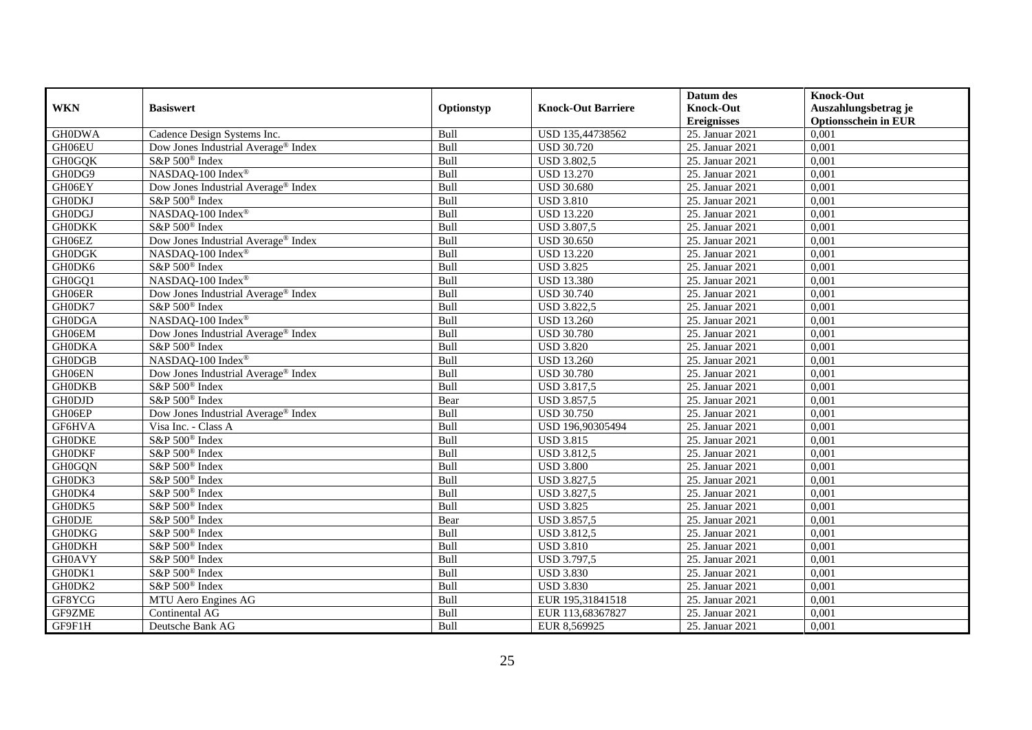| WKN | Basiswert | Optionstyp | Knock-Out Barriere | Datum des Knock-Out Ereignisses | Knock-Out Auszahlungsbetrag je Optionsschein in EUR |
|---|---|---|---|---|---|
| GH0DWA | Cadence Design Systems Inc. | Bull | USD 135,44738562 | 25. Januar 2021 | 0,001 |
| GH06EU | Dow Jones Industrial Average® Index | Bull | USD 30.720 | 25. Januar 2021 | 0,001 |
| GH0GQK | S&P 500® Index | Bull | USD 3.802,5 | 25. Januar 2021 | 0,001 |
| GH0DG9 | NASDAQ-100 Index® | Bull | USD 13.270 | 25. Januar 2021 | 0,001 |
| GH06EY | Dow Jones Industrial Average® Index | Bull | USD 30.680 | 25. Januar 2021 | 0,001 |
| GH0DKJ | S&P 500® Index | Bull | USD 3.810 | 25. Januar 2021 | 0,001 |
| GH0DGJ | NASDAQ-100 Index® | Bull | USD 13.220 | 25. Januar 2021 | 0,001 |
| GH0DKK | S&P 500® Index | Bull | USD 3.807,5 | 25. Januar 2021 | 0,001 |
| GH06EZ | Dow Jones Industrial Average® Index | Bull | USD 30.650 | 25. Januar 2021 | 0,001 |
| GH0DGK | NASDAQ-100 Index® | Bull | USD 13.220 | 25. Januar 2021 | 0,001 |
| GH0DK6 | S&P 500® Index | Bull | USD 3.825 | 25. Januar 2021 | 0,001 |
| GH0GQ1 | NASDAQ-100 Index® | Bull | USD 13.380 | 25. Januar 2021 | 0,001 |
| GH06ER | Dow Jones Industrial Average® Index | Bull | USD 30.740 | 25. Januar 2021 | 0,001 |
| GH0DK7 | S&P 500® Index | Bull | USD 3.822,5 | 25. Januar 2021 | 0,001 |
| GH0DGA | NASDAQ-100 Index® | Bull | USD 13.260 | 25. Januar 2021 | 0,001 |
| GH06EM | Dow Jones Industrial Average® Index | Bull | USD 30.780 | 25. Januar 2021 | 0,001 |
| GH0DKA | S&P 500® Index | Bull | USD 3.820 | 25. Januar 2021 | 0,001 |
| GH0DGB | NASDAQ-100 Index® | Bull | USD 13.260 | 25. Januar 2021 | 0,001 |
| GH06EN | Dow Jones Industrial Average® Index | Bull | USD 30.780 | 25. Januar 2021 | 0,001 |
| GH0DKB | S&P 500® Index | Bull | USD 3.817,5 | 25. Januar 2021 | 0,001 |
| GH0DJD | S&P 500® Index | Bear | USD 3.857,5 | 25. Januar 2021 | 0,001 |
| GH06EP | Dow Jones Industrial Average® Index | Bull | USD 30.750 | 25. Januar 2021 | 0,001 |
| GF6HVA | Visa Inc. - Class A | Bull | USD 196,90305494 | 25. Januar 2021 | 0,001 |
| GH0DKE | S&P 500® Index | Bull | USD 3.815 | 25. Januar 2021 | 0,001 |
| GH0DKF | S&P 500® Index | Bull | USD 3.812,5 | 25. Januar 2021 | 0,001 |
| GH0GQN | S&P 500® Index | Bull | USD 3.800 | 25. Januar 2021 | 0,001 |
| GH0DK3 | S&P 500® Index | Bull | USD 3.827,5 | 25. Januar 2021 | 0,001 |
| GH0DK4 | S&P 500® Index | Bull | USD 3.827,5 | 25. Januar 2021 | 0,001 |
| GH0DK5 | S&P 500® Index | Bull | USD 3.825 | 25. Januar 2021 | 0,001 |
| GH0DJE | S&P 500® Index | Bear | USD 3.857,5 | 25. Januar 2021 | 0,001 |
| GH0DKG | S&P 500® Index | Bull | USD 3.812,5 | 25. Januar 2021 | 0,001 |
| GH0DKH | S&P 500® Index | Bull | USD 3.810 | 25. Januar 2021 | 0,001 |
| GH0AVY | S&P 500® Index | Bull | USD 3.797,5 | 25. Januar 2021 | 0,001 |
| GH0DK1 | S&P 500® Index | Bull | USD 3.830 | 25. Januar 2021 | 0,001 |
| GH0DK2 | S&P 500® Index | Bull | USD 3.830 | 25. Januar 2021 | 0,001 |
| GF8YCG | MTU Aero Engines AG | Bull | EUR 195,31841518 | 25. Januar 2021 | 0,001 |
| GF9ZME | Continental AG | Bull | EUR 113,68367827 | 25. Januar 2021 | 0,001 |
| GF9F1H | Deutsche Bank AG | Bull | EUR 8,569925 | 25. Januar 2021 | 0,001 |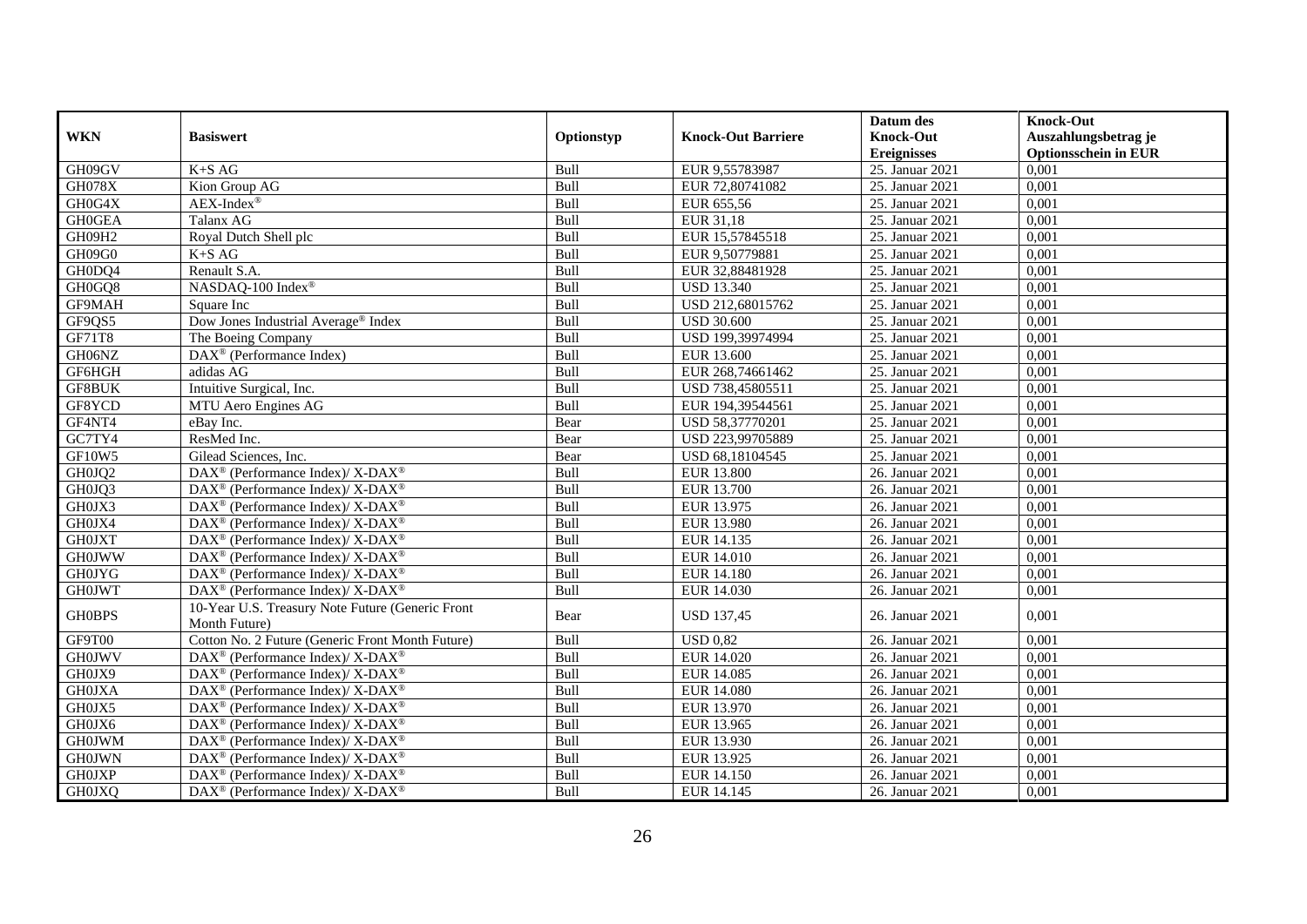| WKN | Basiswert | Optionstyp | Knock-Out Barriere | Datum des Knock-Out Ereignisses | Knock-Out Auszahlungsbetrag je Optionsschein in EUR |
|---|---|---|---|---|---|
| GH09GV | K+S AG | Bull | EUR 9,55783987 | 25. Januar 2021 | 0,001 |
| GH078X | Kion Group AG | Bull | EUR 72,80741082 | 25. Januar 2021 | 0,001 |
| GH0G4X | AEX-Index® | Bull | EUR 655,56 | 25. Januar 2021 | 0,001 |
| GH0GEA | Talanx AG | Bull | EUR 31,18 | 25. Januar 2021 | 0,001 |
| GH09H2 | Royal Dutch Shell plc | Bull | EUR 15,57845518 | 25. Januar 2021 | 0,001 |
| GH09G0 | K+S AG | Bull | EUR 9,50779881 | 25. Januar 2021 | 0,001 |
| GH0DQ4 | Renault S.A. | Bull | EUR 32,88481928 | 25. Januar 2021 | 0,001 |
| GH0GQ8 | NASDAQ-100 Index® | Bull | USD 13.340 | 25. Januar 2021 | 0,001 |
| GF9MAH | Square Inc | Bull | USD 212,68015762 | 25. Januar 2021 | 0,001 |
| GF9QS5 | Dow Jones Industrial Average® Index | Bull | USD 30.600 | 25. Januar 2021 | 0,001 |
| GF71T8 | The Boeing Company | Bull | USD 199,39974994 | 25. Januar 2021 | 0,001 |
| GH06NZ | DAX® (Performance Index) | Bull | EUR 13.600 | 25. Januar 2021 | 0,001 |
| GF6HGH | adidas AG | Bull | EUR 268,74661462 | 25. Januar 2021 | 0,001 |
| GF8BUK | Intuitive Surgical, Inc. | Bull | USD 738,45805511 | 25. Januar 2021 | 0,001 |
| GF8YCD | MTU Aero Engines AG | Bull | EUR 194,39544561 | 25. Januar 2021 | 0,001 |
| GF4NT4 | eBay Inc. | Bear | USD 58,37770201 | 25. Januar 2021 | 0,001 |
| GC7TY4 | ResMed Inc. | Bear | USD 223,99705889 | 25. Januar 2021 | 0,001 |
| GF10W5 | Gilead Sciences, Inc. | Bear | USD 68,18104545 | 25. Januar 2021 | 0,001 |
| GH0JQ2 | DAX® (Performance Index)/ X-DAX® | Bull | EUR 13.800 | 26. Januar 2021 | 0,001 |
| GH0JQ3 | DAX® (Performance Index)/ X-DAX® | Bull | EUR 13.700 | 26. Januar 2021 | 0,001 |
| GH0JX3 | DAX® (Performance Index)/ X-DAX® | Bull | EUR 13.975 | 26. Januar 2021 | 0,001 |
| GH0JX4 | DAX® (Performance Index)/ X-DAX® | Bull | EUR 13.980 | 26. Januar 2021 | 0,001 |
| GH0JXT | DAX® (Performance Index)/ X-DAX® | Bull | EUR 14.135 | 26. Januar 2021 | 0,001 |
| GH0JWW | DAX® (Performance Index)/ X-DAX® | Bull | EUR 14.010 | 26. Januar 2021 | 0,001 |
| GH0JYG | DAX® (Performance Index)/ X-DAX® | Bull | EUR 14.180 | 26. Januar 2021 | 0,001 |
| GH0JWT | DAX® (Performance Index)/ X-DAX® | Bull | EUR 14.030 | 26. Januar 2021 | 0,001 |
| GH0BPS | 10-Year U.S. Treasury Note Future (Generic Front Month Future) | Bear | USD 137,45 | 26. Januar 2021 | 0,001 |
| GF9T00 | Cotton No. 2 Future (Generic Front Month Future) | Bull | USD 0,82 | 26. Januar 2021 | 0,001 |
| GH0JWV | DAX® (Performance Index)/ X-DAX® | Bull | EUR 14.020 | 26. Januar 2021 | 0,001 |
| GH0JX9 | DAX® (Performance Index)/ X-DAX® | Bull | EUR 14.085 | 26. Januar 2021 | 0,001 |
| GH0JXA | DAX® (Performance Index)/ X-DAX® | Bull | EUR 14.080 | 26. Januar 2021 | 0,001 |
| GH0JX5 | DAX® (Performance Index)/ X-DAX® | Bull | EUR 13.970 | 26. Januar 2021 | 0,001 |
| GH0JX6 | DAX® (Performance Index)/ X-DAX® | Bull | EUR 13.965 | 26. Januar 2021 | 0,001 |
| GH0JWM | DAX® (Performance Index)/ X-DAX® | Bull | EUR 13.930 | 26. Januar 2021 | 0,001 |
| GH0JWN | DAX® (Performance Index)/ X-DAX® | Bull | EUR 13.925 | 26. Januar 2021 | 0,001 |
| GH0JXP | DAX® (Performance Index)/ X-DAX® | Bull | EUR 14.150 | 26. Januar 2021 | 0,001 |
| GH0JXQ | DAX® (Performance Index)/ X-DAX® | Bull | EUR 14.145 | 26. Januar 2021 | 0,001 |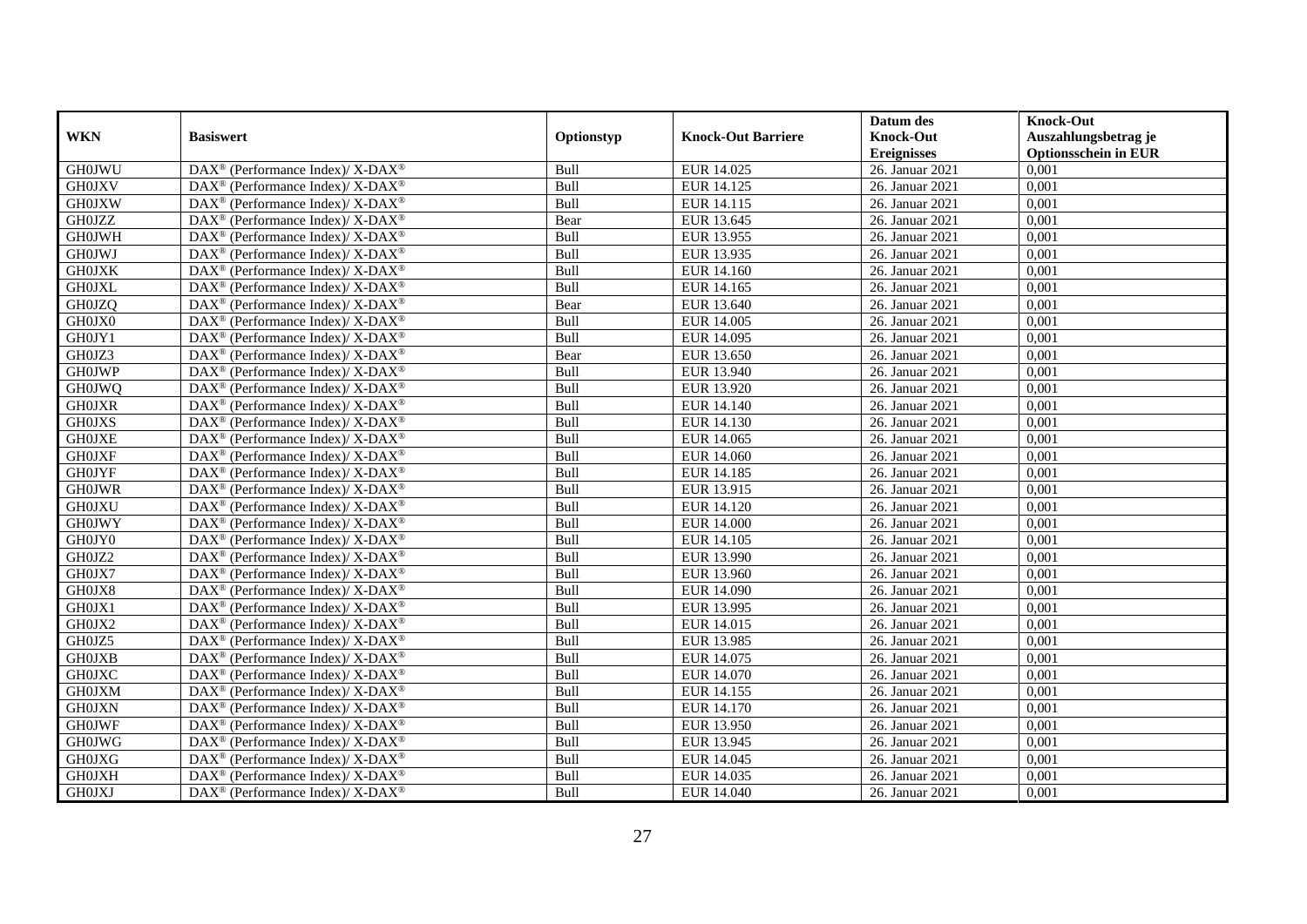| WKN | Basiswert | Optionstyp | Knock-Out Barriere | Datum des Knock-Out Ereignisses | Knock-Out Auszahlungsbetrag je Optionsschein in EUR |
|---|---|---|---|---|---|
| GH0JWU | DAX® (Performance Index)/ X-DAX® | Bull | EUR 14.025 | 26. Januar 2021 | 0,001 |
| GH0JXV | DAX® (Performance Index)/ X-DAX® | Bull | EUR 14.125 | 26. Januar 2021 | 0,001 |
| GH0JXW | DAX® (Performance Index)/ X-DAX® | Bull | EUR 14.115 | 26. Januar 2021 | 0,001 |
| GH0JZZ | DAX® (Performance Index)/ X-DAX® | Bear | EUR 13.645 | 26. Januar 2021 | 0,001 |
| GH0JWH | DAX® (Performance Index)/ X-DAX® | Bull | EUR 13.955 | 26. Januar 2021 | 0,001 |
| GH0JWJ | DAX® (Performance Index)/ X-DAX® | Bull | EUR 13.935 | 26. Januar 2021 | 0,001 |
| GH0JXK | DAX® (Performance Index)/ X-DAX® | Bull | EUR 14.160 | 26. Januar 2021 | 0,001 |
| GH0JXL | DAX® (Performance Index)/ X-DAX® | Bull | EUR 14.165 | 26. Januar 2021 | 0,001 |
| GH0JZQ | DAX® (Performance Index)/ X-DAX® | Bear | EUR 13.640 | 26. Januar 2021 | 0,001 |
| GH0JX0 | DAX® (Performance Index)/ X-DAX® | Bull | EUR 14.005 | 26. Januar 2021 | 0,001 |
| GH0JY1 | DAX® (Performance Index)/ X-DAX® | Bull | EUR 14.095 | 26. Januar 2021 | 0,001 |
| GH0JZ3 | DAX® (Performance Index)/ X-DAX® | Bear | EUR 13.650 | 26. Januar 2021 | 0,001 |
| GH0JWP | DAX® (Performance Index)/ X-DAX® | Bull | EUR 13.940 | 26. Januar 2021 | 0,001 |
| GH0JWQ | DAX® (Performance Index)/ X-DAX® | Bull | EUR 13.920 | 26. Januar 2021 | 0,001 |
| GH0JXR | DAX® (Performance Index)/ X-DAX® | Bull | EUR 14.140 | 26. Januar 2021 | 0,001 |
| GH0JXS | DAX® (Performance Index)/ X-DAX® | Bull | EUR 14.130 | 26. Januar 2021 | 0,001 |
| GH0JXE | DAX® (Performance Index)/ X-DAX® | Bull | EUR 14.065 | 26. Januar 2021 | 0,001 |
| GH0JXF | DAX® (Performance Index)/ X-DAX® | Bull | EUR 14.060 | 26. Januar 2021 | 0,001 |
| GH0JYF | DAX® (Performance Index)/ X-DAX® | Bull | EUR 14.185 | 26. Januar 2021 | 0,001 |
| GH0JWR | DAX® (Performance Index)/ X-DAX® | Bull | EUR 13.915 | 26. Januar 2021 | 0,001 |
| GH0JXU | DAX® (Performance Index)/ X-DAX® | Bull | EUR 14.120 | 26. Januar 2021 | 0,001 |
| GH0JWY | DAX® (Performance Index)/ X-DAX® | Bull | EUR 14.000 | 26. Januar 2021 | 0,001 |
| GH0JY0 | DAX® (Performance Index)/ X-DAX® | Bull | EUR 14.105 | 26. Januar 2021 | 0,001 |
| GH0JZ2 | DAX® (Performance Index)/ X-DAX® | Bull | EUR 13.990 | 26. Januar 2021 | 0,001 |
| GH0JX7 | DAX® (Performance Index)/ X-DAX® | Bull | EUR 13.960 | 26. Januar 2021 | 0,001 |
| GH0JX8 | DAX® (Performance Index)/ X-DAX® | Bull | EUR 14.090 | 26. Januar 2021 | 0,001 |
| GH0JX1 | DAX® (Performance Index)/ X-DAX® | Bull | EUR 13.995 | 26. Januar 2021 | 0,001 |
| GH0JX2 | DAX® (Performance Index)/ X-DAX® | Bull | EUR 14.015 | 26. Januar 2021 | 0,001 |
| GH0JZ5 | DAX® (Performance Index)/ X-DAX® | Bull | EUR 13.985 | 26. Januar 2021 | 0,001 |
| GH0JXB | DAX® (Performance Index)/ X-DAX® | Bull | EUR 14.075 | 26. Januar 2021 | 0,001 |
| GH0JXC | DAX® (Performance Index)/ X-DAX® | Bull | EUR 14.070 | 26. Januar 2021 | 0,001 |
| GH0JXM | DAX® (Performance Index)/ X-DAX® | Bull | EUR 14.155 | 26. Januar 2021 | 0,001 |
| GH0JXN | DAX® (Performance Index)/ X-DAX® | Bull | EUR 14.170 | 26. Januar 2021 | 0,001 |
| GH0JWF | DAX® (Performance Index)/ X-DAX® | Bull | EUR 13.950 | 26. Januar 2021 | 0,001 |
| GH0JWG | DAX® (Performance Index)/ X-DAX® | Bull | EUR 13.945 | 26. Januar 2021 | 0,001 |
| GH0JXG | DAX® (Performance Index)/ X-DAX® | Bull | EUR 14.045 | 26. Januar 2021 | 0,001 |
| GH0JXH | DAX® (Performance Index)/ X-DAX® | Bull | EUR 14.035 | 26. Januar 2021 | 0,001 |
| GH0JXJ | DAX® (Performance Index)/ X-DAX® | Bull | EUR 14.040 | 26. Januar 2021 | 0,001 |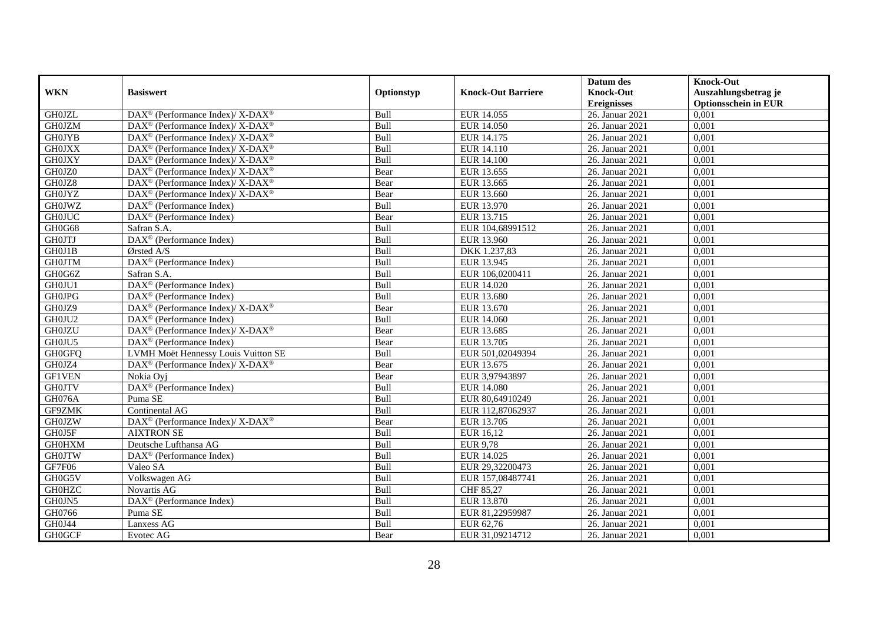| WKN | Basiswert | Optionstyp | Knock-Out Barriere | Datum des Knock-Out Ereignisses | Knock-Out Auszahlungsbetrag je Optionsschein in EUR |
|---|---|---|---|---|---|
| GH0JZL | DAX® (Performance Index)/ X-DAX® | Bull | EUR 14.055 | 26. Januar 2021 | 0,001 |
| GH0JZM | DAX® (Performance Index)/ X-DAX® | Bull | EUR 14.050 | 26. Januar 2021 | 0,001 |
| GH0JYB | DAX® (Performance Index)/ X-DAX® | Bull | EUR 14.175 | 26. Januar 2021 | 0,001 |
| GH0JXX | DAX® (Performance Index)/ X-DAX® | Bull | EUR 14.110 | 26. Januar 2021 | 0,001 |
| GH0JXY | DAX® (Performance Index)/ X-DAX® | Bull | EUR 14.100 | 26. Januar 2021 | 0,001 |
| GH0JZ0 | DAX® (Performance Index)/ X-DAX® | Bear | EUR 13.655 | 26. Januar 2021 | 0,001 |
| GH0JZ8 | DAX® (Performance Index)/ X-DAX® | Bear | EUR 13.665 | 26. Januar 2021 | 0,001 |
| GH0JYZ | DAX® (Performance Index)/ X-DAX® | Bear | EUR 13.660 | 26. Januar 2021 | 0,001 |
| GH0JWZ | DAX® (Performance Index) | Bull | EUR 13.970 | 26. Januar 2021 | 0,001 |
| GH0JUC | DAX® (Performance Index) | Bear | EUR 13.715 | 26. Januar 2021 | 0,001 |
| GH0G68 | Safran S.A. | Bull | EUR 104,68991512 | 26. Januar 2021 | 0,001 |
| GH0JTJ | DAX® (Performance Index) | Bull | EUR 13.960 | 26. Januar 2021 | 0,001 |
| GH0J1B | Ørsted A/S | Bull | DKK 1.237,83 | 26. Januar 2021 | 0,001 |
| GH0JTM | DAX® (Performance Index) | Bull | EUR 13.945 | 26. Januar 2021 | 0,001 |
| GH0G6Z | Safran S.A. | Bull | EUR 106,0200411 | 26. Januar 2021 | 0,001 |
| GH0JU1 | DAX® (Performance Index) | Bull | EUR 14.020 | 26. Januar 2021 | 0,001 |
| GH0JPG | DAX® (Performance Index) | Bull | EUR 13.680 | 26. Januar 2021 | 0,001 |
| GH0JZ9 | DAX® (Performance Index)/ X-DAX® | Bear | EUR 13.670 | 26. Januar 2021 | 0,001 |
| GH0JU2 | DAX® (Performance Index) | Bull | EUR 14.060 | 26. Januar 2021 | 0,001 |
| GH0JZU | DAX® (Performance Index)/ X-DAX® | Bear | EUR 13.685 | 26. Januar 2021 | 0,001 |
| GH0JU5 | DAX® (Performance Index) | Bear | EUR 13.705 | 26. Januar 2021 | 0,001 |
| GH0GFQ | LVMH Moët Hennessy Louis Vuitton SE | Bull | EUR 501,02049394 | 26. Januar 2021 | 0,001 |
| GH0JZ4 | DAX® (Performance Index)/ X-DAX® | Bear | EUR 13.675 | 26. Januar 2021 | 0,001 |
| GF1VEN | Nokia Oyj | Bear | EUR 3,97943897 | 26. Januar 2021 | 0,001 |
| GH0JTV | DAX® (Performance Index) | Bull | EUR 14.080 | 26. Januar 2021 | 0,001 |
| GH076A | Puma SE | Bull | EUR 80,64910249 | 26. Januar 2021 | 0,001 |
| GF9ZMK | Continental AG | Bull | EUR 112,87062937 | 26. Januar 2021 | 0,001 |
| GH0JZW | DAX® (Performance Index)/ X-DAX® | Bear | EUR 13.705 | 26. Januar 2021 | 0,001 |
| GH0J5F | AIXTRON SE | Bull | EUR 16,12 | 26. Januar 2021 | 0,001 |
| GH0HXM | Deutsche Lufthansa AG | Bull | EUR 9,78 | 26. Januar 2021 | 0,001 |
| GH0JTW | DAX® (Performance Index) | Bull | EUR 14.025 | 26. Januar 2021 | 0,001 |
| GF7F06 | Valeo SA | Bull | EUR 29,32200473 | 26. Januar 2021 | 0,001 |
| GH0G5V | Volkswagen AG | Bull | EUR 157,08487741 | 26. Januar 2021 | 0,001 |
| GH0HZC | Novartis AG | Bull | CHF 85,27 | 26. Januar 2021 | 0,001 |
| GH0JN5 | DAX® (Performance Index) | Bull | EUR 13.870 | 26. Januar 2021 | 0,001 |
| GH0766 | Puma SE | Bull | EUR 81,22959987 | 26. Januar 2021 | 0,001 |
| GH0J44 | Lanxess AG | Bull | EUR 62,76 | 26. Januar 2021 | 0,001 |
| GH0GCF | Evotec AG | Bear | EUR 31,09214712 | 26. Januar 2021 | 0,001 |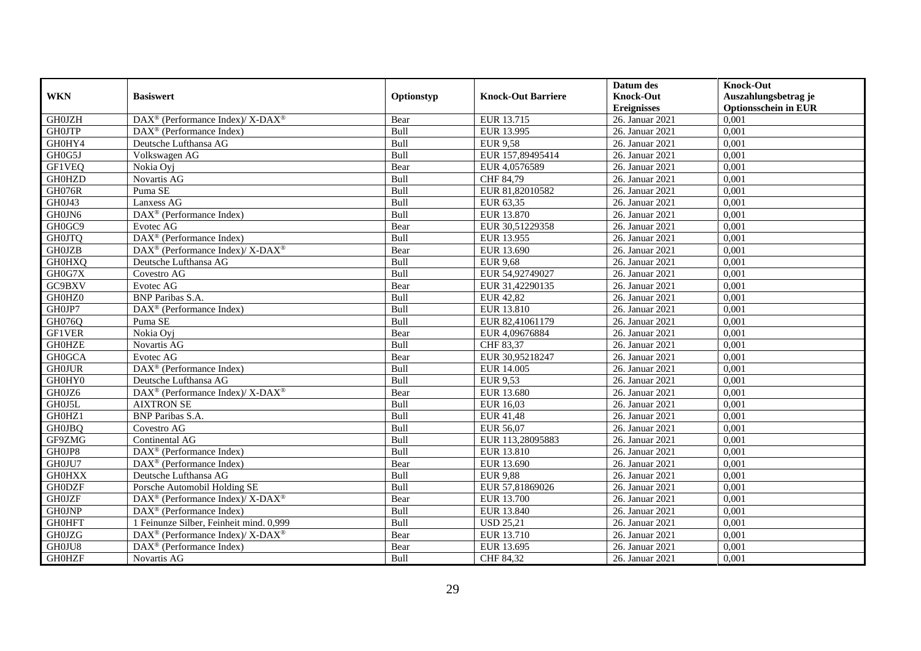| WKN | Basiswert | Optionstyp | Knock-Out Barriere | Datum des Knock-Out Ereignisses | Knock-Out Auszahlungsbetrag je Optionsschein in EUR |
|---|---|---|---|---|---|
| GH0JZH | DAX® (Performance Index)/ X-DAX® | Bear | EUR 13.715 | 26. Januar 2021 | 0,001 |
| GH0JTP | DAX® (Performance Index) | Bull | EUR 13.995 | 26. Januar 2021 | 0,001 |
| GH0HY4 | Deutsche Lufthansa AG | Bull | EUR 9,58 | 26. Januar 2021 | 0,001 |
| GH0G5J | Volkswagen AG | Bull | EUR 157,89495414 | 26. Januar 2021 | 0,001 |
| GF1VEQ | Nokia Oyj | Bear | EUR 4,0576589 | 26. Januar 2021 | 0,001 |
| GH0HZD | Novartis AG | Bull | CHF 84,79 | 26. Januar 2021 | 0,001 |
| GH076R | Puma SE | Bull | EUR 81,82010582 | 26. Januar 2021 | 0,001 |
| GH0J43 | Lanxess AG | Bull | EUR 63,35 | 26. Januar 2021 | 0,001 |
| GH0JN6 | DAX® (Performance Index) | Bull | EUR 13.870 | 26. Januar 2021 | 0,001 |
| GH0GC9 | Evotec AG | Bear | EUR 30,51229358 | 26. Januar 2021 | 0,001 |
| GH0JTQ | DAX® (Performance Index) | Bull | EUR 13.955 | 26. Januar 2021 | 0,001 |
| GH0JZB | DAX® (Performance Index)/ X-DAX® | Bear | EUR 13.690 | 26. Januar 2021 | 0,001 |
| GH0HXQ | Deutsche Lufthansa AG | Bull | EUR 9,68 | 26. Januar 2021 | 0,001 |
| GH0G7X | Covestro AG | Bull | EUR 54,92749027 | 26. Januar 2021 | 0,001 |
| GC9BXV | Evotec AG | Bear | EUR 31,42290135 | 26. Januar 2021 | 0,001 |
| GH0HZ0 | BNP Paribas S.A. | Bull | EUR 42,82 | 26. Januar 2021 | 0,001 |
| GH0JP7 | DAX® (Performance Index) | Bull | EUR 13.810 | 26. Januar 2021 | 0,001 |
| GH076Q | Puma SE | Bull | EUR 82,41061179 | 26. Januar 2021 | 0,001 |
| GF1VER | Nokia Oyj | Bear | EUR 4,09676884 | 26. Januar 2021 | 0,001 |
| GH0HZE | Novartis AG | Bull | CHF 83,37 | 26. Januar 2021 | 0,001 |
| GH0GCA | Evotec AG | Bear | EUR 30,95218247 | 26. Januar 2021 | 0,001 |
| GH0JUR | DAX® (Performance Index) | Bull | EUR 14.005 | 26. Januar 2021 | 0,001 |
| GH0HY0 | Deutsche Lufthansa AG | Bull | EUR 9,53 | 26. Januar 2021 | 0,001 |
| GH0JZ6 | DAX® (Performance Index)/ X-DAX® | Bear | EUR 13.680 | 26. Januar 2021 | 0,001 |
| GH0J5L | AIXTRON SE | Bull | EUR 16,03 | 26. Januar 2021 | 0,001 |
| GH0HZ1 | BNP Paribas S.A. | Bull | EUR 41,48 | 26. Januar 2021 | 0,001 |
| GH0JBQ | Covestro AG | Bull | EUR 56,07 | 26. Januar 2021 | 0,001 |
| GF9ZMG | Continental AG | Bull | EUR 113,28095883 | 26. Januar 2021 | 0,001 |
| GH0JP8 | DAX® (Performance Index) | Bull | EUR 13.810 | 26. Januar 2021 | 0,001 |
| GH0JU7 | DAX® (Performance Index) | Bear | EUR 13.690 | 26. Januar 2021 | 0,001 |
| GH0HXX | Deutsche Lufthansa AG | Bull | EUR 9,88 | 26. Januar 2021 | 0,001 |
| GH0DZF | Porsche Automobil Holding SE | Bull | EUR 57,81869026 | 26. Januar 2021 | 0,001 |
| GH0JZF | DAX® (Performance Index)/ X-DAX® | Bear | EUR 13.700 | 26. Januar 2021 | 0,001 |
| GH0JNP | DAX® (Performance Index) | Bull | EUR 13.840 | 26. Januar 2021 | 0,001 |
| GH0HFT | 1 Feinunze Silber, Feinheit mind. 0,999 | Bull | USD 25,21 | 26. Januar 2021 | 0,001 |
| GH0JZG | DAX® (Performance Index)/ X-DAX® | Bear | EUR 13.710 | 26. Januar 2021 | 0,001 |
| GH0JU8 | DAX® (Performance Index) | Bear | EUR 13.695 | 26. Januar 2021 | 0,001 |
| GH0HZF | Novartis AG | Bull | CHF 84,32 | 26. Januar 2021 | 0,001 |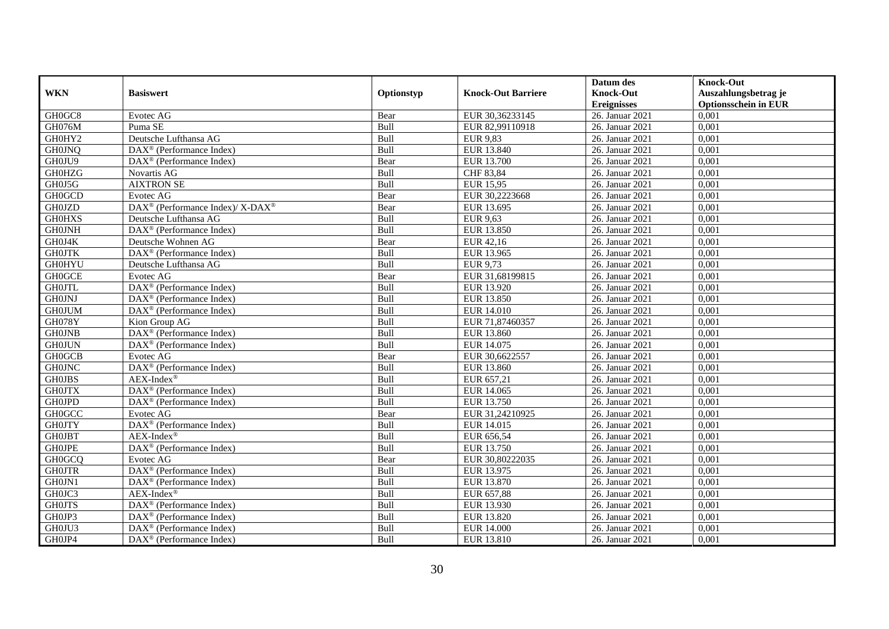| WKN | Basiswert | Optionstyp | Knock-Out Barriere | Datum des Knock-Out Ereignisses | Knock-Out Auszahlungsbetrag je Optionsschein in EUR |
|---|---|---|---|---|---|
| GH0GC8 | Evotec AG | Bear | EUR 30,36233145 | 26. Januar 2021 | 0,001 |
| GH076M | Puma SE | Bull | EUR 82,99110918 | 26. Januar 2021 | 0,001 |
| GH0HY2 | Deutsche Lufthansa AG | Bull | EUR 9,83 | 26. Januar 2021 | 0,001 |
| GH0JNQ | DAX® (Performance Index) | Bull | EUR 13.840 | 26. Januar 2021 | 0,001 |
| GH0JU9 | DAX® (Performance Index) | Bear | EUR 13.700 | 26. Januar 2021 | 0,001 |
| GH0HZG | Novartis AG | Bull | CHF 83,84 | 26. Januar 2021 | 0,001 |
| GH0J5G | AIXTRON SE | Bull | EUR 15,95 | 26. Januar 2021 | 0,001 |
| GH0GCD | Evotec AG | Bear | EUR 30,2223668 | 26. Januar 2021 | 0,001 |
| GH0JZD | DAX® (Performance Index)/ X-DAX® | Bear | EUR 13.695 | 26. Januar 2021 | 0,001 |
| GH0HXS | Deutsche Lufthansa AG | Bull | EUR 9,63 | 26. Januar 2021 | 0,001 |
| GH0JNH | DAX® (Performance Index) | Bull | EUR 13.850 | 26. Januar 2021 | 0,001 |
| GH0J4K | Deutsche Wohnen AG | Bear | EUR 42,16 | 26. Januar 2021 | 0,001 |
| GH0JTK | DAX® (Performance Index) | Bull | EUR 13.965 | 26. Januar 2021 | 0,001 |
| GH0HYU | Deutsche Lufthansa AG | Bull | EUR 9,73 | 26. Januar 2021 | 0,001 |
| GH0GCE | Evotec AG | Bear | EUR 31,68199815 | 26. Januar 2021 | 0,001 |
| GH0JTL | DAX® (Performance Index) | Bull | EUR 13.920 | 26. Januar 2021 | 0,001 |
| GH0JNJ | DAX® (Performance Index) | Bull | EUR 13.850 | 26. Januar 2021 | 0,001 |
| GH0JUM | DAX® (Performance Index) | Bull | EUR 14.010 | 26. Januar 2021 | 0,001 |
| GH078Y | Kion Group AG | Bull | EUR 71,87460357 | 26. Januar 2021 | 0,001 |
| GH0JNB | DAX® (Performance Index) | Bull | EUR 13.860 | 26. Januar 2021 | 0,001 |
| GH0JUN | DAX® (Performance Index) | Bull | EUR 14.075 | 26. Januar 2021 | 0,001 |
| GH0GCB | Evotec AG | Bear | EUR 30,6622557 | 26. Januar 2021 | 0,001 |
| GH0JNC | DAX® (Performance Index) | Bull | EUR 13.860 | 26. Januar 2021 | 0,001 |
| GH0JBS | AEX-Index® | Bull | EUR 657,21 | 26. Januar 2021 | 0,001 |
| GH0JTX | DAX® (Performance Index) | Bull | EUR 14.065 | 26. Januar 2021 | 0,001 |
| GH0JPD | DAX® (Performance Index) | Bull | EUR 13.750 | 26. Januar 2021 | 0,001 |
| GH0GCC | Evotec AG | Bear | EUR 31,24210925 | 26. Januar 2021 | 0,001 |
| GH0JTY | DAX® (Performance Index) | Bull | EUR 14.015 | 26. Januar 2021 | 0,001 |
| GH0JBT | AEX-Index® | Bull | EUR 656,54 | 26. Januar 2021 | 0,001 |
| GH0JPE | DAX® (Performance Index) | Bull | EUR 13.750 | 26. Januar 2021 | 0,001 |
| GH0GCQ | Evotec AG | Bear | EUR 30,80222035 | 26. Januar 2021 | 0,001 |
| GH0JTR | DAX® (Performance Index) | Bull | EUR 13.975 | 26. Januar 2021 | 0,001 |
| GH0JN1 | DAX® (Performance Index) | Bull | EUR 13.870 | 26. Januar 2021 | 0,001 |
| GH0JC3 | AEX-Index® | Bull | EUR 657,88 | 26. Januar 2021 | 0,001 |
| GH0JTS | DAX® (Performance Index) | Bull | EUR 13.930 | 26. Januar 2021 | 0,001 |
| GH0JP3 | DAX® (Performance Index) | Bull | EUR 13.820 | 26. Januar 2021 | 0,001 |
| GH0JU3 | DAX® (Performance Index) | Bull | EUR 14.000 | 26. Januar 2021 | 0,001 |
| GH0JP4 | DAX® (Performance Index) | Bull | EUR 13.810 | 26. Januar 2021 | 0,001 |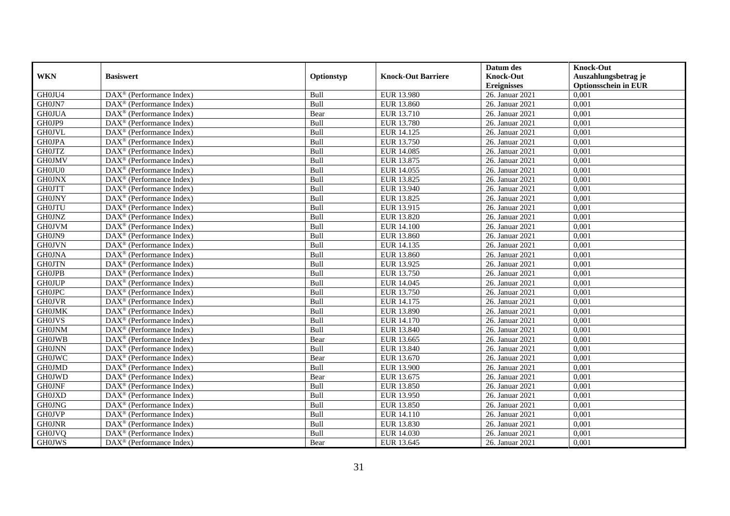| WKN | Basiswert | Optionstyp | Knock-Out Barriere | Datum des Knock-Out Ereignisses | Knock-Out Auszahlungsbetrag je Optionsschein in EUR |
|---|---|---|---|---|---|
| GH0JU4 | DAX® (Performance Index) | Bull | EUR 13.980 | 26. Januar 2021 | 0,001 |
| GH0JN7 | DAX® (Performance Index) | Bull | EUR 13.860 | 26. Januar 2021 | 0,001 |
| GH0JUA | DAX® (Performance Index) | Bear | EUR 13.710 | 26. Januar 2021 | 0,001 |
| GH0JP9 | DAX® (Performance Index) | Bull | EUR 13.780 | 26. Januar 2021 | 0,001 |
| GH0JVL | DAX® (Performance Index) | Bull | EUR 14.125 | 26. Januar 2021 | 0,001 |
| GH0JPA | DAX® (Performance Index) | Bull | EUR 13.750 | 26. Januar 2021 | 0,001 |
| GH0JTZ | DAX® (Performance Index) | Bull | EUR 14.085 | 26. Januar 2021 | 0,001 |
| GH0JMV | DAX® (Performance Index) | Bull | EUR 13.875 | 26. Januar 2021 | 0,001 |
| GH0JU0 | DAX® (Performance Index) | Bull | EUR 14.055 | 26. Januar 2021 | 0,001 |
| GH0JNX | DAX® (Performance Index) | Bull | EUR 13.825 | 26. Januar 2021 | 0,001 |
| GH0JTT | DAX® (Performance Index) | Bull | EUR 13.940 | 26. Januar 2021 | 0,001 |
| GH0JNY | DAX® (Performance Index) | Bull | EUR 13.825 | 26. Januar 2021 | 0,001 |
| GH0JTU | DAX® (Performance Index) | Bull | EUR 13.915 | 26. Januar 2021 | 0,001 |
| GH0JNZ | DAX® (Performance Index) | Bull | EUR 13.820 | 26. Januar 2021 | 0,001 |
| GH0JVM | DAX® (Performance Index) | Bull | EUR 14.100 | 26. Januar 2021 | 0,001 |
| GH0JN9 | DAX® (Performance Index) | Bull | EUR 13.860 | 26. Januar 2021 | 0,001 |
| GH0JVN | DAX® (Performance Index) | Bull | EUR 14.135 | 26. Januar 2021 | 0,001 |
| GH0JNA | DAX® (Performance Index) | Bull | EUR 13.860 | 26. Januar 2021 | 0,001 |
| GH0JTN | DAX® (Performance Index) | Bull | EUR 13.925 | 26. Januar 2021 | 0,001 |
| GH0JPB | DAX® (Performance Index) | Bull | EUR 13.750 | 26. Januar 2021 | 0,001 |
| GH0JUP | DAX® (Performance Index) | Bull | EUR 14.045 | 26. Januar 2021 | 0,001 |
| GH0JPC | DAX® (Performance Index) | Bull | EUR 13.750 | 26. Januar 2021 | 0,001 |
| GH0JVR | DAX® (Performance Index) | Bull | EUR 14.175 | 26. Januar 2021 | 0,001 |
| GH0JMK | DAX® (Performance Index) | Bull | EUR 13.890 | 26. Januar 2021 | 0,001 |
| GH0JVS | DAX® (Performance Index) | Bull | EUR 14.170 | 26. Januar 2021 | 0,001 |
| GH0JNM | DAX® (Performance Index) | Bull | EUR 13.840 | 26. Januar 2021 | 0,001 |
| GH0JWB | DAX® (Performance Index) | Bear | EUR 13.665 | 26. Januar 2021 | 0,001 |
| GH0JNN | DAX® (Performance Index) | Bull | EUR 13.840 | 26. Januar 2021 | 0,001 |
| GH0JWC | DAX® (Performance Index) | Bear | EUR 13.670 | 26. Januar 2021 | 0,001 |
| GH0JMD | DAX® (Performance Index) | Bull | EUR 13.900 | 26. Januar 2021 | 0,001 |
| GH0JWD | DAX® (Performance Index) | Bear | EUR 13.675 | 26. Januar 2021 | 0,001 |
| GH0JNF | DAX® (Performance Index) | Bull | EUR 13.850 | 26. Januar 2021 | 0,001 |
| GH0JXD | DAX® (Performance Index) | Bull | EUR 13.950 | 26. Januar 2021 | 0,001 |
| GH0JNG | DAX® (Performance Index) | Bull | EUR 13.850 | 26. Januar 2021 | 0,001 |
| GH0JVP | DAX® (Performance Index) | Bull | EUR 14.110 | 26. Januar 2021 | 0,001 |
| GH0JNR | DAX® (Performance Index) | Bull | EUR 13.830 | 26. Januar 2021 | 0,001 |
| GH0JVQ | DAX® (Performance Index) | Bull | EUR 14.030 | 26. Januar 2021 | 0,001 |
| GH0JWS | DAX® (Performance Index) | Bear | EUR 13.645 | 26. Januar 2021 | 0,001 |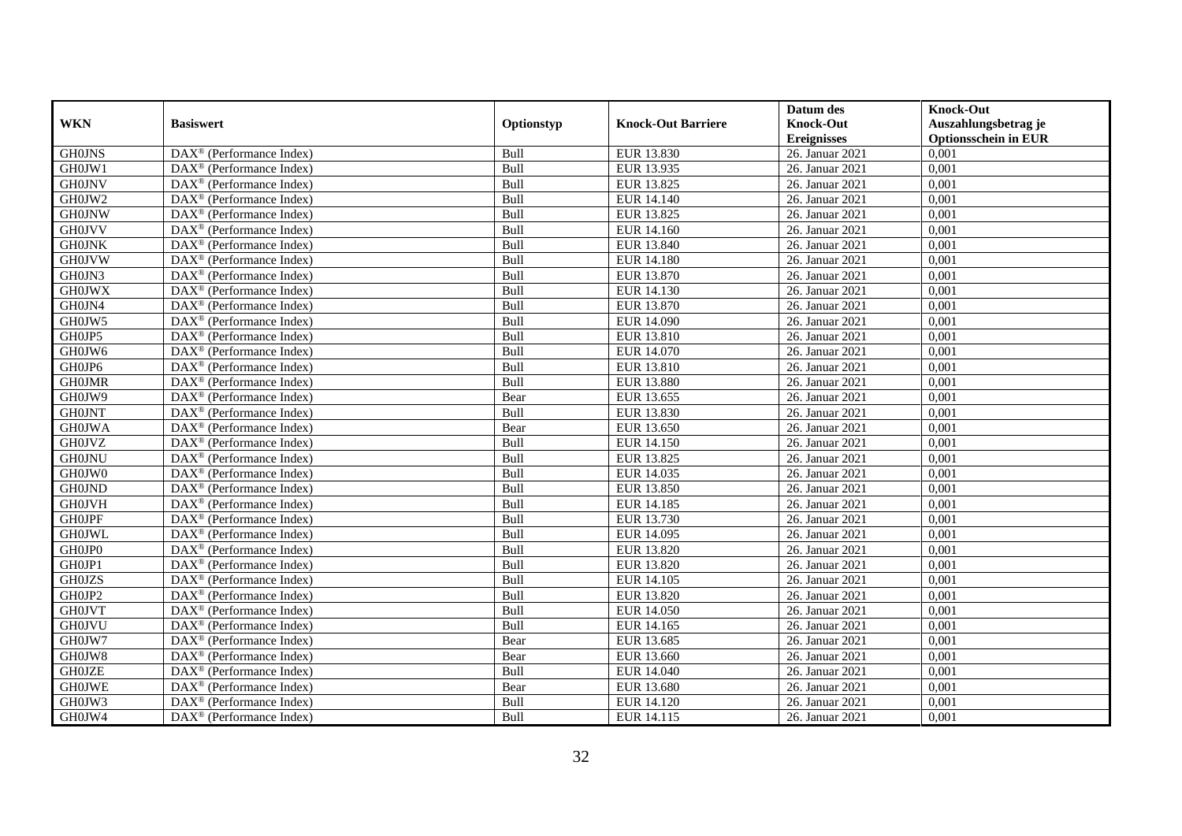| WKN | Basiswert | Optionstyp | Knock-Out Barriere | Datum des Knock-Out Ereignisses | Knock-Out Auszahlungsbetrag je Optionsschein in EUR |
|---|---|---|---|---|---|
| GH0JNS | DAX® (Performance Index) | Bull | EUR 13.830 | 26. Januar 2021 | 0,001 |
| GH0JW1 | DAX® (Performance Index) | Bull | EUR 13.935 | 26. Januar 2021 | 0,001 |
| GH0JNV | DAX® (Performance Index) | Bull | EUR 13.825 | 26. Januar 2021 | 0,001 |
| GH0JW2 | DAX® (Performance Index) | Bull | EUR 14.140 | 26. Januar 2021 | 0,001 |
| GH0JNW | DAX® (Performance Index) | Bull | EUR 13.825 | 26. Januar 2021 | 0,001 |
| GH0JVV | DAX® (Performance Index) | Bull | EUR 14.160 | 26. Januar 2021 | 0,001 |
| GH0JNK | DAX® (Performance Index) | Bull | EUR 13.840 | 26. Januar 2021 | 0,001 |
| GH0JVW | DAX® (Performance Index) | Bull | EUR 14.180 | 26. Januar 2021 | 0,001 |
| GH0JN3 | DAX® (Performance Index) | Bull | EUR 13.870 | 26. Januar 2021 | 0,001 |
| GH0JWX | DAX® (Performance Index) | Bull | EUR 14.130 | 26. Januar 2021 | 0,001 |
| GH0JN4 | DAX® (Performance Index) | Bull | EUR 13.870 | 26. Januar 2021 | 0,001 |
| GH0JW5 | DAX® (Performance Index) | Bull | EUR 14.090 | 26. Januar 2021 | 0,001 |
| GH0JP5 | DAX® (Performance Index) | Bull | EUR 13.810 | 26. Januar 2021 | 0,001 |
| GH0JW6 | DAX® (Performance Index) | Bull | EUR 14.070 | 26. Januar 2021 | 0,001 |
| GH0JP6 | DAX® (Performance Index) | Bull | EUR 13.810 | 26. Januar 2021 | 0,001 |
| GH0JMR | DAX® (Performance Index) | Bull | EUR 13.880 | 26. Januar 2021 | 0,001 |
| GH0JW9 | DAX® (Performance Index) | Bear | EUR 13.655 | 26. Januar 2021 | 0,001 |
| GH0JNT | DAX® (Performance Index) | Bull | EUR 13.830 | 26. Januar 2021 | 0,001 |
| GH0JWA | DAX® (Performance Index) | Bear | EUR 13.650 | 26. Januar 2021 | 0,001 |
| GH0JVZ | DAX® (Performance Index) | Bull | EUR 14.150 | 26. Januar 2021 | 0,001 |
| GH0JNU | DAX® (Performance Index) | Bull | EUR 13.825 | 26. Januar 2021 | 0,001 |
| GH0JW0 | DAX® (Performance Index) | Bull | EUR 14.035 | 26. Januar 2021 | 0,001 |
| GH0JND | DAX® (Performance Index) | Bull | EUR 13.850 | 26. Januar 2021 | 0,001 |
| GH0JVH | DAX® (Performance Index) | Bull | EUR 14.185 | 26. Januar 2021 | 0,001 |
| GH0JPF | DAX® (Performance Index) | Bull | EUR 13.730 | 26. Januar 2021 | 0,001 |
| GH0JWL | DAX® (Performance Index) | Bull | EUR 14.095 | 26. Januar 2021 | 0,001 |
| GH0JP0 | DAX® (Performance Index) | Bull | EUR 13.820 | 26. Januar 2021 | 0,001 |
| GH0JP1 | DAX® (Performance Index) | Bull | EUR 13.820 | 26. Januar 2021 | 0,001 |
| GH0JZS | DAX® (Performance Index) | Bull | EUR 14.105 | 26. Januar 2021 | 0,001 |
| GH0JP2 | DAX® (Performance Index) | Bull | EUR 13.820 | 26. Januar 2021 | 0,001 |
| GH0JVT | DAX® (Performance Index) | Bull | EUR 14.050 | 26. Januar 2021 | 0,001 |
| GH0JVU | DAX® (Performance Index) | Bull | EUR 14.165 | 26. Januar 2021 | 0,001 |
| GH0JW7 | DAX® (Performance Index) | Bear | EUR 13.685 | 26. Januar 2021 | 0,001 |
| GH0JW8 | DAX® (Performance Index) | Bear | EUR 13.660 | 26. Januar 2021 | 0,001 |
| GH0JZE | DAX® (Performance Index) | Bull | EUR 14.040 | 26. Januar 2021 | 0,001 |
| GH0JWE | DAX® (Performance Index) | Bear | EUR 13.680 | 26. Januar 2021 | 0,001 |
| GH0JW3 | DAX® (Performance Index) | Bull | EUR 14.120 | 26. Januar 2021 | 0,001 |
| GH0JW4 | DAX® (Performance Index) | Bull | EUR 14.115 | 26. Januar 2021 | 0,001 |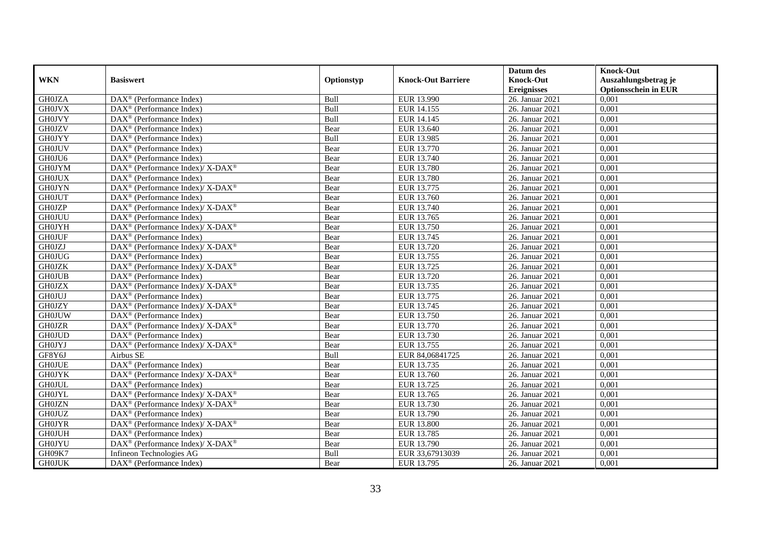| WKN | Basiswert | Optionstyp | Knock-Out Barriere | Datum des Knock-Out Ereignisses | Knock-Out Auszahlungsbetrag je Optionsschein in EUR |
|---|---|---|---|---|---|
| GH0JZA | DAX® (Performance Index) | Bull | EUR 13.990 | 26. Januar 2021 | 0,001 |
| GH0JVX | DAX® (Performance Index) | Bull | EUR 14.155 | 26. Januar 2021 | 0,001 |
| GH0JVY | DAX® (Performance Index) | Bull | EUR 14.145 | 26. Januar 2021 | 0,001 |
| GH0JZV | DAX® (Performance Index) | Bear | EUR 13.640 | 26. Januar 2021 | 0,001 |
| GH0JYY | DAX® (Performance Index) | Bull | EUR 13.985 | 26. Januar 2021 | 0,001 |
| GH0JUV | DAX® (Performance Index) | Bear | EUR 13.770 | 26. Januar 2021 | 0,001 |
| GH0JU6 | DAX® (Performance Index) | Bear | EUR 13.740 | 26. Januar 2021 | 0,001 |
| GH0JYM | DAX® (Performance Index)/ X-DAX® | Bear | EUR 13.780 | 26. Januar 2021 | 0,001 |
| GH0JUX | DAX® (Performance Index) | Bear | EUR 13.780 | 26. Januar 2021 | 0,001 |
| GH0JYN | DAX® (Performance Index)/ X-DAX® | Bear | EUR 13.775 | 26. Januar 2021 | 0,001 |
| GH0JUT | DAX® (Performance Index) | Bear | EUR 13.760 | 26. Januar 2021 | 0,001 |
| GH0JZP | DAX® (Performance Index)/ X-DAX® | Bear | EUR 13.740 | 26. Januar 2021 | 0,001 |
| GH0JUU | DAX® (Performance Index) | Bear | EUR 13.765 | 26. Januar 2021 | 0,001 |
| GH0JYH | DAX® (Performance Index)/ X-DAX® | Bear | EUR 13.750 | 26. Januar 2021 | 0,001 |
| GH0JUF | DAX® (Performance Index) | Bear | EUR 13.745 | 26. Januar 2021 | 0,001 |
| GH0JZJ | DAX® (Performance Index)/ X-DAX® | Bear | EUR 13.720 | 26. Januar 2021 | 0,001 |
| GH0JUG | DAX® (Performance Index) | Bear | EUR 13.755 | 26. Januar 2021 | 0,001 |
| GH0JZK | DAX® (Performance Index)/ X-DAX® | Bear | EUR 13.725 | 26. Januar 2021 | 0,001 |
| GH0JUB | DAX® (Performance Index) | Bear | EUR 13.720 | 26. Januar 2021 | 0,001 |
| GH0JZX | DAX® (Performance Index)/ X-DAX® | Bear | EUR 13.735 | 26. Januar 2021 | 0,001 |
| GH0JUJ | DAX® (Performance Index) | Bear | EUR 13.775 | 26. Januar 2021 | 0,001 |
| GH0JZY | DAX® (Performance Index)/ X-DAX® | Bear | EUR 13.745 | 26. Januar 2021 | 0,001 |
| GH0JUW | DAX® (Performance Index) | Bear | EUR 13.750 | 26. Januar 2021 | 0,001 |
| GH0JZR | DAX® (Performance Index)/ X-DAX® | Bear | EUR 13.770 | 26. Januar 2021 | 0,001 |
| GH0JUD | DAX® (Performance Index) | Bear | EUR 13.730 | 26. Januar 2021 | 0,001 |
| GH0JYJ | DAX® (Performance Index)/ X-DAX® | Bear | EUR 13.755 | 26. Januar 2021 | 0,001 |
| GF8Y6J | Airbus SE | Bull | EUR 84,06841725 | 26. Januar 2021 | 0,001 |
| GH0JUE | DAX® (Performance Index) | Bear | EUR 13.735 | 26. Januar 2021 | 0,001 |
| GH0JYK | DAX® (Performance Index)/ X-DAX® | Bear | EUR 13.760 | 26. Januar 2021 | 0,001 |
| GH0JUL | DAX® (Performance Index) | Bear | EUR 13.725 | 26. Januar 2021 | 0,001 |
| GH0JYL | DAX® (Performance Index)/ X-DAX® | Bear | EUR 13.765 | 26. Januar 2021 | 0,001 |
| GH0JZN | DAX® (Performance Index)/ X-DAX® | Bear | EUR 13.730 | 26. Januar 2021 | 0,001 |
| GH0JUZ | DAX® (Performance Index) | Bear | EUR 13.790 | 26. Januar 2021 | 0,001 |
| GH0JYR | DAX® (Performance Index)/ X-DAX® | Bear | EUR 13.800 | 26. Januar 2021 | 0,001 |
| GH0JUH | DAX® (Performance Index) | Bear | EUR 13.785 | 26. Januar 2021 | 0,001 |
| GH0JYU | DAX® (Performance Index)/ X-DAX® | Bear | EUR 13.790 | 26. Januar 2021 | 0,001 |
| GH09K7 | Infineon Technologies AG | Bull | EUR 33,67913039 | 26. Januar 2021 | 0,001 |
| GH0JUK | DAX® (Performance Index) | Bear | EUR 13.795 | 26. Januar 2021 | 0,001 |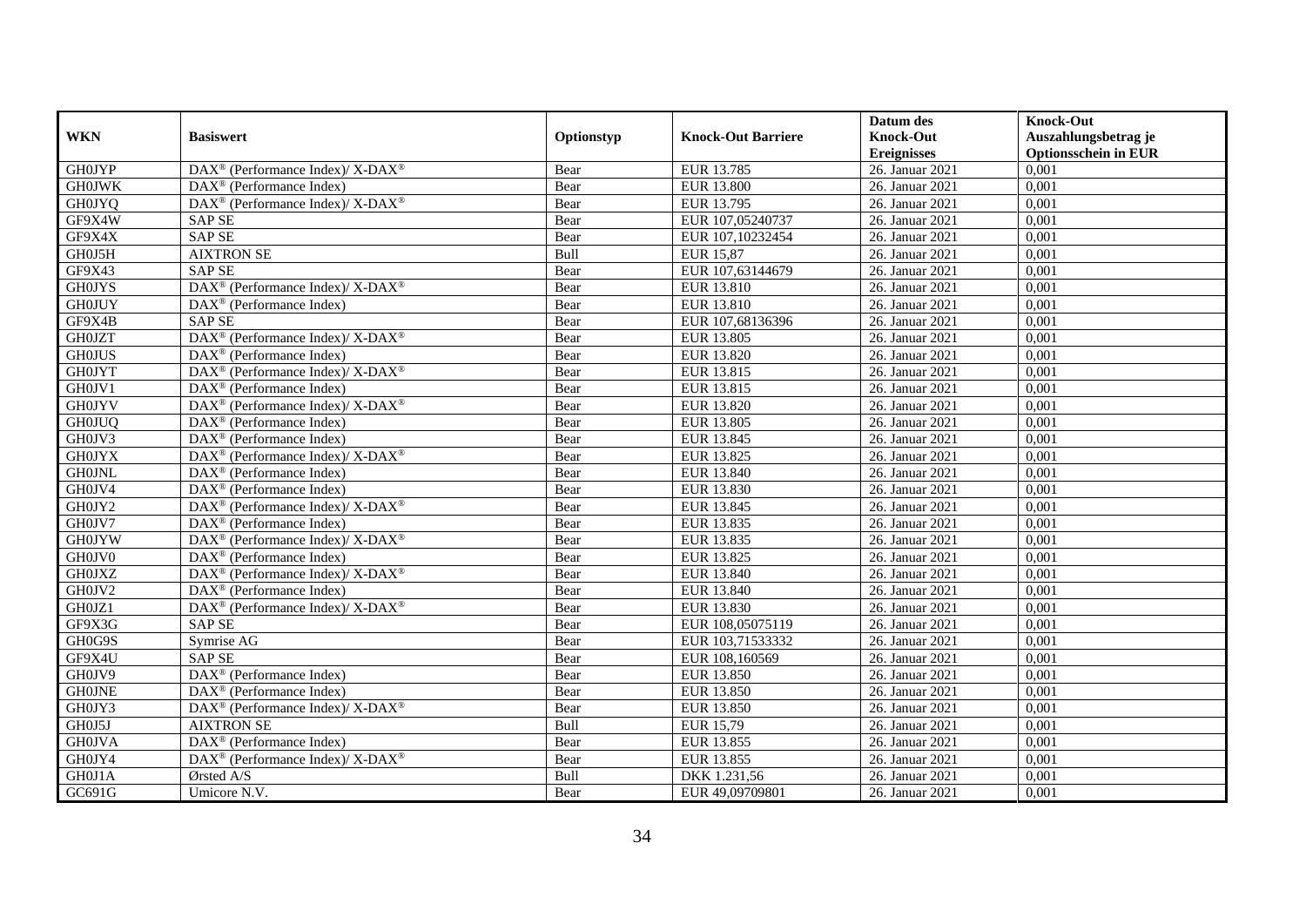| WKN | Basiswert | Optionstyp | Knock-Out Barriere | Datum des Knock-Out Ereignisses | Knock-Out Auszahlungsbetrag je Optionsschein in EUR |
|---|---|---|---|---|---|
| GH0JYP | DAX® (Performance Index)/ X-DAX® | Bear | EUR 13.785 | 26. Januar 2021 | 0,001 |
| GH0JWK | DAX® (Performance Index) | Bear | EUR 13.800 | 26. Januar 2021 | 0,001 |
| GH0JYQ | DAX® (Performance Index)/ X-DAX® | Bear | EUR 13.795 | 26. Januar 2021 | 0,001 |
| GF9X4W | SAP SE | Bear | EUR 107,05240737 | 26. Januar 2021 | 0,001 |
| GF9X4X | SAP SE | Bear | EUR 107,10232454 | 26. Januar 2021 | 0,001 |
| GH0J5H | AIXTRON SE | Bull | EUR 15,87 | 26. Januar 2021 | 0,001 |
| GF9X43 | SAP SE | Bear | EUR 107,63144679 | 26. Januar 2021 | 0,001 |
| GH0JYS | DAX® (Performance Index)/ X-DAX® | Bear | EUR 13.810 | 26. Januar 2021 | 0,001 |
| GH0JUY | DAX® (Performance Index) | Bear | EUR 13.810 | 26. Januar 2021 | 0,001 |
| GF9X4B | SAP SE | Bear | EUR 107,68136396 | 26. Januar 2021 | 0,001 |
| GH0JZT | DAX® (Performance Index)/ X-DAX® | Bear | EUR 13.805 | 26. Januar 2021 | 0,001 |
| GH0JUS | DAX® (Performance Index) | Bear | EUR 13.820 | 26. Januar 2021 | 0,001 |
| GH0JYT | DAX® (Performance Index)/ X-DAX® | Bear | EUR 13.815 | 26. Januar 2021 | 0,001 |
| GH0JV1 | DAX® (Performance Index) | Bear | EUR 13.815 | 26. Januar 2021 | 0,001 |
| GH0JYV | DAX® (Performance Index)/ X-DAX® | Bear | EUR 13.820 | 26. Januar 2021 | 0,001 |
| GH0JUQ | DAX® (Performance Index) | Bear | EUR 13.805 | 26. Januar 2021 | 0,001 |
| GH0JV3 | DAX® (Performance Index) | Bear | EUR 13.845 | 26. Januar 2021 | 0,001 |
| GH0JYX | DAX® (Performance Index)/ X-DAX® | Bear | EUR 13.825 | 26. Januar 2021 | 0,001 |
| GH0JNL | DAX® (Performance Index) | Bear | EUR 13.840 | 26. Januar 2021 | 0,001 |
| GH0JV4 | DAX® (Performance Index) | Bear | EUR 13.830 | 26. Januar 2021 | 0,001 |
| GH0JY2 | DAX® (Performance Index)/ X-DAX® | Bear | EUR 13.845 | 26. Januar 2021 | 0,001 |
| GH0JV7 | DAX® (Performance Index) | Bear | EUR 13.835 | 26. Januar 2021 | 0,001 |
| GH0JYW | DAX® (Performance Index)/ X-DAX® | Bear | EUR 13.835 | 26. Januar 2021 | 0,001 |
| GH0JV0 | DAX® (Performance Index) | Bear | EUR 13.825 | 26. Januar 2021 | 0,001 |
| GH0JXZ | DAX® (Performance Index)/ X-DAX® | Bear | EUR 13.840 | 26. Januar 2021 | 0,001 |
| GH0JV2 | DAX® (Performance Index) | Bear | EUR 13.840 | 26. Januar 2021 | 0,001 |
| GH0JZ1 | DAX® (Performance Index)/ X-DAX® | Bear | EUR 13.830 | 26. Januar 2021 | 0,001 |
| GF9X3G | SAP SE | Bear | EUR 108,05075119 | 26. Januar 2021 | 0,001 |
| GH0G9S | Symrise AG | Bear | EUR 103,71533332 | 26. Januar 2021 | 0,001 |
| GF9X4U | SAP SE | Bear | EUR 108,160569 | 26. Januar 2021 | 0,001 |
| GH0JV9 | DAX® (Performance Index) | Bear | EUR 13.850 | 26. Januar 2021 | 0,001 |
| GH0JNE | DAX® (Performance Index) | Bear | EUR 13.850 | 26. Januar 2021 | 0,001 |
| GH0JY3 | DAX® (Performance Index)/ X-DAX® | Bear | EUR 13.850 | 26. Januar 2021 | 0,001 |
| GH0J5J | AIXTRON SE | Bull | EUR 15,79 | 26. Januar 2021 | 0,001 |
| GH0JVA | DAX® (Performance Index) | Bear | EUR 13.855 | 26. Januar 2021 | 0,001 |
| GH0JY4 | DAX® (Performance Index)/ X-DAX® | Bear | EUR 13.855 | 26. Januar 2021 | 0,001 |
| GH0J1A | Ørsted A/S | Bull | DKK 1.231,56 | 26. Januar 2021 | 0,001 |
| GC691G | Umicore N.V. | Bear | EUR 49,09709801 | 26. Januar 2021 | 0,001 |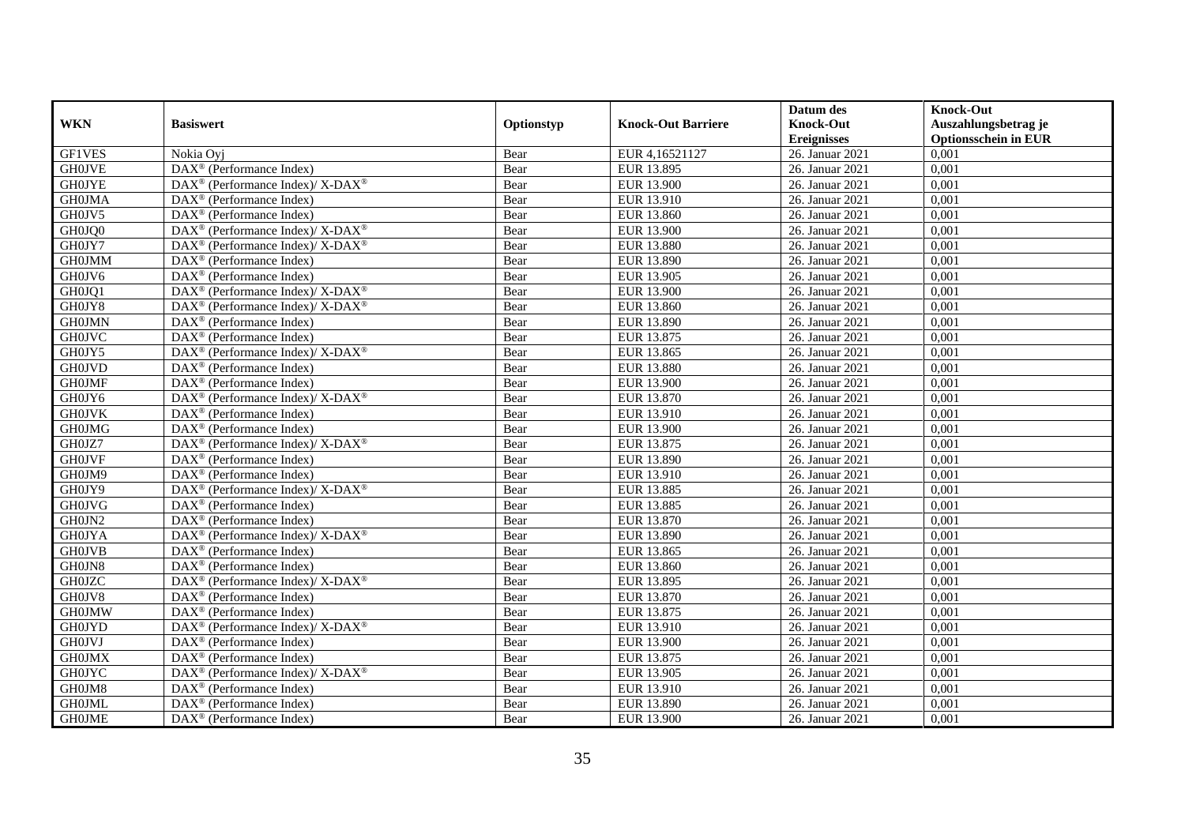| WKN | Basiswert | Optionstyp | Knock-Out Barriere | Datum des Knock-Out Ereignisses | Knock-Out Auszahlungsbetrag je Optionsschein in EUR |
|---|---|---|---|---|---|
| GF1VES | Nokia Oyj | Bear | EUR 4,16521127 | 26. Januar 2021 | 0,001 |
| GH0JVE | DAX® (Performance Index) | Bear | EUR 13.895 | 26. Januar 2021 | 0,001 |
| GH0JYE | DAX® (Performance Index)/ X-DAX® | Bear | EUR 13.900 | 26. Januar 2021 | 0,001 |
| GH0JMA | DAX® (Performance Index) | Bear | EUR 13.910 | 26. Januar 2021 | 0,001 |
| GH0JV5 | DAX® (Performance Index) | Bear | EUR 13.860 | 26. Januar 2021 | 0,001 |
| GH0JQ0 | DAX® (Performance Index)/ X-DAX® | Bear | EUR 13.900 | 26. Januar 2021 | 0,001 |
| GH0JY7 | DAX® (Performance Index)/ X-DAX® | Bear | EUR 13.880 | 26. Januar 2021 | 0,001 |
| GH0JMM | DAX® (Performance Index) | Bear | EUR 13.890 | 26. Januar 2021 | 0,001 |
| GH0JV6 | DAX® (Performance Index) | Bear | EUR 13.905 | 26. Januar 2021 | 0,001 |
| GH0JQ1 | DAX® (Performance Index)/ X-DAX® | Bear | EUR 13.900 | 26. Januar 2021 | 0,001 |
| GH0JY8 | DAX® (Performance Index)/ X-DAX® | Bear | EUR 13.860 | 26. Januar 2021 | 0,001 |
| GH0JMN | DAX® (Performance Index) | Bear | EUR 13.890 | 26. Januar 2021 | 0,001 |
| GH0JVC | DAX® (Performance Index) | Bear | EUR 13.875 | 26. Januar 2021 | 0,001 |
| GH0JY5 | DAX® (Performance Index)/ X-DAX® | Bear | EUR 13.865 | 26. Januar 2021 | 0,001 |
| GH0JVD | DAX® (Performance Index) | Bear | EUR 13.880 | 26. Januar 2021 | 0,001 |
| GH0JMF | DAX® (Performance Index) | Bear | EUR 13.900 | 26. Januar 2021 | 0,001 |
| GH0JY6 | DAX® (Performance Index)/ X-DAX® | Bear | EUR 13.870 | 26. Januar 2021 | 0,001 |
| GH0JVK | DAX® (Performance Index) | Bear | EUR 13.910 | 26. Januar 2021 | 0,001 |
| GH0JMG | DAX® (Performance Index) | Bear | EUR 13.900 | 26. Januar 2021 | 0,001 |
| GH0JZ7 | DAX® (Performance Index)/ X-DAX® | Bear | EUR 13.875 | 26. Januar 2021 | 0,001 |
| GH0JVF | DAX® (Performance Index) | Bear | EUR 13.890 | 26. Januar 2021 | 0,001 |
| GH0JM9 | DAX® (Performance Index) | Bear | EUR 13.910 | 26. Januar 2021 | 0,001 |
| GH0JY9 | DAX® (Performance Index)/ X-DAX® | Bear | EUR 13.885 | 26. Januar 2021 | 0,001 |
| GH0JVG | DAX® (Performance Index) | Bear | EUR 13.885 | 26. Januar 2021 | 0,001 |
| GH0JN2 | DAX® (Performance Index) | Bear | EUR 13.870 | 26. Januar 2021 | 0,001 |
| GH0JYA | DAX® (Performance Index)/ X-DAX® | Bear | EUR 13.890 | 26. Januar 2021 | 0,001 |
| GH0JVB | DAX® (Performance Index) | Bear | EUR 13.865 | 26. Januar 2021 | 0,001 |
| GH0JN8 | DAX® (Performance Index) | Bear | EUR 13.860 | 26. Januar 2021 | 0,001 |
| GH0JZC | DAX® (Performance Index)/ X-DAX® | Bear | EUR 13.895 | 26. Januar 2021 | 0,001 |
| GH0JV8 | DAX® (Performance Index) | Bear | EUR 13.870 | 26. Januar 2021 | 0,001 |
| GH0JMW | DAX® (Performance Index) | Bear | EUR 13.875 | 26. Januar 2021 | 0,001 |
| GH0JYD | DAX® (Performance Index)/ X-DAX® | Bear | EUR 13.910 | 26. Januar 2021 | 0,001 |
| GH0JVJ | DAX® (Performance Index) | Bear | EUR 13.900 | 26. Januar 2021 | 0,001 |
| GH0JMX | DAX® (Performance Index) | Bear | EUR 13.875 | 26. Januar 2021 | 0,001 |
| GH0JYC | DAX® (Performance Index)/ X-DAX® | Bear | EUR 13.905 | 26. Januar 2021 | 0,001 |
| GH0JM8 | DAX® (Performance Index) | Bear | EUR 13.910 | 26. Januar 2021 | 0,001 |
| GH0JML | DAX® (Performance Index) | Bear | EUR 13.890 | 26. Januar 2021 | 0,001 |
| GH0JME | DAX® (Performance Index) | Bear | EUR 13.900 | 26. Januar 2021 | 0,001 |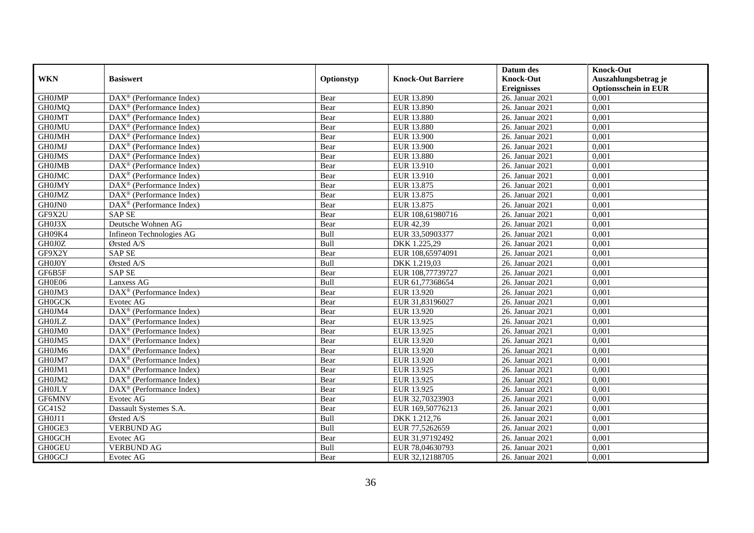| WKN | Basiswert | Optionstyp | Knock-Out Barriere | Datum des Knock-Out Ereignisses | Knock-Out Auszahlungsbetrag je Optionsschein in EUR |
|---|---|---|---|---|---|
| GH0JMP | DAX® (Performance Index) | Bear | EUR 13.890 | 26. Januar 2021 | 0,001 |
| GH0JMQ | DAX® (Performance Index) | Bear | EUR 13.890 | 26. Januar 2021 | 0,001 |
| GH0JMT | DAX® (Performance Index) | Bear | EUR 13.880 | 26. Januar 2021 | 0,001 |
| GH0JMU | DAX® (Performance Index) | Bear | EUR 13.880 | 26. Januar 2021 | 0,001 |
| GH0JMH | DAX® (Performance Index) | Bear | EUR 13.900 | 26. Januar 2021 | 0,001 |
| GH0JMJ | DAX® (Performance Index) | Bear | EUR 13.900 | 26. Januar 2021 | 0,001 |
| GH0JMS | DAX® (Performance Index) | Bear | EUR 13.880 | 26. Januar 2021 | 0,001 |
| GH0JMB | DAX® (Performance Index) | Bear | EUR 13.910 | 26. Januar 2021 | 0,001 |
| GH0JMC | DAX® (Performance Index) | Bear | EUR 13.910 | 26. Januar 2021 | 0,001 |
| GH0JMY | DAX® (Performance Index) | Bear | EUR 13.875 | 26. Januar 2021 | 0,001 |
| GH0JMZ | DAX® (Performance Index) | Bear | EUR 13.875 | 26. Januar 2021 | 0,001 |
| GH0JN0 | DAX® (Performance Index) | Bear | EUR 13.875 | 26. Januar 2021 | 0,001 |
| GF9X2U | SAP SE | Bear | EUR 108,61980716 | 26. Januar 2021 | 0,001 |
| GH0J3X | Deutsche Wohnen AG | Bear | EUR 42,39 | 26. Januar 2021 | 0,001 |
| GH09K4 | Infineon Technologies AG | Bull | EUR 33,50903377 | 26. Januar 2021 | 0,001 |
| GH0J0Z | Ørsted A/S | Bull | DKK 1.225,29 | 26. Januar 2021 | 0,001 |
| GF9X2Y | SAP SE | Bear | EUR 108,65974091 | 26. Januar 2021 | 0,001 |
| GH0J0Y | Ørsted A/S | Bull | DKK 1.219,03 | 26. Januar 2021 | 0,001 |
| GF6B5F | SAP SE | Bear | EUR 108,77739727 | 26. Januar 2021 | 0,001 |
| GH0E06 | Lanxess AG | Bull | EUR 61,77368654 | 26. Januar 2021 | 0,001 |
| GH0JM3 | DAX® (Performance Index) | Bear | EUR 13.920 | 26. Januar 2021 | 0,001 |
| GH0GCK | Evotec AG | Bear | EUR 31,83196027 | 26. Januar 2021 | 0,001 |
| GH0JM4 | DAX® (Performance Index) | Bear | EUR 13.920 | 26. Januar 2021 | 0,001 |
| GH0JLZ | DAX® (Performance Index) | Bear | EUR 13.925 | 26. Januar 2021 | 0,001 |
| GH0JM0 | DAX® (Performance Index) | Bear | EUR 13.925 | 26. Januar 2021 | 0,001 |
| GH0JM5 | DAX® (Performance Index) | Bear | EUR 13.920 | 26. Januar 2021 | 0,001 |
| GH0JM6 | DAX® (Performance Index) | Bear | EUR 13.920 | 26. Januar 2021 | 0,001 |
| GH0JM7 | DAX® (Performance Index) | Bear | EUR 13.920 | 26. Januar 2021 | 0,001 |
| GH0JM1 | DAX® (Performance Index) | Bear | EUR 13.925 | 26. Januar 2021 | 0,001 |
| GH0JM2 | DAX® (Performance Index) | Bear | EUR 13.925 | 26. Januar 2021 | 0,001 |
| GH0JLY | DAX® (Performance Index) | Bear | EUR 13.925 | 26. Januar 2021 | 0,001 |
| GF6MNV | Evotec AG | Bear | EUR 32,70323903 | 26. Januar 2021 | 0,001 |
| GC41S2 | Dassault Systemes S.A. | Bear | EUR 169,50776213 | 26. Januar 2021 | 0,001 |
| GH0J11 | Ørsted A/S | Bull | DKK 1.212,76 | 26. Januar 2021 | 0,001 |
| GH0GE3 | VERBUND AG | Bull | EUR 77,5262659 | 26. Januar 2021 | 0,001 |
| GH0GCH | Evotec AG | Bear | EUR 31,97192492 | 26. Januar 2021 | 0,001 |
| GH0GEU | VERBUND AG | Bull | EUR 78,04630793 | 26. Januar 2021 | 0,001 |
| GH0GCJ | Evotec AG | Bear | EUR 32,12188705 | 26. Januar 2021 | 0,001 |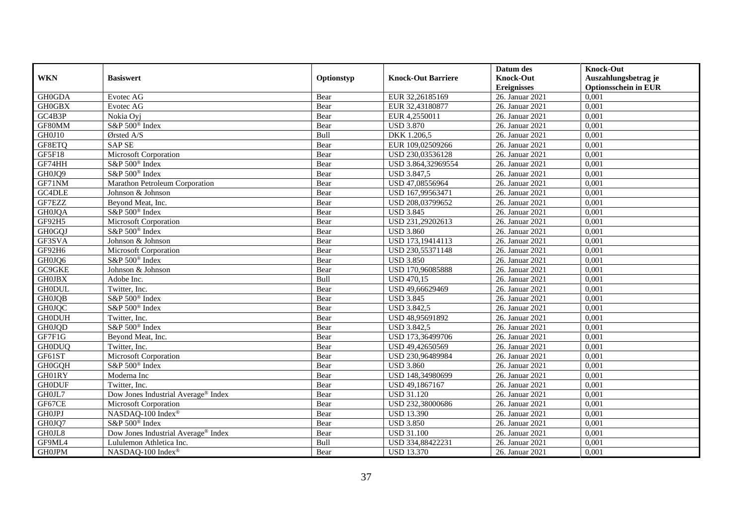| WKN | Basiswert | Optionstyp | Knock-Out Barriere | Datum des Knock-Out Ereignisses | Knock-Out Auszahlungsbetrag je Optionsschein in EUR |
|---|---|---|---|---|---|
| GH0GDA | Evotec AG | Bear | EUR 32,26185169 | 26. Januar 2021 | 0,001 |
| GH0GBX | Evotec AG | Bear | EUR 32,43180877 | 26. Januar 2021 | 0,001 |
| GC4B3P | Nokia Oyj | Bear | EUR 4,2550011 | 26. Januar 2021 | 0,001 |
| GF80MM | S&P 500® Index | Bear | USD 3.870 | 26. Januar 2021 | 0,001 |
| GH0J10 | Ørsted A/S | Bull | DKK 1.206,5 | 26. Januar 2021 | 0,001 |
| GF8ETQ | SAP SE | Bear | EUR 109,02509266 | 26. Januar 2021 | 0,001 |
| GF5F18 | Microsoft Corporation | Bear | USD 230,03536128 | 26. Januar 2021 | 0,001 |
| GF74HH | S&P 500® Index | Bear | USD 3.864,32969554 | 26. Januar 2021 | 0,001 |
| GH0JQ9 | S&P 500® Index | Bear | USD 3.847,5 | 26. Januar 2021 | 0,001 |
| GF71NM | Marathon Petroleum Corporation | Bear | USD 47,08556964 | 26. Januar 2021 | 0,001 |
| GC4DLE | Johnson & Johnson | Bear | USD 167,99563471 | 26. Januar 2021 | 0,001 |
| GF7EZZ | Beyond Meat, Inc. | Bear | USD 208,03799652 | 26. Januar 2021 | 0,001 |
| GH0JQA | S&P 500® Index | Bear | USD 3.845 | 26. Januar 2021 | 0,001 |
| GF92H5 | Microsoft Corporation | Bear | USD 231,29202613 | 26. Januar 2021 | 0,001 |
| GH0GQJ | S&P 500® Index | Bear | USD 3.860 | 26. Januar 2021 | 0,001 |
| GF3SVA | Johnson & Johnson | Bear | USD 173,19414113 | 26. Januar 2021 | 0,001 |
| GF92H6 | Microsoft Corporation | Bear | USD 230,55371148 | 26. Januar 2021 | 0,001 |
| GH0JQ6 | S&P 500® Index | Bear | USD 3.850 | 26. Januar 2021 | 0,001 |
| GC9GKE | Johnson & Johnson | Bear | USD 170,96085888 | 26. Januar 2021 | 0,001 |
| GH0JBX | Adobe Inc. | Bull | USD 470,15 | 26. Januar 2021 | 0,001 |
| GH0DUL | Twitter, Inc. | Bear | USD 49,66629469 | 26. Januar 2021 | 0,001 |
| GH0JQB | S&P 500® Index | Bear | USD 3.845 | 26. Januar 2021 | 0,001 |
| GH0JQC | S&P 500® Index | Bear | USD 3.842,5 | 26. Januar 2021 | 0,001 |
| GH0DUH | Twitter, Inc. | Bear | USD 48,95691892 | 26. Januar 2021 | 0,001 |
| GH0JQD | S&P 500® Index | Bear | USD 3.842,5 | 26. Januar 2021 | 0,001 |
| GF7F1G | Beyond Meat, Inc. | Bear | USD 173,36499706 | 26. Januar 2021 | 0,001 |
| GH0DUQ | Twitter, Inc. | Bear | USD 49,42650569 | 26. Januar 2021 | 0,001 |
| GF61ST | Microsoft Corporation | Bear | USD 230,96489984 | 26. Januar 2021 | 0,001 |
| GH0GQH | S&P 500® Index | Bear | USD 3.860 | 26. Januar 2021 | 0,001 |
| GH01RY | Moderna Inc | Bear | USD 148,34980699 | 26. Januar 2021 | 0,001 |
| GH0DUF | Twitter, Inc. | Bear | USD 49,1867167 | 26. Januar 2021 | 0,001 |
| GH0JL7 | Dow Jones Industrial Average® Index | Bear | USD 31.120 | 26. Januar 2021 | 0,001 |
| GF67CE | Microsoft Corporation | Bear | USD 232,38000686 | 26. Januar 2021 | 0,001 |
| GH0JPJ | NASDAQ-100 Index® | Bear | USD 13.390 | 26. Januar 2021 | 0,001 |
| GH0JQ7 | S&P 500® Index | Bear | USD 3.850 | 26. Januar 2021 | 0,001 |
| GH0JL8 | Dow Jones Industrial Average® Index | Bear | USD 31.100 | 26. Januar 2021 | 0,001 |
| GF9ML4 | Lululemon Athletica Inc. | Bull | USD 334,88422231 | 26. Januar 2021 | 0,001 |
| GH0JPM | NASDAQ-100 Index® | Bear | USD 13.370 | 26. Januar 2021 | 0,001 |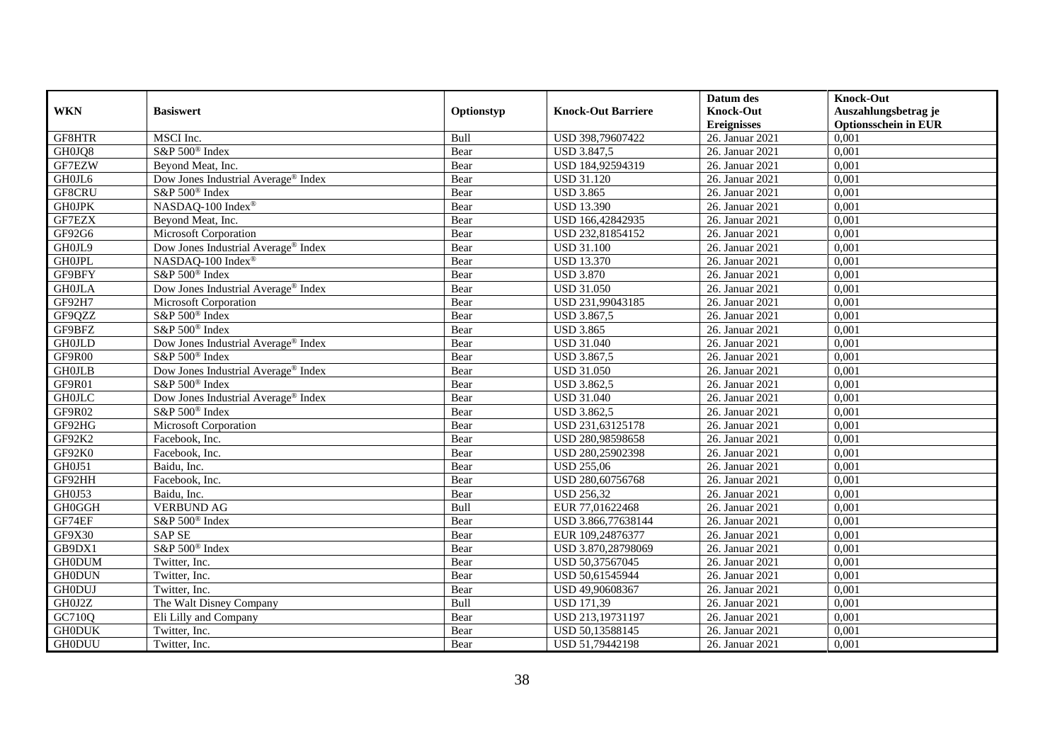| WKN | Basiswert | Optionstyp | Knock-Out Barriere | Datum des Knock-Out Ereignisses | Knock-Out Auszahlungsbetrag je Optionsschein in EUR |
|---|---|---|---|---|---|
| GF8HTR | MSCI Inc. | Bull | USD 398,79607422 | 26. Januar 2021 | 0,001 |
| GH0JQ8 | S&P 500® Index | Bear | USD 3.847,5 | 26. Januar 2021 | 0,001 |
| GF7EZW | Beyond Meat, Inc. | Bear | USD 184,92594319 | 26. Januar 2021 | 0,001 |
| GH0JL6 | Dow Jones Industrial Average® Index | Bear | USD 31.120 | 26. Januar 2021 | 0,001 |
| GF8CRU | S&P 500® Index | Bear | USD 3.865 | 26. Januar 2021 | 0,001 |
| GH0JPK | NASDAQ-100 Index® | Bear | USD 13.390 | 26. Januar 2021 | 0,001 |
| GF7EZX | Beyond Meat, Inc. | Bear | USD 166,42842935 | 26. Januar 2021 | 0,001 |
| GF92G6 | Microsoft Corporation | Bear | USD 232,81854152 | 26. Januar 2021 | 0,001 |
| GH0JL9 | Dow Jones Industrial Average® Index | Bear | USD 31.100 | 26. Januar 2021 | 0,001 |
| GH0JPL | NASDAQ-100 Index® | Bear | USD 13.370 | 26. Januar 2021 | 0,001 |
| GF9BFY | S&P 500® Index | Bear | USD 3.870 | 26. Januar 2021 | 0,001 |
| GH0JLA | Dow Jones Industrial Average® Index | Bear | USD 31.050 | 26. Januar 2021 | 0,001 |
| GF92H7 | Microsoft Corporation | Bear | USD 231,99043185 | 26. Januar 2021 | 0,001 |
| GF9QZZ | S&P 500® Index | Bear | USD 3.867,5 | 26. Januar 2021 | 0,001 |
| GF9BFZ | S&P 500® Index | Bear | USD 3.865 | 26. Januar 2021 | 0,001 |
| GH0JLD | Dow Jones Industrial Average® Index | Bear | USD 31.040 | 26. Januar 2021 | 0,001 |
| GF9R00 | S&P 500® Index | Bear | USD 3.867,5 | 26. Januar 2021 | 0,001 |
| GH0JLB | Dow Jones Industrial Average® Index | Bear | USD 31.050 | 26. Januar 2021 | 0,001 |
| GF9R01 | S&P 500® Index | Bear | USD 3.862,5 | 26. Januar 2021 | 0,001 |
| GH0JLC | Dow Jones Industrial Average® Index | Bear | USD 31.040 | 26. Januar 2021 | 0,001 |
| GF9R02 | S&P 500® Index | Bear | USD 3.862,5 | 26. Januar 2021 | 0,001 |
| GF92HG | Microsoft Corporation | Bear | USD 231,63125178 | 26. Januar 2021 | 0,001 |
| GF92K2 | Facebook, Inc. | Bear | USD 280,98598658 | 26. Januar 2021 | 0,001 |
| GF92K0 | Facebook, Inc. | Bear | USD 280,25902398 | 26. Januar 2021 | 0,001 |
| GH0J51 | Baidu, Inc. | Bear | USD 255,06 | 26. Januar 2021 | 0,001 |
| GF92HH | Facebook, Inc. | Bear | USD 280,60756768 | 26. Januar 2021 | 0,001 |
| GH0J53 | Baidu, Inc. | Bear | USD 256,32 | 26. Januar 2021 | 0,001 |
| GH0GGH | VERBUND AG | Bull | EUR 77,01622468 | 26. Januar 2021 | 0,001 |
| GF74EF | S&P 500® Index | Bear | USD 3.866,77638144 | 26. Januar 2021 | 0,001 |
| GF9X30 | SAP SE | Bear | EUR 109,24876377 | 26. Januar 2021 | 0,001 |
| GB9DX1 | S&P 500® Index | Bear | USD 3.870,28798069 | 26. Januar 2021 | 0,001 |
| GH0DUM | Twitter, Inc. | Bear | USD 50,37567045 | 26. Januar 2021 | 0,001 |
| GH0DUN | Twitter, Inc. | Bear | USD 50,61545944 | 26. Januar 2021 | 0,001 |
| GH0DUJ | Twitter, Inc. | Bear | USD 49,90608367 | 26. Januar 2021 | 0,001 |
| GH0J2Z | The Walt Disney Company | Bull | USD 171,39 | 26. Januar 2021 | 0,001 |
| GC710Q | Eli Lilly and Company | Bear | USD 213,19731197 | 26. Januar 2021 | 0,001 |
| GH0DUK | Twitter, Inc. | Bear | USD 50,13588145 | 26. Januar 2021 | 0,001 |
| GH0DUU | Twitter, Inc. | Bear | USD 51,79442198 | 26. Januar 2021 | 0,001 |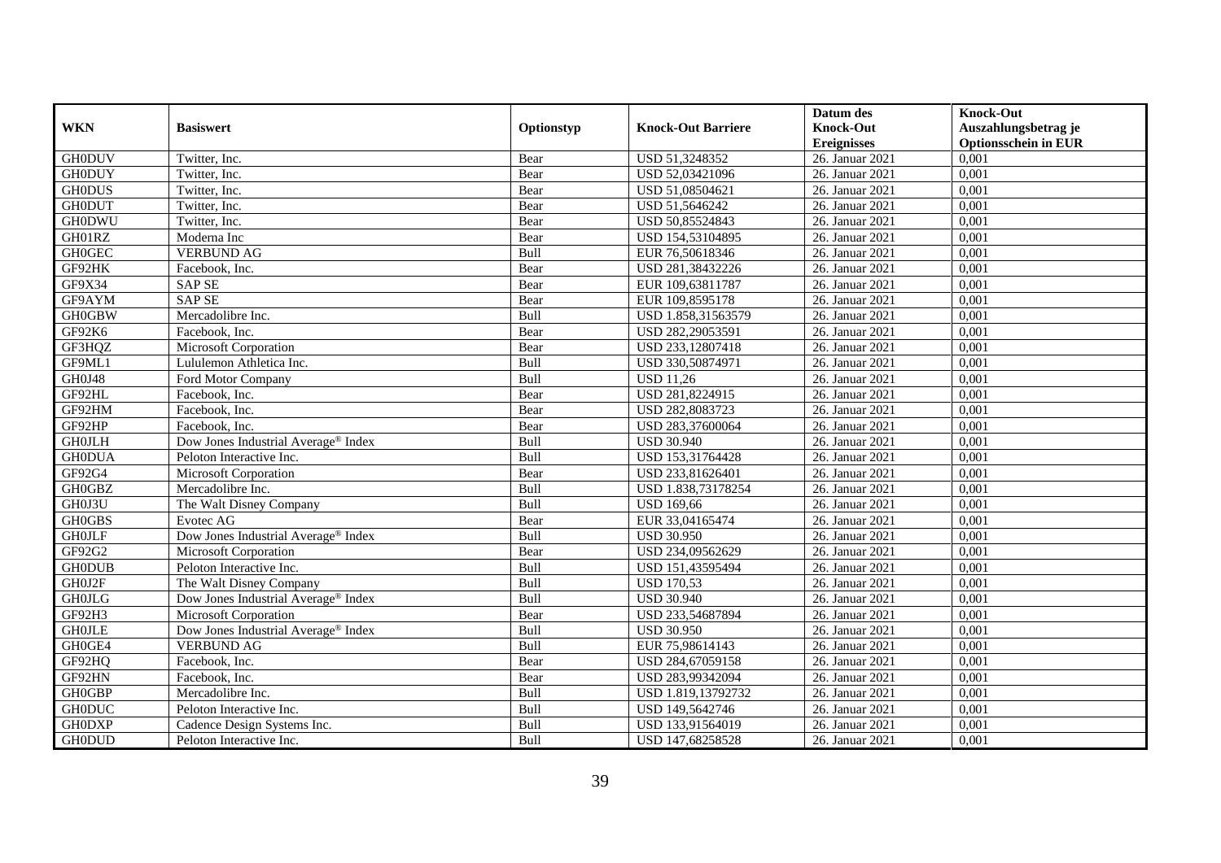| WKN | Basiswert | Optionstyp | Knock-Out Barriere | Datum des Knock-Out Ereignisses | Knock-Out Auszahlungsbetrag je Optionsschein in EUR |
|---|---|---|---|---|---|
| GH0DUV | Twitter, Inc. | Bear | USD 51,3248352 | 26. Januar 2021 | 0,001 |
| GH0DUY | Twitter, Inc. | Bear | USD 52,03421096 | 26. Januar 2021 | 0,001 |
| GH0DUS | Twitter, Inc. | Bear | USD 51,08504621 | 26. Januar 2021 | 0,001 |
| GH0DUT | Twitter, Inc. | Bear | USD 51,5646242 | 26. Januar 2021 | 0,001 |
| GH0DWU | Twitter, Inc. | Bear | USD 50,85524843 | 26. Januar 2021 | 0,001 |
| GH01RZ | Moderna Inc | Bear | USD 154,53104895 | 26. Januar 2021 | 0,001 |
| GH0GEC | VERBUND AG | Bull | EUR 76,50618346 | 26. Januar 2021 | 0,001 |
| GF92HK | Facebook, Inc. | Bear | USD 281,38432226 | 26. Januar 2021 | 0,001 |
| GF9X34 | SAP SE | Bear | EUR 109,63811787 | 26. Januar 2021 | 0,001 |
| GF9AYM | SAP SE | Bear | EUR 109,8595178 | 26. Januar 2021 | 0,001 |
| GH0GBW | Mercadolibre Inc. | Bull | USD 1.858,31563579 | 26. Januar 2021 | 0,001 |
| GF92K6 | Facebook, Inc. | Bear | USD 282,29053591 | 26. Januar 2021 | 0,001 |
| GF3HQZ | Microsoft Corporation | Bear | USD 233,12807418 | 26. Januar 2021 | 0,001 |
| GF9ML1 | Lululemon Athletica Inc. | Bull | USD 330,50874971 | 26. Januar 2021 | 0,001 |
| GH0J48 | Ford Motor Company | Bull | USD 11,26 | 26. Januar 2021 | 0,001 |
| GF92HL | Facebook, Inc. | Bear | USD 281,8224915 | 26. Januar 2021 | 0,001 |
| GF92HM | Facebook, Inc. | Bear | USD 282,8083723 | 26. Januar 2021 | 0,001 |
| GF92HP | Facebook, Inc. | Bear | USD 283,37600064 | 26. Januar 2021 | 0,001 |
| GH0JLH | Dow Jones Industrial Average® Index | Bull | USD 30.940 | 26. Januar 2021 | 0,001 |
| GH0DUA | Peloton Interactive Inc. | Bull | USD 153,31764428 | 26. Januar 2021 | 0,001 |
| GF92G4 | Microsoft Corporation | Bear | USD 233,81626401 | 26. Januar 2021 | 0,001 |
| GH0GBZ | Mercadolibre Inc. | Bull | USD 1.838,73178254 | 26. Januar 2021 | 0,001 |
| GH0J3U | The Walt Disney Company | Bull | USD 169,66 | 26. Januar 2021 | 0,001 |
| GH0GBS | Evotec AG | Bear | EUR 33,04165474 | 26. Januar 2021 | 0,001 |
| GH0JLF | Dow Jones Industrial Average® Index | Bull | USD 30.950 | 26. Januar 2021 | 0,001 |
| GF92G2 | Microsoft Corporation | Bear | USD 234,09562629 | 26. Januar 2021 | 0,001 |
| GH0DUB | Peloton Interactive Inc. | Bull | USD 151,43595494 | 26. Januar 2021 | 0,001 |
| GH0J2F | The Walt Disney Company | Bull | USD 170,53 | 26. Januar 2021 | 0,001 |
| GH0JLG | Dow Jones Industrial Average® Index | Bull | USD 30.940 | 26. Januar 2021 | 0,001 |
| GF92H3 | Microsoft Corporation | Bear | USD 233,54687894 | 26. Januar 2021 | 0,001 |
| GH0JLE | Dow Jones Industrial Average® Index | Bull | USD 30.950 | 26. Januar 2021 | 0,001 |
| GH0GE4 | VERBUND AG | Bull | EUR 75,98614143 | 26. Januar 2021 | 0,001 |
| GF92HQ | Facebook, Inc. | Bear | USD 284,67059158 | 26. Januar 2021 | 0,001 |
| GF92HN | Facebook, Inc. | Bear | USD 283,99342094 | 26. Januar 2021 | 0,001 |
| GH0GBP | Mercadolibre Inc. | Bull | USD 1.819,13792732 | 26. Januar 2021 | 0,001 |
| GH0DUC | Peloton Interactive Inc. | Bull | USD 149,5642746 | 26. Januar 2021 | 0,001 |
| GH0DXP | Cadence Design Systems Inc. | Bull | USD 133,91564019 | 26. Januar 2021 | 0,001 |
| GH0DUD | Peloton Interactive Inc. | Bull | USD 147,68258528 | 26. Januar 2021 | 0,001 |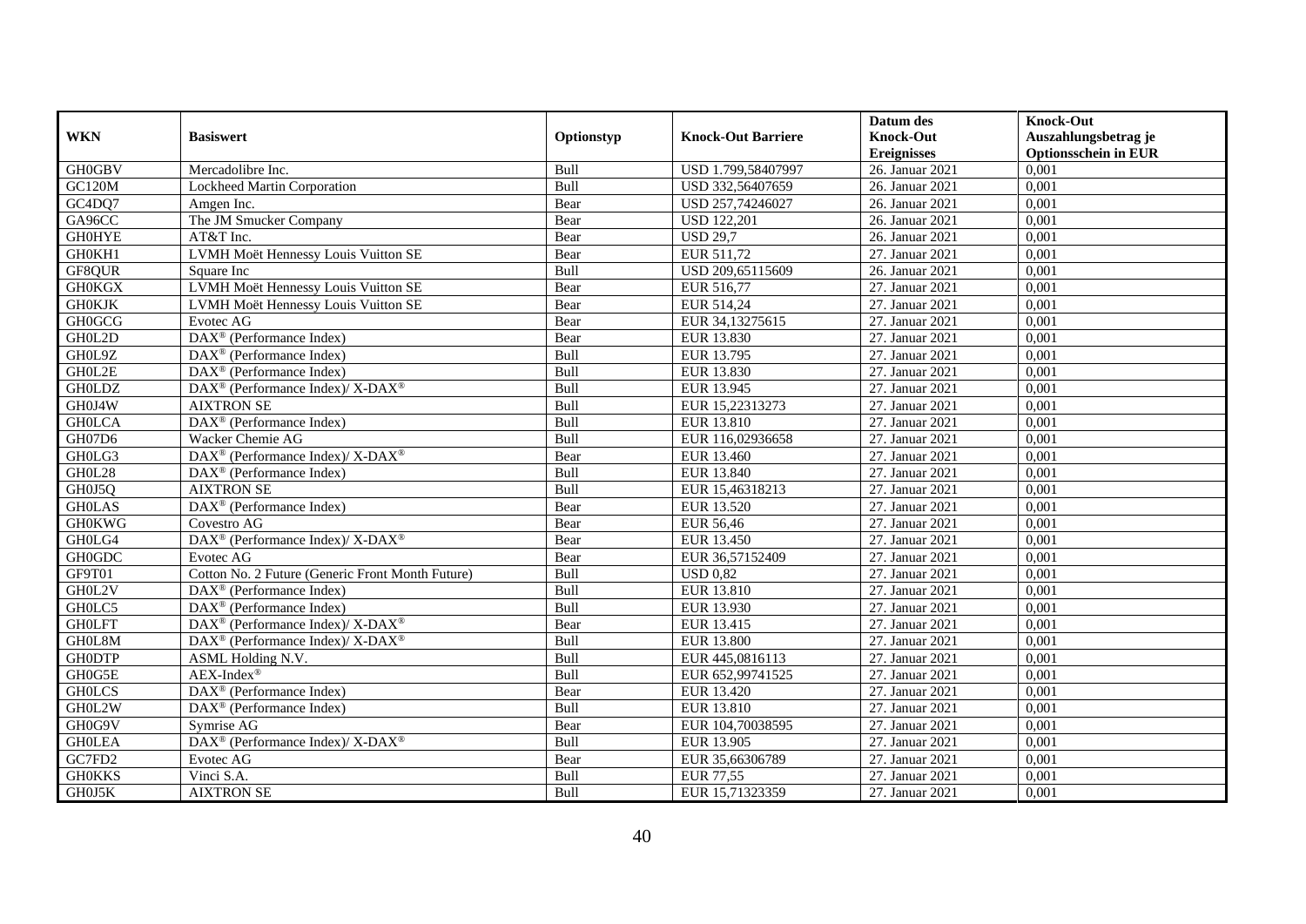| WKN | Basiswert | Optionstyp | Knock-Out Barriere | Datum des Knock-Out Ereignisses | Knock-Out Auszahlungsbetrag je Optionsschein in EUR |
|---|---|---|---|---|---|
| GH0GBV | Mercadolibre Inc. | Bull | USD 1.799,58407997 | 26. Januar 2021 | 0,001 |
| GC120M | Lockheed Martin Corporation | Bull | USD 332,56407659 | 26. Januar 2021 | 0,001 |
| GC4DQ7 | Amgen Inc. | Bear | USD 257,74246027 | 26. Januar 2021 | 0,001 |
| GA96CC | The JM Smucker Company | Bear | USD 122,201 | 26. Januar 2021 | 0,001 |
| GH0HYE | AT&T Inc. | Bear | USD 29,7 | 26. Januar 2021 | 0,001 |
| GH0KH1 | LVMH Moët Hennessy Louis Vuitton SE | Bear | EUR 511,72 | 27. Januar 2021 | 0,001 |
| GF8QUR | Square Inc | Bull | USD 209,65115609 | 26. Januar 2021 | 0,001 |
| GH0KGX | LVMH Moët Hennessy Louis Vuitton SE | Bear | EUR 516,77 | 27. Januar 2021 | 0,001 |
| GH0KJK | LVMH Moët Hennessy Louis Vuitton SE | Bear | EUR 514,24 | 27. Januar 2021 | 0,001 |
| GH0GCG | Evotec AG | Bear | EUR 34,13275615 | 27. Januar 2021 | 0,001 |
| GH0L2D | DAX® (Performance Index) | Bear | EUR 13.830 | 27. Januar 2021 | 0,001 |
| GH0L9Z | DAX® (Performance Index) | Bull | EUR 13.795 | 27. Januar 2021 | 0,001 |
| GH0L2E | DAX® (Performance Index) | Bull | EUR 13.830 | 27. Januar 2021 | 0,001 |
| GH0LDZ | DAX® (Performance Index)/ X-DAX® | Bull | EUR 13.945 | 27. Januar 2021 | 0,001 |
| GH0J4W | AIXTRON SE | Bull | EUR 15,22313273 | 27. Januar 2021 | 0,001 |
| GH0LCA | DAX® (Performance Index) | Bull | EUR 13.810 | 27. Januar 2021 | 0,001 |
| GH07D6 | Wacker Chemie AG | Bull | EUR 116,02936658 | 27. Januar 2021 | 0,001 |
| GH0LG3 | DAX® (Performance Index)/ X-DAX® | Bear | EUR 13.460 | 27. Januar 2021 | 0,001 |
| GH0L28 | DAX® (Performance Index) | Bull | EUR 13.840 | 27. Januar 2021 | 0,001 |
| GH0J5Q | AIXTRON SE | Bull | EUR 15,46318213 | 27. Januar 2021 | 0,001 |
| GH0LAS | DAX® (Performance Index) | Bear | EUR 13.520 | 27. Januar 2021 | 0,001 |
| GH0KWG | Covestro AG | Bear | EUR 56,46 | 27. Januar 2021 | 0,001 |
| GH0LG4 | DAX® (Performance Index)/ X-DAX® | Bear | EUR 13.450 | 27. Januar 2021 | 0,001 |
| GH0GDC | Evotec AG | Bear | EUR 36,57152409 | 27. Januar 2021 | 0,001 |
| GF9T01 | Cotton No. 2 Future (Generic Front Month Future) | Bull | USD 0,82 | 27. Januar 2021 | 0,001 |
| GH0L2V | DAX® (Performance Index) | Bull | EUR 13.810 | 27. Januar 2021 | 0,001 |
| GH0LC5 | DAX® (Performance Index) | Bull | EUR 13.930 | 27. Januar 2021 | 0,001 |
| GH0LFT | DAX® (Performance Index)/ X-DAX® | Bear | EUR 13.415 | 27. Januar 2021 | 0,001 |
| GH0L8M | DAX® (Performance Index)/ X-DAX® | Bull | EUR 13.800 | 27. Januar 2021 | 0,001 |
| GH0DTP | ASML Holding N.V. | Bull | EUR 445,0816113 | 27. Januar 2021 | 0,001 |
| GH0G5E | AEX-Index® | Bull | EUR 652,99741525 | 27. Januar 2021 | 0,001 |
| GH0LCS | DAX® (Performance Index) | Bear | EUR 13.420 | 27. Januar 2021 | 0,001 |
| GH0L2W | DAX® (Performance Index) | Bull | EUR 13.810 | 27. Januar 2021 | 0,001 |
| GH0G9V | Symrise AG | Bear | EUR 104,70038595 | 27. Januar 2021 | 0,001 |
| GH0LEA | DAX® (Performance Index)/ X-DAX® | Bull | EUR 13.905 | 27. Januar 2021 | 0,001 |
| GC7FD2 | Evotec AG | Bear | EUR 35,66306789 | 27. Januar 2021 | 0,001 |
| GH0KKS | Vinci S.A. | Bull | EUR 77,55 | 27. Januar 2021 | 0,001 |
| GH0J5K | AIXTRON SE | Bull | EUR 15,71323359 | 27. Januar 2021 | 0,001 |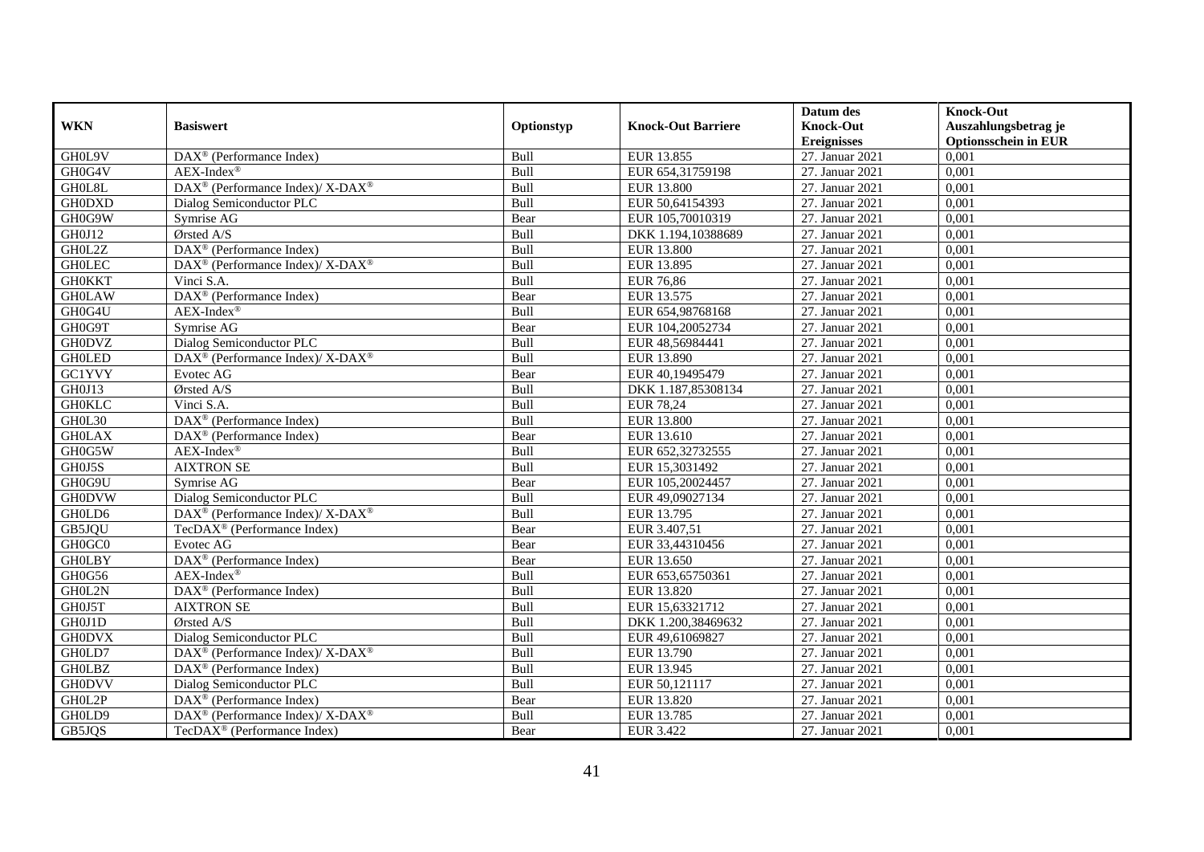| WKN | Basiswert | Optionstyp | Knock-Out Barriere | Datum des Knock-Out Ereignisses | Knock-Out Auszahlungsbetrag je Optionsschein in EUR |
|---|---|---|---|---|---|
| GH0L9V | DAX® (Performance Index) | Bull | EUR 13.855 | 27. Januar 2021 | 0,001 |
| GH0G4V | AEX-Index® | Bull | EUR 654,31759198 | 27. Januar 2021 | 0,001 |
| GH0L8L | DAX® (Performance Index)/ X-DAX® | Bull | EUR 13.800 | 27. Januar 2021 | 0,001 |
| GH0DXD | Dialog Semiconductor PLC | Bull | EUR 50,64154393 | 27. Januar 2021 | 0,001 |
| GH0G9W | Symrise AG | Bear | EUR 105,70010319 | 27. Januar 2021 | 0,001 |
| GH0J12 | Ørsted A/S | Bull | DKK 1.194,10388689 | 27. Januar 2021 | 0,001 |
| GH0L2Z | DAX® (Performance Index) | Bull | EUR 13.800 | 27. Januar 2021 | 0,001 |
| GH0LEC | DAX® (Performance Index)/ X-DAX® | Bull | EUR 13.895 | 27. Januar 2021 | 0,001 |
| GH0KKT | Vinci S.A. | Bull | EUR 76,86 | 27. Januar 2021 | 0,001 |
| GH0LAW | DAX® (Performance Index) | Bear | EUR 13.575 | 27. Januar 2021 | 0,001 |
| GH0G4U | AEX-Index® | Bull | EUR 654,98768168 | 27. Januar 2021 | 0,001 |
| GH0G9T | Symrise AG | Bear | EUR 104,20052734 | 27. Januar 2021 | 0,001 |
| GH0DVZ | Dialog Semiconductor PLC | Bull | EUR 48,56984441 | 27. Januar 2021 | 0,001 |
| GH0LED | DAX® (Performance Index)/ X-DAX® | Bull | EUR 13.890 | 27. Januar 2021 | 0,001 |
| GC1YVY | Evotec AG | Bear | EUR 40,19495479 | 27. Januar 2021 | 0,001 |
| GH0J13 | Ørsted A/S | Bull | DKK 1.187,85308134 | 27. Januar 2021 | 0,001 |
| GH0KLC | Vinci S.A. | Bull | EUR 78,24 | 27. Januar 2021 | 0,001 |
| GH0L30 | DAX® (Performance Index) | Bull | EUR 13.800 | 27. Januar 2021 | 0,001 |
| GH0LAX | DAX® (Performance Index) | Bear | EUR 13.610 | 27. Januar 2021 | 0,001 |
| GH0G5W | AEX-Index® | Bull | EUR 652,32732555 | 27. Januar 2021 | 0,001 |
| GH0J5S | AIXTRON SE | Bull | EUR 15,3031492 | 27. Januar 2021 | 0,001 |
| GH0G9U | Symrise AG | Bear | EUR 105,20024457 | 27. Januar 2021 | 0,001 |
| GH0DVW | Dialog Semiconductor PLC | Bull | EUR 49,09027134 | 27. Januar 2021 | 0,001 |
| GH0LD6 | DAX® (Performance Index)/ X-DAX® | Bull | EUR 13.795 | 27. Januar 2021 | 0,001 |
| GB5JQU | TecDAX® (Performance Index) | Bear | EUR 3.407,51 | 27. Januar 2021 | 0,001 |
| GH0GC0 | Evotec AG | Bear | EUR 33,44310456 | 27. Januar 2021 | 0,001 |
| GH0LBY | DAX® (Performance Index) | Bear | EUR 13.650 | 27. Januar 2021 | 0,001 |
| GH0G56 | AEX-Index® | Bull | EUR 653,65750361 | 27. Januar 2021 | 0,001 |
| GH0L2N | DAX® (Performance Index) | Bull | EUR 13.820 | 27. Januar 2021 | 0,001 |
| GH0J5T | AIXTRON SE | Bull | EUR 15,63321712 | 27. Januar 2021 | 0,001 |
| GH0J1D | Ørsted A/S | Bull | DKK 1.200,38469632 | 27. Januar 2021 | 0,001 |
| GH0DVX | Dialog Semiconductor PLC | Bull | EUR 49,61069827 | 27. Januar 2021 | 0,001 |
| GH0LD7 | DAX® (Performance Index)/ X-DAX® | Bull | EUR 13.790 | 27. Januar 2021 | 0,001 |
| GH0LBZ | DAX® (Performance Index) | Bull | EUR 13.945 | 27. Januar 2021 | 0,001 |
| GH0DVV | Dialog Semiconductor PLC | Bull | EUR 50,121117 | 27. Januar 2021 | 0,001 |
| GH0L2P | DAX® (Performance Index) | Bear | EUR 13.820 | 27. Januar 2021 | 0,001 |
| GH0LD9 | DAX® (Performance Index)/ X-DAX® | Bull | EUR 13.785 | 27. Januar 2021 | 0,001 |
| GB5JQS | TecDAX® (Performance Index) | Bear | EUR 3.422 | 27. Januar 2021 | 0,001 |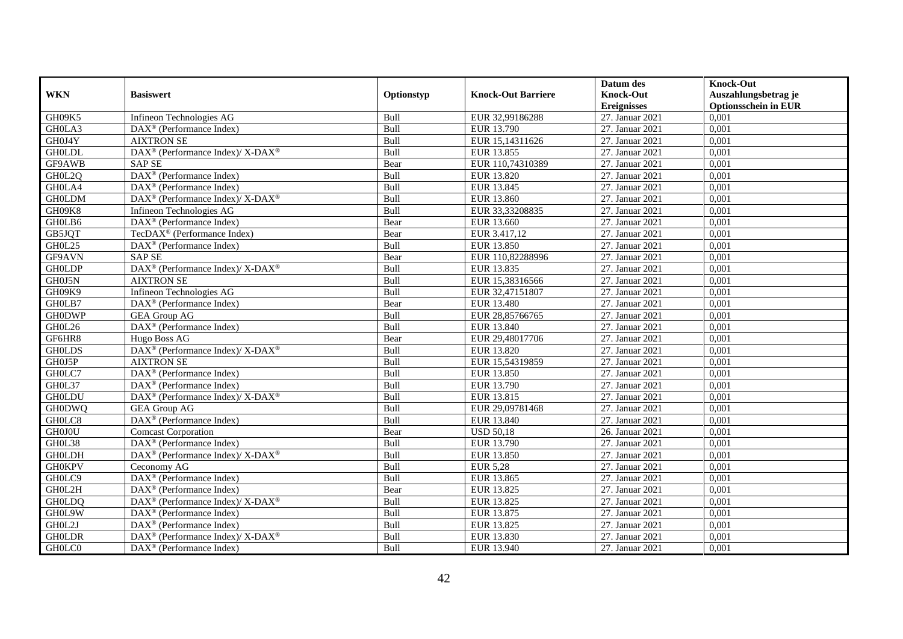| WKN | Basiswert | Optionstyp | Knock-Out Barriere | Datum des Knock-Out Ereignisses | Knock-Out Auszahlungsbetrag je Optionsschein in EUR |
|---|---|---|---|---|---|
| GH09K5 | Infineon Technologies AG | Bull | EUR 32,99186288 | 27. Januar 2021 | 0,001 |
| GH0LA3 | DAX® (Performance Index) | Bull | EUR 13.790 | 27. Januar 2021 | 0,001 |
| GH0J4Y | AIXTRON SE | Bull | EUR 15,14311626 | 27. Januar 2021 | 0,001 |
| GH0LDL | DAX® (Performance Index)/ X-DAX® | Bull | EUR 13.855 | 27. Januar 2021 | 0,001 |
| GF9AWB | SAP SE | Bear | EUR 110,74310389 | 27. Januar 2021 | 0,001 |
| GH0L2Q | DAX® (Performance Index) | Bull | EUR 13.820 | 27. Januar 2021 | 0,001 |
| GH0LA4 | DAX® (Performance Index) | Bull | EUR 13.845 | 27. Januar 2021 | 0,001 |
| GH0LDM | DAX® (Performance Index)/ X-DAX® | Bull | EUR 13.860 | 27. Januar 2021 | 0,001 |
| GH09K8 | Infineon Technologies AG | Bull | EUR 33,33208835 | 27. Januar 2021 | 0,001 |
| GH0LB6 | DAX® (Performance Index) | Bear | EUR 13.660 | 27. Januar 2021 | 0,001 |
| GB5JQT | TecDAX® (Performance Index) | Bear | EUR 3.417,12 | 27. Januar 2021 | 0,001 |
| GH0L25 | DAX® (Performance Index) | Bull | EUR 13.850 | 27. Januar 2021 | 0,001 |
| GF9AVN | SAP SE | Bear | EUR 110,82288996 | 27. Januar 2021 | 0,001 |
| GH0LDP | DAX® (Performance Index)/ X-DAX® | Bull | EUR 13.835 | 27. Januar 2021 | 0,001 |
| GH0J5N | AIXTRON SE | Bull | EUR 15,38316566 | 27. Januar 2021 | 0,001 |
| GH09K9 | Infineon Technologies AG | Bull | EUR 32,47151807 | 27. Januar 2021 | 0,001 |
| GH0LB7 | DAX® (Performance Index) | Bear | EUR 13.480 | 27. Januar 2021 | 0,001 |
| GH0DWP | GEA Group AG | Bull | EUR 28,85766765 | 27. Januar 2021 | 0,001 |
| GH0L26 | DAX® (Performance Index) | Bull | EUR 13.840 | 27. Januar 2021 | 0,001 |
| GF6HR8 | Hugo Boss AG | Bear | EUR 29,48017706 | 27. Januar 2021 | 0,001 |
| GH0LDS | DAX® (Performance Index)/ X-DAX® | Bull | EUR 13.820 | 27. Januar 2021 | 0,001 |
| GH0J5P | AIXTRON SE | Bull | EUR 15,54319859 | 27. Januar 2021 | 0,001 |
| GH0LC7 | DAX® (Performance Index) | Bull | EUR 13.850 | 27. Januar 2021 | 0,001 |
| GH0L37 | DAX® (Performance Index) | Bull | EUR 13.790 | 27. Januar 2021 | 0,001 |
| GH0LDU | DAX® (Performance Index)/ X-DAX® | Bull | EUR 13.815 | 27. Januar 2021 | 0,001 |
| GH0DWQ | GEA Group AG | Bull | EUR 29,09781468 | 27. Januar 2021 | 0,001 |
| GH0LC8 | DAX® (Performance Index) | Bull | EUR 13.840 | 27. Januar 2021 | 0,001 |
| GH0J0U | Comcast Corporation | Bear | USD 50,18 | 26. Januar 2021 | 0,001 |
| GH0L38 | DAX® (Performance Index) | Bull | EUR 13.790 | 27. Januar 2021 | 0,001 |
| GH0LDH | DAX® (Performance Index)/ X-DAX® | Bull | EUR 13.850 | 27. Januar 2021 | 0,001 |
| GH0KPV | Ceconomy AG | Bull | EUR 5,28 | 27. Januar 2021 | 0,001 |
| GH0LC9 | DAX® (Performance Index) | Bull | EUR 13.865 | 27. Januar 2021 | 0,001 |
| GH0L2H | DAX® (Performance Index) | Bear | EUR 13.825 | 27. Januar 2021 | 0,001 |
| GH0LDQ | DAX® (Performance Index)/ X-DAX® | Bull | EUR 13.825 | 27. Januar 2021 | 0,001 |
| GH0L9W | DAX® (Performance Index) | Bull | EUR 13.875 | 27. Januar 2021 | 0,001 |
| GH0L2J | DAX® (Performance Index) | Bull | EUR 13.825 | 27. Januar 2021 | 0,001 |
| GH0LDR | DAX® (Performance Index)/ X-DAX® | Bull | EUR 13.830 | 27. Januar 2021 | 0,001 |
| GH0LC0 | DAX® (Performance Index) | Bull | EUR 13.940 | 27. Januar 2021 | 0,001 |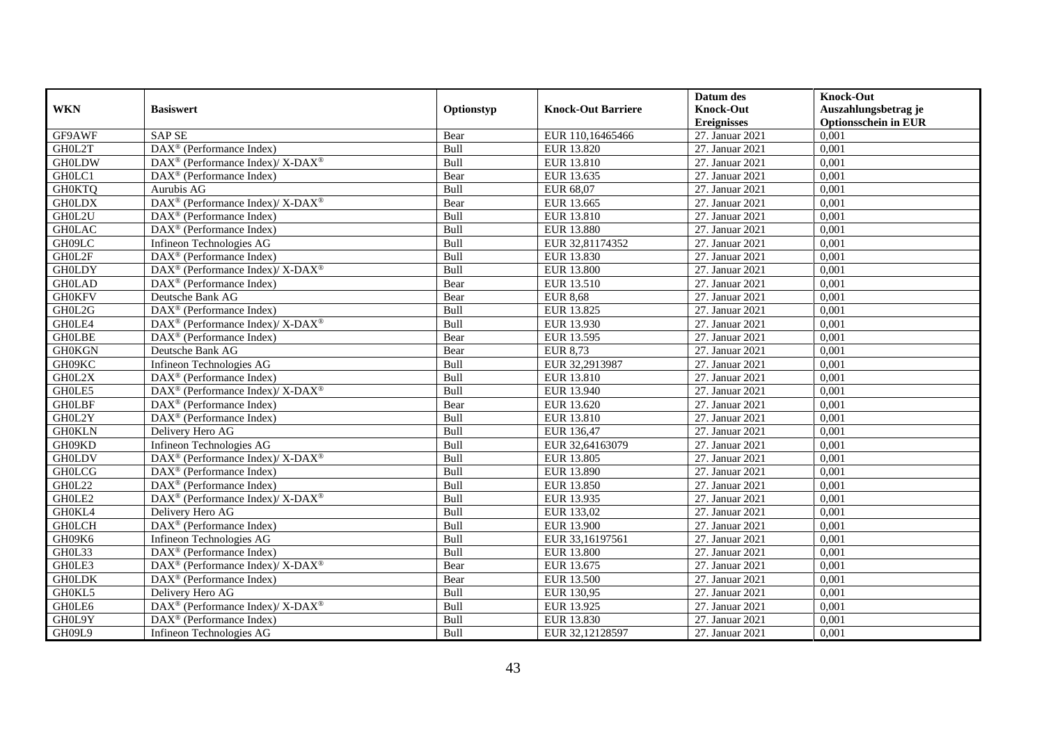| WKN | Basiswert | Optionstyp | Knock-Out Barriere | Datum des Knock-Out Ereignisses | Knock-Out Auszahlungsbetrag je Optionsschein in EUR |
|---|---|---|---|---|---|
| GF9AWF | SAP SE | Bear | EUR 110,16465466 | 27. Januar 2021 | 0,001 |
| GH0L2T | DAX® (Performance Index) | Bull | EUR 13.820 | 27. Januar 2021 | 0,001 |
| GH0LDW | DAX® (Performance Index)/ X-DAX® | Bull | EUR 13.810 | 27. Januar 2021 | 0,001 |
| GH0LC1 | DAX® (Performance Index) | Bear | EUR 13.635 | 27. Januar 2021 | 0,001 |
| GH0KTQ | Aurubis AG | Bull | EUR 68,07 | 27. Januar 2021 | 0,001 |
| GH0LDX | DAX® (Performance Index)/ X-DAX® | Bear | EUR 13.665 | 27. Januar 2021 | 0,001 |
| GH0L2U | DAX® (Performance Index) | Bull | EUR 13.810 | 27. Januar 2021 | 0,001 |
| GH0LAC | DAX® (Performance Index) | Bull | EUR 13.880 | 27. Januar 2021 | 0,001 |
| GH09LC | Infineon Technologies AG | Bull | EUR 32,81174352 | 27. Januar 2021 | 0,001 |
| GH0L2F | DAX® (Performance Index) | Bull | EUR 13.830 | 27. Januar 2021 | 0,001 |
| GH0LDY | DAX® (Performance Index)/ X-DAX® | Bull | EUR 13.800 | 27. Januar 2021 | 0,001 |
| GH0LAD | DAX® (Performance Index) | Bear | EUR 13.510 | 27. Januar 2021 | 0,001 |
| GH0KFV | Deutsche Bank AG | Bear | EUR 8,68 | 27. Januar 2021 | 0,001 |
| GH0L2G | DAX® (Performance Index) | Bull | EUR 13.825 | 27. Januar 2021 | 0,001 |
| GH0LE4 | DAX® (Performance Index)/ X-DAX® | Bull | EUR 13.930 | 27. Januar 2021 | 0,001 |
| GH0LBE | DAX® (Performance Index) | Bear | EUR 13.595 | 27. Januar 2021 | 0,001 |
| GH0KGN | Deutsche Bank AG | Bear | EUR 8,73 | 27. Januar 2021 | 0,001 |
| GH09KC | Infineon Technologies AG | Bull | EUR 32,2913987 | 27. Januar 2021 | 0,001 |
| GH0L2X | DAX® (Performance Index) | Bull | EUR 13.810 | 27. Januar 2021 | 0,001 |
| GH0LE5 | DAX® (Performance Index)/ X-DAX® | Bull | EUR 13.940 | 27. Januar 2021 | 0,001 |
| GH0LBF | DAX® (Performance Index) | Bear | EUR 13.620 | 27. Januar 2021 | 0,001 |
| GH0L2Y | DAX® (Performance Index) | Bull | EUR 13.810 | 27. Januar 2021 | 0,001 |
| GH0KLN | Delivery Hero AG | Bull | EUR 136,47 | 27. Januar 2021 | 0,001 |
| GH09KD | Infineon Technologies AG | Bull | EUR 32,64163079 | 27. Januar 2021 | 0,001 |
| GH0LDV | DAX® (Performance Index)/ X-DAX® | Bull | EUR 13.805 | 27. Januar 2021 | 0,001 |
| GH0LCG | DAX® (Performance Index) | Bull | EUR 13.890 | 27. Januar 2021 | 0,001 |
| GH0L22 | DAX® (Performance Index) | Bull | EUR 13.850 | 27. Januar 2021 | 0,001 |
| GH0LE2 | DAX® (Performance Index)/ X-DAX® | Bull | EUR 13.935 | 27. Januar 2021 | 0,001 |
| GH0KL4 | Delivery Hero AG | Bull | EUR 133,02 | 27. Januar 2021 | 0,001 |
| GH0LCH | DAX® (Performance Index) | Bull | EUR 13.900 | 27. Januar 2021 | 0,001 |
| GH09K6 | Infineon Technologies AG | Bull | EUR 33,16197561 | 27. Januar 2021 | 0,001 |
| GH0L33 | DAX® (Performance Index) | Bull | EUR 13.800 | 27. Januar 2021 | 0,001 |
| GH0LE3 | DAX® (Performance Index)/ X-DAX® | Bear | EUR 13.675 | 27. Januar 2021 | 0,001 |
| GH0LDK | DAX® (Performance Index) | Bear | EUR 13.500 | 27. Januar 2021 | 0,001 |
| GH0KL5 | Delivery Hero AG | Bull | EUR 130,95 | 27. Januar 2021 | 0,001 |
| GH0LE6 | DAX® (Performance Index)/ X-DAX® | Bull | EUR 13.925 | 27. Januar 2021 | 0,001 |
| GH0L9Y | DAX® (Performance Index) | Bull | EUR 13.830 | 27. Januar 2021 | 0,001 |
| GH09L9 | Infineon Technologies AG | Bull | EUR 32,12128597 | 27. Januar 2021 | 0,001 |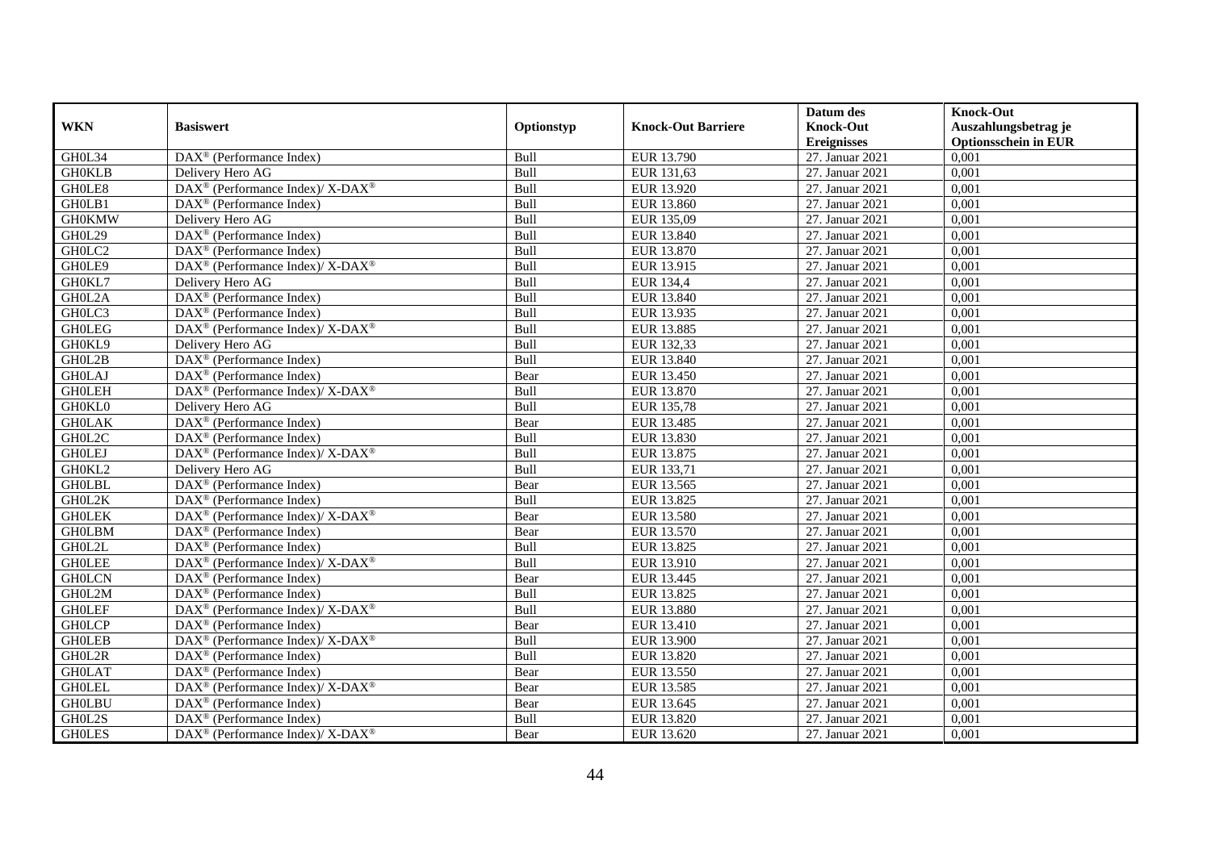| WKN | Basiswert | Optionstyp | Knock-Out Barriere | Datum des Knock-Out Ereignisses | Knock-Out Auszahlungsbetrag je Optionsschein in EUR |
|---|---|---|---|---|---|
| GH0L34 | DAX® (Performance Index) | Bull | EUR 13.790 | 27. Januar 2021 | 0,001 |
| GH0KLB | Delivery Hero AG | Bull | EUR 131,63 | 27. Januar 2021 | 0,001 |
| GH0LE8 | DAX® (Performance Index)/ X-DAX® | Bull | EUR 13.920 | 27. Januar 2021 | 0,001 |
| GH0LB1 | DAX® (Performance Index) | Bull | EUR 13.860 | 27. Januar 2021 | 0,001 |
| GH0KMW | Delivery Hero AG | Bull | EUR 135,09 | 27. Januar 2021 | 0,001 |
| GH0L29 | DAX® (Performance Index) | Bull | EUR 13.840 | 27. Januar 2021 | 0,001 |
| GH0LC2 | DAX® (Performance Index) | Bull | EUR 13.870 | 27. Januar 2021 | 0,001 |
| GH0LE9 | DAX® (Performance Index)/ X-DAX® | Bull | EUR 13.915 | 27. Januar 2021 | 0,001 |
| GH0KL7 | Delivery Hero AG | Bull | EUR 134,4 | 27. Januar 2021 | 0,001 |
| GH0L2A | DAX® (Performance Index) | Bull | EUR 13.840 | 27. Januar 2021 | 0,001 |
| GH0LC3 | DAX® (Performance Index) | Bull | EUR 13.935 | 27. Januar 2021 | 0,001 |
| GH0LEG | DAX® (Performance Index)/ X-DAX® | Bull | EUR 13.885 | 27. Januar 2021 | 0,001 |
| GH0KL9 | Delivery Hero AG | Bull | EUR 132,33 | 27. Januar 2021 | 0,001 |
| GH0L2B | DAX® (Performance Index) | Bull | EUR 13.840 | 27. Januar 2021 | 0,001 |
| GH0LAJ | DAX® (Performance Index) | Bear | EUR 13.450 | 27. Januar 2021 | 0,001 |
| GH0LEH | DAX® (Performance Index)/ X-DAX® | Bull | EUR 13.870 | 27. Januar 2021 | 0,001 |
| GH0KL0 | Delivery Hero AG | Bull | EUR 135,78 | 27. Januar 2021 | 0,001 |
| GH0LAK | DAX® (Performance Index) | Bear | EUR 13.485 | 27. Januar 2021 | 0,001 |
| GH0L2C | DAX® (Performance Index) | Bull | EUR 13.830 | 27. Januar 2021 | 0,001 |
| GH0LEJ | DAX® (Performance Index)/ X-DAX® | Bull | EUR 13.875 | 27. Januar 2021 | 0,001 |
| GH0KL2 | Delivery Hero AG | Bull | EUR 133,71 | 27. Januar 2021 | 0,001 |
| GH0LBL | DAX® (Performance Index) | Bear | EUR 13.565 | 27. Januar 2021 | 0,001 |
| GH0L2K | DAX® (Performance Index) | Bull | EUR 13.825 | 27. Januar 2021 | 0,001 |
| GH0LEK | DAX® (Performance Index)/ X-DAX® | Bear | EUR 13.580 | 27. Januar 2021 | 0,001 |
| GH0LBM | DAX® (Performance Index) | Bear | EUR 13.570 | 27. Januar 2021 | 0,001 |
| GH0L2L | DAX® (Performance Index) | Bull | EUR 13.825 | 27. Januar 2021 | 0,001 |
| GH0LEE | DAX® (Performance Index)/ X-DAX® | Bull | EUR 13.910 | 27. Januar 2021 | 0,001 |
| GH0LCN | DAX® (Performance Index) | Bear | EUR 13.445 | 27. Januar 2021 | 0,001 |
| GH0L2M | DAX® (Performance Index) | Bull | EUR 13.825 | 27. Januar 2021 | 0,001 |
| GH0LEF | DAX® (Performance Index)/ X-DAX® | Bull | EUR 13.880 | 27. Januar 2021 | 0,001 |
| GH0LCP | DAX® (Performance Index) | Bear | EUR 13.410 | 27. Januar 2021 | 0,001 |
| GH0LEB | DAX® (Performance Index)/ X-DAX® | Bull | EUR 13.900 | 27. Januar 2021 | 0,001 |
| GH0L2R | DAX® (Performance Index) | Bull | EUR 13.820 | 27. Januar 2021 | 0,001 |
| GH0LAT | DAX® (Performance Index) | Bear | EUR 13.550 | 27. Januar 2021 | 0,001 |
| GH0LEL | DAX® (Performance Index)/ X-DAX® | Bear | EUR 13.585 | 27. Januar 2021 | 0,001 |
| GH0LBU | DAX® (Performance Index) | Bear | EUR 13.645 | 27. Januar 2021 | 0,001 |
| GH0L2S | DAX® (Performance Index) | Bull | EUR 13.820 | 27. Januar 2021 | 0,001 |
| GH0LES | DAX® (Performance Index)/ X-DAX® | Bear | EUR 13.620 | 27. Januar 2021 | 0,001 |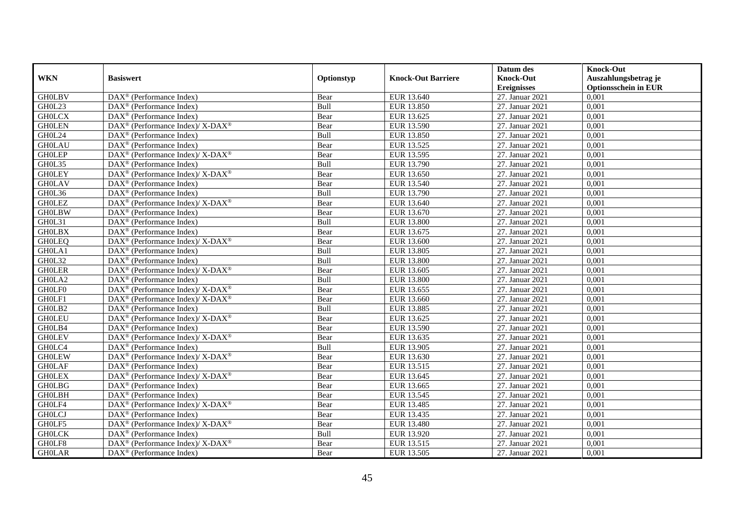| WKN | Basiswert | Optionstyp | Knock-Out Barriere | Datum des Knock-Out Ereignisses | Knock-Out Auszahlungsbetrag je Optionsschein in EUR |
|---|---|---|---|---|---|
| GH0LBV | DAX® (Performance Index) | Bear | EUR 13.640 | 27. Januar 2021 | 0,001 |
| GH0L23 | DAX® (Performance Index) | Bull | EUR 13.850 | 27. Januar 2021 | 0,001 |
| GH0LCX | DAX® (Performance Index) | Bear | EUR 13.625 | 27. Januar 2021 | 0,001 |
| GH0LEN | DAX® (Performance Index)/ X-DAX® | Bear | EUR 13.590 | 27. Januar 2021 | 0,001 |
| GH0L24 | DAX® (Performance Index) | Bull | EUR 13.850 | 27. Januar 2021 | 0,001 |
| GH0LAU | DAX® (Performance Index) | Bear | EUR 13.525 | 27. Januar 2021 | 0,001 |
| GH0LEP | DAX® (Performance Index)/ X-DAX® | Bear | EUR 13.595 | 27. Januar 2021 | 0,001 |
| GH0L35 | DAX® (Performance Index) | Bull | EUR 13.790 | 27. Januar 2021 | 0,001 |
| GH0LEY | DAX® (Performance Index)/ X-DAX® | Bear | EUR 13.650 | 27. Januar 2021 | 0,001 |
| GH0LAV | DAX® (Performance Index) | Bear | EUR 13.540 | 27. Januar 2021 | 0,001 |
| GH0L36 | DAX® (Performance Index) | Bull | EUR 13.790 | 27. Januar 2021 | 0,001 |
| GH0LEZ | DAX® (Performance Index)/ X-DAX® | Bear | EUR 13.640 | 27. Januar 2021 | 0,001 |
| GH0LBW | DAX® (Performance Index) | Bear | EUR 13.670 | 27. Januar 2021 | 0,001 |
| GH0L31 | DAX® (Performance Index) | Bull | EUR 13.800 | 27. Januar 2021 | 0,001 |
| GH0LBX | DAX® (Performance Index) | Bear | EUR 13.675 | 27. Januar 2021 | 0,001 |
| GH0LEQ | DAX® (Performance Index)/ X-DAX® | Bear | EUR 13.600 | 27. Januar 2021 | 0,001 |
| GH0LA1 | DAX® (Performance Index) | Bull | EUR 13.805 | 27. Januar 2021 | 0,001 |
| GH0L32 | DAX® (Performance Index) | Bull | EUR 13.800 | 27. Januar 2021 | 0,001 |
| GH0LER | DAX® (Performance Index)/ X-DAX® | Bear | EUR 13.605 | 27. Januar 2021 | 0,001 |
| GH0LA2 | DAX® (Performance Index) | Bull | EUR 13.800 | 27. Januar 2021 | 0,001 |
| GH0LF0 | DAX® (Performance Index)/ X-DAX® | Bear | EUR 13.655 | 27. Januar 2021 | 0,001 |
| GH0LF1 | DAX® (Performance Index)/ X-DAX® | Bear | EUR 13.660 | 27. Januar 2021 | 0,001 |
| GH0LB2 | DAX® (Performance Index) | Bull | EUR 13.885 | 27. Januar 2021 | 0,001 |
| GH0LEU | DAX® (Performance Index)/ X-DAX® | Bear | EUR 13.625 | 27. Januar 2021 | 0,001 |
| GH0LB4 | DAX® (Performance Index) | Bear | EUR 13.590 | 27. Januar 2021 | 0,001 |
| GH0LEV | DAX® (Performance Index)/ X-DAX® | Bear | EUR 13.635 | 27. Januar 2021 | 0,001 |
| GH0LC4 | DAX® (Performance Index) | Bull | EUR 13.905 | 27. Januar 2021 | 0,001 |
| GH0LEW | DAX® (Performance Index)/ X-DAX® | Bear | EUR 13.630 | 27. Januar 2021 | 0,001 |
| GH0LAF | DAX® (Performance Index) | Bear | EUR 13.515 | 27. Januar 2021 | 0,001 |
| GH0LEX | DAX® (Performance Index)/ X-DAX® | Bear | EUR 13.645 | 27. Januar 2021 | 0,001 |
| GH0LBG | DAX® (Performance Index) | Bear | EUR 13.665 | 27. Januar 2021 | 0,001 |
| GH0LBH | DAX® (Performance Index) | Bear | EUR 13.545 | 27. Januar 2021 | 0,001 |
| GH0LF4 | DAX® (Performance Index)/ X-DAX® | Bear | EUR 13.485 | 27. Januar 2021 | 0,001 |
| GH0LCJ | DAX® (Performance Index) | Bear | EUR 13.435 | 27. Januar 2021 | 0,001 |
| GH0LF5 | DAX® (Performance Index)/ X-DAX® | Bear | EUR 13.480 | 27. Januar 2021 | 0,001 |
| GH0LCK | DAX® (Performance Index) | Bull | EUR 13.920 | 27. Januar 2021 | 0,001 |
| GH0LF8 | DAX® (Performance Index)/ X-DAX® | Bear | EUR 13.515 | 27. Januar 2021 | 0,001 |
| GH0LAR | DAX® (Performance Index) | Bear | EUR 13.505 | 27. Januar 2021 | 0,001 |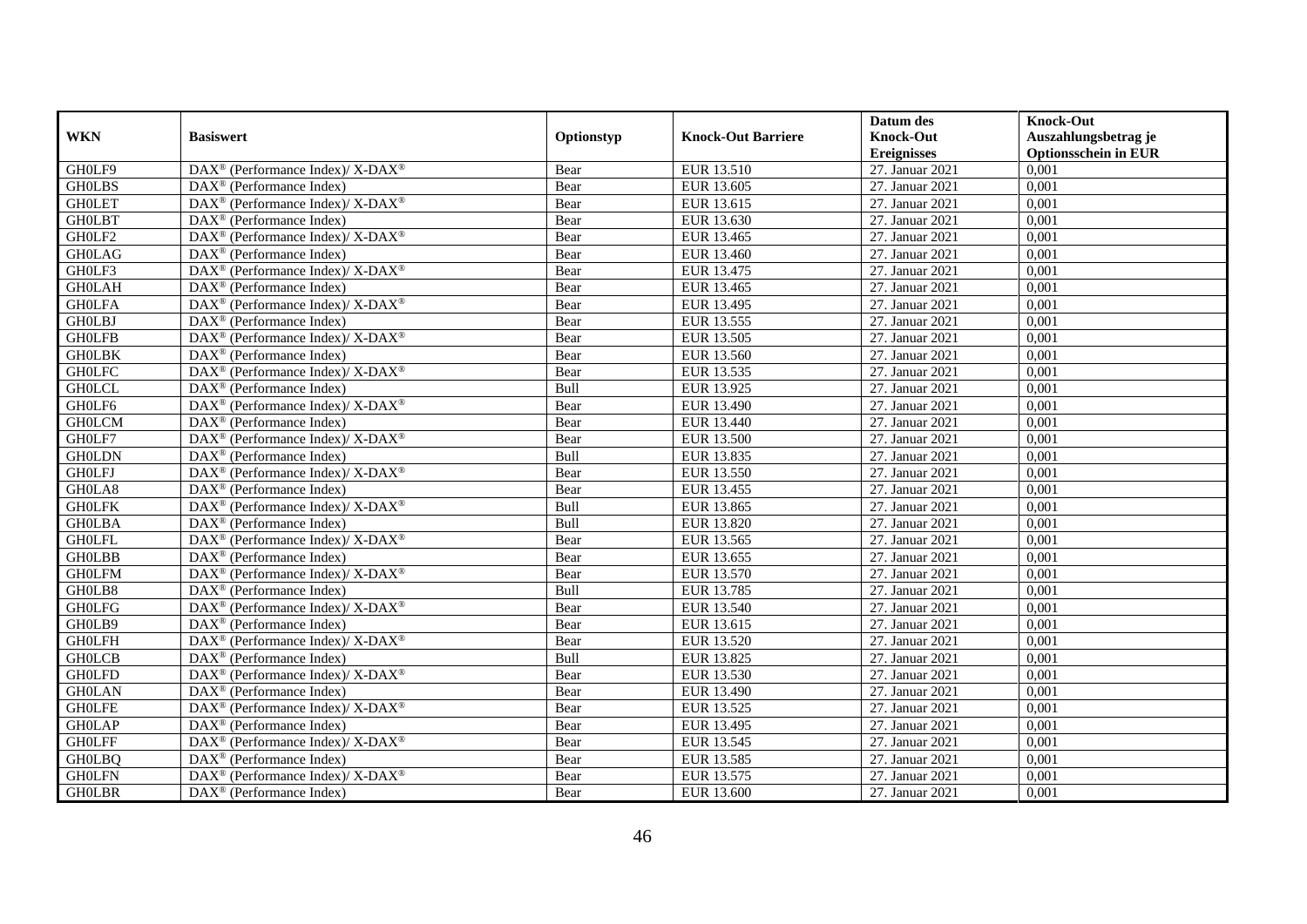| WKN | Basiswert | Optionstyp | Knock-Out Barriere | Datum des Knock-Out Ereignisses | Knock-Out Auszahlungsbetrag je Optionsschein in EUR |
|---|---|---|---|---|---|
| GH0LF9 | DAX® (Performance Index)/ X-DAX® | Bear | EUR 13.510 | 27. Januar 2021 | 0,001 |
| GH0LBS | DAX® (Performance Index) | Bear | EUR 13.605 | 27. Januar 2021 | 0,001 |
| GH0LET | DAX® (Performance Index)/ X-DAX® | Bear | EUR 13.615 | 27. Januar 2021 | 0,001 |
| GH0LBT | DAX® (Performance Index) | Bear | EUR 13.630 | 27. Januar 2021 | 0,001 |
| GH0LF2 | DAX® (Performance Index)/ X-DAX® | Bear | EUR 13.465 | 27. Januar 2021 | 0,001 |
| GH0LAG | DAX® (Performance Index) | Bear | EUR 13.460 | 27. Januar 2021 | 0,001 |
| GH0LF3 | DAX® (Performance Index)/ X-DAX® | Bear | EUR 13.475 | 27. Januar 2021 | 0,001 |
| GH0LAH | DAX® (Performance Index) | Bear | EUR 13.465 | 27. Januar 2021 | 0,001 |
| GH0LFA | DAX® (Performance Index)/ X-DAX® | Bear | EUR 13.495 | 27. Januar 2021 | 0,001 |
| GH0LBJ | DAX® (Performance Index) | Bear | EUR 13.555 | 27. Januar 2021 | 0,001 |
| GH0LFB | DAX® (Performance Index)/ X-DAX® | Bear | EUR 13.505 | 27. Januar 2021 | 0,001 |
| GH0LBK | DAX® (Performance Index) | Bear | EUR 13.560 | 27. Januar 2021 | 0,001 |
| GH0LFC | DAX® (Performance Index)/ X-DAX® | Bear | EUR 13.535 | 27. Januar 2021 | 0,001 |
| GH0LCL | DAX® (Performance Index) | Bull | EUR 13.925 | 27. Januar 2021 | 0,001 |
| GH0LF6 | DAX® (Performance Index)/ X-DAX® | Bear | EUR 13.490 | 27. Januar 2021 | 0,001 |
| GH0LCM | DAX® (Performance Index) | Bear | EUR 13.440 | 27. Januar 2021 | 0,001 |
| GH0LF7 | DAX® (Performance Index)/ X-DAX® | Bear | EUR 13.500 | 27. Januar 2021 | 0,001 |
| GH0LDN | DAX® (Performance Index) | Bull | EUR 13.835 | 27. Januar 2021 | 0,001 |
| GH0LFJ | DAX® (Performance Index)/ X-DAX® | Bear | EUR 13.550 | 27. Januar 2021 | 0,001 |
| GH0LA8 | DAX® (Performance Index) | Bear | EUR 13.455 | 27. Januar 2021 | 0,001 |
| GH0LFK | DAX® (Performance Index)/ X-DAX® | Bull | EUR 13.865 | 27. Januar 2021 | 0,001 |
| GH0LBA | DAX® (Performance Index) | Bull | EUR 13.820 | 27. Januar 2021 | 0,001 |
| GH0LFL | DAX® (Performance Index)/ X-DAX® | Bear | EUR 13.565 | 27. Januar 2021 | 0,001 |
| GH0LBB | DAX® (Performance Index) | Bear | EUR 13.655 | 27. Januar 2021 | 0,001 |
| GH0LFM | DAX® (Performance Index)/ X-DAX® | Bear | EUR 13.570 | 27. Januar 2021 | 0,001 |
| GH0LB8 | DAX® (Performance Index) | Bull | EUR 13.785 | 27. Januar 2021 | 0,001 |
| GH0LFG | DAX® (Performance Index)/ X-DAX® | Bear | EUR 13.540 | 27. Januar 2021 | 0,001 |
| GH0LB9 | DAX® (Performance Index) | Bear | EUR 13.615 | 27. Januar 2021 | 0,001 |
| GH0LFH | DAX® (Performance Index)/ X-DAX® | Bear | EUR 13.520 | 27. Januar 2021 | 0,001 |
| GH0LCB | DAX® (Performance Index) | Bull | EUR 13.825 | 27. Januar 2021 | 0,001 |
| GH0LFD | DAX® (Performance Index)/ X-DAX® | Bear | EUR 13.530 | 27. Januar 2021 | 0,001 |
| GH0LAN | DAX® (Performance Index) | Bear | EUR 13.490 | 27. Januar 2021 | 0,001 |
| GH0LFE | DAX® (Performance Index)/ X-DAX® | Bear | EUR 13.525 | 27. Januar 2021 | 0,001 |
| GH0LAP | DAX® (Performance Index) | Bear | EUR 13.495 | 27. Januar 2021 | 0,001 |
| GH0LFF | DAX® (Performance Index)/ X-DAX® | Bear | EUR 13.545 | 27. Januar 2021 | 0,001 |
| GH0LBQ | DAX® (Performance Index) | Bear | EUR 13.585 | 27. Januar 2021 | 0,001 |
| GH0LFN | DAX® (Performance Index)/ X-DAX® | Bear | EUR 13.575 | 27. Januar 2021 | 0,001 |
| GH0LBR | DAX® (Performance Index) | Bear | EUR 13.600 | 27. Januar 2021 | 0,001 |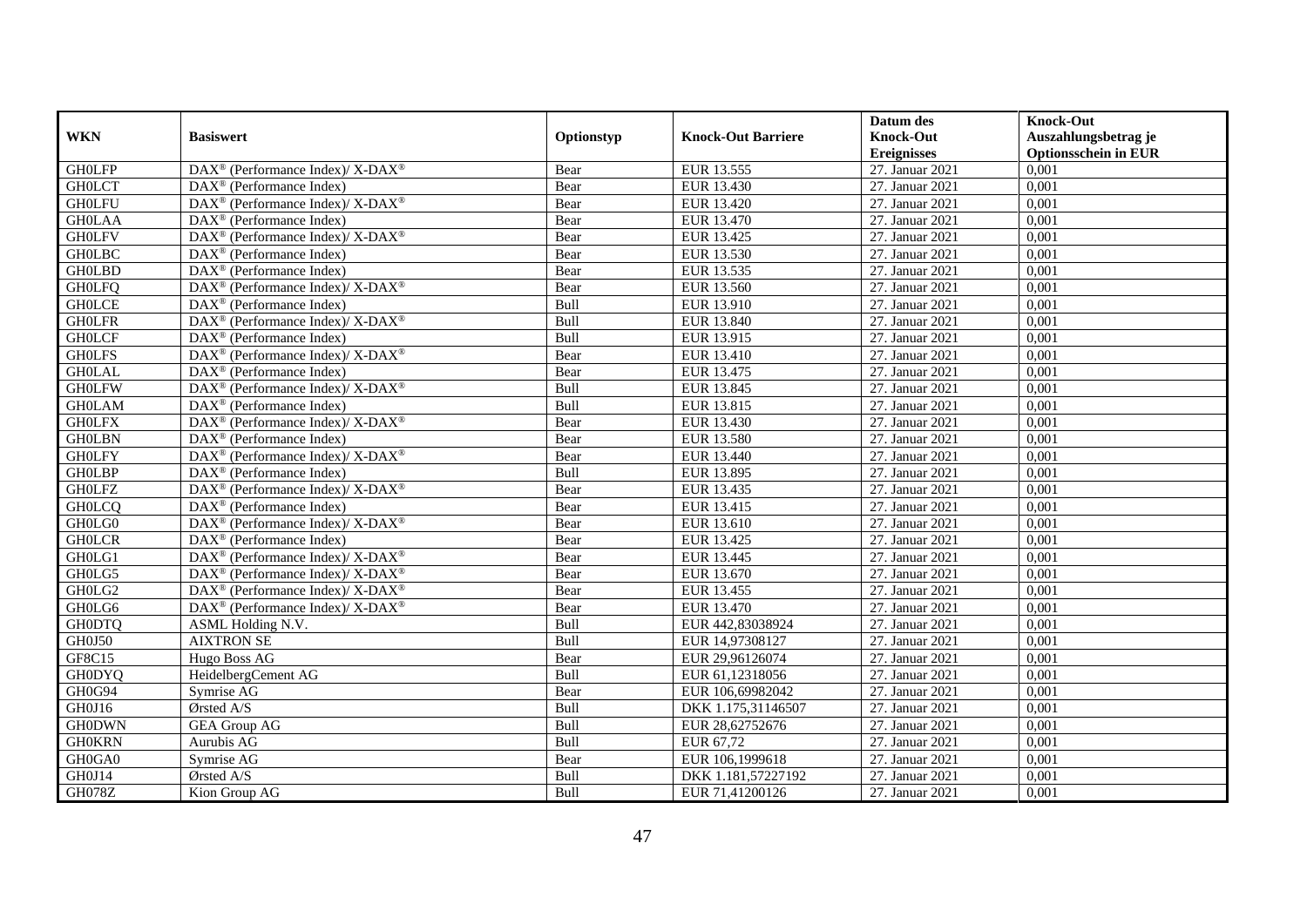| WKN | Basiswert | Optionstyp | Knock-Out Barriere | Datum des Knock-Out Ereignisses | Knock-Out Auszahlungsbetrag je Optionsschein in EUR |
|---|---|---|---|---|---|
| GH0LFP | DAX® (Performance Index)/ X-DAX® | Bear | EUR 13.555 | 27. Januar 2021 | 0,001 |
| GH0LCT | DAX® (Performance Index) | Bear | EUR 13.430 | 27. Januar 2021 | 0,001 |
| GH0LFU | DAX® (Performance Index)/ X-DAX® | Bear | EUR 13.420 | 27. Januar 2021 | 0,001 |
| GH0LAA | DAX® (Performance Index) | Bear | EUR 13.470 | 27. Januar 2021 | 0,001 |
| GH0LFV | DAX® (Performance Index)/ X-DAX® | Bear | EUR 13.425 | 27. Januar 2021 | 0,001 |
| GH0LBC | DAX® (Performance Index) | Bear | EUR 13.530 | 27. Januar 2021 | 0,001 |
| GH0LBD | DAX® (Performance Index) | Bear | EUR 13.535 | 27. Januar 2021 | 0,001 |
| GH0LFQ | DAX® (Performance Index)/ X-DAX® | Bear | EUR 13.560 | 27. Januar 2021 | 0,001 |
| GH0LCE | DAX® (Performance Index) | Bull | EUR 13.910 | 27. Januar 2021 | 0,001 |
| GH0LFR | DAX® (Performance Index)/ X-DAX® | Bull | EUR 13.840 | 27. Januar 2021 | 0,001 |
| GH0LCF | DAX® (Performance Index) | Bull | EUR 13.915 | 27. Januar 2021 | 0,001 |
| GH0LFS | DAX® (Performance Index)/ X-DAX® | Bear | EUR 13.410 | 27. Januar 2021 | 0,001 |
| GH0LAL | DAX® (Performance Index) | Bear | EUR 13.475 | 27. Januar 2021 | 0,001 |
| GH0LFW | DAX® (Performance Index)/ X-DAX® | Bull | EUR 13.845 | 27. Januar 2021 | 0,001 |
| GH0LAM | DAX® (Performance Index) | Bull | EUR 13.815 | 27. Januar 2021 | 0,001 |
| GH0LFX | DAX® (Performance Index)/ X-DAX® | Bear | EUR 13.430 | 27. Januar 2021 | 0,001 |
| GH0LBN | DAX® (Performance Index) | Bear | EUR 13.580 | 27. Januar 2021 | 0,001 |
| GH0LFY | DAX® (Performance Index)/ X-DAX® | Bear | EUR 13.440 | 27. Januar 2021 | 0,001 |
| GH0LBP | DAX® (Performance Index) | Bull | EUR 13.895 | 27. Januar 2021 | 0,001 |
| GH0LFZ | DAX® (Performance Index)/ X-DAX® | Bear | EUR 13.435 | 27. Januar 2021 | 0,001 |
| GH0LCQ | DAX® (Performance Index) | Bear | EUR 13.415 | 27. Januar 2021 | 0,001 |
| GH0LG0 | DAX® (Performance Index)/ X-DAX® | Bear | EUR 13.610 | 27. Januar 2021 | 0,001 |
| GH0LCR | DAX® (Performance Index) | Bear | EUR 13.425 | 27. Januar 2021 | 0,001 |
| GH0LG1 | DAX® (Performance Index)/ X-DAX® | Bear | EUR 13.445 | 27. Januar 2021 | 0,001 |
| GH0LG5 | DAX® (Performance Index)/ X-DAX® | Bear | EUR 13.670 | 27. Januar 2021 | 0,001 |
| GH0LG2 | DAX® (Performance Index)/ X-DAX® | Bear | EUR 13.455 | 27. Januar 2021 | 0,001 |
| GH0LG6 | DAX® (Performance Index)/ X-DAX® | Bear | EUR 13.470 | 27. Januar 2021 | 0,001 |
| GH0DTQ | ASML Holding N.V. | Bull | EUR 442,83038924 | 27. Januar 2021 | 0,001 |
| GH0J50 | AIXTRON SE | Bull | EUR 14,97308127 | 27. Januar 2021 | 0,001 |
| GF8C15 | Hugo Boss AG | Bear | EUR 29,96126074 | 27. Januar 2021 | 0,001 |
| GH0DYQ | HeidelbergCement AG | Bull | EUR 61,12318056 | 27. Januar 2021 | 0,001 |
| GH0G94 | Symrise AG | Bear | EUR 106,69982042 | 27. Januar 2021 | 0,001 |
| GH0J16 | Ørsted A/S | Bull | DKK 1.175,31146507 | 27. Januar 2021 | 0,001 |
| GH0DWN | GEA Group AG | Bull | EUR 28,62752676 | 27. Januar 2021 | 0,001 |
| GH0KRN | Aurubis AG | Bull | EUR 67,72 | 27. Januar 2021 | 0,001 |
| GH0GA0 | Symrise AG | Bear | EUR 106,1999618 | 27. Januar 2021 | 0,001 |
| GH0J14 | Ørsted A/S | Bull | DKK 1.181,57227192 | 27. Januar 2021 | 0,001 |
| GH078Z | Kion Group AG | Bull | EUR 71,41200126 | 27. Januar 2021 | 0,001 |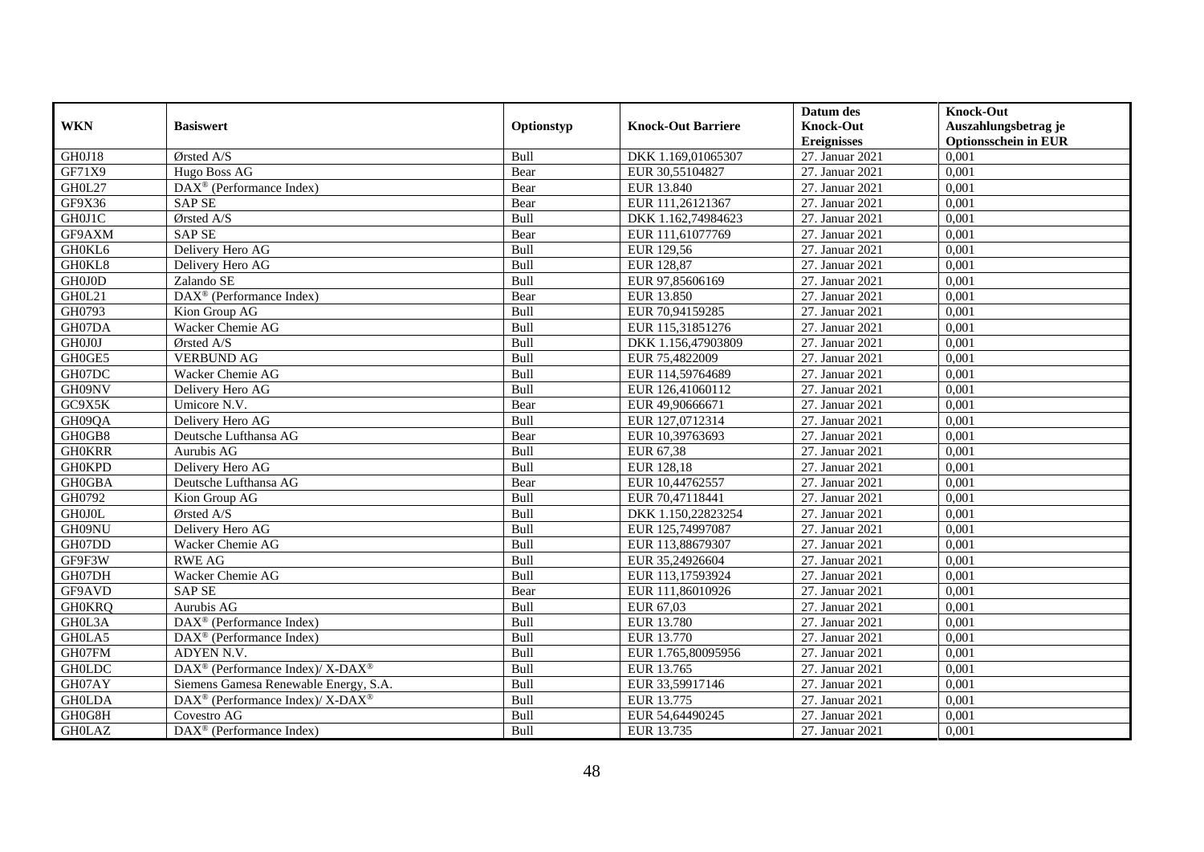| WKN | Basiswert | Optionstyp | Knock-Out Barriere | Datum des Knock-Out Ereignisses | Knock-Out Auszahlungsbetrag je Optionsschein in EUR |
|---|---|---|---|---|---|
| GH0J18 | Ørsted A/S | Bull | DKK 1.169,01065307 | 27. Januar 2021 | 0,001 |
| GF71X9 | Hugo Boss AG | Bear | EUR 30,55104827 | 27. Januar 2021 | 0,001 |
| GH0L27 | DAX® (Performance Index) | Bear | EUR 13.840 | 27. Januar 2021 | 0,001 |
| GF9X36 | SAP SE | Bear | EUR 111,26121367 | 27. Januar 2021 | 0,001 |
| GH0J1C | Ørsted A/S | Bull | DKK 1.162,74984623 | 27. Januar 2021 | 0,001 |
| GF9AXM | SAP SE | Bear | EUR 111,61077769 | 27. Januar 2021 | 0,001 |
| GH0KL6 | Delivery Hero AG | Bull | EUR 129,56 | 27. Januar 2021 | 0,001 |
| GH0KL8 | Delivery Hero AG | Bull | EUR 128,87 | 27. Januar 2021 | 0,001 |
| GH0J0D | Zalando SE | Bull | EUR 97,85606169 | 27. Januar 2021 | 0,001 |
| GH0L21 | DAX® (Performance Index) | Bear | EUR 13.850 | 27. Januar 2021 | 0,001 |
| GH0793 | Kion Group AG | Bull | EUR 70,94159285 | 27. Januar 2021 | 0,001 |
| GH07DA | Wacker Chemie AG | Bull | EUR 115,31851276 | 27. Januar 2021 | 0,001 |
| GH0J0J | Ørsted A/S | Bull | DKK 1.156,47903809 | 27. Januar 2021 | 0,001 |
| GH0GE5 | VERBUND AG | Bull | EUR 75,4822009 | 27. Januar 2021 | 0,001 |
| GH07DC | Wacker Chemie AG | Bull | EUR 114,59764689 | 27. Januar 2021 | 0,001 |
| GH09NV | Delivery Hero AG | Bull | EUR 126,41060112 | 27. Januar 2021 | 0,001 |
| GC9X5K | Umicore N.V. | Bear | EUR 49,90666671 | 27. Januar 2021 | 0,001 |
| GH09QA | Delivery Hero AG | Bull | EUR 127,0712314 | 27. Januar 2021 | 0,001 |
| GH0GB8 | Deutsche Lufthansa AG | Bear | EUR 10,39763693 | 27. Januar 2021 | 0,001 |
| GH0KRR | Aurubis AG | Bull | EUR 67,38 | 27. Januar 2021 | 0,001 |
| GH0KPD | Delivery Hero AG | Bull | EUR 128,18 | 27. Januar 2021 | 0,001 |
| GH0GBA | Deutsche Lufthansa AG | Bear | EUR 10,44762557 | 27. Januar 2021 | 0,001 |
| GH0792 | Kion Group AG | Bull | EUR 70,47118441 | 27. Januar 2021 | 0,001 |
| GH0J0L | Ørsted A/S | Bull | DKK 1.150,22823254 | 27. Januar 2021 | 0,001 |
| GH09NU | Delivery Hero AG | Bull | EUR 125,74997087 | 27. Januar 2021 | 0,001 |
| GH07DD | Wacker Chemie AG | Bull | EUR 113,88679307 | 27. Januar 2021 | 0,001 |
| GF9F3W | RWE AG | Bull | EUR 35,24926604 | 27. Januar 2021 | 0,001 |
| GH07DH | Wacker Chemie AG | Bull | EUR 113,17593924 | 27. Januar 2021 | 0,001 |
| GF9AVD | SAP SE | Bear | EUR 111,86010926 | 27. Januar 2021 | 0,001 |
| GH0KRQ | Aurubis AG | Bull | EUR 67,03 | 27. Januar 2021 | 0,001 |
| GH0L3A | DAX® (Performance Index) | Bull | EUR 13.780 | 27. Januar 2021 | 0,001 |
| GH0LA5 | DAX® (Performance Index) | Bull | EUR 13.770 | 27. Januar 2021 | 0,001 |
| GH07FM | ADYEN N.V. | Bull | EUR 1.765,80095956 | 27. Januar 2021 | 0,001 |
| GH0LDC | DAX® (Performance Index)/ X-DAX® | Bull | EUR 13.765 | 27. Januar 2021 | 0,001 |
| GH07AY | Siemens Gamesa Renewable Energy, S.A. | Bull | EUR 33,59917146 | 27. Januar 2021 | 0,001 |
| GH0LDA | DAX® (Performance Index)/ X-DAX® | Bull | EUR 13.775 | 27. Januar 2021 | 0,001 |
| GH0G8H | Covestro AG | Bull | EUR 54,64490245 | 27. Januar 2021 | 0,001 |
| GH0LAZ | DAX® (Performance Index) | Bull | EUR 13.735 | 27. Januar 2021 | 0,001 |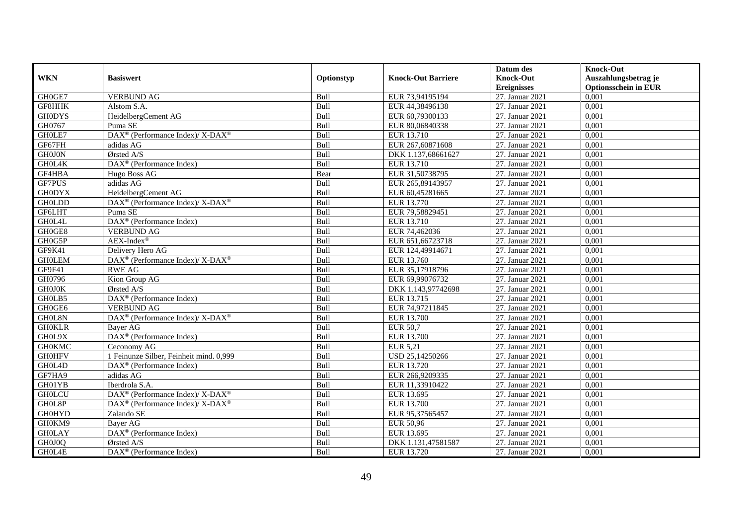| WKN | Basiswert | Optionstyp | Knock-Out Barriere | Datum des Knock-Out Ereignisses | Knock-Out Auszahlungsbetrag je Optionsschein in EUR |
|---|---|---|---|---|---|
| GH0GE7 | VERBUND AG | Bull | EUR 73,94195194 | 27. Januar 2021 | 0,001 |
| GF8HHK | Alstom S.A. | Bull | EUR 44,38496138 | 27. Januar 2021 | 0,001 |
| GH0DYS | HeidelbergCement AG | Bull | EUR 60,79300133 | 27. Januar 2021 | 0,001 |
| GH0767 | Puma SE | Bull | EUR 80,06840338 | 27. Januar 2021 | 0,001 |
| GH0LE7 | DAX® (Performance Index)/ X-DAX® | Bull | EUR 13.710 | 27. Januar 2021 | 0,001 |
| GF67FH | adidas AG | Bull | EUR 267,60871608 | 27. Januar 2021 | 0,001 |
| GH0J0N | Ørsted A/S | Bull | DKK 1.137,68661627 | 27. Januar 2021 | 0,001 |
| GH0L4K | DAX® (Performance Index) | Bull | EUR 13.710 | 27. Januar 2021 | 0,001 |
| GF4HBA | Hugo Boss AG | Bear | EUR 31,50738795 | 27. Januar 2021 | 0,001 |
| GF7PUS | adidas AG | Bull | EUR 265,89143957 | 27. Januar 2021 | 0,001 |
| GH0DYX | HeidelbergCement AG | Bull | EUR 60,45281665 | 27. Januar 2021 | 0,001 |
| GH0LDD | DAX® (Performance Index)/ X-DAX® | Bull | EUR 13.770 | 27. Januar 2021 | 0,001 |
| GF6LHT | Puma SE | Bull | EUR 79,58829451 | 27. Januar 2021 | 0,001 |
| GH0L4L | DAX® (Performance Index) | Bull | EUR 13.710 | 27. Januar 2021 | 0,001 |
| GH0GE8 | VERBUND AG | Bull | EUR 74,462036 | 27. Januar 2021 | 0,001 |
| GH0G5P | AEX-Index® | Bull | EUR 651,66723718 | 27. Januar 2021 | 0,001 |
| GF9K41 | Delivery Hero AG | Bull | EUR 124,49914671 | 27. Januar 2021 | 0,001 |
| GH0LEM | DAX® (Performance Index)/ X-DAX® | Bull | EUR 13.760 | 27. Januar 2021 | 0,001 |
| GF9F41 | RWE AG | Bull | EUR 35,17918796 | 27. Januar 2021 | 0,001 |
| GH0796 | Kion Group AG | Bull | EUR 69,99076732 | 27. Januar 2021 | 0,001 |
| GH0J0K | Ørsted A/S | Bull | DKK 1.143,97742698 | 27. Januar 2021 | 0,001 |
| GH0LB5 | DAX® (Performance Index) | Bull | EUR 13.715 | 27. Januar 2021 | 0,001 |
| GH0GE6 | VERBUND AG | Bull | EUR 74,97211845 | 27. Januar 2021 | 0,001 |
| GH0L8N | DAX® (Performance Index)/ X-DAX® | Bull | EUR 13.700 | 27. Januar 2021 | 0,001 |
| GH0KLR | Bayer AG | Bull | EUR 50,7 | 27. Januar 2021 | 0,001 |
| GH0L9X | DAX® (Performance Index) | Bull | EUR 13.700 | 27. Januar 2021 | 0,001 |
| GH0KMC | Ceconomy AG | Bull | EUR 5,21 | 27. Januar 2021 | 0,001 |
| GH0HFV | 1 Feinunze Silber, Feinheit mind. 0,999 | Bull | USD 25,14250266 | 27. Januar 2021 | 0,001 |
| GH0L4D | DAX® (Performance Index) | Bull | EUR 13.720 | 27. Januar 2021 | 0,001 |
| GF7HA9 | adidas AG | Bull | EUR 266,9209335 | 27. Januar 2021 | 0,001 |
| GH01YB | Iberdrola S.A. | Bull | EUR 11,33910422 | 27. Januar 2021 | 0,001 |
| GH0LCU | DAX® (Performance Index)/ X-DAX® | Bull | EUR 13.695 | 27. Januar 2021 | 0,001 |
| GH0L8P | DAX® (Performance Index)/ X-DAX® | Bull | EUR 13.700 | 27. Januar 2021 | 0,001 |
| GH0HYD | Zalando SE | Bull | EUR 95,37565457 | 27. Januar 2021 | 0,001 |
| GH0KM9 | Bayer AG | Bull | EUR 50,96 | 27. Januar 2021 | 0,001 |
| GH0LAY | DAX® (Performance Index) | Bull | EUR 13.695 | 27. Januar 2021 | 0,001 |
| GH0J0Q | Ørsted A/S | Bull | DKK 1.131,47581587 | 27. Januar 2021 | 0,001 |
| GH0L4E | DAX® (Performance Index) | Bull | EUR 13.720 | 27. Januar 2021 | 0,001 |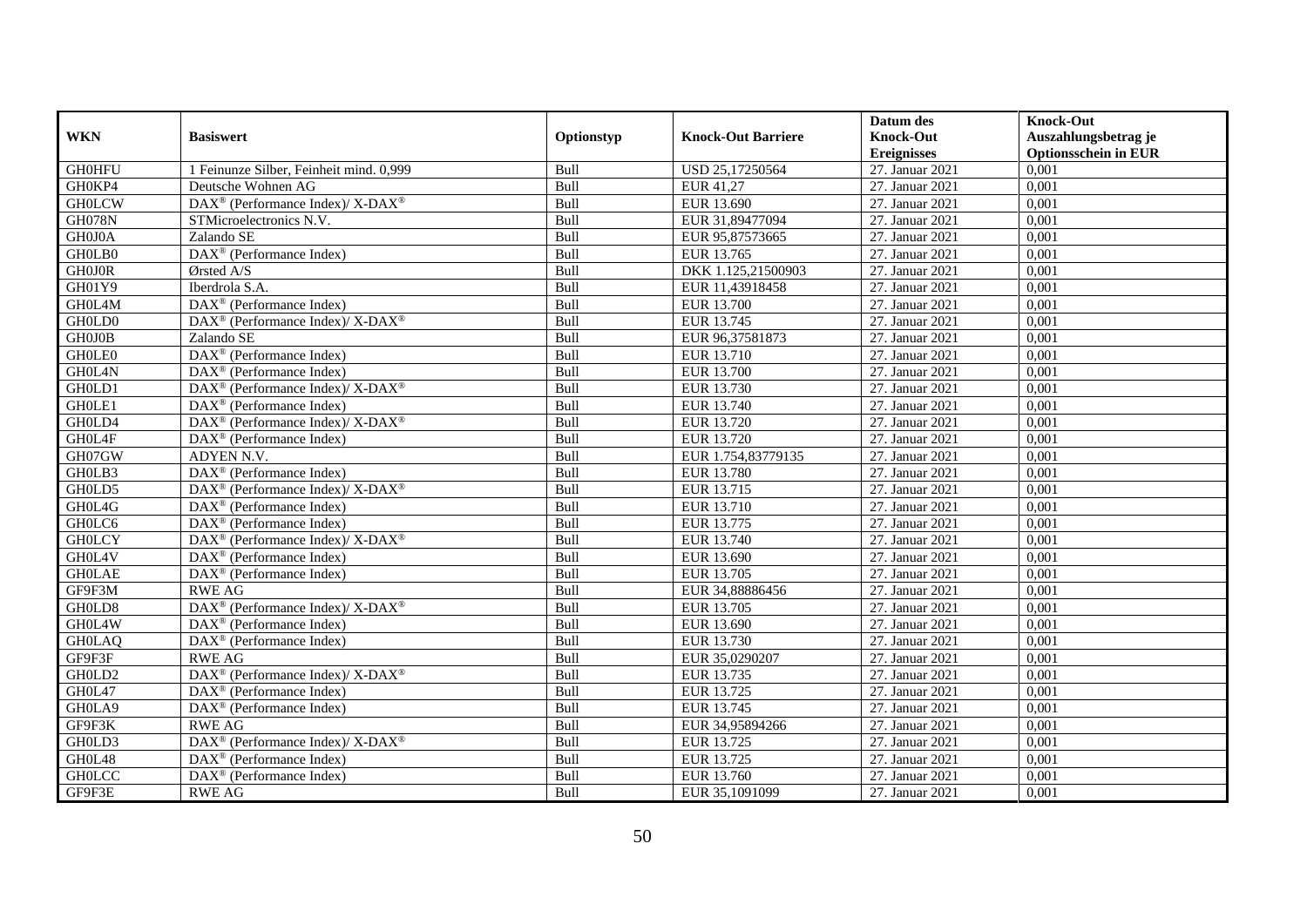| WKN | Basiswert | Optionstyp | Knock-Out Barriere | Datum des Knock-Out Ereignisses | Knock-Out Auszahlungsbetrag je Optionsschein in EUR |
|---|---|---|---|---|---|
| GH0HFU | 1 Feinunze Silber, Feinheit mind. 0,999 | Bull | USD 25,17250564 | 27. Januar 2021 | 0,001 |
| GH0KP4 | Deutsche Wohnen AG | Bull | EUR 41,27 | 27. Januar 2021 | 0,001 |
| GH0LCW | DAX® (Performance Index)/ X-DAX® | Bull | EUR 13.690 | 27. Januar 2021 | 0,001 |
| GH078N | STMicroelectronics N.V. | Bull | EUR 31,89477094 | 27. Januar 2021 | 0,001 |
| GH0J0A | Zalando SE | Bull | EUR 95,87573665 | 27. Januar 2021 | 0,001 |
| GH0LB0 | DAX® (Performance Index) | Bull | EUR 13.765 | 27. Januar 2021 | 0,001 |
| GH0J0R | Ørsted A/S | Bull | DKK 1.125,21500903 | 27. Januar 2021 | 0,001 |
| GH01Y9 | Iberdrola S.A. | Bull | EUR 11,43918458 | 27. Januar 2021 | 0,001 |
| GH0L4M | DAX® (Performance Index) | Bull | EUR 13.700 | 27. Januar 2021 | 0,001 |
| GH0LD0 | DAX® (Performance Index)/ X-DAX® | Bull | EUR 13.745 | 27. Januar 2021 | 0,001 |
| GH0J0B | Zalando SE | Bull | EUR 96,37581873 | 27. Januar 2021 | 0,001 |
| GH0LE0 | DAX® (Performance Index) | Bull | EUR 13.710 | 27. Januar 2021 | 0,001 |
| GH0L4N | DAX® (Performance Index) | Bull | EUR 13.700 | 27. Januar 2021 | 0,001 |
| GH0LD1 | DAX® (Performance Index)/ X-DAX® | Bull | EUR 13.730 | 27. Januar 2021 | 0,001 |
| GH0LE1 | DAX® (Performance Index) | Bull | EUR 13.740 | 27. Januar 2021 | 0,001 |
| GH0LD4 | DAX® (Performance Index)/ X-DAX® | Bull | EUR 13.720 | 27. Januar 2021 | 0,001 |
| GH0L4F | DAX® (Performance Index) | Bull | EUR 13.720 | 27. Januar 2021 | 0,001 |
| GH07GW | ADYEN N.V. | Bull | EUR 1.754,83779135 | 27. Januar 2021 | 0,001 |
| GH0LB3 | DAX® (Performance Index) | Bull | EUR 13.780 | 27. Januar 2021 | 0,001 |
| GH0LD5 | DAX® (Performance Index)/ X-DAX® | Bull | EUR 13.715 | 27. Januar 2021 | 0,001 |
| GH0L4G | DAX® (Performance Index) | Bull | EUR 13.710 | 27. Januar 2021 | 0,001 |
| GH0LC6 | DAX® (Performance Index) | Bull | EUR 13.775 | 27. Januar 2021 | 0,001 |
| GH0LCY | DAX® (Performance Index)/ X-DAX® | Bull | EUR 13.740 | 27. Januar 2021 | 0,001 |
| GH0L4V | DAX® (Performance Index) | Bull | EUR 13.690 | 27. Januar 2021 | 0,001 |
| GH0LAE | DAX® (Performance Index) | Bull | EUR 13.705 | 27. Januar 2021 | 0,001 |
| GF9F3M | RWE AG | Bull | EUR 34,88886456 | 27. Januar 2021 | 0,001 |
| GH0LD8 | DAX® (Performance Index)/ X-DAX® | Bull | EUR 13.705 | 27. Januar 2021 | 0,001 |
| GH0L4W | DAX® (Performance Index) | Bull | EUR 13.690 | 27. Januar 2021 | 0,001 |
| GH0LAQ | DAX® (Performance Index) | Bull | EUR 13.730 | 27. Januar 2021 | 0,001 |
| GF9F3F | RWE AG | Bull | EUR 35,0290207 | 27. Januar 2021 | 0,001 |
| GH0LD2 | DAX® (Performance Index)/ X-DAX® | Bull | EUR 13.735 | 27. Januar 2021 | 0,001 |
| GH0L47 | DAX® (Performance Index) | Bull | EUR 13.725 | 27. Januar 2021 | 0,001 |
| GH0LA9 | DAX® (Performance Index) | Bull | EUR 13.745 | 27. Januar 2021 | 0,001 |
| GF9F3K | RWE AG | Bull | EUR 34,95894266 | 27. Januar 2021 | 0,001 |
| GH0LD3 | DAX® (Performance Index)/ X-DAX® | Bull | EUR 13.725 | 27. Januar 2021 | 0,001 |
| GH0L48 | DAX® (Performance Index) | Bull | EUR 13.725 | 27. Januar 2021 | 0,001 |
| GH0LCC | DAX® (Performance Index) | Bull | EUR 13.760 | 27. Januar 2021 | 0,001 |
| GF9F3E | RWE AG | Bull | EUR 35,1091099 | 27. Januar 2021 | 0,001 |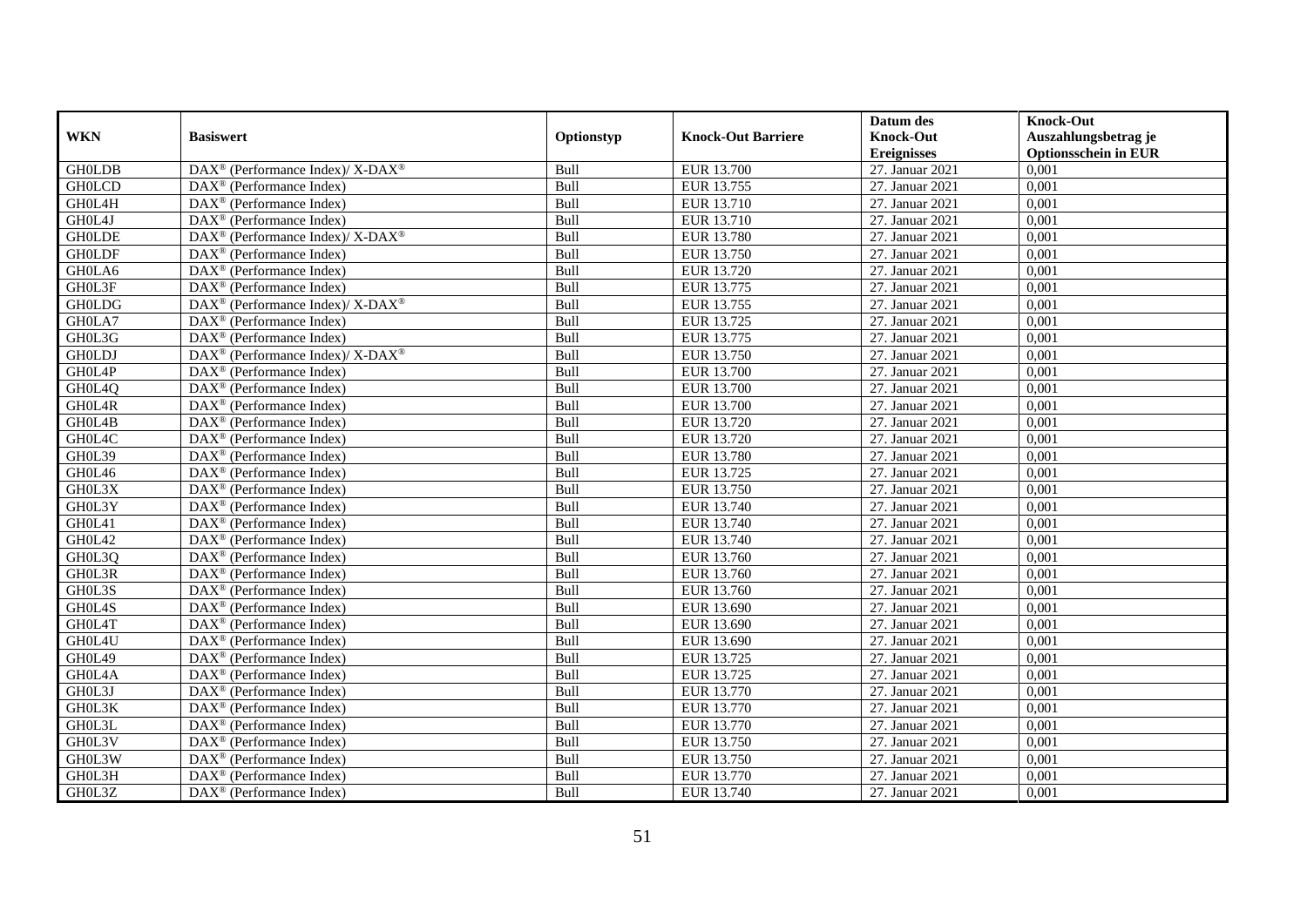| WKN | Basiswert | Optionstyp | Knock-Out Barriere | Datum des Knock-Out Ereignisses | Knock-Out Auszahlungsbetrag je Optionsschein in EUR |
|---|---|---|---|---|---|
| GH0LDB | DAX® (Performance Index)/ X-DAX® | Bull | EUR 13.700 | 27. Januar 2021 | 0,001 |
| GH0LCD | DAX® (Performance Index) | Bull | EUR 13.755 | 27. Januar 2021 | 0,001 |
| GH0L4H | DAX® (Performance Index) | Bull | EUR 13.710 | 27. Januar 2021 | 0,001 |
| GH0L4J | DAX® (Performance Index) | Bull | EUR 13.710 | 27. Januar 2021 | 0,001 |
| GH0LDE | DAX® (Performance Index)/ X-DAX® | Bull | EUR 13.780 | 27. Januar 2021 | 0,001 |
| GH0LDF | DAX® (Performance Index) | Bull | EUR 13.750 | 27. Januar 2021 | 0,001 |
| GH0LA6 | DAX® (Performance Index) | Bull | EUR 13.720 | 27. Januar 2021 | 0,001 |
| GH0L3F | DAX® (Performance Index) | Bull | EUR 13.775 | 27. Januar 2021 | 0,001 |
| GH0LDG | DAX® (Performance Index)/ X-DAX® | Bull | EUR 13.755 | 27. Januar 2021 | 0,001 |
| GH0LA7 | DAX® (Performance Index) | Bull | EUR 13.725 | 27. Januar 2021 | 0,001 |
| GH0L3G | DAX® (Performance Index) | Bull | EUR 13.775 | 27. Januar 2021 | 0,001 |
| GH0LDJ | DAX® (Performance Index)/ X-DAX® | Bull | EUR 13.750 | 27. Januar 2021 | 0,001 |
| GH0L4P | DAX® (Performance Index) | Bull | EUR 13.700 | 27. Januar 2021 | 0,001 |
| GH0L4Q | DAX® (Performance Index) | Bull | EUR 13.700 | 27. Januar 2021 | 0,001 |
| GH0L4R | DAX® (Performance Index) | Bull | EUR 13.700 | 27. Januar 2021 | 0,001 |
| GH0L4B | DAX® (Performance Index) | Bull | EUR 13.720 | 27. Januar 2021 | 0,001 |
| GH0L4C | DAX® (Performance Index) | Bull | EUR 13.720 | 27. Januar 2021 | 0,001 |
| GH0L39 | DAX® (Performance Index) | Bull | EUR 13.780 | 27. Januar 2021 | 0,001 |
| GH0L46 | DAX® (Performance Index) | Bull | EUR 13.725 | 27. Januar 2021 | 0,001 |
| GH0L3X | DAX® (Performance Index) | Bull | EUR 13.750 | 27. Januar 2021 | 0,001 |
| GH0L3Y | DAX® (Performance Index) | Bull | EUR 13.740 | 27. Januar 2021 | 0,001 |
| GH0L41 | DAX® (Performance Index) | Bull | EUR 13.740 | 27. Januar 2021 | 0,001 |
| GH0L42 | DAX® (Performance Index) | Bull | EUR 13.740 | 27. Januar 2021 | 0,001 |
| GH0L3Q | DAX® (Performance Index) | Bull | EUR 13.760 | 27. Januar 2021 | 0,001 |
| GH0L3R | DAX® (Performance Index) | Bull | EUR 13.760 | 27. Januar 2021 | 0,001 |
| GH0L3S | DAX® (Performance Index) | Bull | EUR 13.760 | 27. Januar 2021 | 0,001 |
| GH0L4S | DAX® (Performance Index) | Bull | EUR 13.690 | 27. Januar 2021 | 0,001 |
| GH0L4T | DAX® (Performance Index) | Bull | EUR 13.690 | 27. Januar 2021 | 0,001 |
| GH0L4U | DAX® (Performance Index) | Bull | EUR 13.690 | 27. Januar 2021 | 0,001 |
| GH0L49 | DAX® (Performance Index) | Bull | EUR 13.725 | 27. Januar 2021 | 0,001 |
| GH0L4A | DAX® (Performance Index) | Bull | EUR 13.725 | 27. Januar 2021 | 0,001 |
| GH0L3J | DAX® (Performance Index) | Bull | EUR 13.770 | 27. Januar 2021 | 0,001 |
| GH0L3K | DAX® (Performance Index) | Bull | EUR 13.770 | 27. Januar 2021 | 0,001 |
| GH0L3L | DAX® (Performance Index) | Bull | EUR 13.770 | 27. Januar 2021 | 0,001 |
| GH0L3V | DAX® (Performance Index) | Bull | EUR 13.750 | 27. Januar 2021 | 0,001 |
| GH0L3W | DAX® (Performance Index) | Bull | EUR 13.750 | 27. Januar 2021 | 0,001 |
| GH0L3H | DAX® (Performance Index) | Bull | EUR 13.770 | 27. Januar 2021 | 0,001 |
| GH0L3Z | DAX® (Performance Index) | Bull | EUR 13.740 | 27. Januar 2021 | 0,001 |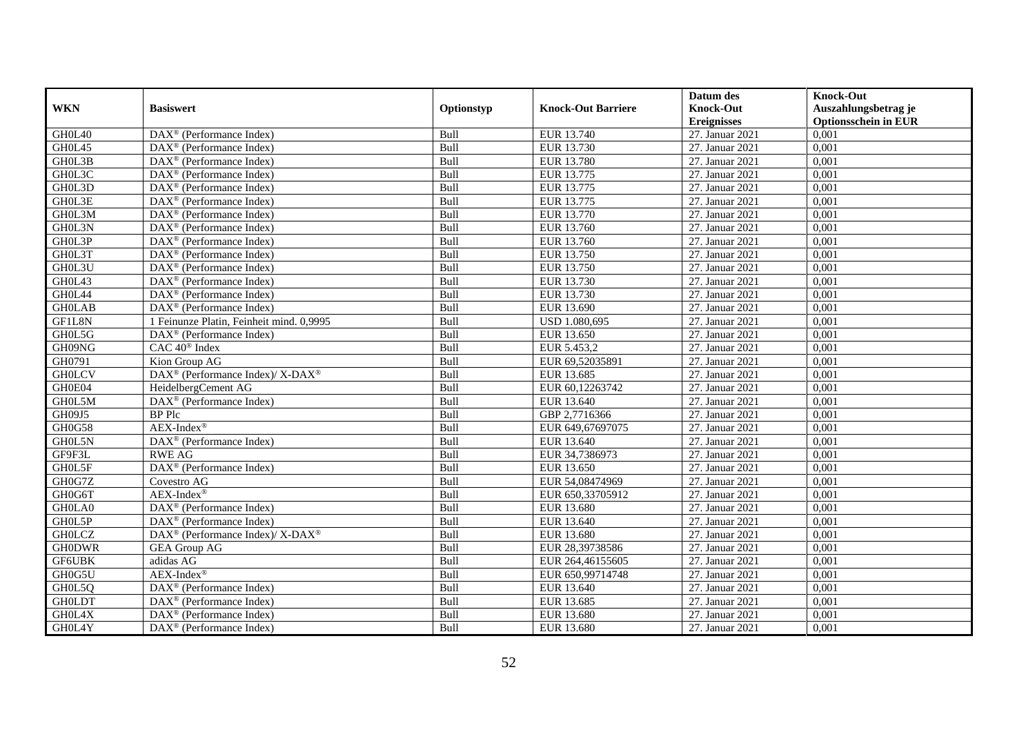| WKN | Basiswert | Optionstyp | Knock-Out Barriere | Datum des Knock-Out Ereignisses | Knock-Out Auszahlungsbetrag je Optionsschein in EUR |
|---|---|---|---|---|---|
| GH0L40 | DAX® (Performance Index) | Bull | EUR 13.740 | 27. Januar 2021 | 0,001 |
| GH0L45 | DAX® (Performance Index) | Bull | EUR 13.730 | 27. Januar 2021 | 0,001 |
| GH0L3B | DAX® (Performance Index) | Bull | EUR 13.780 | 27. Januar 2021 | 0,001 |
| GH0L3C | DAX® (Performance Index) | Bull | EUR 13.775 | 27. Januar 2021 | 0,001 |
| GH0L3D | DAX® (Performance Index) | Bull | EUR 13.775 | 27. Januar 2021 | 0,001 |
| GH0L3E | DAX® (Performance Index) | Bull | EUR 13.775 | 27. Januar 2021 | 0,001 |
| GH0L3M | DAX® (Performance Index) | Bull | EUR 13.770 | 27. Januar 2021 | 0,001 |
| GH0L3N | DAX® (Performance Index) | Bull | EUR 13.760 | 27. Januar 2021 | 0,001 |
| GH0L3P | DAX® (Performance Index) | Bull | EUR 13.760 | 27. Januar 2021 | 0,001 |
| GH0L3T | DAX® (Performance Index) | Bull | EUR 13.750 | 27. Januar 2021 | 0,001 |
| GH0L3U | DAX® (Performance Index) | Bull | EUR 13.750 | 27. Januar 2021 | 0,001 |
| GH0L43 | DAX® (Performance Index) | Bull | EUR 13.730 | 27. Januar 2021 | 0,001 |
| GH0L44 | DAX® (Performance Index) | Bull | EUR 13.730 | 27. Januar 2021 | 0,001 |
| GH0LAB | DAX® (Performance Index) | Bull | EUR 13.690 | 27. Januar 2021 | 0,001 |
| GF1L8N | 1 Feinunze Platin, Feinheit mind. 0,9995 | Bull | USD 1.080,695 | 27. Januar 2021 | 0,001 |
| GH0L5G | DAX® (Performance Index) | Bull | EUR 13.650 | 27. Januar 2021 | 0,001 |
| GH09NG | CAC 40® Index | Bull | EUR 5.453,2 | 27. Januar 2021 | 0,001 |
| GH0791 | Kion Group AG | Bull | EUR 69,52035891 | 27. Januar 2021 | 0,001 |
| GH0LCV | DAX® (Performance Index)/ X-DAX® | Bull | EUR 13.685 | 27. Januar 2021 | 0,001 |
| GH0E04 | HeidelbergCement AG | Bull | EUR 60,12263742 | 27. Januar 2021 | 0,001 |
| GH0L5M | DAX® (Performance Index) | Bull | EUR 13.640 | 27. Januar 2021 | 0,001 |
| GH09J5 | BP Plc | Bull | GBP 2,7716366 | 27. Januar 2021 | 0,001 |
| GH0G58 | AEX-Index® | Bull | EUR 649,67697075 | 27. Januar 2021 | 0,001 |
| GH0L5N | DAX® (Performance Index) | Bull | EUR 13.640 | 27. Januar 2021 | 0,001 |
| GF9F3L | RWE AG | Bull | EUR 34,7386973 | 27. Januar 2021 | 0,001 |
| GH0L5F | DAX® (Performance Index) | Bull | EUR 13.650 | 27. Januar 2021 | 0,001 |
| GH0G7Z | Covestro AG | Bull | EUR 54,08474969 | 27. Januar 2021 | 0,001 |
| GH0G6T | AEX-Index® | Bull | EUR 650,33705912 | 27. Januar 2021 | 0,001 |
| GH0LA0 | DAX® (Performance Index) | Bull | EUR 13.680 | 27. Januar 2021 | 0,001 |
| GH0L5P | DAX® (Performance Index) | Bull | EUR 13.640 | 27. Januar 2021 | 0,001 |
| GH0LCZ | DAX® (Performance Index)/ X-DAX® | Bull | EUR 13.680 | 27. Januar 2021 | 0,001 |
| GH0DWR | GEA Group AG | Bull | EUR 28,39738586 | 27. Januar 2021 | 0,001 |
| GF6UBK | adidas AG | Bull | EUR 264,46155605 | 27. Januar 2021 | 0,001 |
| GH0G5U | AEX-Index® | Bull | EUR 650,99714748 | 27. Januar 2021 | 0,001 |
| GH0L5Q | DAX® (Performance Index) | Bull | EUR 13.640 | 27. Januar 2021 | 0,001 |
| GH0LDT | DAX® (Performance Index) | Bull | EUR 13.685 | 27. Januar 2021 | 0,001 |
| GH0L4X | DAX® (Performance Index) | Bull | EUR 13.680 | 27. Januar 2021 | 0,001 |
| GH0L4Y | DAX® (Performance Index) | Bull | EUR 13.680 | 27. Januar 2021 | 0,001 |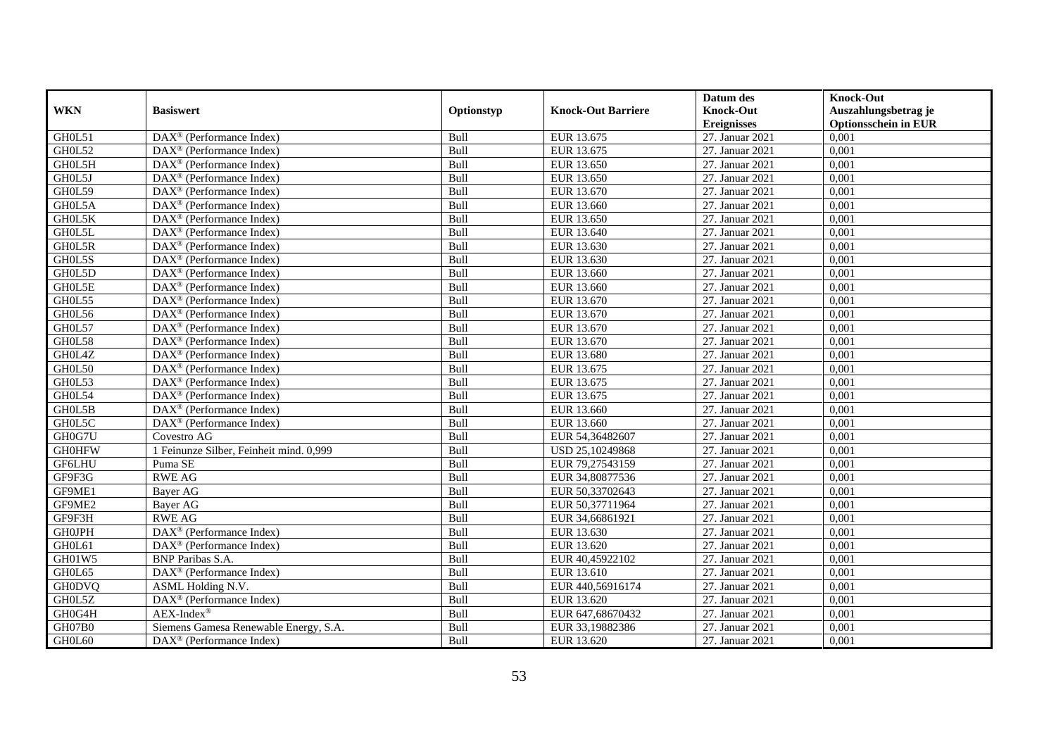| WKN | Basiswert | Optionstyp | Knock-Out Barriere | Datum des Knock-Out Ereignisses | Knock-Out Auszahlungsbetrag je Optionsschein in EUR |
|---|---|---|---|---|---|
| GH0L51 | DAX® (Performance Index) | Bull | EUR 13.675 | 27. Januar 2021 | 0,001 |
| GH0L52 | DAX® (Performance Index) | Bull | EUR 13.675 | 27. Januar 2021 | 0,001 |
| GH0L5H | DAX® (Performance Index) | Bull | EUR 13.650 | 27. Januar 2021 | 0,001 |
| GH0L5J | DAX® (Performance Index) | Bull | EUR 13.650 | 27. Januar 2021 | 0,001 |
| GH0L59 | DAX® (Performance Index) | Bull | EUR 13.670 | 27. Januar 2021 | 0,001 |
| GH0L5A | DAX® (Performance Index) | Bull | EUR 13.660 | 27. Januar 2021 | 0,001 |
| GH0L5K | DAX® (Performance Index) | Bull | EUR 13.650 | 27. Januar 2021 | 0,001 |
| GH0L5L | DAX® (Performance Index) | Bull | EUR 13.640 | 27. Januar 2021 | 0,001 |
| GH0L5R | DAX® (Performance Index) | Bull | EUR 13.630 | 27. Januar 2021 | 0,001 |
| GH0L5S | DAX® (Performance Index) | Bull | EUR 13.630 | 27. Januar 2021 | 0,001 |
| GH0L5D | DAX® (Performance Index) | Bull | EUR 13.660 | 27. Januar 2021 | 0,001 |
| GH0L5E | DAX® (Performance Index) | Bull | EUR 13.660 | 27. Januar 2021 | 0,001 |
| GH0L55 | DAX® (Performance Index) | Bull | EUR 13.670 | 27. Januar 2021 | 0,001 |
| GH0L56 | DAX® (Performance Index) | Bull | EUR 13.670 | 27. Januar 2021 | 0,001 |
| GH0L57 | DAX® (Performance Index) | Bull | EUR 13.670 | 27. Januar 2021 | 0,001 |
| GH0L58 | DAX® (Performance Index) | Bull | EUR 13.670 | 27. Januar 2021 | 0,001 |
| GH0L4Z | DAX® (Performance Index) | Bull | EUR 13.680 | 27. Januar 2021 | 0,001 |
| GH0L50 | DAX® (Performance Index) | Bull | EUR 13.675 | 27. Januar 2021 | 0,001 |
| GH0L53 | DAX® (Performance Index) | Bull | EUR 13.675 | 27. Januar 2021 | 0,001 |
| GH0L54 | DAX® (Performance Index) | Bull | EUR 13.675 | 27. Januar 2021 | 0,001 |
| GH0L5B | DAX® (Performance Index) | Bull | EUR 13.660 | 27. Januar 2021 | 0,001 |
| GH0L5C | DAX® (Performance Index) | Bull | EUR 13.660 | 27. Januar 2021 | 0,001 |
| GH0G7U | Covestro AG | Bull | EUR 54,36482607 | 27. Januar 2021 | 0,001 |
| GH0HFW | 1 Feinunze Silber, Feinheit mind. 0,999 | Bull | USD 25,10249868 | 27. Januar 2021 | 0,001 |
| GF6LHU | Puma SE | Bull | EUR 79,27543159 | 27. Januar 2021 | 0,001 |
| GF9F3G | RWE AG | Bull | EUR 34,80877536 | 27. Januar 2021 | 0,001 |
| GF9ME1 | Bayer AG | Bull | EUR 50,33702643 | 27. Januar 2021 | 0,001 |
| GF9ME2 | Bayer AG | Bull | EUR 50,37711964 | 27. Januar 2021 | 0,001 |
| GF9F3H | RWE AG | Bull | EUR 34,66861921 | 27. Januar 2021 | 0,001 |
| GH0JPH | DAX® (Performance Index) | Bull | EUR 13.630 | 27. Januar 2021 | 0,001 |
| GH0L61 | DAX® (Performance Index) | Bull | EUR 13.620 | 27. Januar 2021 | 0,001 |
| GH01W5 | BNP Paribas S.A. | Bull | EUR 40,45922102 | 27. Januar 2021 | 0,001 |
| GH0L65 | DAX® (Performance Index) | Bull | EUR 13.610 | 27. Januar 2021 | 0,001 |
| GH0DVQ | ASML Holding N.V. | Bull | EUR 440,56916174 | 27. Januar 2021 | 0,001 |
| GH0L5Z | DAX® (Performance Index) | Bull | EUR 13.620 | 27. Januar 2021 | 0,001 |
| GH0G4H | AEX-Index® | Bull | EUR 647,68670432 | 27. Januar 2021 | 0,001 |
| GH07B0 | Siemens Gamesa Renewable Energy, S.A. | Bull | EUR 33,19882386 | 27. Januar 2021 | 0,001 |
| GH0L60 | DAX® (Performance Index) | Bull | EUR 13.620 | 27. Januar 2021 | 0,001 |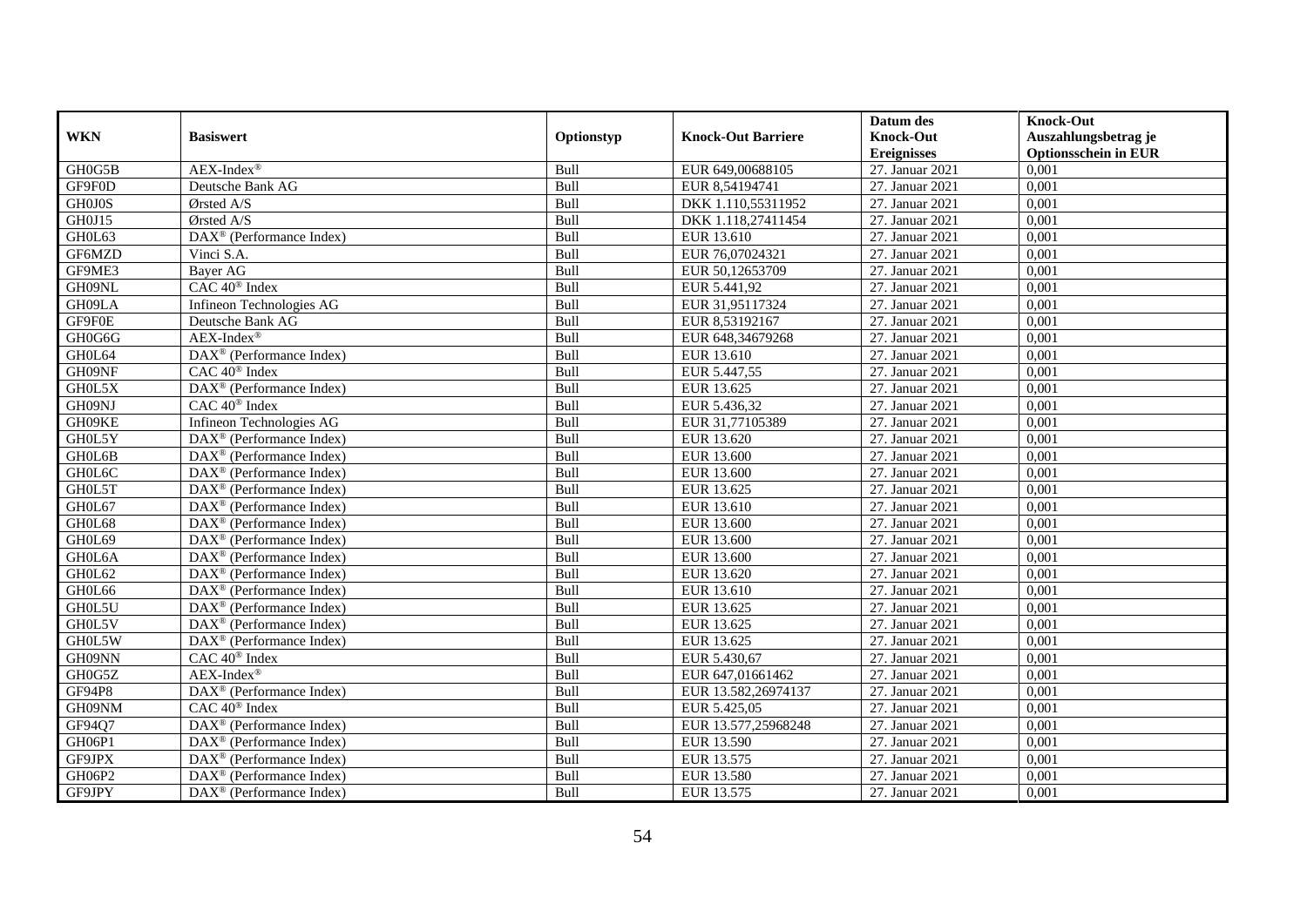| WKN | Basiswert | Optionstyp | Knock-Out Barriere | Datum des Knock-Out Ereignisses | Knock-Out Auszahlungsbetrag je Optionsschein in EUR |
|---|---|---|---|---|---|
| GH0G5B | AEX-Index® | Bull | EUR 649,00688105 | 27. Januar 2021 | 0,001 |
| GF9F0D | Deutsche Bank AG | Bull | EUR 8,54194741 | 27. Januar 2021 | 0,001 |
| GH0J0S | Ørsted A/S | Bull | DKK 1.110,55311952 | 27. Januar 2021 | 0,001 |
| GH0J15 | Ørsted A/S | Bull | DKK 1.118,27411454 | 27. Januar 2021 | 0,001 |
| GH0L63 | DAX® (Performance Index) | Bull | EUR 13.610 | 27. Januar 2021 | 0,001 |
| GF6MZD | Vinci S.A. | Bull | EUR 76,07024321 | 27. Januar 2021 | 0,001 |
| GF9ME3 | Bayer AG | Bull | EUR 50,12653709 | 27. Januar 2021 | 0,001 |
| GH09NL | CAC 40® Index | Bull | EUR 5.441,92 | 27. Januar 2021 | 0,001 |
| GH09LA | Infineon Technologies AG | Bull | EUR 31,95117324 | 27. Januar 2021 | 0,001 |
| GF9F0E | Deutsche Bank AG | Bull | EUR 8,53192167 | 27. Januar 2021 | 0,001 |
| GH0G6G | AEX-Index® | Bull | EUR 648,34679268 | 27. Januar 2021 | 0,001 |
| GH0L64 | DAX® (Performance Index) | Bull | EUR 13.610 | 27. Januar 2021 | 0,001 |
| GH09NF | CAC 40® Index | Bull | EUR 5.447,55 | 27. Januar 2021 | 0,001 |
| GH0L5X | DAX® (Performance Index) | Bull | EUR 13.625 | 27. Januar 2021 | 0,001 |
| GH09NJ | CAC 40® Index | Bull | EUR 5.436,32 | 27. Januar 2021 | 0,001 |
| GH09KE | Infineon Technologies AG | Bull | EUR 31,77105389 | 27. Januar 2021 | 0,001 |
| GH0L5Y | DAX® (Performance Index) | Bull | EUR 13.620 | 27. Januar 2021 | 0,001 |
| GH0L6B | DAX® (Performance Index) | Bull | EUR 13.600 | 27. Januar 2021 | 0,001 |
| GH0L6C | DAX® (Performance Index) | Bull | EUR 13.600 | 27. Januar 2021 | 0,001 |
| GH0L5T | DAX® (Performance Index) | Bull | EUR 13.625 | 27. Januar 2021 | 0,001 |
| GH0L67 | DAX® (Performance Index) | Bull | EUR 13.610 | 27. Januar 2021 | 0,001 |
| GH0L68 | DAX® (Performance Index) | Bull | EUR 13.600 | 27. Januar 2021 | 0,001 |
| GH0L69 | DAX® (Performance Index) | Bull | EUR 13.600 | 27. Januar 2021 | 0,001 |
| GH0L6A | DAX® (Performance Index) | Bull | EUR 13.600 | 27. Januar 2021 | 0,001 |
| GH0L62 | DAX® (Performance Index) | Bull | EUR 13.620 | 27. Januar 2021 | 0,001 |
| GH0L66 | DAX® (Performance Index) | Bull | EUR 13.610 | 27. Januar 2021 | 0,001 |
| GH0L5U | DAX® (Performance Index) | Bull | EUR 13.625 | 27. Januar 2021 | 0,001 |
| GH0L5V | DAX® (Performance Index) | Bull | EUR 13.625 | 27. Januar 2021 | 0,001 |
| GH0L5W | DAX® (Performance Index) | Bull | EUR 13.625 | 27. Januar 2021 | 0,001 |
| GH09NN | CAC 40® Index | Bull | EUR 5.430,67 | 27. Januar 2021 | 0,001 |
| GH0G5Z | AEX-Index® | Bull | EUR 647,01661462 | 27. Januar 2021 | 0,001 |
| GF94P8 | DAX® (Performance Index) | Bull | EUR 13.582,26974137 | 27. Januar 2021 | 0,001 |
| GH09NM | CAC 40® Index | Bull | EUR 5.425,05 | 27. Januar 2021 | 0,001 |
| GF94Q7 | DAX® (Performance Index) | Bull | EUR 13.577,25968248 | 27. Januar 2021 | 0,001 |
| GH06P1 | DAX® (Performance Index) | Bull | EUR 13.590 | 27. Januar 2021 | 0,001 |
| GF9JPX | DAX® (Performance Index) | Bull | EUR 13.575 | 27. Januar 2021 | 0,001 |
| GH06P2 | DAX® (Performance Index) | Bull | EUR 13.580 | 27. Januar 2021 | 0,001 |
| GF9JPY | DAX® (Performance Index) | Bull | EUR 13.575 | 27. Januar 2021 | 0,001 |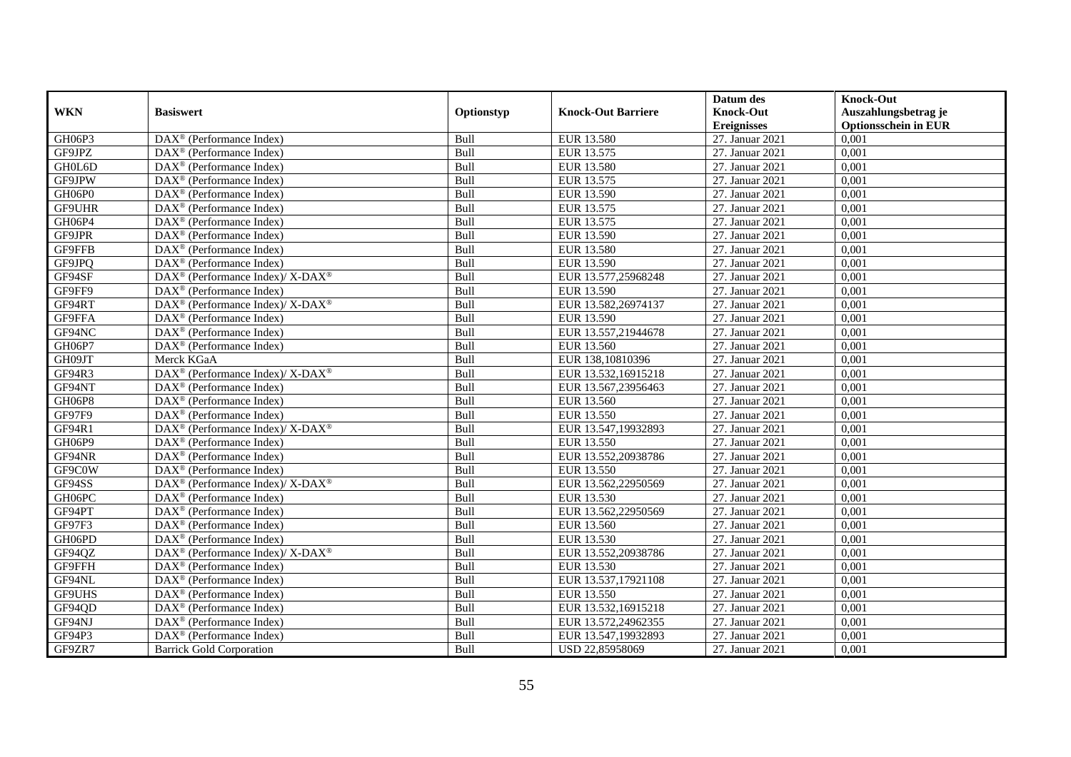| WKN | Basiswert | Optionstyp | Knock-Out Barriere | Datum des Knock-Out Ereignisses | Knock-Out Auszahlungsbetrag je Optionsschein in EUR |
|---|---|---|---|---|---|
| GH06P3 | DAX® (Performance Index) | Bull | EUR 13.580 | 27. Januar 2021 | 0,001 |
| GF9JPZ | DAX® (Performance Index) | Bull | EUR 13.575 | 27. Januar 2021 | 0,001 |
| GH0L6D | DAX® (Performance Index) | Bull | EUR 13.580 | 27. Januar 2021 | 0,001 |
| GF9JPW | DAX® (Performance Index) | Bull | EUR 13.575 | 27. Januar 2021 | 0,001 |
| GH06P0 | DAX® (Performance Index) | Bull | EUR 13.590 | 27. Januar 2021 | 0,001 |
| GF9UHR | DAX® (Performance Index) | Bull | EUR 13.575 | 27. Januar 2021 | 0,001 |
| GH06P4 | DAX® (Performance Index) | Bull | EUR 13.575 | 27. Januar 2021 | 0,001 |
| GF9JPR | DAX® (Performance Index) | Bull | EUR 13.590 | 27. Januar 2021 | 0,001 |
| GF9FFB | DAX® (Performance Index) | Bull | EUR 13.580 | 27. Januar 2021 | 0,001 |
| GF9JPQ | DAX® (Performance Index) | Bull | EUR 13.590 | 27. Januar 2021 | 0,001 |
| GF94SF | DAX® (Performance Index)/ X-DAX® | Bull | EUR 13.577,25968248 | 27. Januar 2021 | 0,001 |
| GF9FF9 | DAX® (Performance Index) | Bull | EUR 13.590 | 27. Januar 2021 | 0,001 |
| GF94RT | DAX® (Performance Index)/ X-DAX® | Bull | EUR 13.582,26974137 | 27. Januar 2021 | 0,001 |
| GF9FFA | DAX® (Performance Index) | Bull | EUR 13.590 | 27. Januar 2021 | 0,001 |
| GF94NC | DAX® (Performance Index) | Bull | EUR 13.557,21944678 | 27. Januar 2021 | 0,001 |
| GH06P7 | DAX® (Performance Index) | Bull | EUR 13.560 | 27. Januar 2021 | 0,001 |
| GH09JT | Merck KGaA | Bull | EUR 138,10810396 | 27. Januar 2021 | 0,001 |
| GF94R3 | DAX® (Performance Index)/ X-DAX® | Bull | EUR 13.532,16915218 | 27. Januar 2021 | 0,001 |
| GF94NT | DAX® (Performance Index) | Bull | EUR 13.567,23956463 | 27. Januar 2021 | 0,001 |
| GH06P8 | DAX® (Performance Index) | Bull | EUR 13.560 | 27. Januar 2021 | 0,001 |
| GF97F9 | DAX® (Performance Index) | Bull | EUR 13.550 | 27. Januar 2021 | 0,001 |
| GF94R1 | DAX® (Performance Index)/ X-DAX® | Bull | EUR 13.547,19932893 | 27. Januar 2021 | 0,001 |
| GH06P9 | DAX® (Performance Index) | Bull | EUR 13.550 | 27. Januar 2021 | 0,001 |
| GF94NR | DAX® (Performance Index) | Bull | EUR 13.552,20938786 | 27. Januar 2021 | 0,001 |
| GF9C0W | DAX® (Performance Index) | Bull | EUR 13.550 | 27. Januar 2021 | 0,001 |
| GF94SS | DAX® (Performance Index)/ X-DAX® | Bull | EUR 13.562,22950569 | 27. Januar 2021 | 0,001 |
| GH06PC | DAX® (Performance Index) | Bull | EUR 13.530 | 27. Januar 2021 | 0,001 |
| GF94PT | DAX® (Performance Index) | Bull | EUR 13.562,22950569 | 27. Januar 2021 | 0,001 |
| GF97F3 | DAX® (Performance Index) | Bull | EUR 13.560 | 27. Januar 2021 | 0,001 |
| GH06PD | DAX® (Performance Index) | Bull | EUR 13.530 | 27. Januar 2021 | 0,001 |
| GF94QZ | DAX® (Performance Index)/ X-DAX® | Bull | EUR 13.552,20938786 | 27. Januar 2021 | 0,001 |
| GF9FFH | DAX® (Performance Index) | Bull | EUR 13.530 | 27. Januar 2021 | 0,001 |
| GF94NL | DAX® (Performance Index) | Bull | EUR 13.537,17921108 | 27. Januar 2021 | 0,001 |
| GF9UHS | DAX® (Performance Index) | Bull | EUR 13.550 | 27. Januar 2021 | 0,001 |
| GF94QD | DAX® (Performance Index) | Bull | EUR 13.532,16915218 | 27. Januar 2021 | 0,001 |
| GF94NJ | DAX® (Performance Index) | Bull | EUR 13.572,24962355 | 27. Januar 2021 | 0,001 |
| GF94P3 | DAX® (Performance Index) | Bull | EUR 13.547,19932893 | 27. Januar 2021 | 0,001 |
| GF9ZR7 | Barrick Gold Corporation | Bull | USD 22,85958069 | 27. Januar 2021 | 0,001 |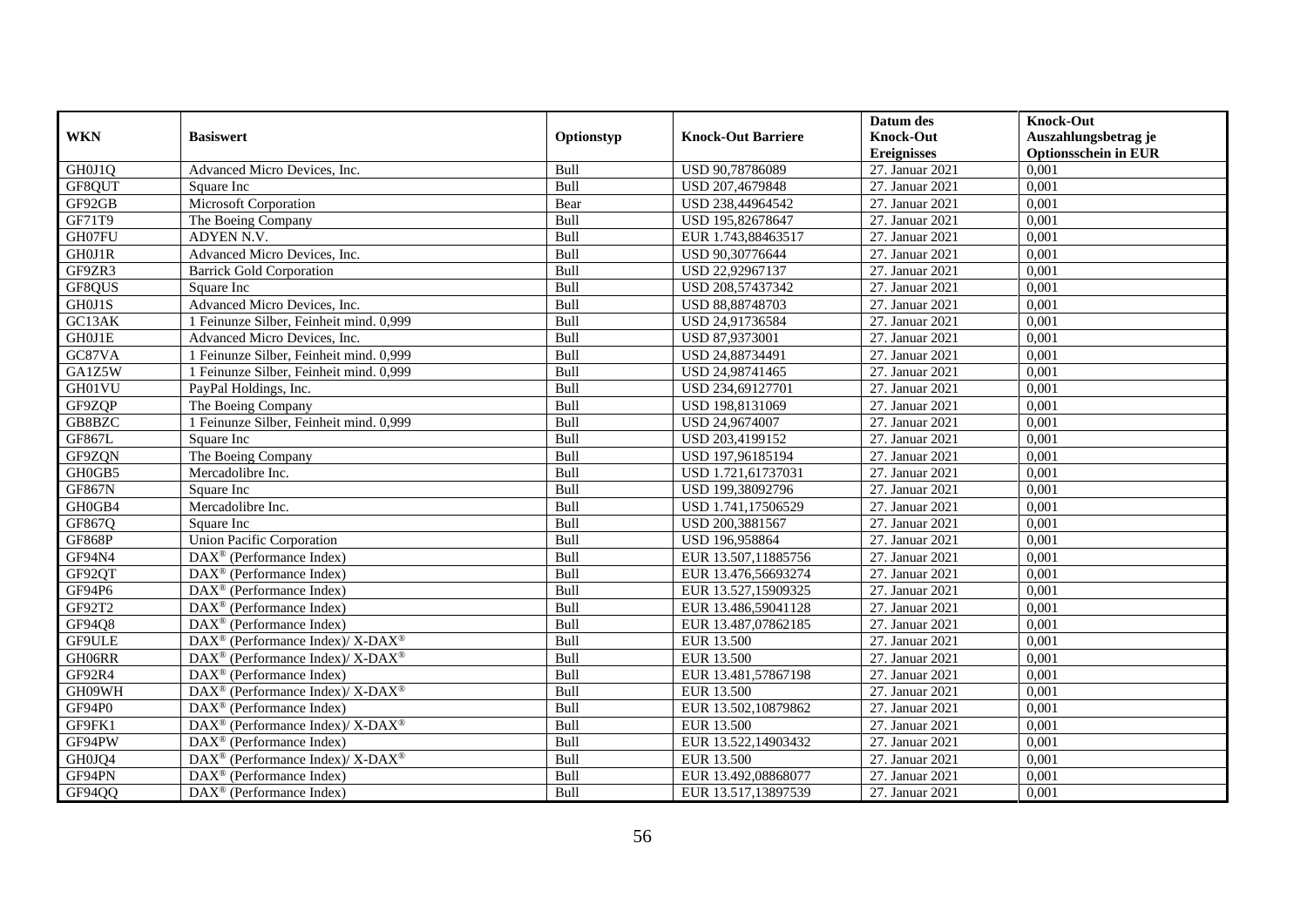| WKN | Basiswert | Optionstyp | Knock-Out Barriere | Datum des Knock-Out Ereignisses | Knock-Out Auszahlungsbetrag je Optionsschein in EUR |
|---|---|---|---|---|---|
| GH0J1Q | Advanced Micro Devices, Inc. | Bull | USD 90,78786089 | 27. Januar 2021 | 0,001 |
| GF8QUT | Square Inc | Bull | USD 207,4679848 | 27. Januar 2021 | 0,001 |
| GF92GB | Microsoft Corporation | Bear | USD 238,44964542 | 27. Januar 2021 | 0,001 |
| GF71T9 | The Boeing Company | Bull | USD 195,82678647 | 27. Januar 2021 | 0,001 |
| GH07FU | ADYEN N.V. | Bull | EUR 1.743,88463517 | 27. Januar 2021 | 0,001 |
| GH0J1R | Advanced Micro Devices, Inc. | Bull | USD 90,30776644 | 27. Januar 2021 | 0,001 |
| GF9ZR3 | Barrick Gold Corporation | Bull | USD 22,92967137 | 27. Januar 2021 | 0,001 |
| GF8QUS | Square Inc | Bull | USD 208,57437342 | 27. Januar 2021 | 0,001 |
| GH0J1S | Advanced Micro Devices, Inc. | Bull | USD 88,88748703 | 27. Januar 2021 | 0,001 |
| GC13AK | 1 Feinunze Silber, Feinheit mind. 0,999 | Bull | USD 24,91736584 | 27. Januar 2021 | 0,001 |
| GH0J1E | Advanced Micro Devices, Inc. | Bull | USD 87,9373001 | 27. Januar 2021 | 0,001 |
| GC87VA | 1 Feinunze Silber, Feinheit mind. 0,999 | Bull | USD 24,88734491 | 27. Januar 2021 | 0,001 |
| GA1Z5W | 1 Feinunze Silber, Feinheit mind. 0,999 | Bull | USD 24,98741465 | 27. Januar 2021 | 0,001 |
| GH01VU | PayPal Holdings, Inc. | Bull | USD 234,69127701 | 27. Januar 2021 | 0,001 |
| GF9ZQP | The Boeing Company | Bull | USD 198,8131069 | 27. Januar 2021 | 0,001 |
| GB8BZC | 1 Feinunze Silber, Feinheit mind. 0,999 | Bull | USD 24,9674007 | 27. Januar 2021 | 0,001 |
| GF867L | Square Inc | Bull | USD 203,4199152 | 27. Januar 2021 | 0,001 |
| GF9ZQN | The Boeing Company | Bull | USD 197,96185194 | 27. Januar 2021 | 0,001 |
| GH0GB5 | Mercadolibre Inc. | Bull | USD 1.721,61737031 | 27. Januar 2021 | 0,001 |
| GF867N | Square Inc | Bull | USD 199,38092796 | 27. Januar 2021 | 0,001 |
| GH0GB4 | Mercadolibre Inc. | Bull | USD 1.741,17506529 | 27. Januar 2021 | 0,001 |
| GF867Q | Square Inc | Bull | USD 200,3881567 | 27. Januar 2021 | 0,001 |
| GF868P | Union Pacific Corporation | Bull | USD 196,958864 | 27. Januar 2021 | 0,001 |
| GF94N4 | DAX® (Performance Index) | Bull | EUR 13.507,11885756 | 27. Januar 2021 | 0,001 |
| GF92QT | DAX® (Performance Index) | Bull | EUR 13.476,56693274 | 27. Januar 2021 | 0,001 |
| GF94P6 | DAX® (Performance Index) | Bull | EUR 13.527,15909325 | 27. Januar 2021 | 0,001 |
| GF92T2 | DAX® (Performance Index) | Bull | EUR 13.486,59041128 | 27. Januar 2021 | 0,001 |
| GF94Q8 | DAX® (Performance Index) | Bull | EUR 13.487,07862185 | 27. Januar 2021 | 0,001 |
| GF9ULE | DAX® (Performance Index)/ X-DAX® | Bull | EUR 13.500 | 27. Januar 2021 | 0,001 |
| GH06RR | DAX® (Performance Index)/ X-DAX® | Bull | EUR 13.500 | 27. Januar 2021 | 0,001 |
| GF92R4 | DAX® (Performance Index) | Bull | EUR 13.481,57867198 | 27. Januar 2021 | 0,001 |
| GH09WH | DAX® (Performance Index)/ X-DAX® | Bull | EUR 13.500 | 27. Januar 2021 | 0,001 |
| GF94P0 | DAX® (Performance Index) | Bull | EUR 13.502,10879862 | 27. Januar 2021 | 0,001 |
| GF9FK1 | DAX® (Performance Index)/ X-DAX® | Bull | EUR 13.500 | 27. Januar 2021 | 0,001 |
| GF94PW | DAX® (Performance Index) | Bull | EUR 13.522,14903432 | 27. Januar 2021 | 0,001 |
| GH0JQ4 | DAX® (Performance Index)/ X-DAX® | Bull | EUR 13.500 | 27. Januar 2021 | 0,001 |
| GF94PN | DAX® (Performance Index) | Bull | EUR 13.492,08868077 | 27. Januar 2021 | 0,001 |
| GF94QQ | DAX® (Performance Index) | Bull | EUR 13.517,13897539 | 27. Januar 2021 | 0,001 |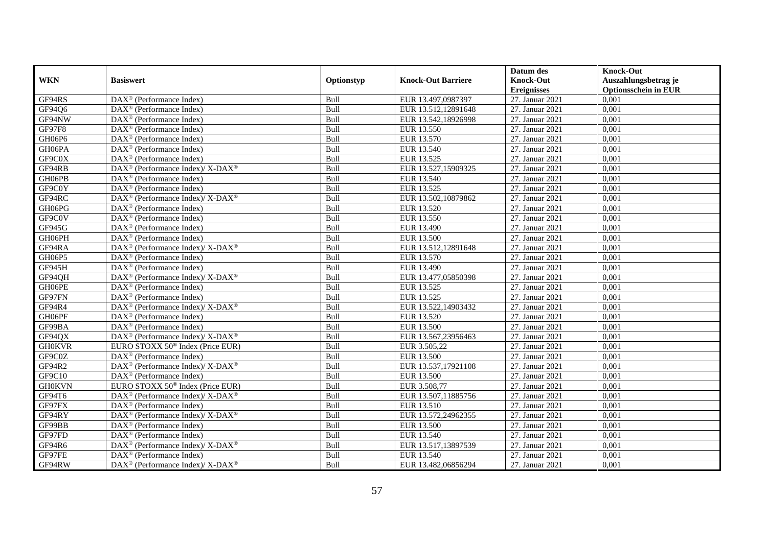| WKN | Basiswert | Optionstyp | Knock-Out Barriere | Datum des Knock-Out Ereignisses | Knock-Out Auszahlungsbetrag je Optionsschein in EUR |
|---|---|---|---|---|---|
| GF94RS | DAX® (Performance Index) | Bull | EUR 13.497,0987397 | 27. Januar 2021 | 0,001 |
| GF94Q6 | DAX® (Performance Index) | Bull | EUR 13.512,12891648 | 27. Januar 2021 | 0,001 |
| GF94NW | DAX® (Performance Index) | Bull | EUR 13.542,18926998 | 27. Januar 2021 | 0,001 |
| GF97F8 | DAX® (Performance Index) | Bull | EUR 13.550 | 27. Januar 2021 | 0,001 |
| GH06P6 | DAX® (Performance Index) | Bull | EUR 13.570 | 27. Januar 2021 | 0,001 |
| GH06PA | DAX® (Performance Index) | Bull | EUR 13.540 | 27. Januar 2021 | 0,001 |
| GF9C0X | DAX® (Performance Index) | Bull | EUR 13.525 | 27. Januar 2021 | 0,001 |
| GF94RB | DAX® (Performance Index)/ X-DAX® | Bull | EUR 13.527,15909325 | 27. Januar 2021 | 0,001 |
| GH06PB | DAX® (Performance Index) | Bull | EUR 13.540 | 27. Januar 2021 | 0,001 |
| GF9C0Y | DAX® (Performance Index) | Bull | EUR 13.525 | 27. Januar 2021 | 0,001 |
| GF94RC | DAX® (Performance Index)/ X-DAX® | Bull | EUR 13.502,10879862 | 27. Januar 2021 | 0,001 |
| GH06PG | DAX® (Performance Index) | Bull | EUR 13.520 | 27. Januar 2021 | 0,001 |
| GF9C0V | DAX® (Performance Index) | Bull | EUR 13.550 | 27. Januar 2021 | 0,001 |
| GF945G | DAX® (Performance Index) | Bull | EUR 13.490 | 27. Januar 2021 | 0,001 |
| GH06PH | DAX® (Performance Index) | Bull | EUR 13.500 | 27. Januar 2021 | 0,001 |
| GF94RA | DAX® (Performance Index)/ X-DAX® | Bull | EUR 13.512,12891648 | 27. Januar 2021 | 0,001 |
| GH06P5 | DAX® (Performance Index) | Bull | EUR 13.570 | 27. Januar 2021 | 0,001 |
| GF945H | DAX® (Performance Index) | Bull | EUR 13.490 | 27. Januar 2021 | 0,001 |
| GF94QH | DAX® (Performance Index)/ X-DAX® | Bull | EUR 13.477,05850398 | 27. Januar 2021 | 0,001 |
| GH06PE | DAX® (Performance Index) | Bull | EUR 13.525 | 27. Januar 2021 | 0,001 |
| GF97FN | DAX® (Performance Index) | Bull | EUR 13.525 | 27. Januar 2021 | 0,001 |
| GF94R4 | DAX® (Performance Index)/ X-DAX® | Bull | EUR 13.522,14903432 | 27. Januar 2021 | 0,001 |
| GH06PF | DAX® (Performance Index) | Bull | EUR 13.520 | 27. Januar 2021 | 0,001 |
| GF99BA | DAX® (Performance Index) | Bull | EUR 13.500 | 27. Januar 2021 | 0,001 |
| GF94QX | DAX® (Performance Index)/ X-DAX® | Bull | EUR 13.567,23956463 | 27. Januar 2021 | 0,001 |
| GH0KVR | EURO STOXX 50® Index (Price EUR) | Bull | EUR 3.505,22 | 27. Januar 2021 | 0,001 |
| GF9C0Z | DAX® (Performance Index) | Bull | EUR 13.500 | 27. Januar 2021 | 0,001 |
| GF94R2 | DAX® (Performance Index)/ X-DAX® | Bull | EUR 13.537,17921108 | 27. Januar 2021 | 0,001 |
| GF9C10 | DAX® (Performance Index) | Bull | EUR 13.500 | 27. Januar 2021 | 0,001 |
| GH0KVN | EURO STOXX 50® Index (Price EUR) | Bull | EUR 3.508,77 | 27. Januar 2021 | 0,001 |
| GF94T6 | DAX® (Performance Index)/ X-DAX® | Bull | EUR 13.507,11885756 | 27. Januar 2021 | 0,001 |
| GF97FX | DAX® (Performance Index) | Bull | EUR 13.510 | 27. Januar 2021 | 0,001 |
| GF94RY | DAX® (Performance Index)/ X-DAX® | Bull | EUR 13.572,24962355 | 27. Januar 2021 | 0,001 |
| GF99BB | DAX® (Performance Index) | Bull | EUR 13.500 | 27. Januar 2021 | 0,001 |
| GF97FD | DAX® (Performance Index) | Bull | EUR 13.540 | 27. Januar 2021 | 0,001 |
| GF94R6 | DAX® (Performance Index)/ X-DAX® | Bull | EUR 13.517,13897539 | 27. Januar 2021 | 0,001 |
| GF97FE | DAX® (Performance Index) | Bull | EUR 13.540 | 27. Januar 2021 | 0,001 |
| GF94RW | DAX® (Performance Index)/ X-DAX® | Bull | EUR 13.482,06856294 | 27. Januar 2021 | 0,001 |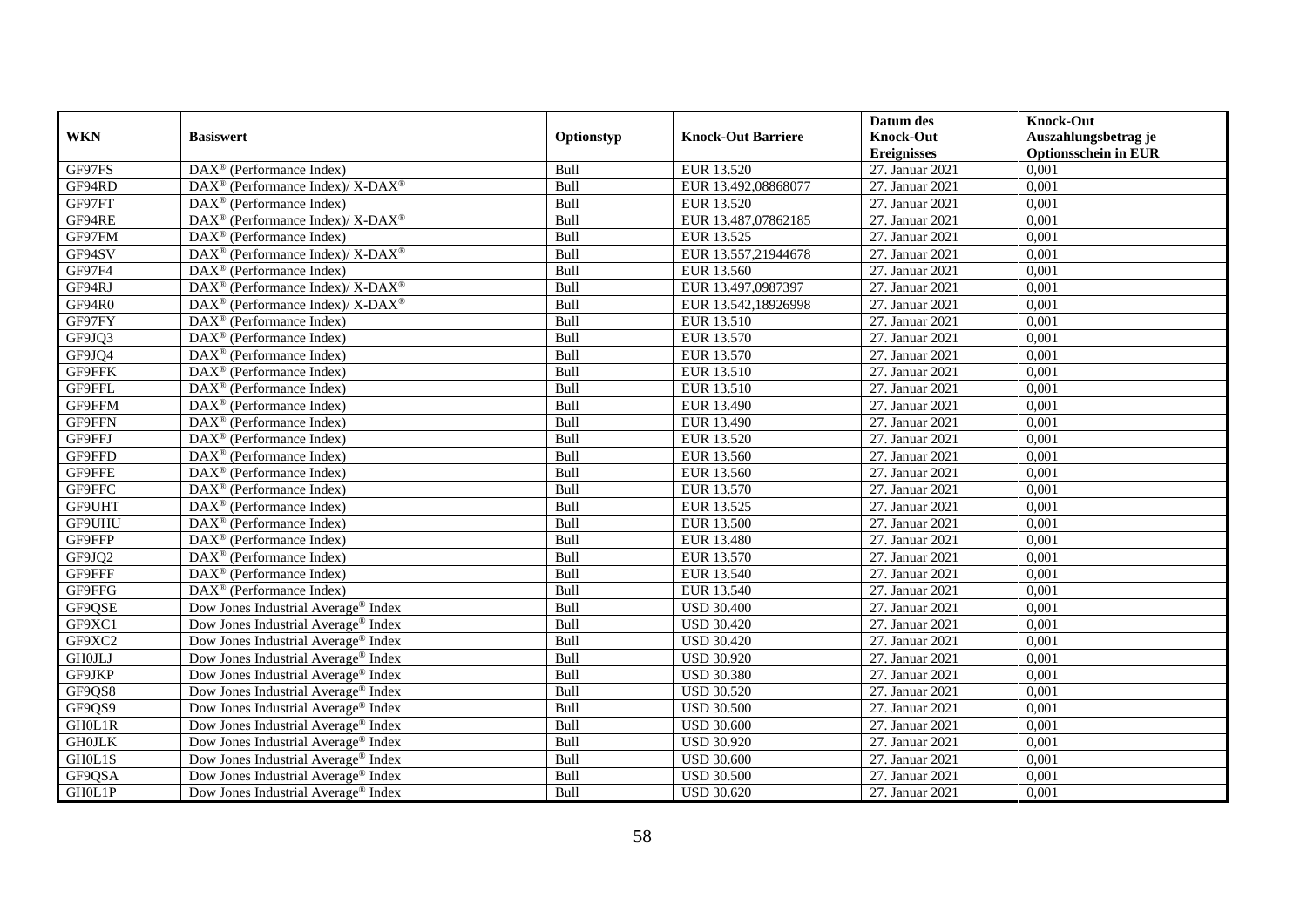| WKN | Basiswert | Optionstyp | Knock-Out Barriere | Datum des Knock-Out Ereignisses | Knock-Out Auszahlungsbetrag je Optionsschein in EUR |
|---|---|---|---|---|---|
| GF97FS | DAX® (Performance Index) | Bull | EUR 13.520 | 27. Januar 2021 | 0,001 |
| GF94RD | DAX® (Performance Index)/ X-DAX® | Bull | EUR 13.492,08868077 | 27. Januar 2021 | 0,001 |
| GF97FT | DAX® (Performance Index) | Bull | EUR 13.520 | 27. Januar 2021 | 0,001 |
| GF94RE | DAX® (Performance Index)/ X-DAX® | Bull | EUR 13.487,07862185 | 27. Januar 2021 | 0,001 |
| GF97FM | DAX® (Performance Index) | Bull | EUR 13.525 | 27. Januar 2021 | 0,001 |
| GF94SV | DAX® (Performance Index)/ X-DAX® | Bull | EUR 13.557,21944678 | 27. Januar 2021 | 0,001 |
| GF97F4 | DAX® (Performance Index) | Bull | EUR 13.560 | 27. Januar 2021 | 0,001 |
| GF94RJ | DAX® (Performance Index)/ X-DAX® | Bull | EUR 13.497,0987397 | 27. Januar 2021 | 0,001 |
| GF94R0 | DAX® (Performance Index)/ X-DAX® | Bull | EUR 13.542,18926998 | 27. Januar 2021 | 0,001 |
| GF97FY | DAX® (Performance Index) | Bull | EUR 13.510 | 27. Januar 2021 | 0,001 |
| GF9JQ3 | DAX® (Performance Index) | Bull | EUR 13.570 | 27. Januar 2021 | 0,001 |
| GF9JQ4 | DAX® (Performance Index) | Bull | EUR 13.570 | 27. Januar 2021 | 0,001 |
| GF9FFK | DAX® (Performance Index) | Bull | EUR 13.510 | 27. Januar 2021 | 0,001 |
| GF9FFL | DAX® (Performance Index) | Bull | EUR 13.510 | 27. Januar 2021 | 0,001 |
| GF9FFM | DAX® (Performance Index) | Bull | EUR 13.490 | 27. Januar 2021 | 0,001 |
| GF9FFN | DAX® (Performance Index) | Bull | EUR 13.490 | 27. Januar 2021 | 0,001 |
| GF9FFJ | DAX® (Performance Index) | Bull | EUR 13.520 | 27. Januar 2021 | 0,001 |
| GF9FFD | DAX® (Performance Index) | Bull | EUR 13.560 | 27. Januar 2021 | 0,001 |
| GF9FFE | DAX® (Performance Index) | Bull | EUR 13.560 | 27. Januar 2021 | 0,001 |
| GF9FFC | DAX® (Performance Index) | Bull | EUR 13.570 | 27. Januar 2021 | 0,001 |
| GF9UHT | DAX® (Performance Index) | Bull | EUR 13.525 | 27. Januar 2021 | 0,001 |
| GF9UHU | DAX® (Performance Index) | Bull | EUR 13.500 | 27. Januar 2021 | 0,001 |
| GF9FFP | DAX® (Performance Index) | Bull | EUR 13.480 | 27. Januar 2021 | 0,001 |
| GF9JQ2 | DAX® (Performance Index) | Bull | EUR 13.570 | 27. Januar 2021 | 0,001 |
| GF9FFF | DAX® (Performance Index) | Bull | EUR 13.540 | 27. Januar 2021 | 0,001 |
| GF9FFG | DAX® (Performance Index) | Bull | EUR 13.540 | 27. Januar 2021 | 0,001 |
| GF9QSE | Dow Jones Industrial Average® Index | Bull | USD 30.400 | 27. Januar 2021 | 0,001 |
| GF9XC1 | Dow Jones Industrial Average® Index | Bull | USD 30.420 | 27. Januar 2021 | 0,001 |
| GF9XC2 | Dow Jones Industrial Average® Index | Bull | USD 30.420 | 27. Januar 2021 | 0,001 |
| GH0JLJ | Dow Jones Industrial Average® Index | Bull | USD 30.920 | 27. Januar 2021 | 0,001 |
| GF9JKP | Dow Jones Industrial Average® Index | Bull | USD 30.380 | 27. Januar 2021 | 0,001 |
| GF9QS8 | Dow Jones Industrial Average® Index | Bull | USD 30.520 | 27. Januar 2021 | 0,001 |
| GF9QS9 | Dow Jones Industrial Average® Index | Bull | USD 30.500 | 27. Januar 2021 | 0,001 |
| GH0L1R | Dow Jones Industrial Average® Index | Bull | USD 30.600 | 27. Januar 2021 | 0,001 |
| GH0JLK | Dow Jones Industrial Average® Index | Bull | USD 30.920 | 27. Januar 2021 | 0,001 |
| GH0L1S | Dow Jones Industrial Average® Index | Bull | USD 30.600 | 27. Januar 2021 | 0,001 |
| GF9QSA | Dow Jones Industrial Average® Index | Bull | USD 30.500 | 27. Januar 2021 | 0,001 |
| GH0L1P | Dow Jones Industrial Average® Index | Bull | USD 30.620 | 27. Januar 2021 | 0,001 |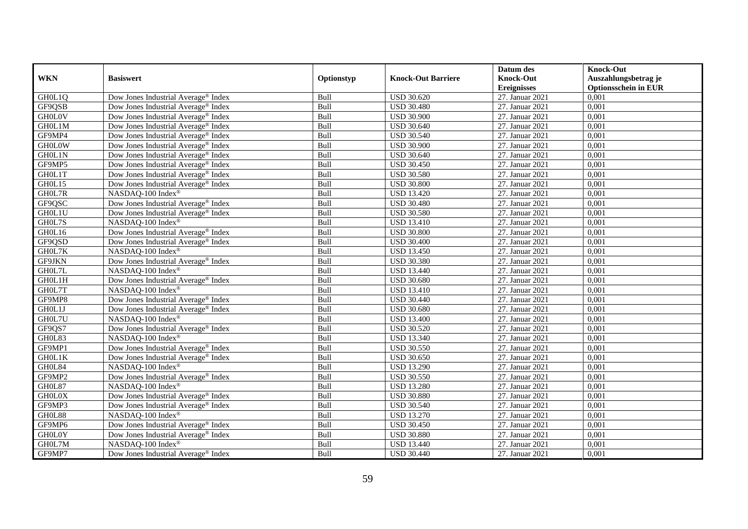| WKN | Basiswert | Optionstyp | Knock-Out Barriere | Datum des Knock-Out Ereignisses | Knock-Out Auszahlungsbetrag je Optionsschein in EUR |
|---|---|---|---|---|---|
| GH0L1Q | Dow Jones Industrial Average® Index | Bull | USD 30.620 | 27. Januar 2021 | 0,001 |
| GF9QSB | Dow Jones Industrial Average® Index | Bull | USD 30.480 | 27. Januar 2021 | 0,001 |
| GH0L0V | Dow Jones Industrial Average® Index | Bull | USD 30.900 | 27. Januar 2021 | 0,001 |
| GH0L1M | Dow Jones Industrial Average® Index | Bull | USD 30.640 | 27. Januar 2021 | 0,001 |
| GF9MP4 | Dow Jones Industrial Average® Index | Bull | USD 30.540 | 27. Januar 2021 | 0,001 |
| GH0L0W | Dow Jones Industrial Average® Index | Bull | USD 30.900 | 27. Januar 2021 | 0,001 |
| GH0L1N | Dow Jones Industrial Average® Index | Bull | USD 30.640 | 27. Januar 2021 | 0,001 |
| GF9MP5 | Dow Jones Industrial Average® Index | Bull | USD 30.450 | 27. Januar 2021 | 0,001 |
| GH0L1T | Dow Jones Industrial Average® Index | Bull | USD 30.580 | 27. Januar 2021 | 0,001 |
| GH0L15 | Dow Jones Industrial Average® Index | Bull | USD 30.800 | 27. Januar 2021 | 0,001 |
| GH0L7R | NASDAQ-100 Index® | Bull | USD 13.420 | 27. Januar 2021 | 0,001 |
| GF9QSC | Dow Jones Industrial Average® Index | Bull | USD 30.480 | 27. Januar 2021 | 0,001 |
| GH0L1U | Dow Jones Industrial Average® Index | Bull | USD 30.580 | 27. Januar 2021 | 0,001 |
| GH0L7S | NASDAQ-100 Index® | Bull | USD 13.410 | 27. Januar 2021 | 0,001 |
| GH0L16 | Dow Jones Industrial Average® Index | Bull | USD 30.800 | 27. Januar 2021 | 0,001 |
| GF9QSD | Dow Jones Industrial Average® Index | Bull | USD 30.400 | 27. Januar 2021 | 0,001 |
| GH0L7K | NASDAQ-100 Index® | Bull | USD 13.450 | 27. Januar 2021 | 0,001 |
| GF9JKN | Dow Jones Industrial Average® Index | Bull | USD 30.380 | 27. Januar 2021 | 0,001 |
| GH0L7L | NASDAQ-100 Index® | Bull | USD 13.440 | 27. Januar 2021 | 0,001 |
| GH0L1H | Dow Jones Industrial Average® Index | Bull | USD 30.680 | 27. Januar 2021 | 0,001 |
| GH0L7T | NASDAQ-100 Index® | Bull | USD 13.410 | 27. Januar 2021 | 0,001 |
| GF9MP8 | Dow Jones Industrial Average® Index | Bull | USD 30.440 | 27. Januar 2021 | 0,001 |
| GH0L1J | Dow Jones Industrial Average® Index | Bull | USD 30.680 | 27. Januar 2021 | 0,001 |
| GH0L7U | NASDAQ-100 Index® | Bull | USD 13.400 | 27. Januar 2021 | 0,001 |
| GF9QS7 | Dow Jones Industrial Average® Index | Bull | USD 30.520 | 27. Januar 2021 | 0,001 |
| GH0L83 | NASDAQ-100 Index® | Bull | USD 13.340 | 27. Januar 2021 | 0,001 |
| GF9MP1 | Dow Jones Industrial Average® Index | Bull | USD 30.550 | 27. Januar 2021 | 0,001 |
| GH0L1K | Dow Jones Industrial Average® Index | Bull | USD 30.650 | 27. Januar 2021 | 0,001 |
| GH0L84 | NASDAQ-100 Index® | Bull | USD 13.290 | 27. Januar 2021 | 0,001 |
| GF9MP2 | Dow Jones Industrial Average® Index | Bull | USD 30.550 | 27. Januar 2021 | 0,001 |
| GH0L87 | NASDAQ-100 Index® | Bull | USD 13.280 | 27. Januar 2021 | 0,001 |
| GH0L0X | Dow Jones Industrial Average® Index | Bull | USD 30.880 | 27. Januar 2021 | 0,001 |
| GF9MP3 | Dow Jones Industrial Average® Index | Bull | USD 30.540 | 27. Januar 2021 | 0,001 |
| GH0L88 | NASDAQ-100 Index® | Bull | USD 13.270 | 27. Januar 2021 | 0,001 |
| GF9MP6 | Dow Jones Industrial Average® Index | Bull | USD 30.450 | 27. Januar 2021 | 0,001 |
| GH0L0Y | Dow Jones Industrial Average® Index | Bull | USD 30.880 | 27. Januar 2021 | 0,001 |
| GH0L7M | NASDAQ-100 Index® | Bull | USD 13.440 | 27. Januar 2021 | 0,001 |
| GF9MP7 | Dow Jones Industrial Average® Index | Bull | USD 30.440 | 27. Januar 2021 | 0,001 |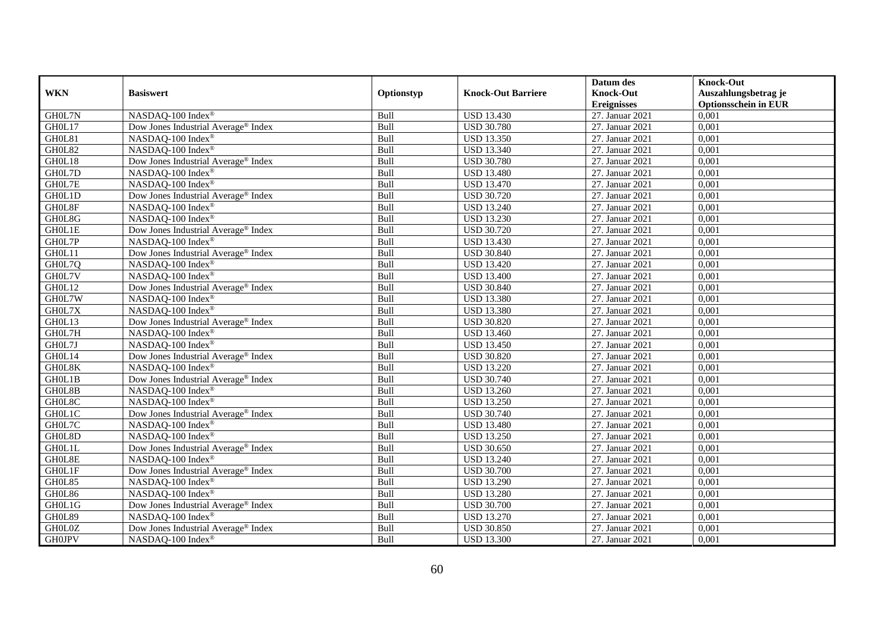| WKN | Basiswert | Optionstyp | Knock-Out Barriere | Datum des Knock-Out Ereignisses | Knock-Out Auszahlungsbetrag je Optionsschein in EUR |
|---|---|---|---|---|---|
| GH0L7N | NASDAQ-100 Index® | Bull | USD 13.430 | 27. Januar 2021 | 0,001 |
| GH0L17 | Dow Jones Industrial Average® Index | Bull | USD 30.780 | 27. Januar 2021 | 0,001 |
| GH0L81 | NASDAQ-100 Index® | Bull | USD 13.350 | 27. Januar 2021 | 0,001 |
| GH0L82 | NASDAQ-100 Index® | Bull | USD 13.340 | 27. Januar 2021 | 0,001 |
| GH0L18 | Dow Jones Industrial Average® Index | Bull | USD 30.780 | 27. Januar 2021 | 0,001 |
| GH0L7D | NASDAQ-100 Index® | Bull | USD 13.480 | 27. Januar 2021 | 0,001 |
| GH0L7E | NASDAQ-100 Index® | Bull | USD 13.470 | 27. Januar 2021 | 0,001 |
| GH0L1D | Dow Jones Industrial Average® Index | Bull | USD 30.720 | 27. Januar 2021 | 0,001 |
| GH0L8F | NASDAQ-100 Index® | Bull | USD 13.240 | 27. Januar 2021 | 0,001 |
| GH0L8G | NASDAQ-100 Index® | Bull | USD 13.230 | 27. Januar 2021 | 0,001 |
| GH0L1E | Dow Jones Industrial Average® Index | Bull | USD 30.720 | 27. Januar 2021 | 0,001 |
| GH0L7P | NASDAQ-100 Index® | Bull | USD 13.430 | 27. Januar 2021 | 0,001 |
| GH0L11 | Dow Jones Industrial Average® Index | Bull | USD 30.840 | 27. Januar 2021 | 0,001 |
| GH0L7Q | NASDAQ-100 Index® | Bull | USD 13.420 | 27. Januar 2021 | 0,001 |
| GH0L7V | NASDAQ-100 Index® | Bull | USD 13.400 | 27. Januar 2021 | 0,001 |
| GH0L12 | Dow Jones Industrial Average® Index | Bull | USD 30.840 | 27. Januar 2021 | 0,001 |
| GH0L7W | NASDAQ-100 Index® | Bull | USD 13.380 | 27. Januar 2021 | 0,001 |
| GH0L7X | NASDAQ-100 Index® | Bull | USD 13.380 | 27. Januar 2021 | 0,001 |
| GH0L13 | Dow Jones Industrial Average® Index | Bull | USD 30.820 | 27. Januar 2021 | 0,001 |
| GH0L7H | NASDAQ-100 Index® | Bull | USD 13.460 | 27. Januar 2021 | 0,001 |
| GH0L7J | NASDAQ-100 Index® | Bull | USD 13.450 | 27. Januar 2021 | 0,001 |
| GH0L14 | Dow Jones Industrial Average® Index | Bull | USD 30.820 | 27. Januar 2021 | 0,001 |
| GH0L8K | NASDAQ-100 Index® | Bull | USD 13.220 | 27. Januar 2021 | 0,001 |
| GH0L1B | Dow Jones Industrial Average® Index | Bull | USD 30.740 | 27. Januar 2021 | 0,001 |
| GH0L8B | NASDAQ-100 Index® | Bull | USD 13.260 | 27. Januar 2021 | 0,001 |
| GH0L8C | NASDAQ-100 Index® | Bull | USD 13.250 | 27. Januar 2021 | 0,001 |
| GH0L1C | Dow Jones Industrial Average® Index | Bull | USD 30.740 | 27. Januar 2021 | 0,001 |
| GH0L7C | NASDAQ-100 Index® | Bull | USD 13.480 | 27. Januar 2021 | 0,001 |
| GH0L8D | NASDAQ-100 Index® | Bull | USD 13.250 | 27. Januar 2021 | 0,001 |
| GH0L1L | Dow Jones Industrial Average® Index | Bull | USD 30.650 | 27. Januar 2021 | 0,001 |
| GH0L8E | NASDAQ-100 Index® | Bull | USD 13.240 | 27. Januar 2021 | 0,001 |
| GH0L1F | Dow Jones Industrial Average® Index | Bull | USD 30.700 | 27. Januar 2021 | 0,001 |
| GH0L85 | NASDAQ-100 Index® | Bull | USD 13.290 | 27. Januar 2021 | 0,001 |
| GH0L86 | NASDAQ-100 Index® | Bull | USD 13.280 | 27. Januar 2021 | 0,001 |
| GH0L1G | Dow Jones Industrial Average® Index | Bull | USD 30.700 | 27. Januar 2021 | 0,001 |
| GH0L89 | NASDAQ-100 Index® | Bull | USD 13.270 | 27. Januar 2021 | 0,001 |
| GH0L0Z | Dow Jones Industrial Average® Index | Bull | USD 30.850 | 27. Januar 2021 | 0,001 |
| GH0JPV | NASDAQ-100 Index® | Bull | USD 13.300 | 27. Januar 2021 | 0,001 |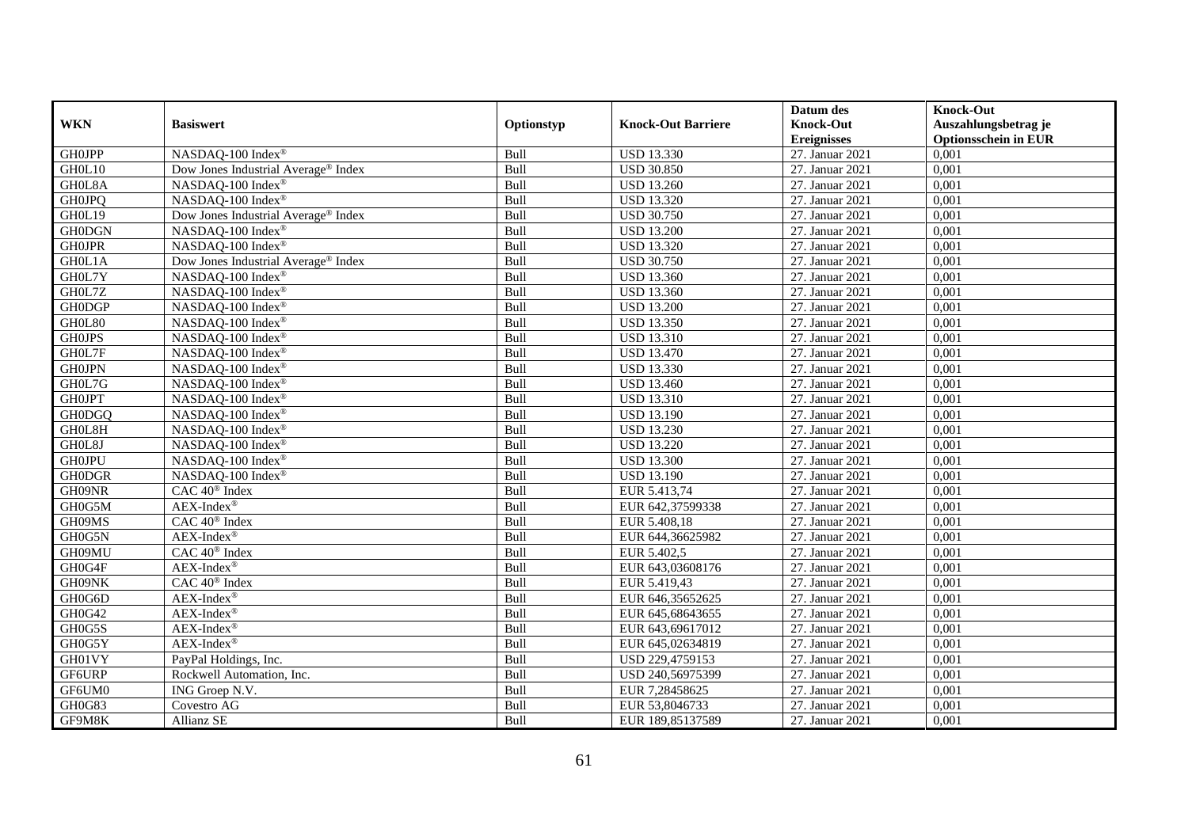| WKN | Basiswert | Optionstyp | Knock-Out Barriere | Datum des Knock-Out Ereignisses | Knock-Out Auszahlungsbetrag je Optionsschein in EUR |
|---|---|---|---|---|---|
| GH0JPP | NASDAQ-100 Index® | Bull | USD 13.330 | 27. Januar 2021 | 0,001 |
| GH0L10 | Dow Jones Industrial Average® Index | Bull | USD 30.850 | 27. Januar 2021 | 0,001 |
| GH0L8A | NASDAQ-100 Index® | Bull | USD 13.260 | 27. Januar 2021 | 0,001 |
| GH0JPQ | NASDAQ-100 Index® | Bull | USD 13.320 | 27. Januar 2021 | 0,001 |
| GH0L19 | Dow Jones Industrial Average® Index | Bull | USD 30.750 | 27. Januar 2021 | 0,001 |
| GH0DGN | NASDAQ-100 Index® | Bull | USD 13.200 | 27. Januar 2021 | 0,001 |
| GH0JPR | NASDAQ-100 Index® | Bull | USD 13.320 | 27. Januar 2021 | 0,001 |
| GH0L1A | Dow Jones Industrial Average® Index | Bull | USD 30.750 | 27. Januar 2021 | 0,001 |
| GH0L7Y | NASDAQ-100 Index® | Bull | USD 13.360 | 27. Januar 2021 | 0,001 |
| GH0L7Z | NASDAQ-100 Index® | Bull | USD 13.360 | 27. Januar 2021 | 0,001 |
| GH0DGP | NASDAQ-100 Index® | Bull | USD 13.200 | 27. Januar 2021 | 0,001 |
| GH0L80 | NASDAQ-100 Index® | Bull | USD 13.350 | 27. Januar 2021 | 0,001 |
| GH0JPS | NASDAQ-100 Index® | Bull | USD 13.310 | 27. Januar 2021 | 0,001 |
| GH0L7F | NASDAQ-100 Index® | Bull | USD 13.470 | 27. Januar 2021 | 0,001 |
| GH0JPN | NASDAQ-100 Index® | Bull | USD 13.330 | 27. Januar 2021 | 0,001 |
| GH0L7G | NASDAQ-100 Index® | Bull | USD 13.460 | 27. Januar 2021 | 0,001 |
| GH0JPT | NASDAQ-100 Index® | Bull | USD 13.310 | 27. Januar 2021 | 0,001 |
| GH0DGQ | NASDAQ-100 Index® | Bull | USD 13.190 | 27. Januar 2021 | 0,001 |
| GH0L8H | NASDAQ-100 Index® | Bull | USD 13.230 | 27. Januar 2021 | 0,001 |
| GH0L8J | NASDAQ-100 Index® | Bull | USD 13.220 | 27. Januar 2021 | 0,001 |
| GH0JPU | NASDAQ-100 Index® | Bull | USD 13.300 | 27. Januar 2021 | 0,001 |
| GH0DGR | NASDAQ-100 Index® | Bull | USD 13.190 | 27. Januar 2021 | 0,001 |
| GH09NR | CAC 40® Index | Bull | EUR 5.413,74 | 27. Januar 2021 | 0,001 |
| GH0G5M | AEX-Index® | Bull | EUR 642,37599338 | 27. Januar 2021 | 0,001 |
| GH09MS | CAC 40® Index | Bull | EUR 5.408,18 | 27. Januar 2021 | 0,001 |
| GH0G5N | AEX-Index® | Bull | EUR 644,36625982 | 27. Januar 2021 | 0,001 |
| GH09MU | CAC 40® Index | Bull | EUR 5.402,5 | 27. Januar 2021 | 0,001 |
| GH0G4F | AEX-Index® | Bull | EUR 643,03608176 | 27. Januar 2021 | 0,001 |
| GH09NK | CAC 40® Index | Bull | EUR 5.419,43 | 27. Januar 2021 | 0,001 |
| GH0G6D | AEX-Index® | Bull | EUR 646,35652625 | 27. Januar 2021 | 0,001 |
| GH0G42 | AEX-Index® | Bull | EUR 645,68643655 | 27. Januar 2021 | 0,001 |
| GH0G5S | AEX-Index® | Bull | EUR 643,69617012 | 27. Januar 2021 | 0,001 |
| GH0G5Y | AEX-Index® | Bull | EUR 645,02634819 | 27. Januar 2021 | 0,001 |
| GH01VY | PayPal Holdings, Inc. | Bull | USD 229,4759153 | 27. Januar 2021 | 0,001 |
| GF6URP | Rockwell Automation, Inc. | Bull | USD 240,56975399 | 27. Januar 2021 | 0,001 |
| GF6UM0 | ING Groep N.V. | Bull | EUR 7,28458625 | 27. Januar 2021 | 0,001 |
| GH0G83 | Covestro AG | Bull | EUR 53,8046733 | 27. Januar 2021 | 0,001 |
| GF9M8K | Allianz SE | Bull | EUR 189,85137589 | 27. Januar 2021 | 0,001 |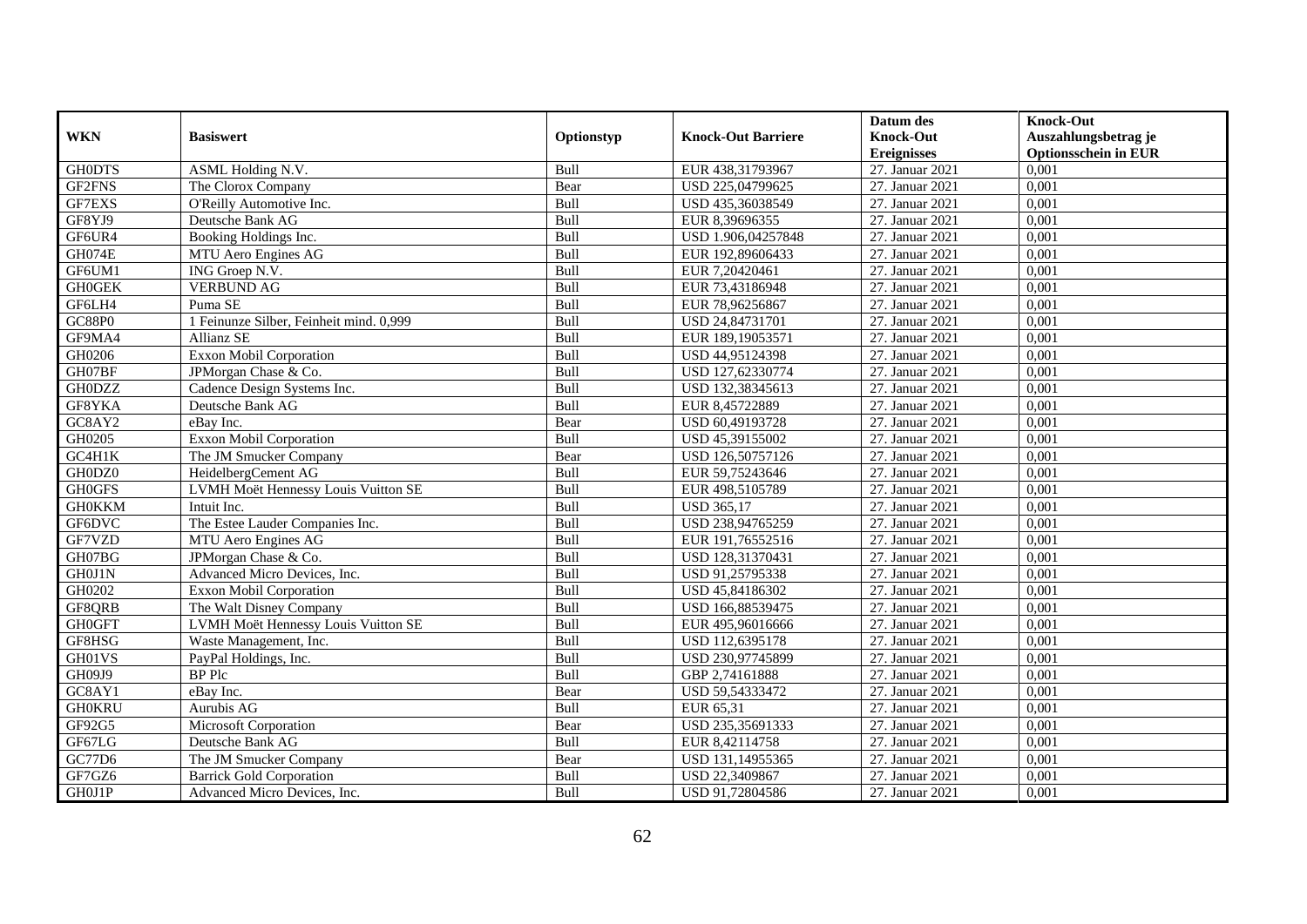| WKN | Basiswert | Optionstyp | Knock-Out Barriere | Datum des Knock-Out Ereignisses | Knock-Out Auszahlungsbetrag je Optionsschein in EUR |
|---|---|---|---|---|---|
| GH0DTS | ASML Holding N.V. | Bull | EUR 438,31793967 | 27. Januar 2021 | 0,001 |
| GF2FNS | The Clorox Company | Bear | USD 225,04799625 | 27. Januar 2021 | 0,001 |
| GF7EXS | O'Reilly Automotive Inc. | Bull | USD 435,36038549 | 27. Januar 2021 | 0,001 |
| GF8YJ9 | Deutsche Bank AG | Bull | EUR 8,39696355 | 27. Januar 2021 | 0,001 |
| GF6UR4 | Booking Holdings Inc. | Bull | USD 1.906,04257848 | 27. Januar 2021 | 0,001 |
| GH074E | MTU Aero Engines AG | Bull | EUR 192,89606433 | 27. Januar 2021 | 0,001 |
| GF6UM1 | ING Groep N.V. | Bull | EUR 7,20420461 | 27. Januar 2021 | 0,001 |
| GH0GEK | VERBUND AG | Bull | EUR 73,43186948 | 27. Januar 2021 | 0,001 |
| GF6LH4 | Puma SE | Bull | EUR 78,96256867 | 27. Januar 2021 | 0,001 |
| GC88P0 | 1 Feinunze Silber, Feinheit mind. 0,999 | Bull | USD 24,84731701 | 27. Januar 2021 | 0,001 |
| GF9MA4 | Allianz SE | Bull | EUR 189,19053571 | 27. Januar 2021 | 0,001 |
| GH0206 | Exxon Mobil Corporation | Bull | USD 44,95124398 | 27. Januar 2021 | 0,001 |
| GH07BF | JPMorgan Chase & Co. | Bull | USD 127,62330774 | 27. Januar 2021 | 0,001 |
| GH0DZZ | Cadence Design Systems Inc. | Bull | USD 132,38345613 | 27. Januar 2021 | 0,001 |
| GF8YKA | Deutsche Bank AG | Bull | EUR 8,45722889 | 27. Januar 2021 | 0,001 |
| GC8AY2 | eBay Inc. | Bear | USD 60,49193728 | 27. Januar 2021 | 0,001 |
| GH0205 | Exxon Mobil Corporation | Bull | USD 45,39155002 | 27. Januar 2021 | 0,001 |
| GC4H1K | The JM Smucker Company | Bear | USD 126,50757126 | 27. Januar 2021 | 0,001 |
| GH0DZ0 | HeidelbergCement AG | Bull | EUR 59,75243646 | 27. Januar 2021 | 0,001 |
| GH0GFS | LVMH Moët Hennessy Louis Vuitton SE | Bull | EUR 498,5105789 | 27. Januar 2021 | 0,001 |
| GH0KKM | Intuit Inc. | Bull | USD 365,17 | 27. Januar 2021 | 0,001 |
| GF6DVC | The Estee Lauder Companies Inc. | Bull | USD 238,94765259 | 27. Januar 2021 | 0,001 |
| GF7VZD | MTU Aero Engines AG | Bull | EUR 191,76552516 | 27. Januar 2021 | 0,001 |
| GH07BG | JPMorgan Chase & Co. | Bull | USD 128,31370431 | 27. Januar 2021 | 0,001 |
| GH0J1N | Advanced Micro Devices, Inc. | Bull | USD 91,25795338 | 27. Januar 2021 | 0,001 |
| GH0202 | Exxon Mobil Corporation | Bull | USD 45,84186302 | 27. Januar 2021 | 0,001 |
| GF8QRB | The Walt Disney Company | Bull | USD 166,88539475 | 27. Januar 2021 | 0,001 |
| GH0GFT | LVMH Moët Hennessy Louis Vuitton SE | Bull | EUR 495,96016666 | 27. Januar 2021 | 0,001 |
| GF8HSG | Waste Management, Inc. | Bull | USD 112,6395178 | 27. Januar 2021 | 0,001 |
| GH01VS | PayPal Holdings, Inc. | Bull | USD 230,97745899 | 27. Januar 2021 | 0,001 |
| GH09J9 | BP Plc | Bull | GBP 2,74161888 | 27. Januar 2021 | 0,001 |
| GC8AY1 | eBay Inc. | Bear | USD 59,54333472 | 27. Januar 2021 | 0,001 |
| GH0KRU | Aurubis AG | Bull | EUR 65,31 | 27. Januar 2021 | 0,001 |
| GF92G5 | Microsoft Corporation | Bear | USD 235,35691333 | 27. Januar 2021 | 0,001 |
| GF67LG | Deutsche Bank AG | Bull | EUR 8,42114758 | 27. Januar 2021 | 0,001 |
| GC77D6 | The JM Smucker Company | Bear | USD 131,14955365 | 27. Januar 2021 | 0,001 |
| GF7GZ6 | Barrick Gold Corporation | Bull | USD 22,3409867 | 27. Januar 2021 | 0,001 |
| GH0J1P | Advanced Micro Devices, Inc. | Bull | USD 91,72804586 | 27. Januar 2021 | 0,001 |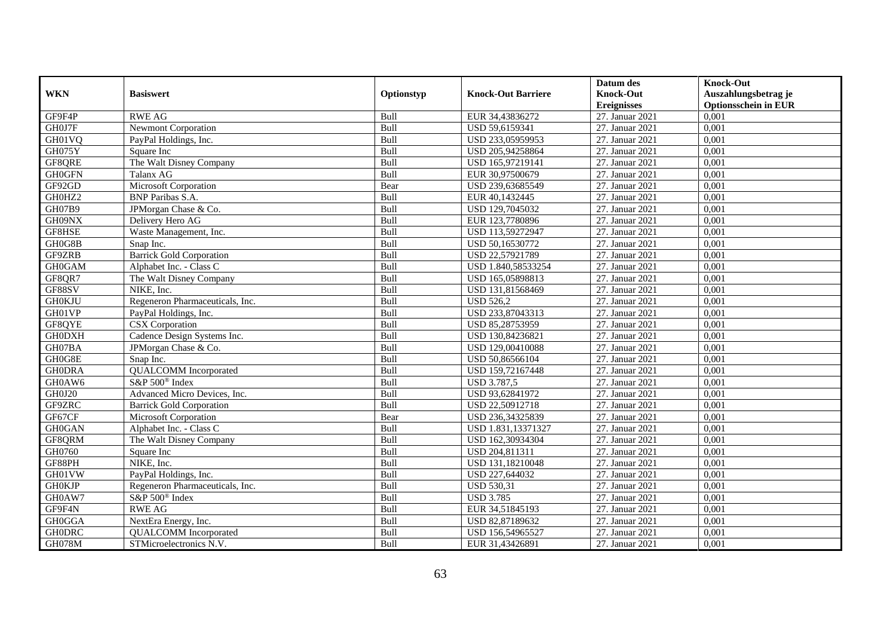| WKN | Basiswert | Optionstyp | Knock-Out Barriere | Datum des Knock-Out Ereignisses | Knock-Out Auszahlungsbetrag je Optionsschein in EUR |
|---|---|---|---|---|---|
| GF9F4P | RWE AG | Bull | EUR 34,43836272 | 27. Januar 2021 | 0,001 |
| GH0J7F | Newmont Corporation | Bull | USD 59,6159341 | 27. Januar 2021 | 0,001 |
| GH01VQ | PayPal Holdings, Inc. | Bull | USD 233,05959953 | 27. Januar 2021 | 0,001 |
| GH075Y | Square Inc | Bull | USD 205,94258864 | 27. Januar 2021 | 0,001 |
| GF8QRE | The Walt Disney Company | Bull | USD 165,97219141 | 27. Januar 2021 | 0,001 |
| GH0GFN | Talanx AG | Bull | EUR 30,97500679 | 27. Januar 2021 | 0,001 |
| GF92GD | Microsoft Corporation | Bear | USD 239,63685549 | 27. Januar 2021 | 0,001 |
| GH0HZ2 | BNP Paribas S.A. | Bull | EUR 40,1432445 | 27. Januar 2021 | 0,001 |
| GH07B9 | JPMorgan Chase & Co. | Bull | USD 129,7045032 | 27. Januar 2021 | 0,001 |
| GH09NX | Delivery Hero AG | Bull | EUR 123,7780896 | 27. Januar 2021 | 0,001 |
| GF8HSE | Waste Management, Inc. | Bull | USD 113,59272947 | 27. Januar 2021 | 0,001 |
| GH0G8B | Snap Inc. | Bull | USD 50,16530772 | 27. Januar 2021 | 0,001 |
| GF9ZRB | Barrick Gold Corporation | Bull | USD 22,57921789 | 27. Januar 2021 | 0,001 |
| GH0GAM | Alphabet Inc. - Class C | Bull | USD 1.840,58533254 | 27. Januar 2021 | 0,001 |
| GF8QR7 | The Walt Disney Company | Bull | USD 165,05898813 | 27. Januar 2021 | 0,001 |
| GF88SV | NIKE, Inc. | Bull | USD 131,81568469 | 27. Januar 2021 | 0,001 |
| GH0KJU | Regeneron Pharmaceuticals, Inc. | Bull | USD 526,2 | 27. Januar 2021 | 0,001 |
| GH01VP | PayPal Holdings, Inc. | Bull | USD 233,87043313 | 27. Januar 2021 | 0,001 |
| GF8QYE | CSX Corporation | Bull | USD 85,28753959 | 27. Januar 2021 | 0,001 |
| GH0DXH | Cadence Design Systems Inc. | Bull | USD 130,84236821 | 27. Januar 2021 | 0,001 |
| GH07BA | JPMorgan Chase & Co. | Bull | USD 129,00410088 | 27. Januar 2021 | 0,001 |
| GH0G8E | Snap Inc. | Bull | USD 50,86566104 | 27. Januar 2021 | 0,001 |
| GH0DRA | QUALCOMM Incorporated | Bull | USD 159,72167448 | 27. Januar 2021 | 0,001 |
| GH0AW6 | S&P 500® Index | Bull | USD 3.787,5 | 27. Januar 2021 | 0,001 |
| GH0J20 | Advanced Micro Devices, Inc. | Bull | USD 93,62841972 | 27. Januar 2021 | 0,001 |
| GF9ZRC | Barrick Gold Corporation | Bull | USD 22,50912718 | 27. Januar 2021 | 0,001 |
| GF67CF | Microsoft Corporation | Bear | USD 236,34325839 | 27. Januar 2021 | 0,001 |
| GH0GAN | Alphabet Inc. - Class C | Bull | USD 1.831,13371327 | 27. Januar 2021 | 0,001 |
| GF8QRM | The Walt Disney Company | Bull | USD 162,30934304 | 27. Januar 2021 | 0,001 |
| GH0760 | Square Inc | Bull | USD 204,811311 | 27. Januar 2021 | 0,001 |
| GF88PH | NIKE, Inc. | Bull | USD 131,18210048 | 27. Januar 2021 | 0,001 |
| GH01VW | PayPal Holdings, Inc. | Bull | USD 227,644032 | 27. Januar 2021 | 0,001 |
| GH0KJP | Regeneron Pharmaceuticals, Inc. | Bull | USD 530,31 | 27. Januar 2021 | 0,001 |
| GH0AW7 | S&P 500® Index | Bull | USD 3.785 | 27. Januar 2021 | 0,001 |
| GF9F4N | RWE AG | Bull | EUR 34,51845193 | 27. Januar 2021 | 0,001 |
| GH0GGA | NextEra Energy, Inc. | Bull | USD 82,87189632 | 27. Januar 2021 | 0,001 |
| GH0DRC | QUALCOMM Incorporated | Bull | USD 156,54965527 | 27. Januar 2021 | 0,001 |
| GH078M | STMicroelectronics N.V. | Bull | EUR 31,43426891 | 27. Januar 2021 | 0,001 |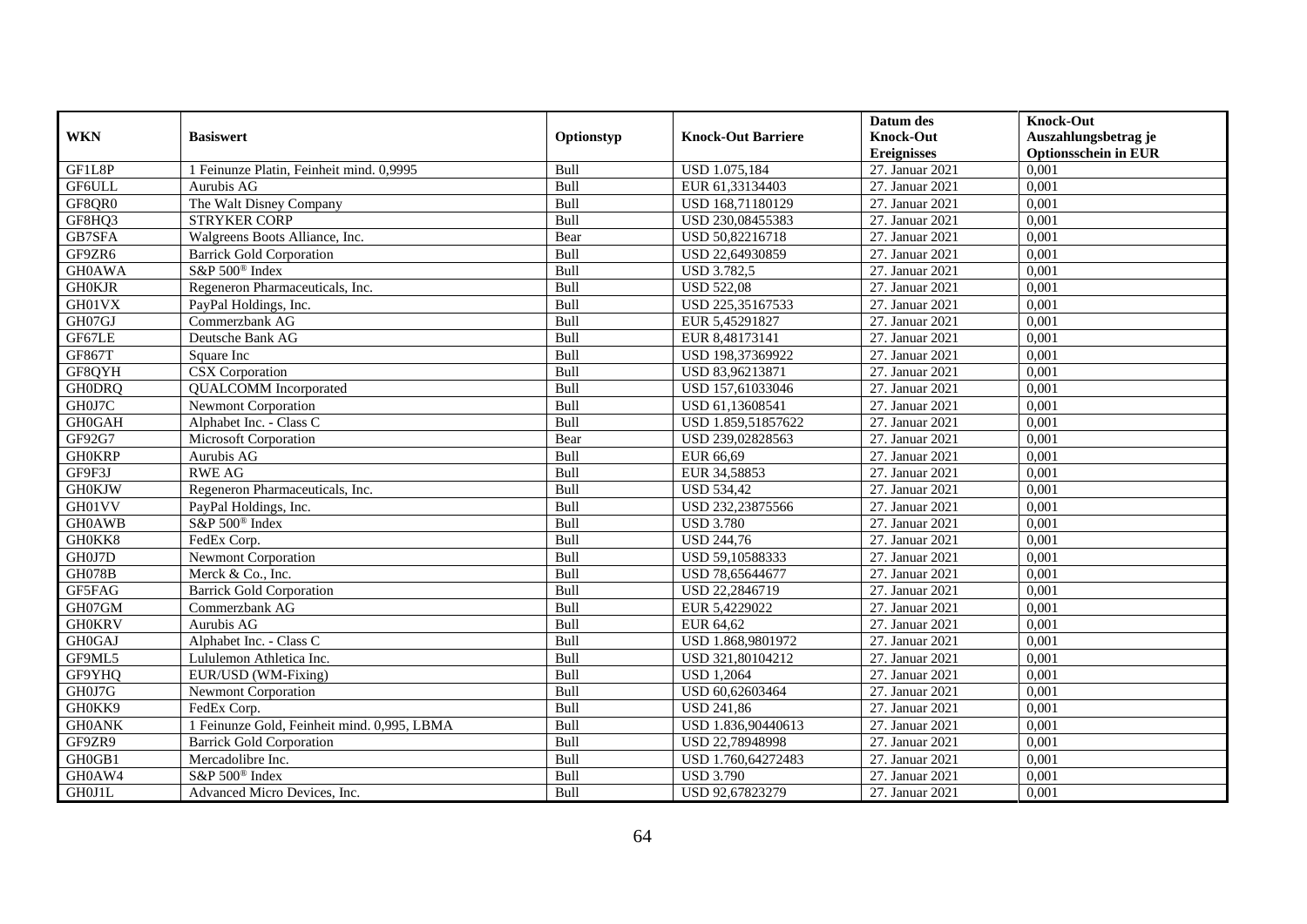| WKN | Basiswert | Optionstyp | Knock-Out Barriere | Datum des Knock-Out Ereignisses | Knock-Out Auszahlungsbetrag je Optionsschein in EUR |
|---|---|---|---|---|---|
| GF1L8P | 1 Feinunze Platin, Feinheit mind. 0,9995 | Bull | USD 1.075,184 | 27. Januar 2021 | 0,001 |
| GF6ULL | Aurubis AG | Bull | EUR 61,33134403 | 27. Januar 2021 | 0,001 |
| GF8QR0 | The Walt Disney Company | Bull | USD 168,71180129 | 27. Januar 2021 | 0,001 |
| GF8HQ3 | STRYKER CORP | Bull | USD 230,08455383 | 27. Januar 2021 | 0,001 |
| GB7SFA | Walgreens Boots Alliance, Inc. | Bear | USD 50,82216718 | 27. Januar 2021 | 0,001 |
| GF9ZR6 | Barrick Gold Corporation | Bull | USD 22,64930859 | 27. Januar 2021 | 0,001 |
| GH0AWA | S&P 500® Index | Bull | USD 3.782,5 | 27. Januar 2021 | 0,001 |
| GH0KJR | Regeneron Pharmaceuticals, Inc. | Bull | USD 522,08 | 27. Januar 2021 | 0,001 |
| GH01VX | PayPal Holdings, Inc. | Bull | USD 225,35167533 | 27. Januar 2021 | 0,001 |
| GH07GJ | Commerzbank AG | Bull | EUR 5,45291827 | 27. Januar 2021 | 0,001 |
| GF67LE | Deutsche Bank AG | Bull | EUR 8,48173141 | 27. Januar 2021 | 0,001 |
| GF867T | Square Inc | Bull | USD 198,37369922 | 27. Januar 2021 | 0,001 |
| GF8QYH | CSX Corporation | Bull | USD 83,96213871 | 27. Januar 2021 | 0,001 |
| GH0DRQ | QUALCOMM Incorporated | Bull | USD 157,61033046 | 27. Januar 2021 | 0,001 |
| GH0J7C | Newmont Corporation | Bull | USD 61,13608541 | 27. Januar 2021 | 0,001 |
| GH0GAH | Alphabet Inc. - Class C | Bull | USD 1.859,51857622 | 27. Januar 2021 | 0,001 |
| GF92G7 | Microsoft Corporation | Bear | USD 239,02828563 | 27. Januar 2021 | 0,001 |
| GH0KRP | Aurubis AG | Bull | EUR 66,69 | 27. Januar 2021 | 0,001 |
| GF9F3J | RWE AG | Bull | EUR 34,58853 | 27. Januar 2021 | 0,001 |
| GH0KJW | Regeneron Pharmaceuticals, Inc. | Bull | USD 534,42 | 27. Januar 2021 | 0,001 |
| GH01VV | PayPal Holdings, Inc. | Bull | USD 232,23875566 | 27. Januar 2021 | 0,001 |
| GH0AWB | S&P 500® Index | Bull | USD 3.780 | 27. Januar 2021 | 0,001 |
| GH0KK8 | FedEx Corp. | Bull | USD 244,76 | 27. Januar 2021 | 0,001 |
| GH0J7D | Newmont Corporation | Bull | USD 59,10588333 | 27. Januar 2021 | 0,001 |
| GH078B | Merck & Co., Inc. | Bull | USD 78,65644677 | 27. Januar 2021 | 0,001 |
| GF5FAG | Barrick Gold Corporation | Bull | USD 22,2846719 | 27. Januar 2021 | 0,001 |
| GH07GM | Commerzbank AG | Bull | EUR 5,4229022 | 27. Januar 2021 | 0,001 |
| GH0KRV | Aurubis AG | Bull | EUR 64,62 | 27. Januar 2021 | 0,001 |
| GH0GAJ | Alphabet Inc. - Class C | Bull | USD 1.868,9801972 | 27. Januar 2021 | 0,001 |
| GF9ML5 | Lululemon Athletica Inc. | Bull | USD 321,80104212 | 27. Januar 2021 | 0,001 |
| GF9YHQ | EUR/USD (WM-Fixing) | Bull | USD 1,2064 | 27. Januar 2021 | 0,001 |
| GH0J7G | Newmont Corporation | Bull | USD 60,62603464 | 27. Januar 2021 | 0,001 |
| GH0KK9 | FedEx Corp. | Bull | USD 241,86 | 27. Januar 2021 | 0,001 |
| GH0ANK | 1 Feinunze Gold, Feinheit mind. 0,995, LBMA | Bull | USD 1.836,90440613 | 27. Januar 2021 | 0,001 |
| GF9ZR9 | Barrick Gold Corporation | Bull | USD 22,78948998 | 27. Januar 2021 | 0,001 |
| GH0GB1 | Mercadolibre Inc. | Bull | USD 1.760,64272483 | 27. Januar 2021 | 0,001 |
| GH0AW4 | S&P 500® Index | Bull | USD 3.790 | 27. Januar 2021 | 0,001 |
| GH0J1L | Advanced Micro Devices, Inc. | Bull | USD 92,67823279 | 27. Januar 2021 | 0,001 |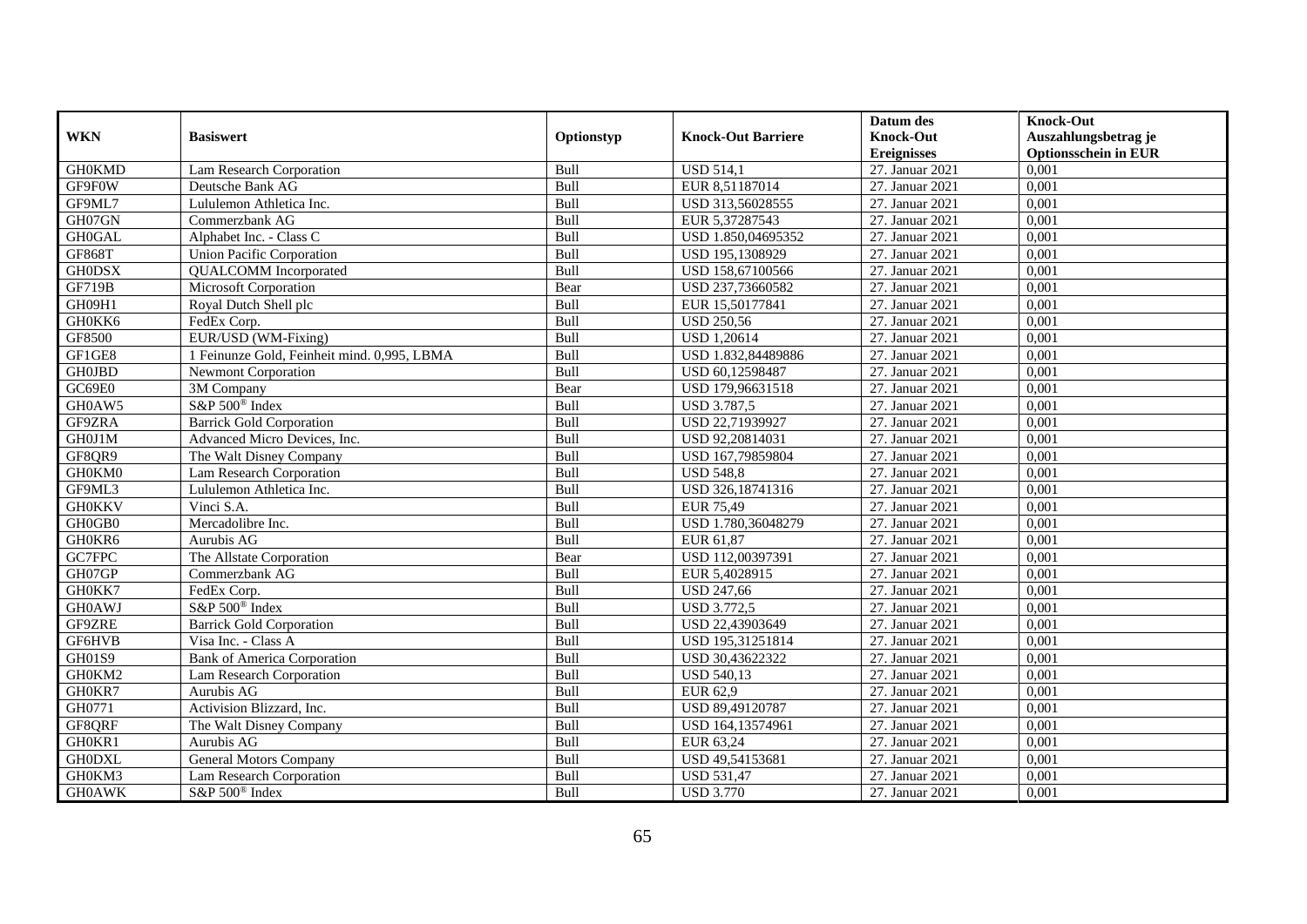| WKN | Basiswert | Optionstyp | Knock-Out Barriere | Datum des Knock-Out Ereignisses | Knock-Out Auszahlungsbetrag je Optionsschein in EUR |
|---|---|---|---|---|---|
| GH0KMD | Lam Research Corporation | Bull | USD 514,1 | 27. Januar 2021 | 0,001 |
| GF9F0W | Deutsche Bank AG | Bull | EUR 8,51187014 | 27. Januar 2021 | 0,001 |
| GF9ML7 | Lululemon Athletica Inc. | Bull | USD 313,56028555 | 27. Januar 2021 | 0,001 |
| GH07GN | Commerzbank AG | Bull | EUR 5,37287543 | 27. Januar 2021 | 0,001 |
| GH0GAL | Alphabet Inc. - Class C | Bull | USD 1.850,04695352 | 27. Januar 2021 | 0,001 |
| GF868T | Union Pacific Corporation | Bull | USD 195,1308929 | 27. Januar 2021 | 0,001 |
| GH0DSX | QUALCOMM Incorporated | Bull | USD 158,67100566 | 27. Januar 2021 | 0,001 |
| GF719B | Microsoft Corporation | Bear | USD 237,73660582 | 27. Januar 2021 | 0,001 |
| GH09H1 | Royal Dutch Shell plc | Bull | EUR 15,50177841 | 27. Januar 2021 | 0,001 |
| GH0KK6 | FedEx Corp. | Bull | USD 250,56 | 27. Januar 2021 | 0,001 |
| GF8500 | EUR/USD (WM-Fixing) | Bull | USD 1,20614 | 27. Januar 2021 | 0,001 |
| GF1GE8 | 1 Feinunze Gold, Feinheit mind. 0,995, LBMA | Bull | USD 1.832,84489886 | 27. Januar 2021 | 0,001 |
| GH0JBD | Newmont Corporation | Bull | USD 60,12598487 | 27. Januar 2021 | 0,001 |
| GC69E0 | 3M Company | Bear | USD 179,96631518 | 27. Januar 2021 | 0,001 |
| GH0AW5 | S&P 500® Index | Bull | USD 3.787,5 | 27. Januar 2021 | 0,001 |
| GF9ZRA | Barrick Gold Corporation | Bull | USD 22,71939927 | 27. Januar 2021 | 0,001 |
| GH0J1M | Advanced Micro Devices, Inc. | Bull | USD 92,20814031 | 27. Januar 2021 | 0,001 |
| GF8QR9 | The Walt Disney Company | Bull | USD 167,79859804 | 27. Januar 2021 | 0,001 |
| GH0KM0 | Lam Research Corporation | Bull | USD 548,8 | 27. Januar 2021 | 0,001 |
| GF9ML3 | Lululemon Athletica Inc. | Bull | USD 326,18741316 | 27. Januar 2021 | 0,001 |
| GH0KKV | Vinci S.A. | Bull | EUR 75,49 | 27. Januar 2021 | 0,001 |
| GH0GB0 | Mercadolibre Inc. | Bull | USD 1.780,36048279 | 27. Januar 2021 | 0,001 |
| GH0KR6 | Aurubis AG | Bull | EUR 61,87 | 27. Januar 2021 | 0,001 |
| GC7FPC | The Allstate Corporation | Bear | USD 112,00397391 | 27. Januar 2021 | 0,001 |
| GH07GP | Commerzbank AG | Bull | EUR 5,4028915 | 27. Januar 2021 | 0,001 |
| GH0KK7 | FedEx Corp. | Bull | USD 247,66 | 27. Januar 2021 | 0,001 |
| GH0AWJ | S&P 500® Index | Bull | USD 3.772,5 | 27. Januar 2021 | 0,001 |
| GF9ZRE | Barrick Gold Corporation | Bull | USD 22,43903649 | 27. Januar 2021 | 0,001 |
| GF6HVB | Visa Inc. - Class A | Bull | USD 195,31251814 | 27. Januar 2021 | 0,001 |
| GH01S9 | Bank of America Corporation | Bull | USD 30,43622322 | 27. Januar 2021 | 0,001 |
| GH0KM2 | Lam Research Corporation | Bull | USD 540,13 | 27. Januar 2021 | 0,001 |
| GH0KR7 | Aurubis AG | Bull | EUR 62,9 | 27. Januar 2021 | 0,001 |
| GH0771 | Activision Blizzard, Inc. | Bull | USD 89,49120787 | 27. Januar 2021 | 0,001 |
| GF8QRF | The Walt Disney Company | Bull | USD 164,13574961 | 27. Januar 2021 | 0,001 |
| GH0KR1 | Aurubis AG | Bull | EUR 63,24 | 27. Januar 2021 | 0,001 |
| GH0DXL | General Motors Company | Bull | USD 49,54153681 | 27. Januar 2021 | 0,001 |
| GH0KM3 | Lam Research Corporation | Bull | USD 531,47 | 27. Januar 2021 | 0,001 |
| GH0AWK | S&P 500® Index | Bull | USD 3.770 | 27. Januar 2021 | 0,001 |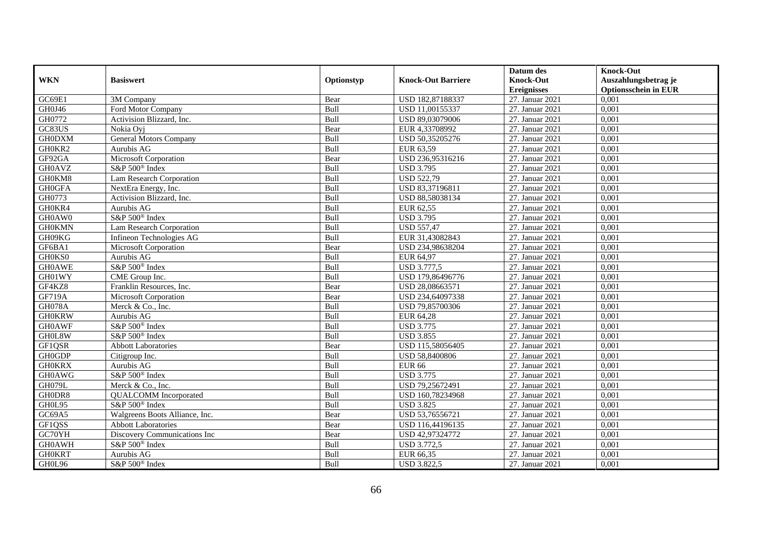| WKN | Basiswert | Optionstyp | Knock-Out Barriere | Datum des Knock-Out Ereignisses | Knock-Out Auszahlungsbetrag je Optionsschein in EUR |
|---|---|---|---|---|---|
| GC69E1 | 3M Company | Bear | USD 182,87188337 | 27. Januar 2021 | 0,001 |
| GH0J46 | Ford Motor Company | Bull | USD 11,00155337 | 27. Januar 2021 | 0,001 |
| GH0772 | Activision Blizzard, Inc. | Bull | USD 89,03079006 | 27. Januar 2021 | 0,001 |
| GC83US | Nokia Oyj | Bear | EUR 4,33708992 | 27. Januar 2021 | 0,001 |
| GH0DXM | General Motors Company | Bull | USD 50,35205276 | 27. Januar 2021 | 0,001 |
| GH0KR2 | Aurubis AG | Bull | EUR 63,59 | 27. Januar 2021 | 0,001 |
| GF92GA | Microsoft Corporation | Bear | USD 236,95316216 | 27. Januar 2021 | 0,001 |
| GH0AVZ | S&P 500® Index | Bull | USD 3.795 | 27. Januar 2021 | 0,001 |
| GH0KM8 | Lam Research Corporation | Bull | USD 522,79 | 27. Januar 2021 | 0,001 |
| GH0GFA | NextEra Energy, Inc. | Bull | USD 83,37196811 | 27. Januar 2021 | 0,001 |
| GH0773 | Activision Blizzard, Inc. | Bull | USD 88,58038134 | 27. Januar 2021 | 0,001 |
| GH0KR4 | Aurubis AG | Bull | EUR 62,55 | 27. Januar 2021 | 0,001 |
| GH0AW0 | S&P 500® Index | Bull | USD 3.795 | 27. Januar 2021 | 0,001 |
| GH0KMN | Lam Research Corporation | Bull | USD 557,47 | 27. Januar 2021 | 0,001 |
| GH09KG | Infineon Technologies AG | Bull | EUR 31,43082843 | 27. Januar 2021 | 0,001 |
| GF6BA1 | Microsoft Corporation | Bear | USD 234,98638204 | 27. Januar 2021 | 0,001 |
| GH0KS0 | Aurubis AG | Bull | EUR 64,97 | 27. Januar 2021 | 0,001 |
| GH0AWE | S&P 500® Index | Bull | USD 3.777,5 | 27. Januar 2021 | 0,001 |
| GH01WY | CME Group Inc. | Bull | USD 179,86496776 | 27. Januar 2021 | 0,001 |
| GF4KZ8 | Franklin Resources, Inc. | Bear | USD 28,08663571 | 27. Januar 2021 | 0,001 |
| GF719A | Microsoft Corporation | Bear | USD 234,64097338 | 27. Januar 2021 | 0,001 |
| GH078A | Merck & Co., Inc. | Bull | USD 79,85700306 | 27. Januar 2021 | 0,001 |
| GH0KRW | Aurubis AG | Bull | EUR 64,28 | 27. Januar 2021 | 0,001 |
| GH0AWF | S&P 500® Index | Bull | USD 3.775 | 27. Januar 2021 | 0,001 |
| GH0L8W | S&P 500® Index | Bull | USD 3.855 | 27. Januar 2021 | 0,001 |
| GF1QSR | Abbott Laboratories | Bear | USD 115,58056405 | 27. Januar 2021 | 0,001 |
| GH0GDP | Citigroup Inc. | Bull | USD 58,8400806 | 27. Januar 2021 | 0,001 |
| GH0KRX | Aurubis AG | Bull | EUR 66 | 27. Januar 2021 | 0,001 |
| GH0AWG | S&P 500® Index | Bull | USD 3.775 | 27. Januar 2021 | 0,001 |
| GH079L | Merck & Co., Inc. | Bull | USD 79,25672491 | 27. Januar 2021 | 0,001 |
| GH0DR8 | QUALCOMM Incorporated | Bull | USD 160,78234968 | 27. Januar 2021 | 0,001 |
| GH0L95 | S&P 500® Index | Bull | USD 3.825 | 27. Januar 2021 | 0,001 |
| GC69A5 | Walgreens Boots Alliance, Inc. | Bear | USD 53,76556721 | 27. Januar 2021 | 0,001 |
| GF1QSS | Abbott Laboratories | Bear | USD 116,44196135 | 27. Januar 2021 | 0,001 |
| GC70YH | Discovery Communications Inc | Bear | USD 42,97324772 | 27. Januar 2021 | 0,001 |
| GH0AWH | S&P 500® Index | Bull | USD 3.772,5 | 27. Januar 2021 | 0,001 |
| GH0KRT | Aurubis AG | Bull | EUR 66,35 | 27. Januar 2021 | 0,001 |
| GH0L96 | S&P 500® Index | Bull | USD 3.822,5 | 27. Januar 2021 | 0,001 |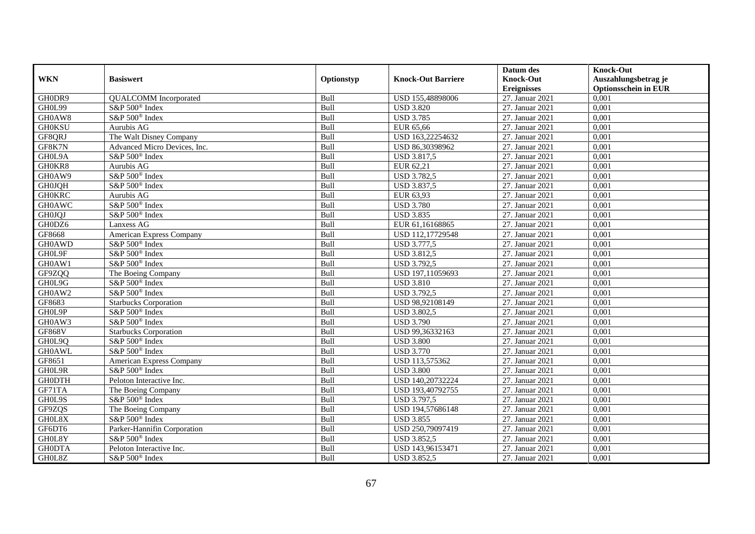| WKN | Basiswert | Optionstyp | Knock-Out Barriere | Datum des Knock-Out Ereignisses | Knock-Out Auszahlungsbetrag je Optionsschein in EUR |
|---|---|---|---|---|---|
| GH0DR9 | QUALCOMM Incorporated | Bull | USD 155,48898006 | 27. Januar 2021 | 0,001 |
| GH0L99 | S&P 500® Index | Bull | USD 3.820 | 27. Januar 2021 | 0,001 |
| GH0AW8 | S&P 500® Index | Bull | USD 3.785 | 27. Januar 2021 | 0,001 |
| GH0KSU | Aurubis AG | Bull | EUR 65,66 | 27. Januar 2021 | 0,001 |
| GF8QRJ | The Walt Disney Company | Bull | USD 163,22254632 | 27. Januar 2021 | 0,001 |
| GF8K7N | Advanced Micro Devices, Inc. | Bull | USD 86,30398962 | 27. Januar 2021 | 0,001 |
| GH0L9A | S&P 500® Index | Bull | USD 3.817,5 | 27. Januar 2021 | 0,001 |
| GH0KR8 | Aurubis AG | Bull | EUR 62,21 | 27. Januar 2021 | 0,001 |
| GH0AW9 | S&P 500® Index | Bull | USD 3.782,5 | 27. Januar 2021 | 0,001 |
| GH0JQH | S&P 500® Index | Bull | USD 3.837,5 | 27. Januar 2021 | 0,001 |
| GH0KRC | Aurubis AG | Bull | EUR 63,93 | 27. Januar 2021 | 0,001 |
| GH0AWC | S&P 500® Index | Bull | USD 3.780 | 27. Januar 2021 | 0,001 |
| GH0JQJ | S&P 500® Index | Bull | USD 3.835 | 27. Januar 2021 | 0,001 |
| GH0DZ6 | Lanxess AG | Bull | EUR 61,16168865 | 27. Januar 2021 | 0,001 |
| GF8668 | American Express Company | Bull | USD 112,17729548 | 27. Januar 2021 | 0,001 |
| GH0AWD | S&P 500® Index | Bull | USD 3.777,5 | 27. Januar 2021 | 0,001 |
| GH0L9F | S&P 500® Index | Bull | USD 3.812,5 | 27. Januar 2021 | 0,001 |
| GH0AW1 | S&P 500® Index | Bull | USD 3.792,5 | 27. Januar 2021 | 0,001 |
| GF9ZQQ | The Boeing Company | Bull | USD 197,11059693 | 27. Januar 2021 | 0,001 |
| GH0L9G | S&P 500® Index | Bull | USD 3.810 | 27. Januar 2021 | 0,001 |
| GH0AW2 | S&P 500® Index | Bull | USD 3.792,5 | 27. Januar 2021 | 0,001 |
| GF8683 | Starbucks Corporation | Bull | USD 98,92108149 | 27. Januar 2021 | 0,001 |
| GH0L9P | S&P 500® Index | Bull | USD 3.802,5 | 27. Januar 2021 | 0,001 |
| GH0AW3 | S&P 500® Index | Bull | USD 3.790 | 27. Januar 2021 | 0,001 |
| GF868V | Starbucks Corporation | Bull | USD 99,36332163 | 27. Januar 2021 | 0,001 |
| GH0L9Q | S&P 500® Index | Bull | USD 3.800 | 27. Januar 2021 | 0,001 |
| GH0AWL | S&P 500® Index | Bull | USD 3.770 | 27. Januar 2021 | 0,001 |
| GF8651 | American Express Company | Bull | USD 113,575362 | 27. Januar 2021 | 0,001 |
| GH0L9R | S&P 500® Index | Bull | USD 3.800 | 27. Januar 2021 | 0,001 |
| GH0DTH | Peloton Interactive Inc. | Bull | USD 140,20732224 | 27. Januar 2021 | 0,001 |
| GF71TA | The Boeing Company | Bull | USD 193,40792755 | 27. Januar 2021 | 0,001 |
| GH0L9S | S&P 500® Index | Bull | USD 3.797,5 | 27. Januar 2021 | 0,001 |
| GF9ZQS | The Boeing Company | Bull | USD 194,57686148 | 27. Januar 2021 | 0,001 |
| GH0L8X | S&P 500® Index | Bull | USD 3.855 | 27. Januar 2021 | 0,001 |
| GF6DT6 | Parker-Hannifin Corporation | Bull | USD 250,79097419 | 27. Januar 2021 | 0,001 |
| GH0L8Y | S&P 500® Index | Bull | USD 3.852,5 | 27. Januar 2021 | 0,001 |
| GH0DTA | Peloton Interactive Inc. | Bull | USD 143,96153471 | 27. Januar 2021 | 0,001 |
| GH0L8Z | S&P 500® Index | Bull | USD 3.852,5 | 27. Januar 2021 | 0,001 |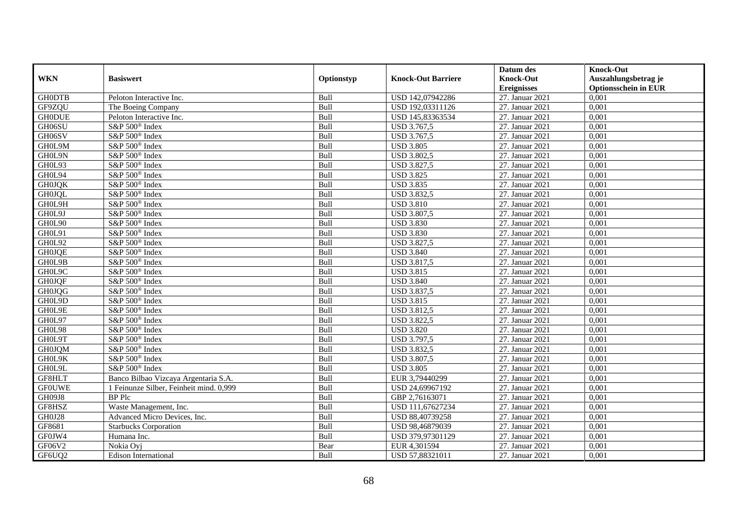| WKN | Basiswert | Optionstyp | Knock-Out Barriere | Datum des Knock-Out Ereignisses | Knock-Out Auszahlungsbetrag je Optionsschein in EUR |
|---|---|---|---|---|---|
| GH0DTB | Peloton Interactive Inc. | Bull | USD 142,07942286 | 27. Januar 2021 | 0,001 |
| GF9ZQU | The Boeing Company | Bull | USD 192,03311126 | 27. Januar 2021 | 0,001 |
| GH0DUE | Peloton Interactive Inc. | Bull | USD 145,83363534 | 27. Januar 2021 | 0,001 |
| GH06SU | S&P 500® Index | Bull | USD 3.767,5 | 27. Januar 2021 | 0,001 |
| GH06SV | S&P 500® Index | Bull | USD 3.767,5 | 27. Januar 2021 | 0,001 |
| GH0L9M | S&P 500® Index | Bull | USD 3.805 | 27. Januar 2021 | 0,001 |
| GH0L9N | S&P 500® Index | Bull | USD 3.802,5 | 27. Januar 2021 | 0,001 |
| GH0L93 | S&P 500® Index | Bull | USD 3.827,5 | 27. Januar 2021 | 0,001 |
| GH0L94 | S&P 500® Index | Bull | USD 3.825 | 27. Januar 2021 | 0,001 |
| GH0JQK | S&P 500® Index | Bull | USD 3.835 | 27. Januar 2021 | 0,001 |
| GH0JQL | S&P 500® Index | Bull | USD 3.832,5 | 27. Januar 2021 | 0,001 |
| GH0L9H | S&P 500® Index | Bull | USD 3.810 | 27. Januar 2021 | 0,001 |
| GH0L9J | S&P 500® Index | Bull | USD 3.807,5 | 27. Januar 2021 | 0,001 |
| GH0L90 | S&P 500® Index | Bull | USD 3.830 | 27. Januar 2021 | 0,001 |
| GH0L91 | S&P 500® Index | Bull | USD 3.830 | 27. Januar 2021 | 0,001 |
| GH0L92 | S&P 500® Index | Bull | USD 3.827,5 | 27. Januar 2021 | 0,001 |
| GH0JQE | S&P 500® Index | Bull | USD 3.840 | 27. Januar 2021 | 0,001 |
| GH0L9B | S&P 500® Index | Bull | USD 3.817,5 | 27. Januar 2021 | 0,001 |
| GH0L9C | S&P 500® Index | Bull | USD 3.815 | 27. Januar 2021 | 0,001 |
| GH0JQF | S&P 500® Index | Bull | USD 3.840 | 27. Januar 2021 | 0,001 |
| GH0JQG | S&P 500® Index | Bull | USD 3.837,5 | 27. Januar 2021 | 0,001 |
| GH0L9D | S&P 500® Index | Bull | USD 3.815 | 27. Januar 2021 | 0,001 |
| GH0L9E | S&P 500® Index | Bull | USD 3.812,5 | 27. Januar 2021 | 0,001 |
| GH0L97 | S&P 500® Index | Bull | USD 3.822,5 | 27. Januar 2021 | 0,001 |
| GH0L98 | S&P 500® Index | Bull | USD 3.820 | 27. Januar 2021 | 0,001 |
| GH0L9T | S&P 500® Index | Bull | USD 3.797,5 | 27. Januar 2021 | 0,001 |
| GH0JQM | S&P 500® Index | Bull | USD 3.832,5 | 27. Januar 2021 | 0,001 |
| GH0L9K | S&P 500® Index | Bull | USD 3.807,5 | 27. Januar 2021 | 0,001 |
| GH0L9L | S&P 500® Index | Bull | USD 3.805 | 27. Januar 2021 | 0,001 |
| GF8HLT | Banco Bilbao Vizcaya Argentaria S.A. | Bull | EUR 3,79440299 | 27. Januar 2021 | 0,001 |
| GF0UWE | 1 Feinunze Silber, Feinheit mind. 0,999 | Bull | USD 24,69967192 | 27. Januar 2021 | 0,001 |
| GH09J8 | BP Plc | Bull | GBP 2,76163071 | 27. Januar 2021 | 0,001 |
| GF8HSZ | Waste Management, Inc. | Bull | USD 111,67627234 | 27. Januar 2021 | 0,001 |
| GH0J28 | Advanced Micro Devices, Inc. | Bull | USD 88,40739258 | 27. Januar 2021 | 0,001 |
| GF8681 | Starbucks Corporation | Bull | USD 98,46879039 | 27. Januar 2021 | 0,001 |
| GF0JW4 | Humana Inc. | Bull | USD 379,97301129 | 27. Januar 2021 | 0,001 |
| GF06V2 | Nokia Oyj | Bear | EUR 4,301594 | 27. Januar 2021 | 0,001 |
| GF6UQ2 | Edison International | Bull | USD 57,88321011 | 27. Januar 2021 | 0,001 |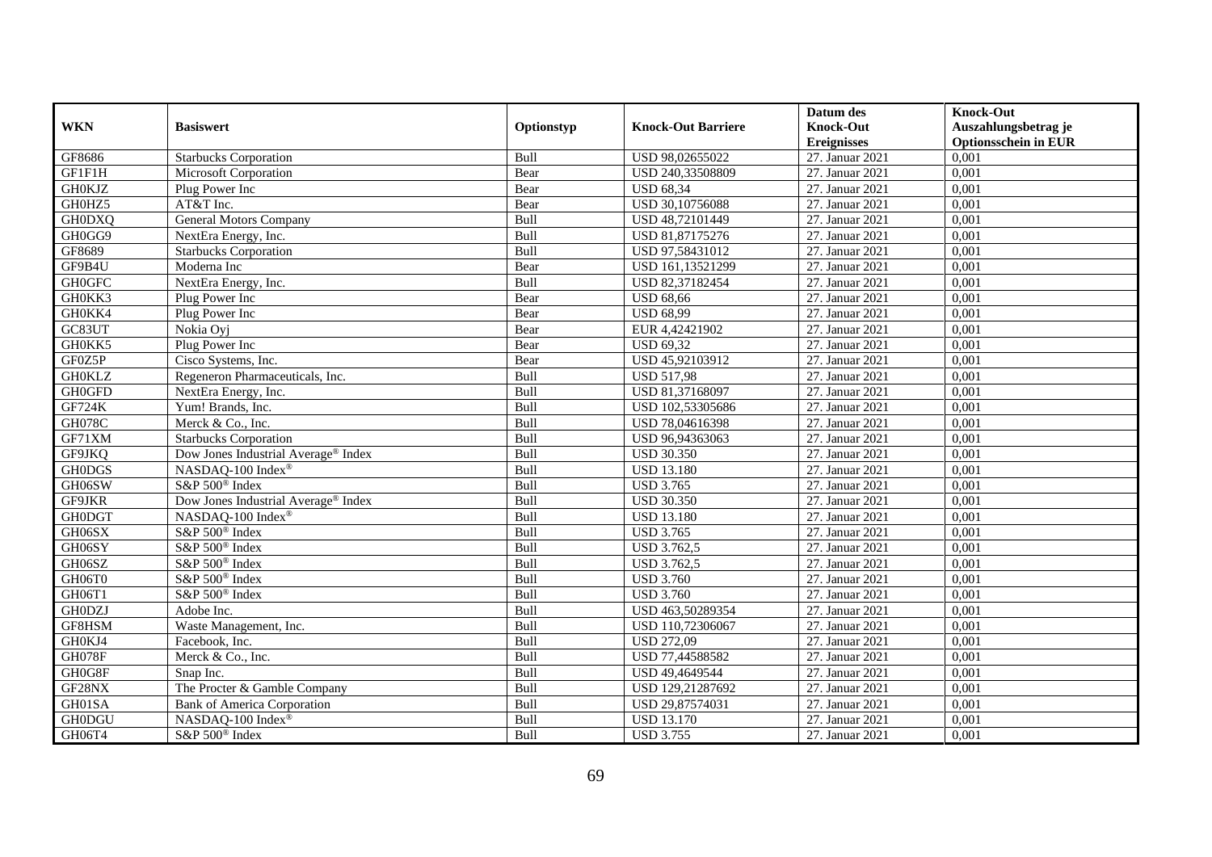| WKN | Basiswert | Optionstyp | Knock-Out Barriere | Datum des Knock-Out Ereignisses | Knock-Out Auszahlungsbetrag je Optionsschein in EUR |
|---|---|---|---|---|---|
| GF8686 | Starbucks Corporation | Bull | USD 98,02655022 | 27. Januar 2021 | 0,001 |
| GF1F1H | Microsoft Corporation | Bear | USD 240,33508809 | 27. Januar 2021 | 0,001 |
| GH0KJZ | Plug Power Inc | Bear | USD 68,34 | 27. Januar 2021 | 0,001 |
| GH0HZ5 | AT&T Inc. | Bear | USD 30,10756088 | 27. Januar 2021 | 0,001 |
| GH0DXQ | General Motors Company | Bull | USD 48,72101449 | 27. Januar 2021 | 0,001 |
| GH0GG9 | NextEra Energy, Inc. | Bull | USD 81,87175276 | 27. Januar 2021 | 0,001 |
| GF8689 | Starbucks Corporation | Bull | USD 97,58431012 | 27. Januar 2021 | 0,001 |
| GF9B4U | Moderna Inc | Bear | USD 161,13521299 | 27. Januar 2021 | 0,001 |
| GH0GFC | NextEra Energy, Inc. | Bull | USD 82,37182454 | 27. Januar 2021 | 0,001 |
| GH0KK3 | Plug Power Inc | Bear | USD 68,66 | 27. Januar 2021 | 0,001 |
| GH0KK4 | Plug Power Inc | Bear | USD 68,99 | 27. Januar 2021 | 0,001 |
| GC83UT | Nokia Oyj | Bear | EUR 4,42421902 | 27. Januar 2021 | 0,001 |
| GH0KK5 | Plug Power Inc | Bear | USD 69,32 | 27. Januar 2021 | 0,001 |
| GF0Z5P | Cisco Systems, Inc. | Bear | USD 45,92103912 | 27. Januar 2021 | 0,001 |
| GH0KLZ | Regeneron Pharmaceuticals, Inc. | Bull | USD 517,98 | 27. Januar 2021 | 0,001 |
| GH0GFD | NextEra Energy, Inc. | Bull | USD 81,37168097 | 27. Januar 2021 | 0,001 |
| GF724K | Yum! Brands, Inc. | Bull | USD 102,53305686 | 27. Januar 2021 | 0,001 |
| GH078C | Merck & Co., Inc. | Bull | USD 78,04616398 | 27. Januar 2021 | 0,001 |
| GF71XM | Starbucks Corporation | Bull | USD 96,94363063 | 27. Januar 2021 | 0,001 |
| GF9JKQ | Dow Jones Industrial Average® Index | Bull | USD 30.350 | 27. Januar 2021 | 0,001 |
| GH0DGS | NASDAQ-100 Index® | Bull | USD 13.180 | 27. Januar 2021 | 0,001 |
| GH06SW | S&P 500® Index | Bull | USD 3.765 | 27. Januar 2021 | 0,001 |
| GF9JKR | Dow Jones Industrial Average® Index | Bull | USD 30.350 | 27. Januar 2021 | 0,001 |
| GH0DGT | NASDAQ-100 Index® | Bull | USD 13.180 | 27. Januar 2021 | 0,001 |
| GH06SX | S&P 500® Index | Bull | USD 3.765 | 27. Januar 2021 | 0,001 |
| GH06SY | S&P 500® Index | Bull | USD 3.762,5 | 27. Januar 2021 | 0,001 |
| GH06SZ | S&P 500® Index | Bull | USD 3.762,5 | 27. Januar 2021 | 0,001 |
| GH06T0 | S&P 500® Index | Bull | USD 3.760 | 27. Januar 2021 | 0,001 |
| GH06T1 | S&P 500® Index | Bull | USD 3.760 | 27. Januar 2021 | 0,001 |
| GH0DZJ | Adobe Inc. | Bull | USD 463,50289354 | 27. Januar 2021 | 0,001 |
| GF8HSM | Waste Management, Inc. | Bull | USD 110,72306067 | 27. Januar 2021 | 0,001 |
| GH0KJ4 | Facebook, Inc. | Bull | USD 272,09 | 27. Januar 2021 | 0,001 |
| GH078F | Merck & Co., Inc. | Bull | USD 77,44588582 | 27. Januar 2021 | 0,001 |
| GH0G8F | Snap Inc. | Bull | USD 49,4649544 | 27. Januar 2021 | 0,001 |
| GF28NX | The Procter & Gamble Company | Bull | USD 129,21287692 | 27. Januar 2021 | 0,001 |
| GH01SA | Bank of America Corporation | Bull | USD 29,87574031 | 27. Januar 2021 | 0,001 |
| GH0DGU | NASDAQ-100 Index® | Bull | USD 13.170 | 27. Januar 2021 | 0,001 |
| GH06T4 | S&P 500® Index | Bull | USD 3.755 | 27. Januar 2021 | 0,001 |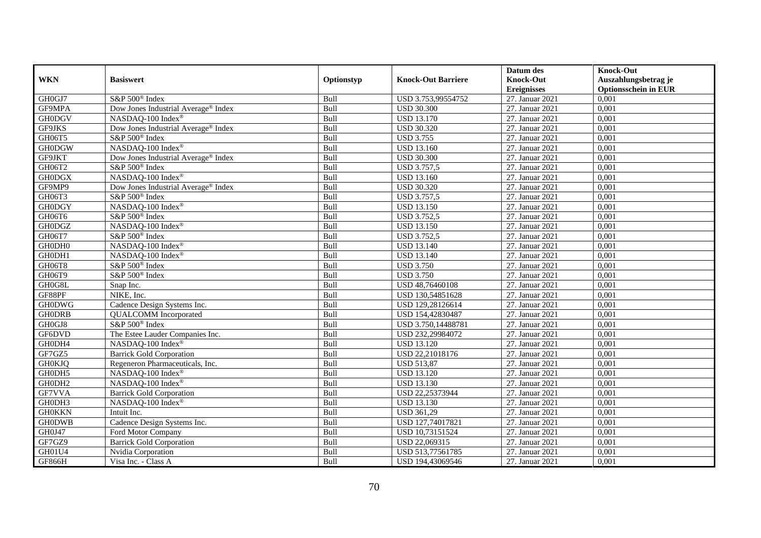| WKN | Basiswert | Optionstyp | Knock-Out Barriere | Datum des Knock-Out Ereignisses | Knock-Out Auszahlungsbetrag je Optionsschein in EUR |
|---|---|---|---|---|---|
| GH0GJ7 | S&P 500® Index | Bull | USD 3.753,99554752 | 27. Januar 2021 | 0,001 |
| GF9MPA | Dow Jones Industrial Average® Index | Bull | USD 30.300 | 27. Januar 2021 | 0,001 |
| GH0DGV | NASDAQ-100 Index® | Bull | USD 13.170 | 27. Januar 2021 | 0,001 |
| GF9JKS | Dow Jones Industrial Average® Index | Bull | USD 30.320 | 27. Januar 2021 | 0,001 |
| GH06T5 | S&P 500® Index | Bull | USD 3.755 | 27. Januar 2021 | 0,001 |
| GH0DGW | NASDAQ-100 Index® | Bull | USD 13.160 | 27. Januar 2021 | 0,001 |
| GF9JKT | Dow Jones Industrial Average® Index | Bull | USD 30.300 | 27. Januar 2021 | 0,001 |
| GH06T2 | S&P 500® Index | Bull | USD 3.757,5 | 27. Januar 2021 | 0,001 |
| GH0DGX | NASDAQ-100 Index® | Bull | USD 13.160 | 27. Januar 2021 | 0,001 |
| GF9MP9 | Dow Jones Industrial Average® Index | Bull | USD 30.320 | 27. Januar 2021 | 0,001 |
| GH06T3 | S&P 500® Index | Bull | USD 3.757,5 | 27. Januar 2021 | 0,001 |
| GH0DGY | NASDAQ-100 Index® | Bull | USD 13.150 | 27. Januar 2021 | 0,001 |
| GH06T6 | S&P 500® Index | Bull | USD 3.752,5 | 27. Januar 2021 | 0,001 |
| GH0DGZ | NASDAQ-100 Index® | Bull | USD 13.150 | 27. Januar 2021 | 0,001 |
| GH06T7 | S&P 500® Index | Bull | USD 3.752,5 | 27. Januar 2021 | 0,001 |
| GH0DH0 | NASDAQ-100 Index® | Bull | USD 13.140 | 27. Januar 2021 | 0,001 |
| GH0DH1 | NASDAQ-100 Index® | Bull | USD 13.140 | 27. Januar 2021 | 0,001 |
| GH06T8 | S&P 500® Index | Bull | USD 3.750 | 27. Januar 2021 | 0,001 |
| GH06T9 | S&P 500® Index | Bull | USD 3.750 | 27. Januar 2021 | 0,001 |
| GH0G8L | Snap Inc. | Bull | USD 48,76460108 | 27. Januar 2021 | 0,001 |
| GF88PF | NIKE, Inc. | Bull | USD 130,54851628 | 27. Januar 2021 | 0,001 |
| GH0DWG | Cadence Design Systems Inc. | Bull | USD 129,28126614 | 27. Januar 2021 | 0,001 |
| GH0DRB | QUALCOMM Incorporated | Bull | USD 154,42830487 | 27. Januar 2021 | 0,001 |
| GH0GJ8 | S&P 500® Index | Bull | USD 3.750,14488781 | 27. Januar 2021 | 0,001 |
| GF6DVD | The Estee Lauder Companies Inc. | Bull | USD 232,29984072 | 27. Januar 2021 | 0,001 |
| GH0DH4 | NASDAQ-100 Index® | Bull | USD 13.120 | 27. Januar 2021 | 0,001 |
| GF7GZ5 | Barrick Gold Corporation | Bull | USD 22,21018176 | 27. Januar 2021 | 0,001 |
| GH0KJQ | Regeneron Pharmaceuticals, Inc. | Bull | USD 513,87 | 27. Januar 2021 | 0,001 |
| GH0DH5 | NASDAQ-100 Index® | Bull | USD 13.120 | 27. Januar 2021 | 0,001 |
| GH0DH2 | NASDAQ-100 Index® | Bull | USD 13.130 | 27. Januar 2021 | 0,001 |
| GF7VVA | Barrick Gold Corporation | Bull | USD 22,25373944 | 27. Januar 2021 | 0,001 |
| GH0DH3 | NASDAQ-100 Index® | Bull | USD 13.130 | 27. Januar 2021 | 0,001 |
| GH0KKN | Intuit Inc. | Bull | USD 361,29 | 27. Januar 2021 | 0,001 |
| GH0DWB | Cadence Design Systems Inc. | Bull | USD 127,74017821 | 27. Januar 2021 | 0,001 |
| GH0J47 | Ford Motor Company | Bull | USD 10,73151524 | 27. Januar 2021 | 0,001 |
| GF7GZ9 | Barrick Gold Corporation | Bull | USD 22,069315 | 27. Januar 2021 | 0,001 |
| GH01U4 | Nvidia Corporation | Bull | USD 513,77561785 | 27. Januar 2021 | 0,001 |
| GF866H | Visa Inc. - Class A | Bull | USD 194,43069546 | 27. Januar 2021 | 0,001 |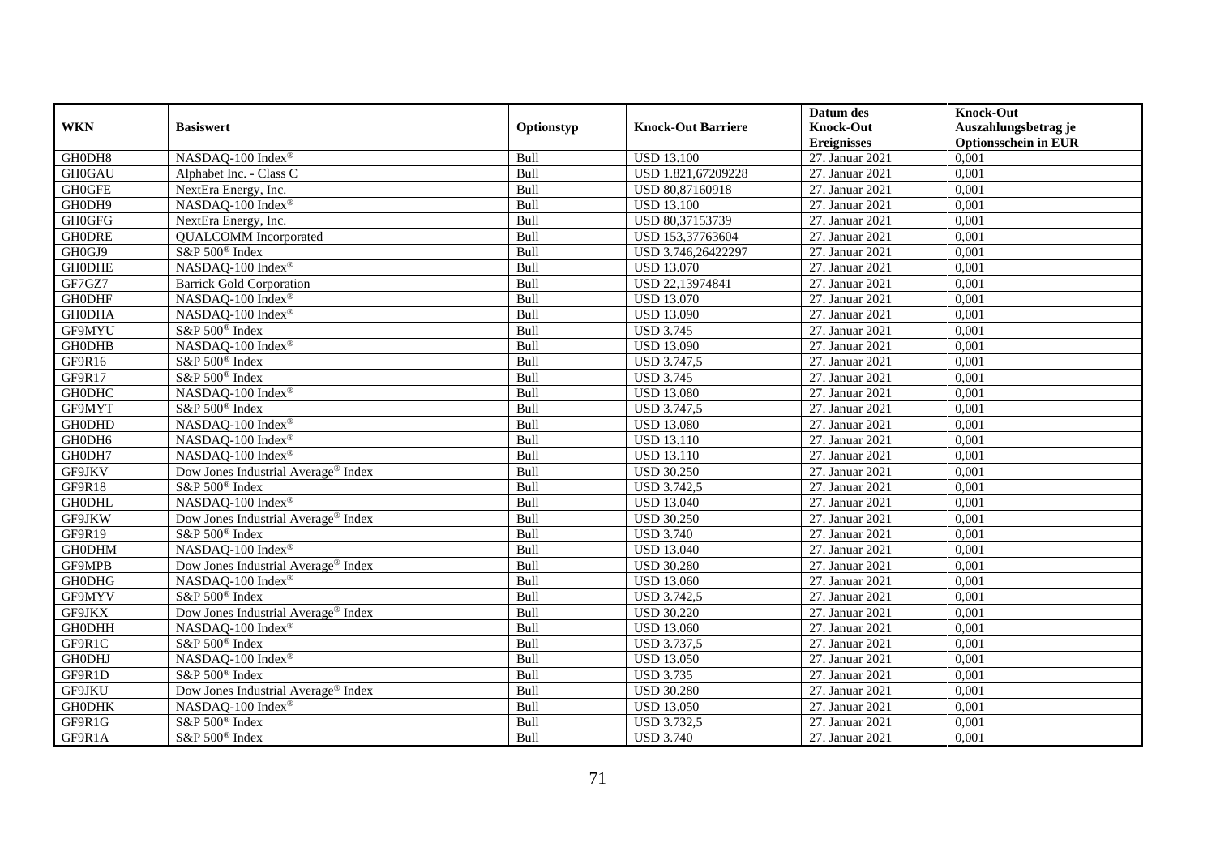| WKN | Basiswert | Optionstyp | Knock-Out Barriere | Datum des Knock-Out Ereignisses | Knock-Out Auszahlungsbetrag je Optionsschein in EUR |
|---|---|---|---|---|---|
| GH0DH8 | NASDAQ-100 Index® | Bull | USD 13.100 | 27. Januar 2021 | 0,001 |
| GH0GAU | Alphabet Inc. - Class C | Bull | USD 1.821,67209228 | 27. Januar 2021 | 0,001 |
| GH0GFE | NextEra Energy, Inc. | Bull | USD 80,87160918 | 27. Januar 2021 | 0,001 |
| GH0DH9 | NASDAQ-100 Index® | Bull | USD 13.100 | 27. Januar 2021 | 0,001 |
| GH0GFG | NextEra Energy, Inc. | Bull | USD 80,37153739 | 27. Januar 2021 | 0,001 |
| GH0DRE | QUALCOMM Incorporated | Bull | USD 153,37763604 | 27. Januar 2021 | 0,001 |
| GH0GJ9 | S&P 500® Index | Bull | USD 3.746,26422297 | 27. Januar 2021 | 0,001 |
| GH0DHE | NASDAQ-100 Index® | Bull | USD 13.070 | 27. Januar 2021 | 0,001 |
| GF7GZ7 | Barrick Gold Corporation | Bull | USD 22,13974841 | 27. Januar 2021 | 0,001 |
| GH0DHF | NASDAQ-100 Index® | Bull | USD 13.070 | 27. Januar 2021 | 0,001 |
| GH0DHA | NASDAQ-100 Index® | Bull | USD 13.090 | 27. Januar 2021 | 0,001 |
| GF9MYU | S&P 500® Index | Bull | USD 3.745 | 27. Januar 2021 | 0,001 |
| GH0DHB | NASDAQ-100 Index® | Bull | USD 13.090 | 27. Januar 2021 | 0,001 |
| GF9R16 | S&P 500® Index | Bull | USD 3.747,5 | 27. Januar 2021 | 0,001 |
| GF9R17 | S&P 500® Index | Bull | USD 3.745 | 27. Januar 2021 | 0,001 |
| GH0DHC | NASDAQ-100 Index® | Bull | USD 13.080 | 27. Januar 2021 | 0,001 |
| GF9MYT | S&P 500® Index | Bull | USD 3.747,5 | 27. Januar 2021 | 0,001 |
| GH0DHD | NASDAQ-100 Index® | Bull | USD 13.080 | 27. Januar 2021 | 0,001 |
| GH0DH6 | NASDAQ-100 Index® | Bull | USD 13.110 | 27. Januar 2021 | 0,001 |
| GH0DH7 | NASDAQ-100 Index® | Bull | USD 13.110 | 27. Januar 2021 | 0,001 |
| GF9JKV | Dow Jones Industrial Average® Index | Bull | USD 30.250 | 27. Januar 2021 | 0,001 |
| GF9R18 | S&P 500® Index | Bull | USD 3.742,5 | 27. Januar 2021 | 0,001 |
| GH0DHL | NASDAQ-100 Index® | Bull | USD 13.040 | 27. Januar 2021 | 0,001 |
| GF9JKW | Dow Jones Industrial Average® Index | Bull | USD 30.250 | 27. Januar 2021 | 0,001 |
| GF9R19 | S&P 500® Index | Bull | USD 3.740 | 27. Januar 2021 | 0,001 |
| GH0DHM | NASDAQ-100 Index® | Bull | USD 13.040 | 27. Januar 2021 | 0,001 |
| GF9MPB | Dow Jones Industrial Average® Index | Bull | USD 30.280 | 27. Januar 2021 | 0,001 |
| GH0DHG | NASDAQ-100 Index® | Bull | USD 13.060 | 27. Januar 2021 | 0,001 |
| GF9MYV | S&P 500® Index | Bull | USD 3.742,5 | 27. Januar 2021 | 0,001 |
| GF9JKX | Dow Jones Industrial Average® Index | Bull | USD 30.220 | 27. Januar 2021 | 0,001 |
| GH0DHH | NASDAQ-100 Index® | Bull | USD 13.060 | 27. Januar 2021 | 0,001 |
| GF9R1C | S&P 500® Index | Bull | USD 3.737,5 | 27. Januar 2021 | 0,001 |
| GH0DHJ | NASDAQ-100 Index® | Bull | USD 13.050 | 27. Januar 2021 | 0,001 |
| GF9R1D | S&P 500® Index | Bull | USD 3.735 | 27. Januar 2021 | 0,001 |
| GF9JKU | Dow Jones Industrial Average® Index | Bull | USD 30.280 | 27. Januar 2021 | 0,001 |
| GH0DHK | NASDAQ-100 Index® | Bull | USD 13.050 | 27. Januar 2021 | 0,001 |
| GF9R1G | S&P 500® Index | Bull | USD 3.732,5 | 27. Januar 2021 | 0,001 |
| GF9R1A | S&P 500® Index | Bull | USD 3.740 | 27. Januar 2021 | 0,001 |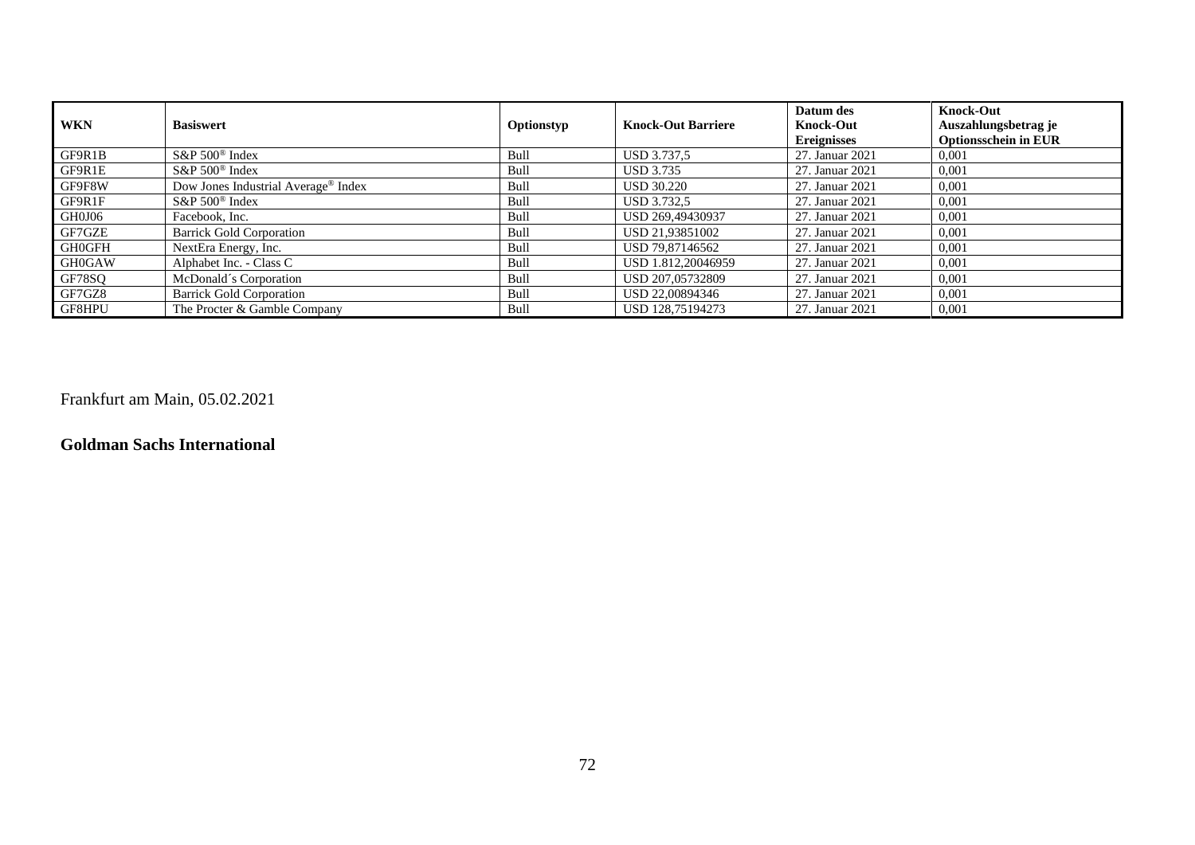| WKN | Basiswert | Optionstyp | Knock-Out Barriere | Datum des Knock-Out Ereignisses | Knock-Out Auszahlungsbetrag je Optionsschein in EUR |
|---|---|---|---|---|---|
| GF9R1B | S&P 500® Index | Bull | USD 3.737,5 | 27. Januar 2021 | 0,001 |
| GF9R1E | S&P 500® Index | Bull | USD 3.735 | 27. Januar 2021 | 0,001 |
| GF9F8W | Dow Jones Industrial Average® Index | Bull | USD 30.220 | 27. Januar 2021 | 0,001 |
| GF9R1F | S&P 500® Index | Bull | USD 3.732,5 | 27. Januar 2021 | 0,001 |
| GH0J06 | Facebook, Inc. | Bull | USD 269,49430937 | 27. Januar 2021 | 0,001 |
| GF7GZE | Barrick Gold Corporation | Bull | USD 21,93851002 | 27. Januar 2021 | 0,001 |
| GH0GFH | NextEra Energy, Inc. | Bull | USD 79,87146562 | 27. Januar 2021 | 0,001 |
| GH0GAW | Alphabet Inc. - Class C | Bull | USD 1.812,20046959 | 27. Januar 2021 | 0,001 |
| GF78SQ | McDonald´s Corporation | Bull | USD 207,05732809 | 27. Januar 2021 | 0,001 |
| GF7GZ8 | Barrick Gold Corporation | Bull | USD 22,00894346 | 27. Januar 2021 | 0,001 |
| GF8HPU | The Procter & Gamble Company | Bull | USD 128,75194273 | 27. Januar 2021 | 0,001 |

Frankfurt am Main, 05.02.2021

**Goldman Sachs International**